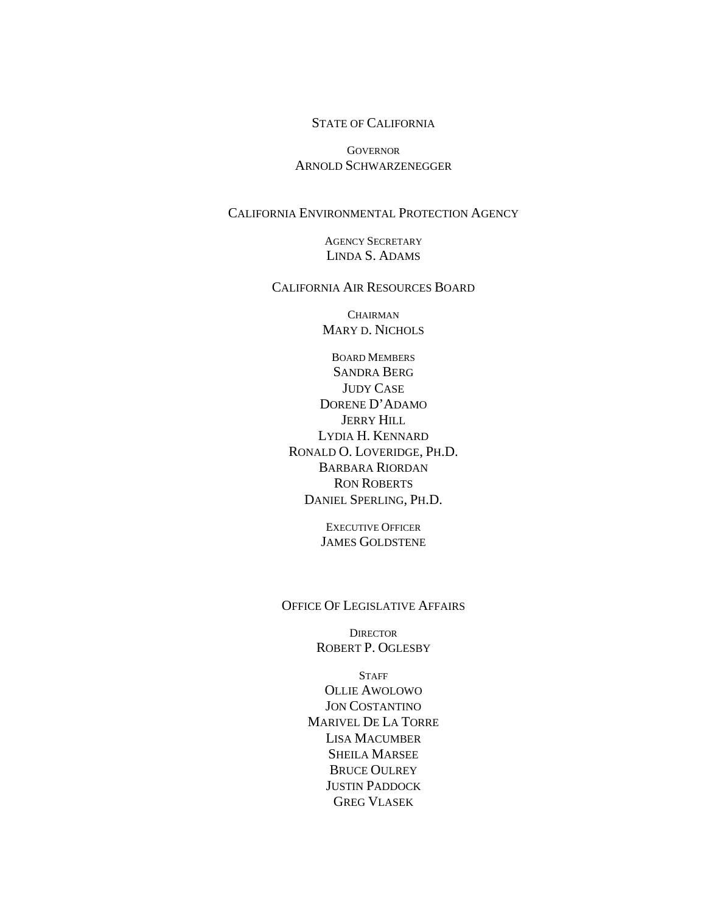STATE OF CALIFORNIA

GOVERNOR
ARNOLD SCHWARZENEGGER

CALIFORNIA ENVIRONMENTAL PROTECTION AGENCY

AGENCY SECRETARY
LINDA S. ADAMS

CALIFORNIA AIR RESOURCES BOARD

CHAIRMAN
MARY D. NICHOLS

BOARD MEMBERS
SANDRA BERG
JUDY CASE
DORENE D'ADAMO
JERRY HILL
LYDIA H. KENNARD
RONALD O. LOVERIDGE, PH.D.
BARBARA RIORDAN
RON ROBERTS
DANIEL SPERLING, PH.D.

EXECUTIVE OFFICER
JAMES GOLDSTENE

OFFICE OF LEGISLATIVE AFFAIRS

DIRECTOR
ROBERT P. OGLESBY

STAFF
OLLIE AWOLOWO
JON COSTANTINO
MARIVEL DE LA TORRE
LISA MACUMBER
SHEILA MARSEE
BRUCE OULREY
JUSTIN PADDOCK
GREG VLASEK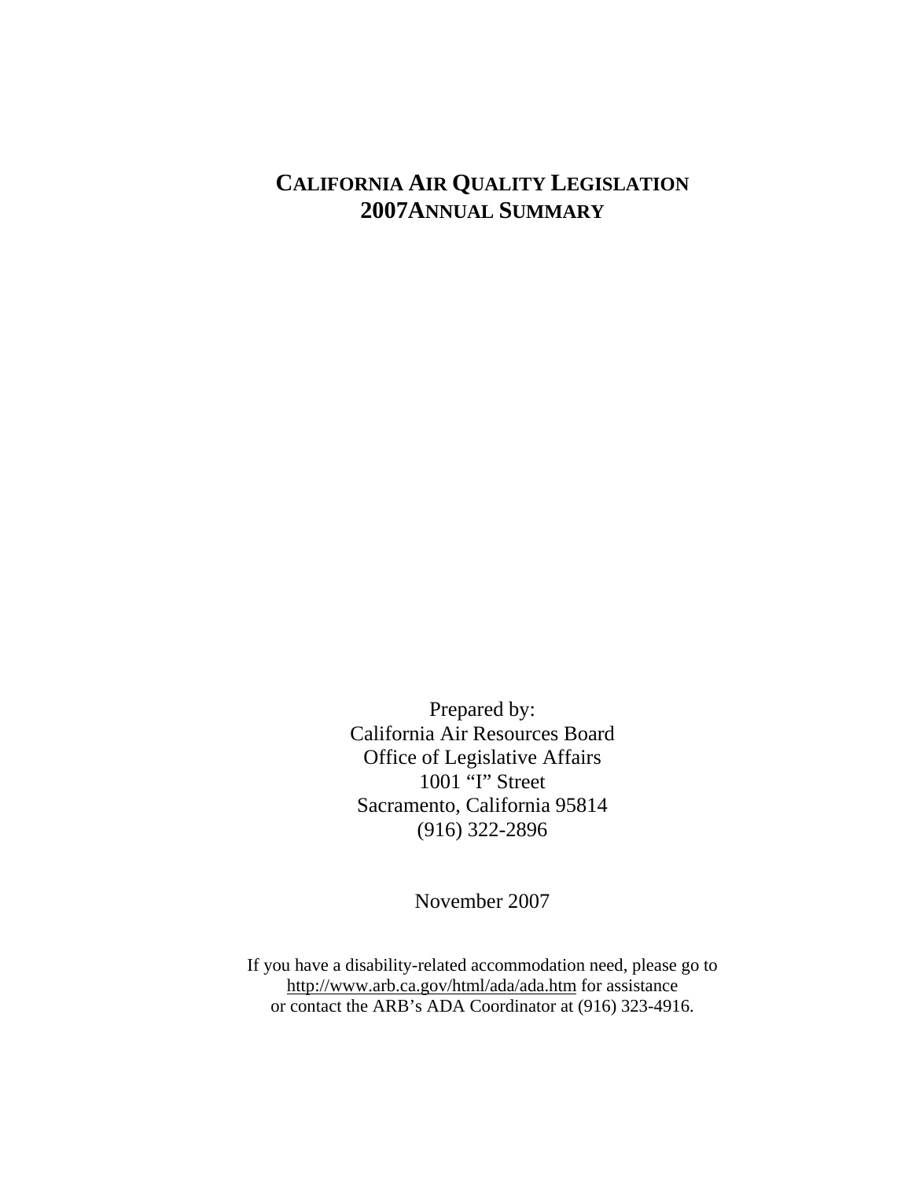# CALIFORNIA AIR QUALITY LEGISLATION
# 2007ANNUAL SUMMARY

Prepared by:
California Air Resources Board
Office of Legislative Affairs
1001 "I" Street
Sacramento, California 95814
(916) 322-2896

November 2007

If you have a disability-related accommodation need, please go to http://www.arb.ca.gov/html/ada/ada.htm for assistance
or contact the ARB's ADA Coordinator at (916) 323-4916.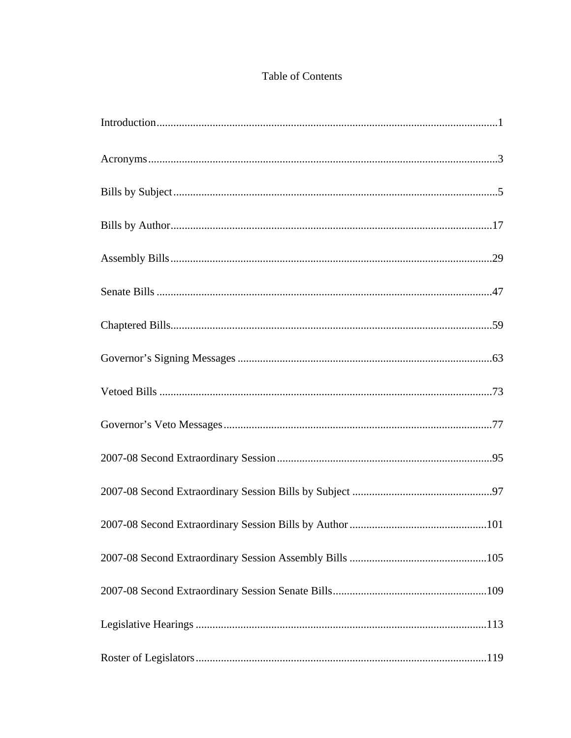# Table of Contents

| Section | Page |
|---|---|
| Introduction | 1 |
| Acronyms | 3 |
| Bills by Subject | 5 |
| Bills by Author | 17 |
| Assembly Bills | 29 |
| Senate Bills | 47 |
| Chaptered Bills | 59 |
| Governor’s Signing Messages | 63 |
| Vetoed Bills | 73 |
| Governor’s Veto Messages | 77 |
| 2007-08 Second Extraordinary Session | 95 |
| 2007-08 Second Extraordinary Session Bills by Subject | 97 |
| 2007-08 Second Extraordinary Session Bills by Author | 101 |
| 2007-08 Second Extraordinary Session Assembly Bills | 105 |
| 2007-08 Second Extraordinary Session Senate Bills | 109 |
| Legislative Hearings | 113 |
| Roster of Legislators | 119 |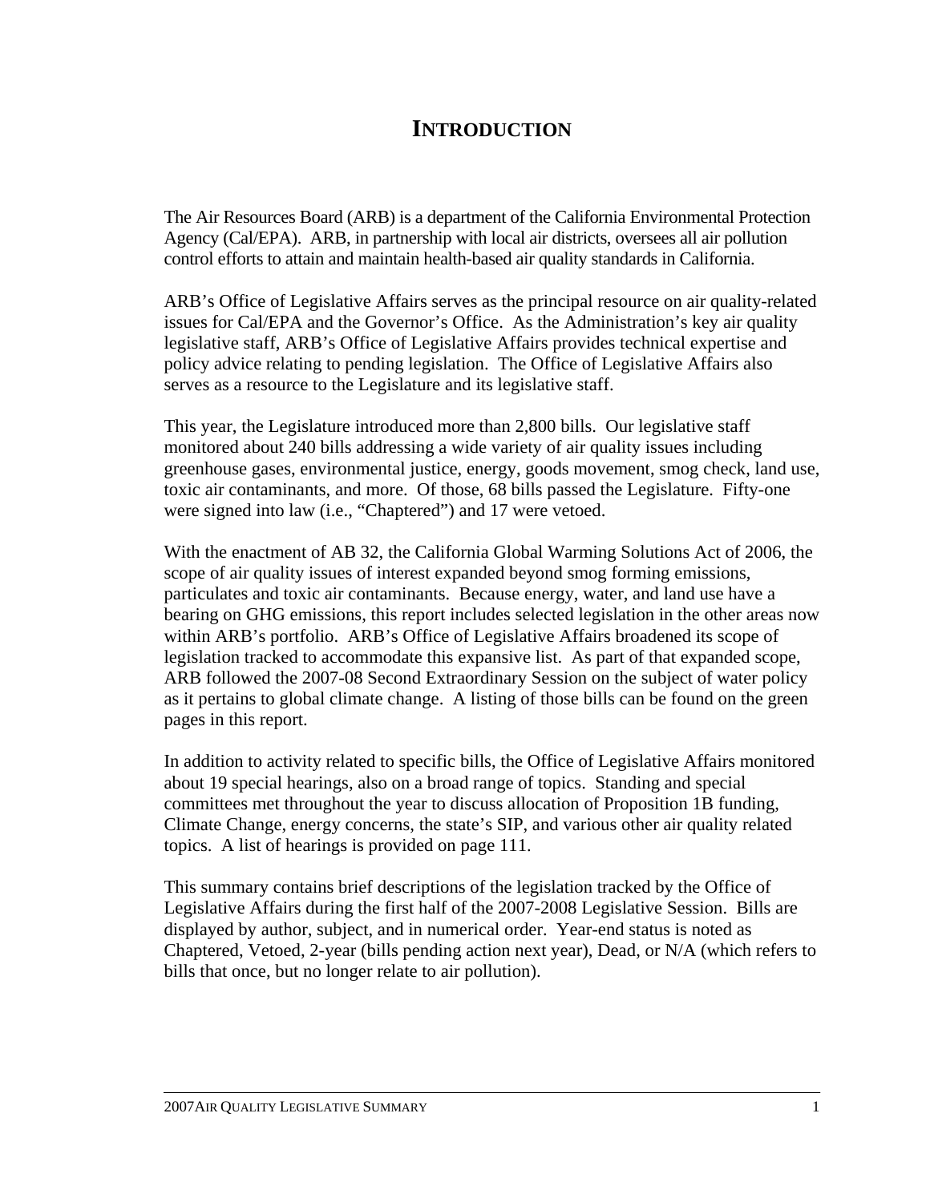# INTRODUCTION

The Air Resources Board (ARB) is a department of the California Environmental Protection Agency (Cal/EPA). ARB, in partnership with local air districts, oversees all air pollution control efforts to attain and maintain health-based air quality standards in California.

ARB's Office of Legislative Affairs serves as the principal resource on air quality-related issues for Cal/EPA and the Governor's Office. As the Administration's key air quality legislative staff, ARB's Office of Legislative Affairs provides technical expertise and policy advice relating to pending legislation. The Office of Legislative Affairs also serves as a resource to the Legislature and its legislative staff.

This year, the Legislature introduced more than 2,800 bills. Our legislative staff monitored about 240 bills addressing a wide variety of air quality issues including greenhouse gases, environmental justice, energy, goods movement, smog check, land use, toxic air contaminants, and more. Of those, 68 bills passed the Legislature. Fifty-one were signed into law (i.e., "Chaptered") and 17 were vetoed.

With the enactment of AB 32, the California Global Warming Solutions Act of 2006, the scope of air quality issues of interest expanded beyond smog forming emissions, particulates and toxic air contaminants. Because energy, water, and land use have a bearing on GHG emissions, this report includes selected legislation in the other areas now within ARB's portfolio. ARB's Office of Legislative Affairs broadened its scope of legislation tracked to accommodate this expansive list. As part of that expanded scope, ARB followed the 2007-08 Second Extraordinary Session on the subject of water policy as it pertains to global climate change. A listing of those bills can be found on the green pages in this report.

In addition to activity related to specific bills, the Office of Legislative Affairs monitored about 19 special hearings, also on a broad range of topics. Standing and special committees met throughout the year to discuss allocation of Proposition 1B funding, Climate Change, energy concerns, the state's SIP, and various other air quality related topics. A list of hearings is provided on page 111.

This summary contains brief descriptions of the legislation tracked by the Office of Legislative Affairs during the first half of the 2007-2008 Legislative Session. Bills are displayed by author, subject, and in numerical order. Year-end status is noted as Chaptered, Vetoed, 2-year (bills pending action next year), Dead, or N/A (which refers to bills that once, but no longer relate to air pollution).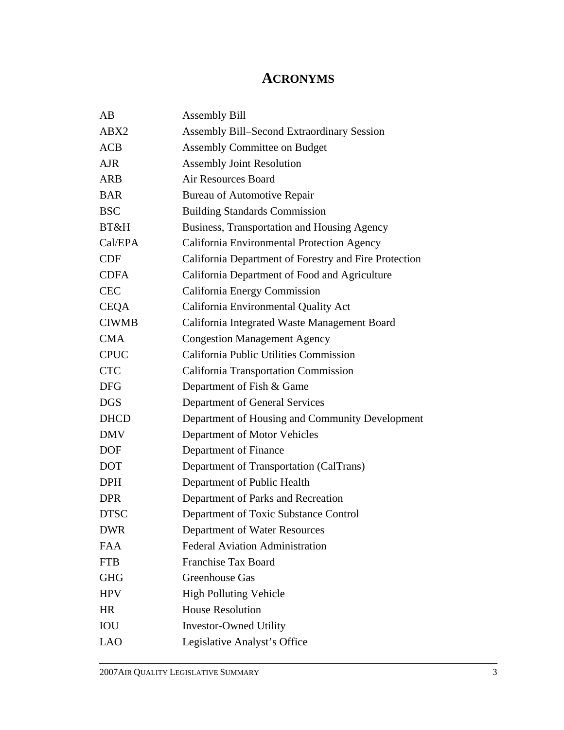# ACRONYMS

| | |
|---|---|
| AB | Assembly Bill |
| ABX2 | Assembly Bill–Second Extraordinary Session |
| ACB | Assembly Committee on Budget |
| AJR | Assembly Joint Resolution |
| ARB | Air Resources Board |
| BAR | Bureau of Automotive Repair |
| BSC | Building Standards Commission |
| BT&H | Business, Transportation and Housing Agency |
| Cal/EPA | California Environmental Protection Agency |
| CDF | California Department of Forestry and Fire Protection |
| CDFA | California Department of Food and Agriculture |
| CEC | California Energy Commission |
| CEQA | California Environmental Quality Act |
| CIWMB | California Integrated Waste Management Board |
| CMA | Congestion Management Agency |
| CPUC | California Public Utilities Commission |
| CTC | California Transportation Commission |
| DFG | Department of Fish & Game |
| DGS | Department of General Services |
| DHCD | Department of Housing and Community Development |
| DMV | Department of Motor Vehicles |
| DOF | Department of Finance |
| DOT | Department of Transportation (CalTrans) |
| DPH | Department of Public Health |
| DPR | Department of Parks and Recreation |
| DTSC | Department of Toxic Substance Control |
| DWR | Department of Water Resources |
| FAA | Federal Aviation Administration |
| FTB | Franchise Tax Board |
| GHG | Greenhouse Gas |
| HPV | High Polluting Vehicle |
| HR | House Resolution |
| IOU | Investor-Owned Utility |
| LAO | Legislative Analyst's Office |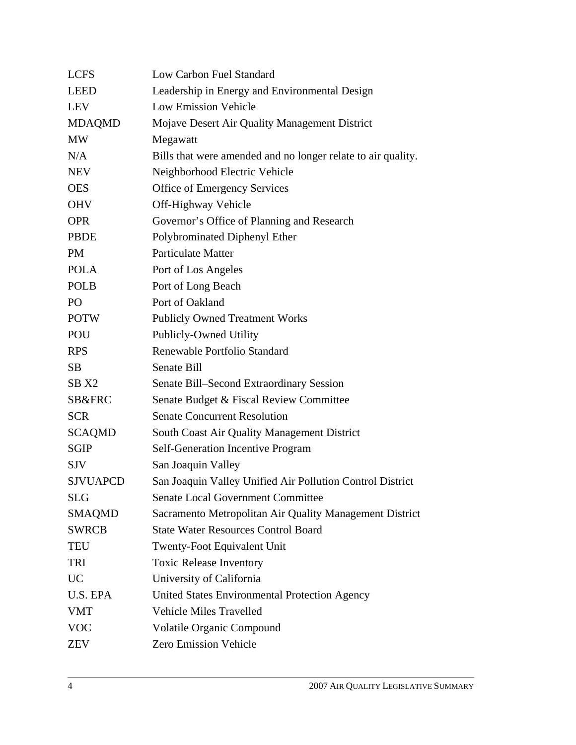| | |
|---|---|
| LCFS | Low Carbon Fuel Standard |
| LEED | Leadership in Energy and Environmental Design |
| LEV | Low Emission Vehicle |
| MDAQMD | Mojave Desert Air Quality Management District |
| MW | Megawatt |
| N/A | Bills that were amended and no longer relate to air quality. |
| NEV | Neighborhood Electric Vehicle |
| OES | Office of Emergency Services |
| OHV | Off-Highway Vehicle |
| OPR | Governor's Office of Planning and Research |
| PBDE | Polybrominated Diphenyl Ether |
| PM | Particulate Matter |
| POLA | Port of Los Angeles |
| POLB | Port of Long Beach |
| PO | Port of Oakland |
| POTW | Publicly Owned Treatment Works |
| POU | Publicly-Owned Utility |
| RPS | Renewable Portfolio Standard |
| SB | Senate Bill |
| SB X2 | Senate Bill–Second Extraordinary Session |
| SB&FRC | Senate Budget & Fiscal Review Committee |
| SCR | Senate Concurrent Resolution |
| SCAQMD | South Coast Air Quality Management District |
| SGIP | Self-Generation Incentive Program |
| SJV | San Joaquin Valley |
| SJVUAPCD | San Joaquin Valley Unified Air Pollution Control District |
| SLG | Senate Local Government Committee |
| SMAQMD | Sacramento Metropolitan Air Quality Management District |
| SWRCB | State Water Resources Control Board |
| TEU | Twenty-Foot Equivalent Unit |
| TRI | Toxic Release Inventory |
| UC | University of California |
| U.S. EPA | United States Environmental Protection Agency |
| VMT | Vehicle Miles Travelled |
| VOC | Volatile Organic Compound |
| ZEV | Zero Emission Vehicle |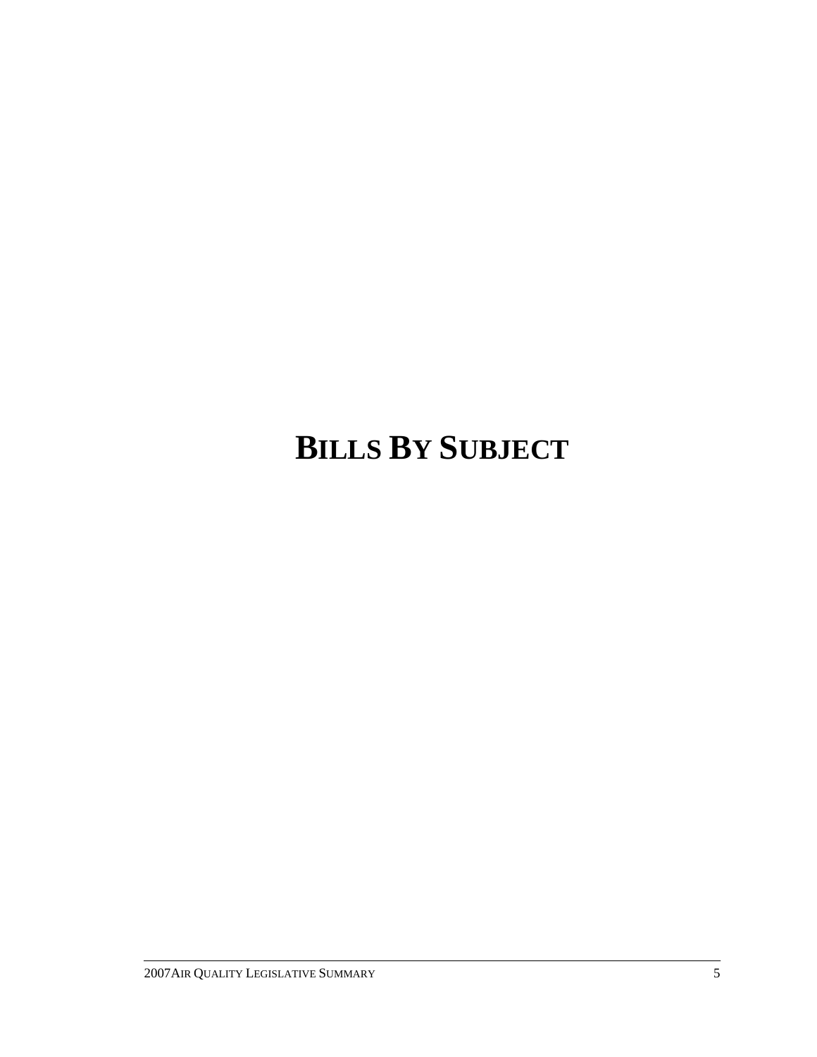# BILLS BY SUBJECT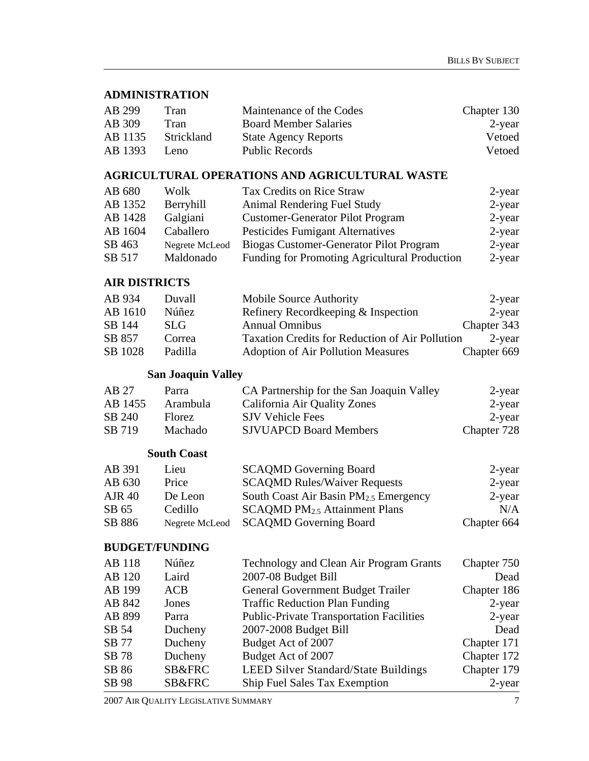## ADMINISTRATION

| | | | |
|---|---|---|---|
| AB 299 | Tran | Maintenance of the Codes | Chapter 130 |
| AB 309 | Tran | Board Member Salaries | 2-year |
| AB 1135 | Strickland | State Agency Reports | Vetoed |
| AB 1393 | Leno | Public Records | Vetoed |

## AGRICULTURAL OPERATIONS AND AGRICULTURAL WASTE

| | | | |
|---|---|---|---|
| AB 680 | Wolk | Tax Credits on Rice Straw | 2-year |
| AB 1352 | Berryhill | Animal Rendering Fuel Study | 2-year |
| AB 1428 | Galgiani | Customer-Generator Pilot Program | 2-year |
| AB 1604 | Caballero | Pesticides Fumigant Alternatives | 2-year |
| SB 463 | Negrete McLeod | Biogas Customer-Generator Pilot Program | 2-year |
| SB 517 | Maldonado | Funding for Promoting Agricultural Production | 2-year |

## AIR DISTRICTS

| | | | |
|---|---|---|---|
| AB 934 | Duvall | Mobile Source Authority | 2-year |
| AB 1610 | Núñez | Refinery Recordkeeping & Inspection | 2-year |
| SB 144 | SLG | Annual Omnibus | Chapter 343 |
| SB 857 | Correa | Taxation Credits for Reduction of Air Pollution | 2-year |
| SB 1028 | Padilla | Adoption of Air Pollution Measures | Chapter 669 |

### San Joaquin Valley

| | | | |
|---|---|---|---|
| AB 27 | Parra | CA Partnership for the San Joaquin Valley | 2-year |
| AB 1455 | Arambula | California Air Quality Zones | 2-year |
| SB 240 | Florez | SJV Vehicle Fees | 2-year |
| SB 719 | Machado | SJVUAPCD Board Members | Chapter 728 |

### South Coast

| | | | |
|---|---|---|---|
| AB 391 | Lieu | SCAQMD Governing Board | 2-year |
| AB 630 | Price | SCAQMD Rules/Waiver Requests | 2-year |
| AJR 40 | De Leon | South Coast Air Basin $PM_{2.5}$ Emergency | 2-year |
| SB 65 | Cedillo | SCAQMD $PM_{2.5}$ Attainment Plans | N/A |
| SB 886 | Negrete McLeod | SCAQMD Governing Board | Chapter 664 |

## BUDGET/FUNDING

| | | | |
|---|---|---|---|
| AB 118 | Núñez | Technology and Clean Air Program Grants | Chapter 750 |
| AB 120 | Laird | 2007-08 Budget Bill | Dead |
| AB 199 | ACB | General Government Budget Trailer | Chapter 186 |
| AB 842 | Jones | Traffic Reduction Plan Funding | 2-year |
| AB 899 | Parra | Public-Private Transportation Facilities | 2-year |
| SB 54 | Ducheny | 2007-2008 Budget Bill | Dead |
| SB 77 | Ducheny | Budget Act of 2007 | Chapter 171 |
| SB 78 | Ducheny | Budget Act of 2007 | Chapter 172 |
| SB 86 | SB&FRC | LEED Silver Standard/State Buildings | Chapter 179 |
| SB 98 | SB&FRC | Ship Fuel Sales Tax Exemption | 2-year |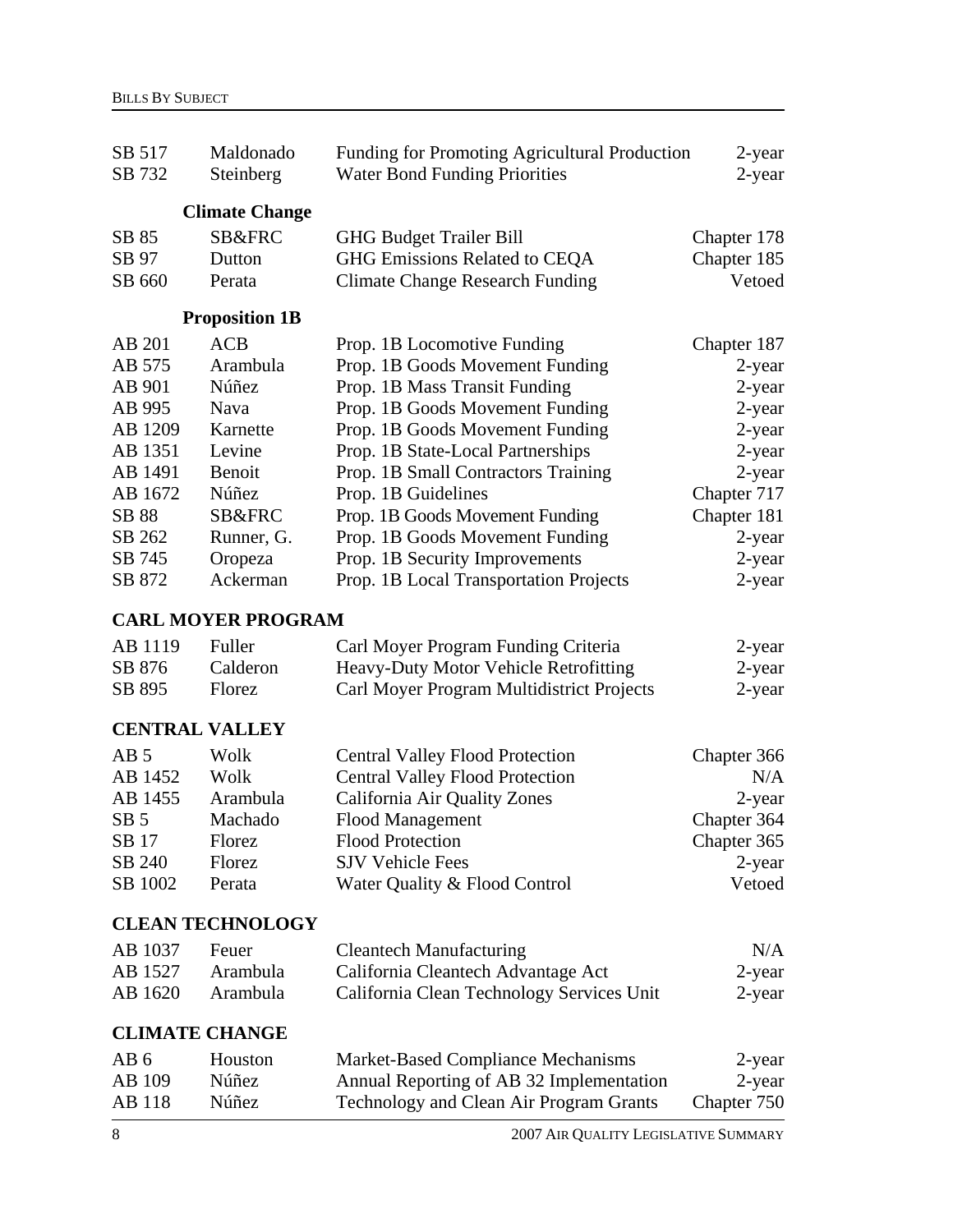| | | | |
|---|---|---|---|
| SB 517 | Maldonado | Funding for Promoting Agricultural Production | 2-year |
| SB 732 | Steinberg | Water Bond Funding Priorities | 2-year |

#### Climate Change

| | | | |
|---|---|---|---|
| SB 85 | SB&FRC | GHG Budget Trailer Bill | Chapter 178 |
| SB 97 | Dutton | GHG Emissions Related to CEQA | Chapter 185 |
| SB 660 | Perata | Climate Change Research Funding | Vetoed |

#### Proposition 1B

| | | | |
|---|---|---|---|
| AB 201 | ACB | Prop. 1B Locomotive Funding | Chapter 187 |
| AB 575 | Arambula | Prop. 1B Goods Movement Funding | 2-year |
| AB 901 | Núñez | Prop. 1B Mass Transit Funding | 2-year |
| AB 995 | Nava | Prop. 1B Goods Movement Funding | 2-year |
| AB 1209 | Karnette | Prop. 1B Goods Movement Funding | 2-year |
| AB 1351 | Levine | Prop. 1B State-Local Partnerships | 2-year |
| AB 1491 | Benoit | Prop. 1B Small Contractors Training | 2-year |
| AB 1672 | Núñez | Prop. 1B Guidelines | Chapter 717 |
| SB 88 | SB&FRC | Prop. 1B Goods Movement Funding | Chapter 181 |
| SB 262 | Runner, G. | Prop. 1B Goods Movement Funding | 2-year |
| SB 745 | Oropeza | Prop. 1B Security Improvements | 2-year |
| SB 872 | Ackerman | Prop. 1B Local Transportation Projects | 2-year |

### CARL MOYER PROGRAM

| | | | |
|---|---|---|---|
| AB 1119 | Fuller | Carl Moyer Program Funding Criteria | 2-year |
| SB 876 | Calderon | Heavy-Duty Motor Vehicle Retrofitting | 2-year |
| SB 895 | Florez | Carl Moyer Program Multidistrict Projects | 2-year |

### CENTRAL VALLEY

| | | | |
|---|---|---|---|
| AB 5 | Wolk | Central Valley Flood Protection | Chapter 366 |
| AB 1452 | Wolk | Central Valley Flood Protection | N/A |
| AB 1455 | Arambula | California Air Quality Zones | 2-year |
| SB 5 | Machado | Flood Management | Chapter 364 |
| SB 17 | Florez | Flood Protection | Chapter 365 |
| SB 240 | Florez | SJV Vehicle Fees | 2-year |
| SB 1002 | Perata | Water Quality & Flood Control | Vetoed |

### CLEAN TECHNOLOGY

| | | | |
|---|---|---|---|
| AB 1037 | Feuer | Cleantech Manufacturing | N/A |
| AB 1527 | Arambula | California Cleantech Advantage Act | 2-year |
| AB 1620 | Arambula | California Clean Technology Services Unit | 2-year |

### CLIMATE CHANGE

| | | | |
|---|---|---|---|
| AB 6 | Houston | Market-Based Compliance Mechanisms | 2-year |
| AB 109 | Núñez | Annual Reporting of AB 32 Implementation | 2-year |
| AB 118 | Núñez | Technology and Clean Air Program Grants | Chapter 750 |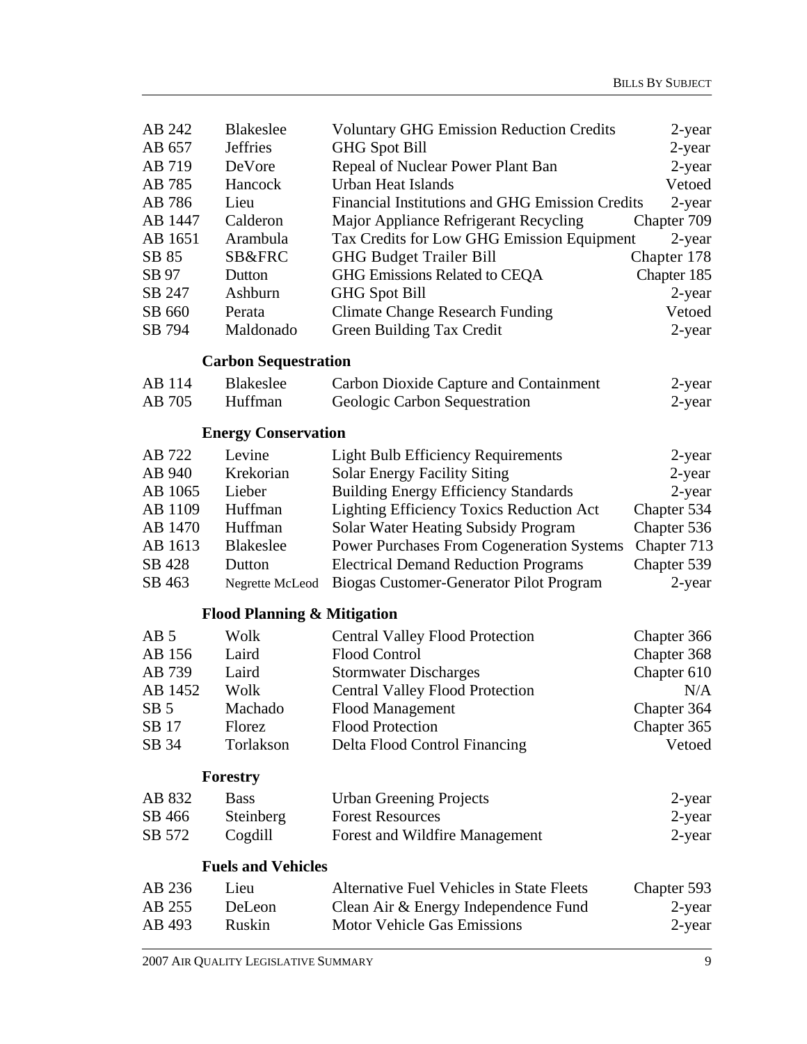| | | | |
|---|---|---|---|
| AB 242 | Blakeslee | Voluntary GHG Emission Reduction Credits | 2-year |
| AB 657 | Jeffries | GHG Spot Bill | 2-year |
| AB 719 | DeVore | Repeal of Nuclear Power Plant Ban | 2-year |
| AB 785 | Hancock | Urban Heat Islands | Vetoed |
| AB 786 | Lieu | Financial Institutions and GHG Emission Credits | 2-year |
| AB 1447 | Calderon | Major Appliance Refrigerant Recycling | Chapter 709 |
| AB 1651 | Arambula | Tax Credits for Low GHG Emission Equipment | 2-year |
| SB 85 | SB&FRC | GHG Budget Trailer Bill | Chapter 178 |
| SB 97 | Dutton | GHG Emissions Related to CEQA | Chapter 185 |
| SB 247 | Ashburn | GHG Spot Bill | 2-year |
| SB 660 | Perata | Climate Change Research Funding | Vetoed |
| SB 794 | Maldonado | Green Building Tax Credit | 2-year |

**Carbon Sequestration**

| | | | |
|---|---|---|---|
| AB 114 | Blakeslee | Carbon Dioxide Capture and Containment | 2-year |
| AB 705 | Huffman | Geologic Carbon Sequestration | 2-year |

**Energy Conservation**

| | | | |
|---|---|---|---|
| AB 722 | Levine | Light Bulb Efficiency Requirements | 2-year |
| AB 940 | Krekorian | Solar Energy Facility Siting | 2-year |
| AB 1065 | Lieber | Building Energy Efficiency Standards | 2-year |
| AB 1109 | Huffman | Lighting Efficiency Toxics Reduction Act | Chapter 534 |
| AB 1470 | Huffman | Solar Water Heating Subsidy Program | Chapter 536 |
| AB 1613 | Blakeslee | Power Purchases From Cogeneration Systems | Chapter 713 |
| SB 428 | Dutton | Electrical Demand Reduction Programs | Chapter 539 |
| SB 463 | Negrette McLeod | Biogas Customer-Generator Pilot Program | 2-year |

**Flood Planning & Mitigation**

| | | | |
|---|---|---|---|
| AB 5 | Wolk | Central Valley Flood Protection | Chapter 366 |
| AB 156 | Laird | Flood Control | Chapter 368 |
| AB 739 | Laird | Stormwater Discharges | Chapter 610 |
| AB 1452 | Wolk | Central Valley Flood Protection | N/A |
| SB 5 | Machado | Flood Management | Chapter 364 |
| SB 17 | Florez | Flood Protection | Chapter 365 |
| SB 34 | Torlakson | Delta Flood Control Financing | Vetoed |

**Forestry**

| | | | |
|---|---|---|---|
| AB 832 | Bass | Urban Greening Projects | 2-year |
| SB 466 | Steinberg | Forest Resources | 2-year |
| SB 572 | Cogdill | Forest and Wildfire Management | 2-year |

**Fuels and Vehicles**

| | | | |
|---|---|---|---|
| AB 236 | Lieu | Alternative Fuel Vehicles in State Fleets | Chapter 593 |
| AB 255 | DeLeon | Clean Air & Energy Independence Fund | 2-year |
| AB 493 | Ruskin | Motor Vehicle Gas Emissions | 2-year |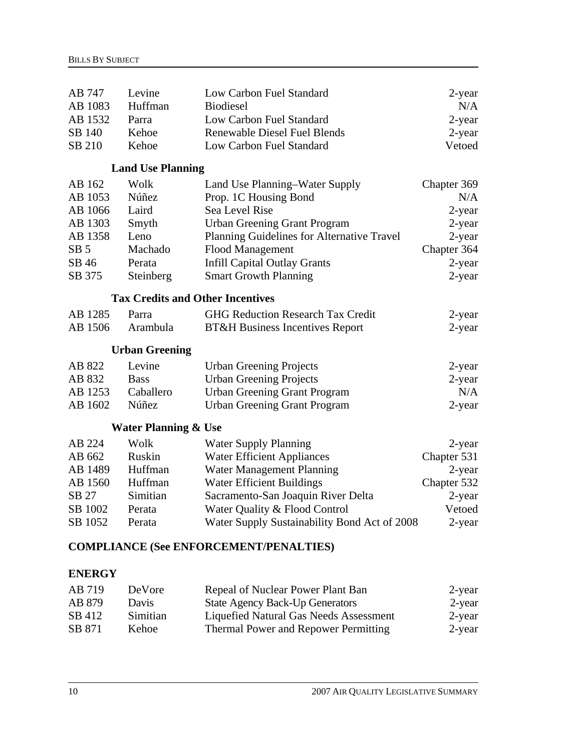| | | | |
|---|---|---|---|
| AB 747 | Levine | Low Carbon Fuel Standard | 2-year |
| AB 1083 | Huffman | Biodiesel | N/A |
| AB 1532 | Parra | Low Carbon Fuel Standard | 2-year |
| SB 140 | Kehoe | Renewable Diesel Fuel Blends | 2-year |
| SB 210 | Kehoe | Low Carbon Fuel Standard | Vetoed |

### Land Use Planning

| | | | |
|---|---|---|---|
| AB 162 | Wolk | Land Use Planning–Water Supply | Chapter 369 |
| AB 1053 | Núñez | Prop. 1C Housing Bond | N/A |
| AB 1066 | Laird | Sea Level Rise | 2-year |
| AB 1303 | Smyth | Urban Greening Grant Program | 2-year |
| AB 1358 | Leno | Planning Guidelines for Alternative Travel | 2-year |
| SB 5 | Machado | Flood Management | Chapter 364 |
| SB 46 | Perata | Infill Capital Outlay Grants | 2-year |
| SB 375 | Steinberg | Smart Growth Planning | 2-year |

### Tax Credits and Other Incentives

| | | | |
|---|---|---|---|
| AB 1285 | Parra | GHG Reduction Research Tax Credit | 2-year |
| AB 1506 | Arambula | BT&H Business Incentives Report | 2-year |

### Urban Greening

| | | | |
|---|---|---|---|
| AB 822 | Levine | Urban Greening Projects | 2-year |
| AB 832 | Bass | Urban Greening Projects | 2-year |
| AB 1253 | Caballero | Urban Greening Grant Program | N/A |
| AB 1602 | Núñez | Urban Greening Grant Program | 2-year |

### Water Planning & Use

| | | | |
|---|---|---|---|
| AB 224 | Wolk | Water Supply Planning | 2-year |
| AB 662 | Ruskin | Water Efficient Appliances | Chapter 531 |
| AB 1489 | Huffman | Water Management Planning | 2-year |
| AB 1560 | Huffman | Water Efficient Buildings | Chapter 532 |
| SB 27 | Simitian | Sacramento-San Joaquin River Delta | 2-year |
| SB 1002 | Perata | Water Quality & Flood Control | Vetoed |
| SB 1052 | Perata | Water Supply Sustainability Bond Act of 2008 | 2-year |

## COMPLIANCE (See ENFORCEMENT/PENALTIES)

## ENERGY

| | | | |
|---|---|---|---|
| AB 719 | DeVore | Repeal of Nuclear Power Plant Ban | 2-year |
| AB 879 | Davis | State Agency Back-Up Generators | 2-year |
| SB 412 | Simitian | Liquefied Natural Gas Needs Assessment | 2-year |
| SB 871 | Kehoe | Thermal Power and Repower Permitting | 2-year |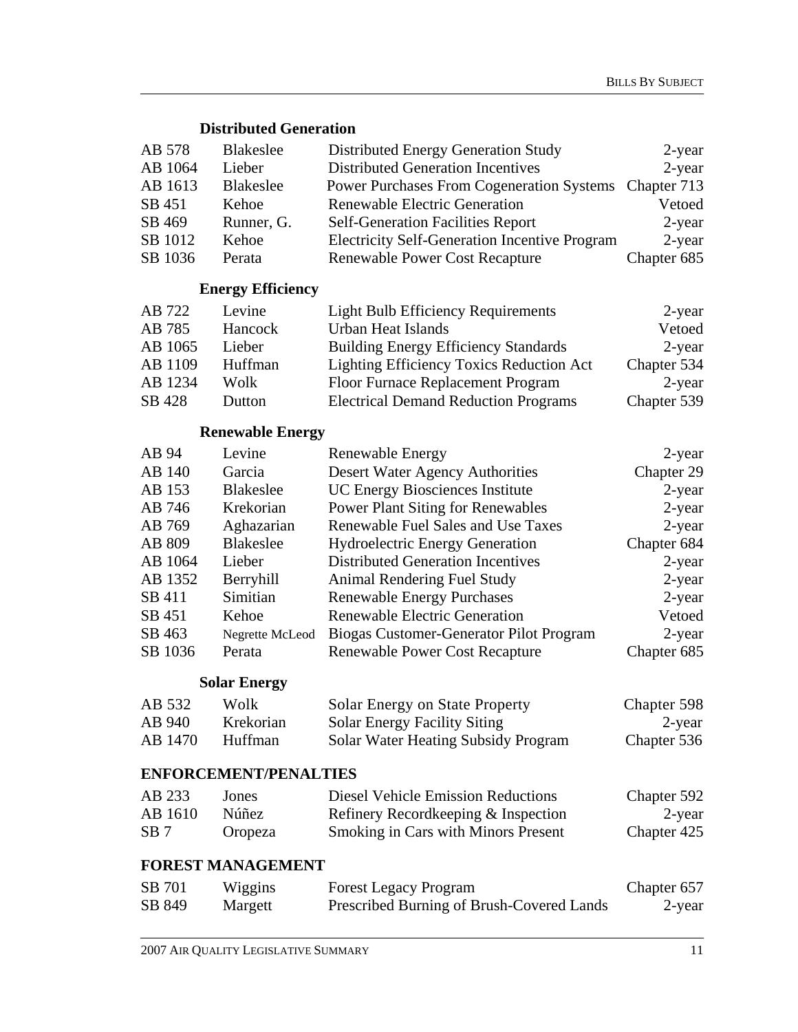### Distributed Generation

| | | | |
|---|---|---|---|
| AB 578 | Blakeslee | Distributed Energy Generation Study | 2-year |
| AB 1064 | Lieber | Distributed Generation Incentives | 2-year |
| AB 1613 | Blakeslee | Power Purchases From Cogeneration Systems | Chapter 713 |
| SB 451 | Kehoe | Renewable Electric Generation | Vetoed |
| SB 469 | Runner, G. | Self-Generation Facilities Report | 2-year |
| SB 1012 | Kehoe | Electricity Self-Generation Incentive Program | 2-year |
| SB 1036 | Perata | Renewable Power Cost Recapture | Chapter 685 |

### Energy Efficiency

| | | | |
|---|---|---|---|
| AB 722 | Levine | Light Bulb Efficiency Requirements | 2-year |
| AB 785 | Hancock | Urban Heat Islands | Vetoed |
| AB 1065 | Lieber | Building Energy Efficiency Standards | 2-year |
| AB 1109 | Huffman | Lighting Efficiency Toxics Reduction Act | Chapter 534 |
| AB 1234 | Wolk | Floor Furnace Replacement Program | 2-year |
| SB 428 | Dutton | Electrical Demand Reduction Programs | Chapter 539 |

### Renewable Energy

| | | | |
|---|---|---|---|
| AB 94 | Levine | Renewable Energy | 2-year |
| AB 140 | Garcia | Desert Water Agency Authorities | Chapter 29 |
| AB 153 | Blakeslee | UC Energy Biosciences Institute | 2-year |
| AB 746 | Krekorian | Power Plant Siting for Renewables | 2-year |
| AB 769 | Aghazarian | Renewable Fuel Sales and Use Taxes | 2-year |
| AB 809 | Blakeslee | Hydroelectric Energy Generation | Chapter 684 |
| AB 1064 | Lieber | Distributed Generation Incentives | 2-year |
| AB 1352 | Berryhill | Animal Rendering Fuel Study | 2-year |
| SB 411 | Simitian | Renewable Energy Purchases | 2-year |
| SB 451 | Kehoe | Renewable Electric Generation | Vetoed |
| SB 463 | Negrette McLeod | Biogas Customer-Generator Pilot Program | 2-year |
| SB 1036 | Perata | Renewable Power Cost Recapture | Chapter 685 |

### Solar Energy

| | | | |
|---|---|---|---|
| AB 532 | Wolk | Solar Energy on State Property | Chapter 598 |
| AB 940 | Krekorian | Solar Energy Facility Siting | 2-year |
| AB 1470 | Huffman | Solar Water Heating Subsidy Program | Chapter 536 |

## ENFORCEMENT/PENALTIES

| | | | |
|---|---|---|---|
| AB 233 | Jones | Diesel Vehicle Emission Reductions | Chapter 592 |
| AB 1610 | Núñez | Refinery Recordkeeping & Inspection | 2-year |
| SB 7 | Oropeza | Smoking in Cars with Minors Present | Chapter 425 |

## FOREST MANAGEMENT

| | | | |
|---|---|---|---|
| SB 701 | Wiggins | Forest Legacy Program | Chapter 657 |
| SB 849 | Margett | Prescribed Burning of Brush-Covered Lands | 2-year |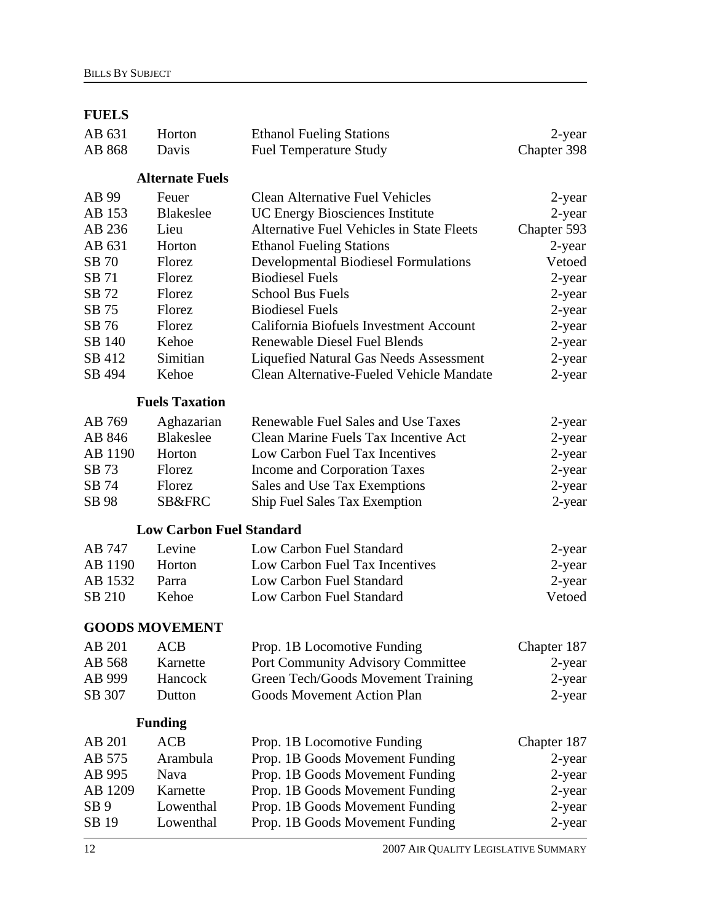## FUELS

| | | | |
|---|---|---|---|
| AB 631 | Horton | Ethanol Fueling Stations | 2-year |
| AB 868 | Davis | Fuel Temperature Study | Chapter 398 |

### Alternate Fuels

| | | | |
|---|---|---|---|
| AB 99 | Feuer | Clean Alternative Fuel Vehicles | 2-year |
| AB 153 | Blakeslee | UC Energy Biosciences Institute | 2-year |
| AB 236 | Lieu | Alternative Fuel Vehicles in State Fleets | Chapter 593 |
| AB 631 | Horton | Ethanol Fueling Stations | 2-year |
| SB 70 | Florez | Developmental Biodiesel Formulations | Vetoed |
| SB 71 | Florez | Biodiesel Fuels | 2-year |
| SB 72 | Florez | School Bus Fuels | 2-year |
| SB 75 | Florez | Biodiesel Fuels | 2-year |
| SB 76 | Florez | California Biofuels Investment Account | 2-year |
| SB 140 | Kehoe | Renewable Diesel Fuel Blends | 2-year |
| SB 412 | Simitian | Liquefied Natural Gas Needs Assessment | 2-year |
| SB 494 | Kehoe | Clean Alternative-Fueled Vehicle Mandate | 2-year |

### Fuels Taxation

| | | | |
|---|---|---|---|
| AB 769 | Aghazarian | Renewable Fuel Sales and Use Taxes | 2-year |
| AB 846 | Blakeslee | Clean Marine Fuels Tax Incentive Act | 2-year |
| AB 1190 | Horton | Low Carbon Fuel Tax Incentives | 2-year |
| SB 73 | Florez | Income and Corporation Taxes | 2-year |
| SB 74 | Florez | Sales and Use Tax Exemptions | 2-year |
| SB 98 | SB&FRC | Ship Fuel Sales Tax Exemption | 2-year |

### Low Carbon Fuel Standard

| | | | |
|---|---|---|---|
| AB 747 | Levine | Low Carbon Fuel Standard | 2-year |
| AB 1190 | Horton | Low Carbon Fuel Tax Incentives | 2-year |
| AB 1532 | Parra | Low Carbon Fuel Standard | 2-year |
| SB 210 | Kehoe | Low Carbon Fuel Standard | Vetoed |

## GOODS MOVEMENT

| | | | |
|---|---|---|---|
| AB 201 | ACB | Prop. 1B Locomotive Funding | Chapter 187 |
| AB 568 | Karnette | Port Community Advisory Committee | 2-year |
| AB 999 | Hancock | Green Tech/Goods Movement Training | 2-year |
| SB 307 | Dutton | Goods Movement Action Plan | 2-year |

### Funding

| | | | |
|---|---|---|---|
| AB 201 | ACB | Prop. 1B Locomotive Funding | Chapter 187 |
| AB 575 | Arambula | Prop. 1B Goods Movement Funding | 2-year |
| AB 995 | Nava | Prop. 1B Goods Movement Funding | 2-year |
| AB 1209 | Karnette | Prop. 1B Goods Movement Funding | 2-year |
| SB 9 | Lowenthal | Prop. 1B Goods Movement Funding | 2-year |
| SB 19 | Lowenthal | Prop. 1B Goods Movement Funding | 2-year |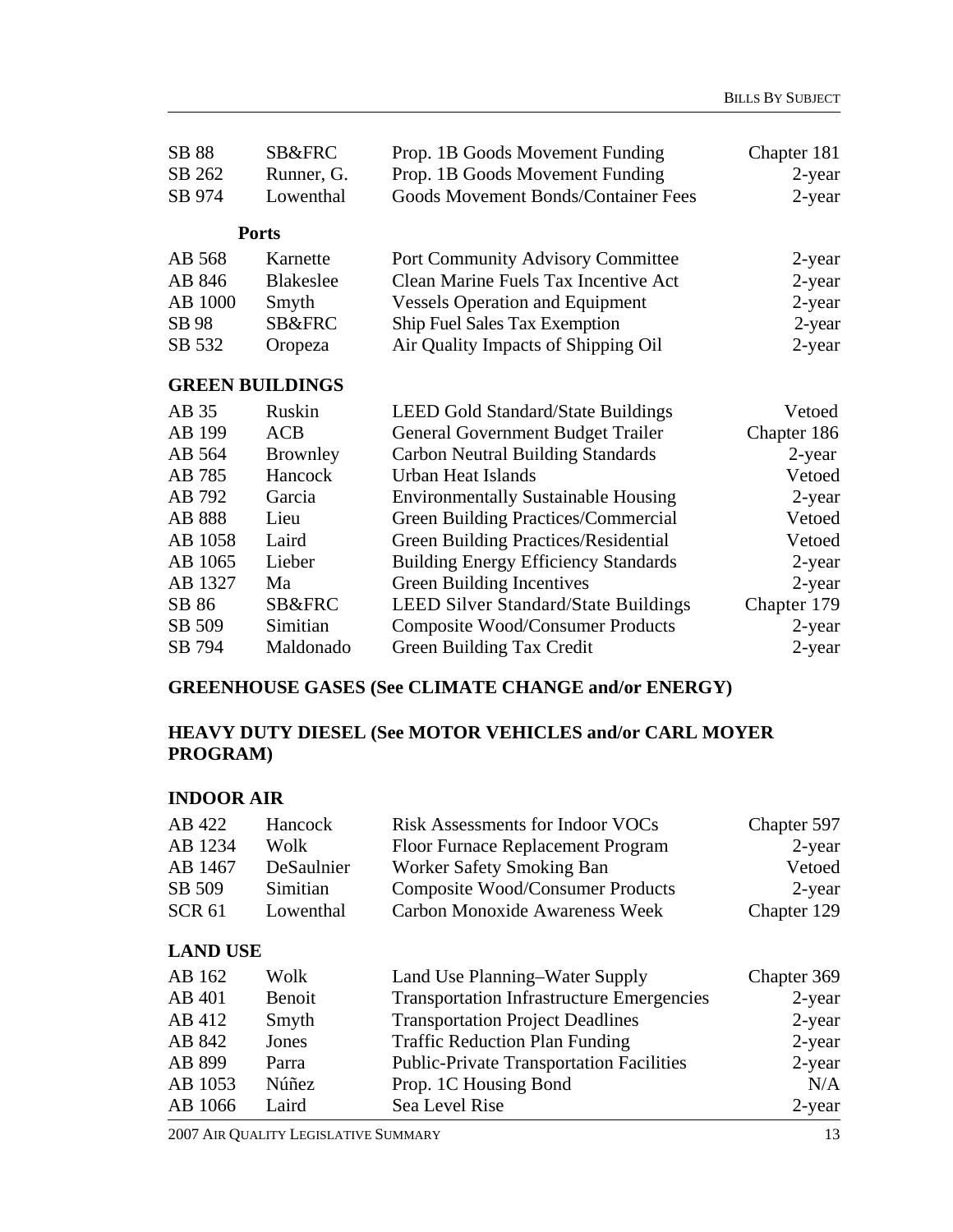| | | | |
|---|---|---|---|
| SB 88 | SB&FRC | Prop. 1B Goods Movement Funding | Chapter 181 |
| SB 262 | Runner, G. | Prop. 1B Goods Movement Funding | 2-year |
| SB 974 | Lowenthal | Goods Movement Bonds/Container Fees | 2-year |

**Ports**

| | | | |
|---|---|---|---|
| AB 568 | Karnette | Port Community Advisory Committee | 2-year |
| AB 846 | Blakeslee | Clean Marine Fuels Tax Incentive Act | 2-year |
| AB 1000 | Smyth | Vessels Operation and Equipment | 2-year |
| SB 98 | SB&FRC | Ship Fuel Sales Tax Exemption | 2-year |
| SB 532 | Oropeza | Air Quality Impacts of Shipping Oil | 2-year |

## GREEN BUILDINGS

| | | | |
|---|---|---|---|
| AB 35 | Ruskin | LEED Gold Standard/State Buildings | Vetoed |
| AB 199 | ACB | General Government Budget Trailer | Chapter 186 |
| AB 564 | Brownley | Carbon Neutral Building Standards | 2-year |
| AB 785 | Hancock | Urban Heat Islands | Vetoed |
| AB 792 | Garcia | Environmentally Sustainable Housing | 2-year |
| AB 888 | Lieu | Green Building Practices/Commercial | Vetoed |
| AB 1058 | Laird | Green Building Practices/Residential | Vetoed |
| AB 1065 | Lieber | Building Energy Efficiency Standards | 2-year |
| AB 1327 | Ma | Green Building Incentives | 2-year |
| SB 86 | SB&FRC | LEED Silver Standard/State Buildings | Chapter 179 |
| SB 509 | Simitian | Composite Wood/Consumer Products | 2-year |
| SB 794 | Maldonado | Green Building Tax Credit | 2-year |

## GREENHOUSE GASES (See CLIMATE CHANGE and/or ENERGY)

## HEAVY DUTY DIESEL (See MOTOR VEHICLES and/or CARL MOYER PROGRAM)

## INDOOR AIR

| | | | |
|---|---|---|---|
| AB 422 | Hancock | Risk Assessments for Indoor VOCs | Chapter 597 |
| AB 1234 | Wolk | Floor Furnace Replacement Program | 2-year |
| AB 1467 | DeSaulnier | Worker Safety Smoking Ban | Vetoed |
| SB 509 | Simitian | Composite Wood/Consumer Products | 2-year |
| SCR 61 | Lowenthal | Carbon Monoxide Awareness Week | Chapter 129 |

## LAND USE

| | | | |
|---|---|---|---|
| AB 162 | Wolk | Land Use Planning–Water Supply | Chapter 369 |
| AB 401 | Benoit | Transportation Infrastructure Emergencies | 2-year |
| AB 412 | Smyth | Transportation Project Deadlines | 2-year |
| AB 842 | Jones | Traffic Reduction Plan Funding | 2-year |
| AB 899 | Parra | Public-Private Transportation Facilities | 2-year |
| AB 1053 | Núñez | Prop. 1C Housing Bond | N/A |
| AB 1066 | Laird | Sea Level Rise | 2-year |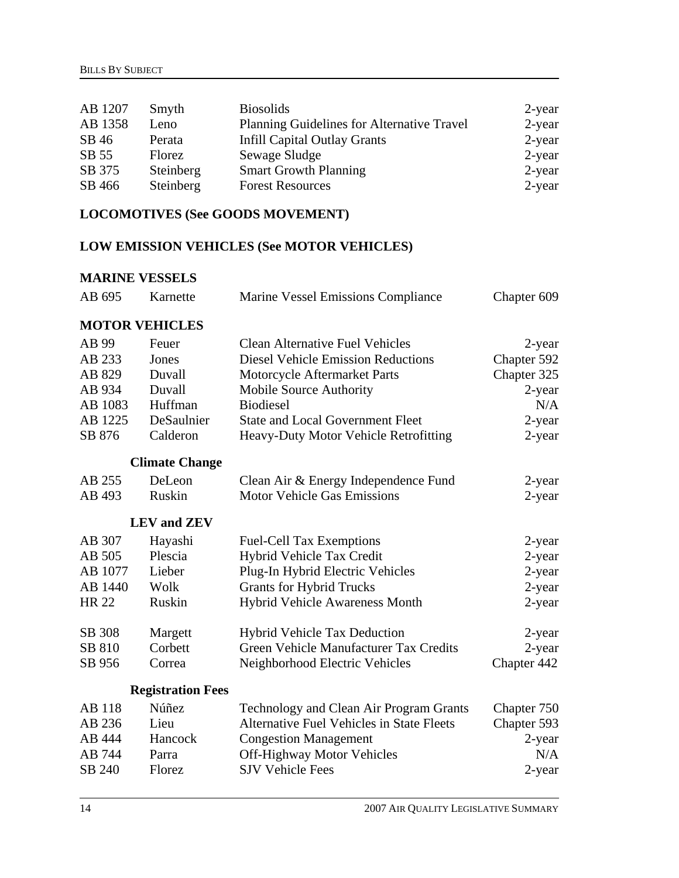| | | | |
|---|---|---|---|
| AB 1207 | Smyth | Biosolids | 2-year |
| AB 1358 | Leno | Planning Guidelines for Alternative Travel | 2-year |
| SB 46 | Perata | Infill Capital Outlay Grants | 2-year |
| SB 55 | Florez | Sewage Sludge | 2-year |
| SB 375 | Steinberg | Smart Growth Planning | 2-year |
| SB 466 | Steinberg | Forest Resources | 2-year |

**LOCOMOTIVES (See GOODS MOVEMENT)**

**LOW EMISSION VEHICLES (See MOTOR VEHICLES)**

**MARINE VESSELS**

| | | | |
|---|---|---|---|
| AB 695 | Karnette | Marine Vessel Emissions Compliance | Chapter 609 |

**MOTOR VEHICLES**

| | | | |
|---|---|---|---|
| AB 99 | Feuer | Clean Alternative Fuel Vehicles | 2-year |
| AB 233 | Jones | Diesel Vehicle Emission Reductions | Chapter 592 |
| AB 829 | Duvall | Motorcycle Aftermarket Parts | Chapter 325 |
| AB 934 | Duvall | Mobile Source Authority | 2-year |
| AB 1083 | Huffman | Biodiesel | N/A |
| AB 1225 | DeSaulnier | State and Local Government Fleet | 2-year |
| SB 876 | Calderon | Heavy-Duty Motor Vehicle Retrofitting | 2-year |

**Climate Change**

| | | | |
|---|---|---|---|
| AB 255 | DeLeon | Clean Air & Energy Independence Fund | 2-year |
| AB 493 | Ruskin | Motor Vehicle Gas Emissions | 2-year |

**LEV and ZEV**

| | | | |
|---|---|---|---|
| AB 307 | Hayashi | Fuel-Cell Tax Exemptions | 2-year |
| AB 505 | Plescia | Hybrid Vehicle Tax Credit | 2-year |
| AB 1077 | Lieber | Plug-In Hybrid Electric Vehicles | 2-year |
| AB 1440 | Wolk | Grants for Hybrid Trucks | 2-year |
| HR 22 | Ruskin | Hybrid Vehicle Awareness Month | 2-year |
| SB 308 | Margett | Hybrid Vehicle Tax Deduction | 2-year |
| SB 810 | Corbett | Green Vehicle Manufacturer Tax Credits | 2-year |
| SB 956 | Correa | Neighborhood Electric Vehicles | Chapter 442 |

**Registration Fees**

| | | | |
|---|---|---|---|
| AB 118 | Núñez | Technology and Clean Air Program Grants | Chapter 750 |
| AB 236 | Lieu | Alternative Fuel Vehicles in State Fleets | Chapter 593 |
| AB 444 | Hancock | Congestion Management | 2-year |
| AB 744 | Parra | Off-Highway Motor Vehicles | N/A |
| SB 240 | Florez | SJV Vehicle Fees | 2-year |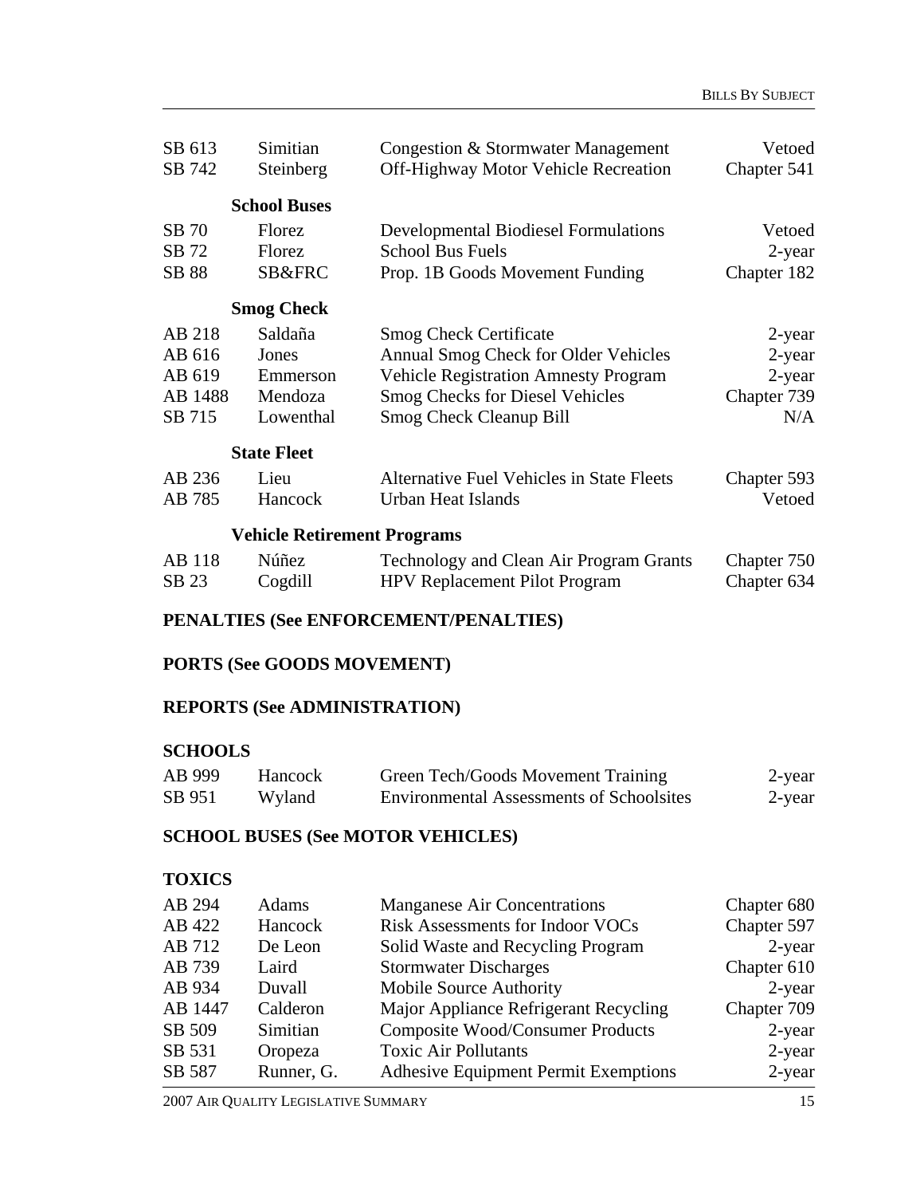| | | | |
|---|---|---|---|
| SB 613 | Simitian | Congestion & Stormwater Management | Vetoed |
| SB 742 | Steinberg | Off-Highway Motor Vehicle Recreation | Chapter 541 |

**School Buses**

| | | | |
|---|---|---|---|
| SB 70 | Florez | Developmental Biodiesel Formulations | Vetoed |
| SB 72 | Florez | School Bus Fuels | 2-year |
| SB 88 | SB&FRC | Prop. 1B Goods Movement Funding | Chapter 182 |

**Smog Check**

| | | | |
|---|---|---|---|
| AB 218 | Saldaña | Smog Check Certificate | 2-year |
| AB 616 | Jones | Annual Smog Check for Older Vehicles | 2-year |
| AB 619 | Emmerson | Vehicle Registration Amnesty Program | 2-year |
| AB 1488 | Mendoza | Smog Checks for Diesel Vehicles | Chapter 739 |
| SB 715 | Lowenthal | Smog Check Cleanup Bill | N/A |

**State Fleet**

| | | | |
|---|---|---|---|
| AB 236 | Lieu | Alternative Fuel Vehicles in State Fleets | Chapter 593 |
| AB 785 | Hancock | Urban Heat Islands | Vetoed |

**Vehicle Retirement Programs**

| | | | |
|---|---|---|---|
| AB 118 | Núñez | Technology and Clean Air Program Grants | Chapter 750 |
| SB 23 | Cogdill | HPV Replacement Pilot Program | Chapter 634 |

**PENALTIES (See ENFORCEMENT/PENALTIES)**

**PORTS (See GOODS MOVEMENT)**

**REPORTS (See ADMINISTRATION)**

**SCHOOLS**

| | | | |
|---|---|---|---|
| AB 999 | Hancock | Green Tech/Goods Movement Training | 2-year |
| SB 951 | Wyland | Environmental Assessments of Schoolsites | 2-year |

**SCHOOL BUSES (See MOTOR VEHICLES)**

**TOXICS**

| | | | |
|---|---|---|---|
| AB 294 | Adams | Manganese Air Concentrations | Chapter 680 |
| AB 422 | Hancock | Risk Assessments for Indoor VOCs | Chapter 597 |
| AB 712 | De Leon | Solid Waste and Recycling Program | 2-year |
| AB 739 | Laird | Stormwater Discharges | Chapter 610 |
| AB 934 | Duvall | Mobile Source Authority | 2-year |
| AB 1447 | Calderon | Major Appliance Refrigerant Recycling | Chapter 709 |
| SB 509 | Simitian | Composite Wood/Consumer Products | 2-year |
| SB 531 | Oropeza | Toxic Air Pollutants | 2-year |
| SB 587 | Runner, G. | Adhesive Equipment Permit Exemptions | 2-year |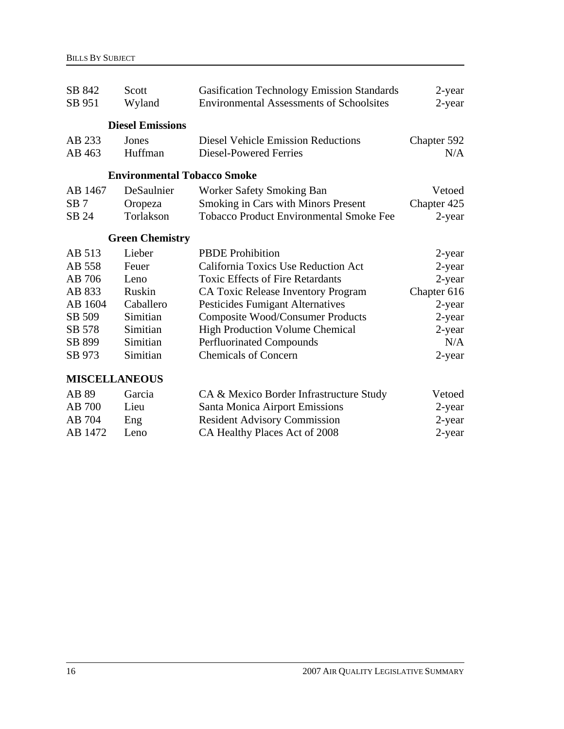| | | | |
|---|---|---|---|
| SB 842 | Scott | Gasification Technology Emission Standards | 2-year |
| SB 951 | Wyland | Environmental Assessments of Schoolsites | 2-year |

**Diesel Emissions**

| | | | |
|---|---|---|---|
| AB 233 | Jones | Diesel Vehicle Emission Reductions | Chapter 592 |
| AB 463 | Huffman | Diesel-Powered Ferries | N/A |

**Environmental Tobacco Smoke**

| | | | |
|---|---|---|---|
| AB 1467 | DeSaulnier | Worker Safety Smoking Ban | Vetoed |
| SB 7 | Oropeza | Smoking in Cars with Minors Present | Chapter 425 |
| SB 24 | Torlakson | Tobacco Product Environmental Smoke Fee | 2-year |

**Green Chemistry**

| | | | |
|---|---|---|---|
| AB 513 | Lieber | PBDE Prohibition | 2-year |
| AB 558 | Feuer | California Toxics Use Reduction Act | 2-year |
| AB 706 | Leno | Toxic Effects of Fire Retardants | 2-year |
| AB 833 | Ruskin | CA Toxic Release Inventory Program | Chapter 616 |
| AB 1604 | Caballero | Pesticides Fumigant Alternatives | 2-year |
| SB 509 | Simitian | Composite Wood/Consumer Products | 2-year |
| SB 578 | Simitian | High Production Volume Chemical | 2-year |
| SB 899 | Simitian | Perfluorinated Compounds | N/A |
| SB 973 | Simitian | Chemicals of Concern | 2-year |

## MISCELLANEOUS

| | | | |
|---|---|---|---|
| AB 89 | Garcia | CA & Mexico Border Infrastructure Study | Vetoed |
| AB 700 | Lieu | Santa Monica Airport Emissions | 2-year |
| AB 704 | Eng | Resident Advisory Commission | 2-year |
| AB 1472 | Leno | CA Healthy Places Act of 2008 | 2-year |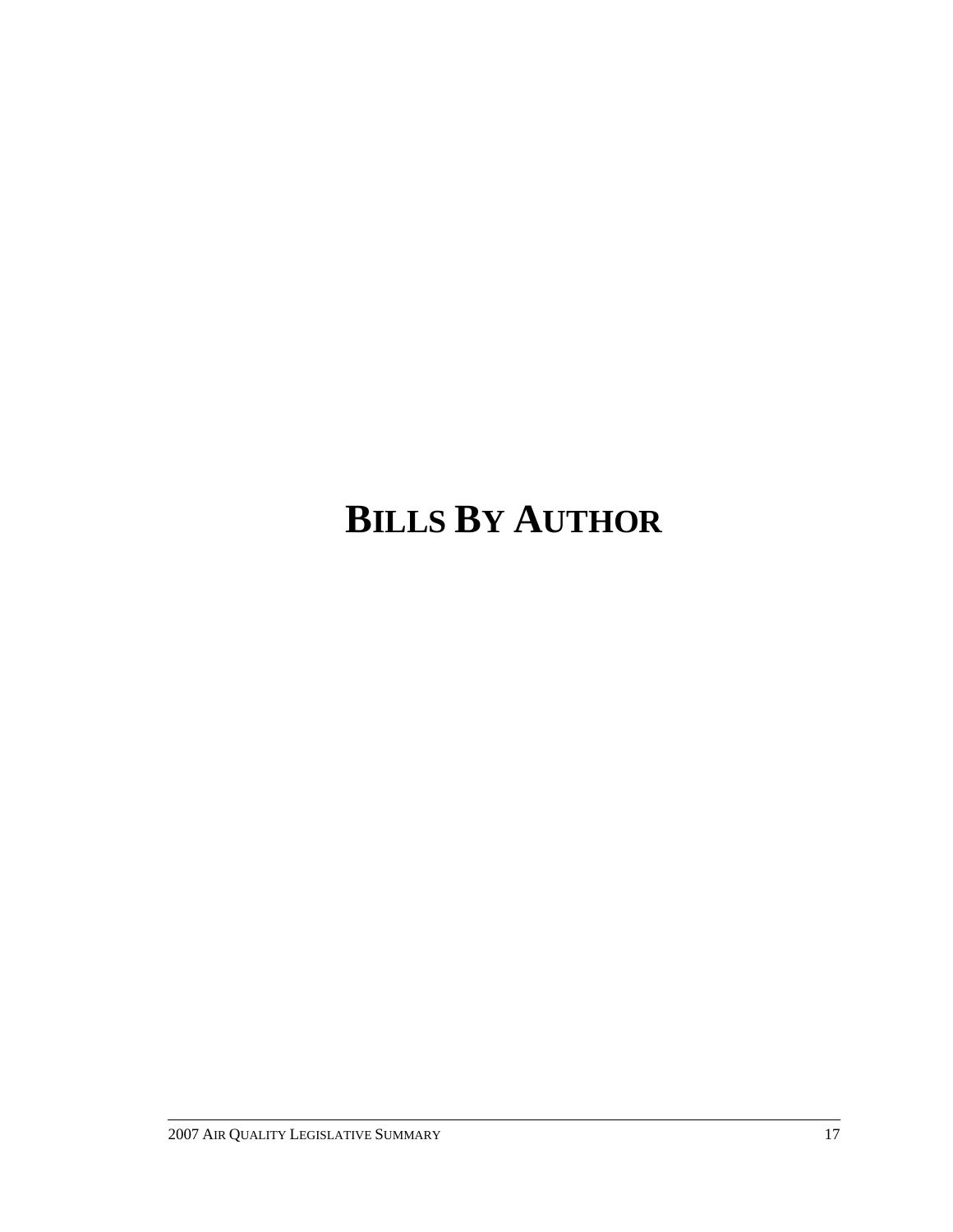# BILLS BY AUTHOR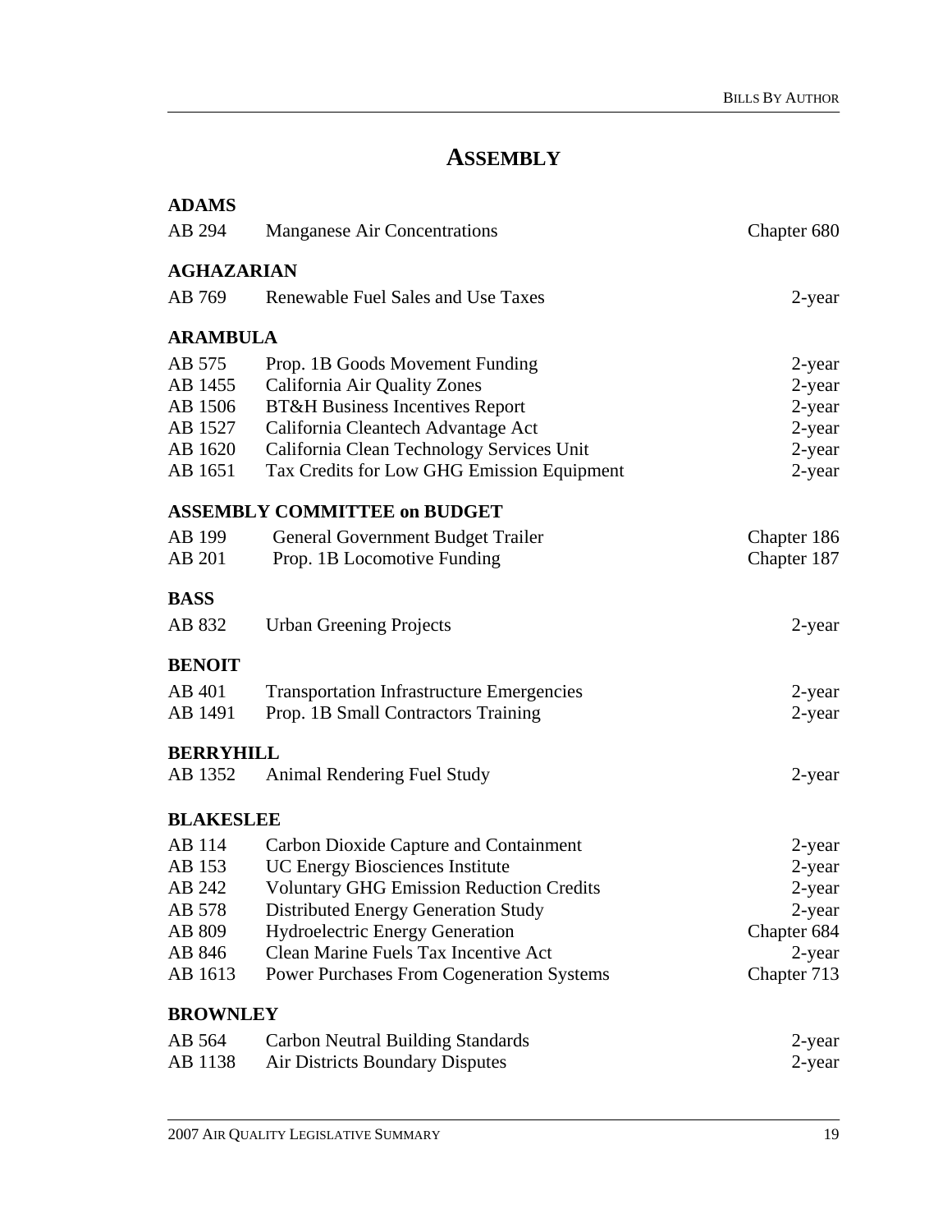# ASSEMBLY

### ADAMS

| | | |
|---|---|---|
| AB 294 | Manganese Air Concentrations | Chapter 680 |

### AGHAZARIAN

| | | |
|---|---|---|
| AB 769 | Renewable Fuel Sales and Use Taxes | 2-year |

### ARAMBULA

| | | |
|---|---|---|
| AB 575 | Prop. 1B Goods Movement Funding | 2-year |
| AB 1455 | California Air Quality Zones | 2-year |
| AB 1506 | BT&H Business Incentives Report | 2-year |
| AB 1527 | California Cleantech Advantage Act | 2-year |
| AB 1620 | California Clean Technology Services Unit | 2-year |
| AB 1651 | Tax Credits for Low GHG Emission Equipment | 2-year |

### ASSEMBLY COMMITTEE on BUDGET

| | | |
|---|---|---|
| AB 199 | General Government Budget Trailer | Chapter 186 |
| AB 201 | Prop. 1B Locomotive Funding | Chapter 187 |

### BASS

| | | |
|---|---|---|
| AB 832 | Urban Greening Projects | 2-year |

### BENOIT

| | | |
|---|---|---|
| AB 401 | Transportation Infrastructure Emergencies | 2-year |
| AB 1491 | Prop. 1B Small Contractors Training | 2-year |

### BERRYHILL

| | | |
|---|---|---|
| AB 1352 | Animal Rendering Fuel Study | 2-year |

### BLAKESLEE

| | | |
|---|---|---|
| AB 114 | Carbon Dioxide Capture and Containment | 2-year |
| AB 153 | UC Energy Biosciences Institute | 2-year |
| AB 242 | Voluntary GHG Emission Reduction Credits | 2-year |
| AB 578 | Distributed Energy Generation Study | 2-year |
| AB 809 | Hydroelectric Energy Generation | Chapter 684 |
| AB 846 | Clean Marine Fuels Tax Incentive Act | 2-year |
| AB 1613 | Power Purchases From Cogeneration Systems | Chapter 713 |

### BROWNLEY

| | | |
|---|---|---|
| AB 564 | Carbon Neutral Building Standards | 2-year |
| AB 1138 | Air Districts Boundary Disputes | 2-year |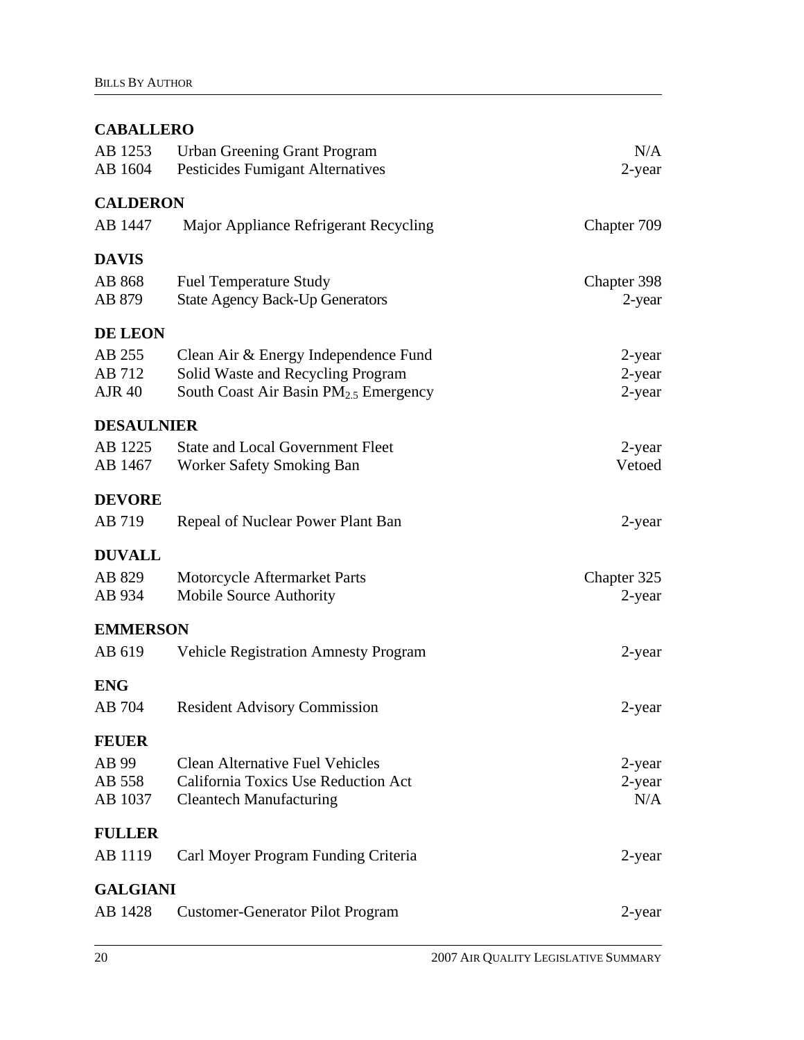**CABALLERO**

| | | |
|---|---|---|
| AB 1253 | Urban Greening Grant Program | N/A |
| AB 1604 | Pesticides Fumigant Alternatives | 2-year |

**CALDERON**

| | | |
|---|---|---|
| AB 1447 | Major Appliance Refrigerant Recycling | Chapter 709 |

**DAVIS**

| | | |
|---|---|---|
| AB 868 | Fuel Temperature Study | Chapter 398 |
| AB 879 | State Agency Back-Up Generators | 2-year |

**DE LEON**

| | | |
|---|---|---|
| AB 255 | Clean Air & Energy Independence Fund | 2-year |
| AB 712 | Solid Waste and Recycling Program | 2-year |
| AJR 40 | South Coast Air Basin $PM_{2.5}$ Emergency | 2-year |

**DESAULNIER**

| | | |
|---|---|---|
| AB 1225 | State and Local Government Fleet | 2-year |
| AB 1467 | Worker Safety Smoking Ban | Vetoed |

**DEVORE**

| | | |
|---|---|---|
| AB 719 | Repeal of Nuclear Power Plant Ban | 2-year |

**DUVALL**

| | | |
|---|---|---|
| AB 829 | Motorcycle Aftermarket Parts | Chapter 325 |
| AB 934 | Mobile Source Authority | 2-year |

**EMMERSON**

| | | |
|---|---|---|
| AB 619 | Vehicle Registration Amnesty Program | 2-year |

**ENG**

| | | |
|---|---|---|
| AB 704 | Resident Advisory Commission | 2-year |

**FEUER**

| | | |
|---|---|---|
| AB 99 | Clean Alternative Fuel Vehicles | 2-year |
| AB 558 | California Toxics Use Reduction Act | 2-year |
| AB 1037 | Cleantech Manufacturing | N/A |

**FULLER**

| | | |
|---|---|---|
| AB 1119 | Carl Moyer Program Funding Criteria | 2-year |

**GALGIANI**

| | | |
|---|---|---|
| AB 1428 | Customer-Generator Pilot Program | 2-year |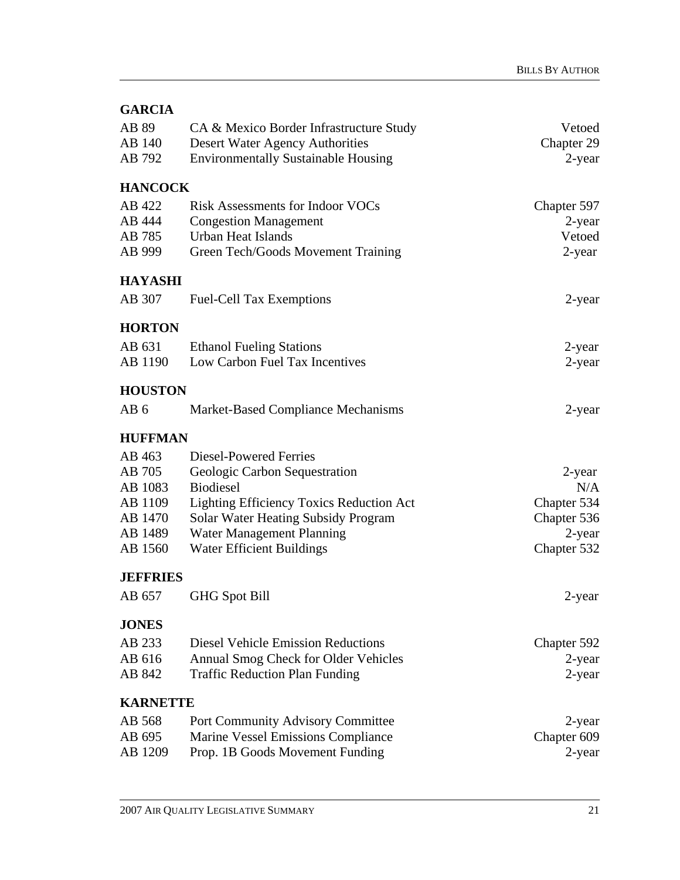## GARCIA

| | | |
|---|---|---|
| AB 89 | CA & Mexico Border Infrastructure Study | Vetoed |
| AB 140 | Desert Water Agency Authorities | Chapter 29 |
| AB 792 | Environmentally Sustainable Housing | 2-year |

## HANCOCK

| | | |
|---|---|---|
| AB 422 | Risk Assessments for Indoor VOCs | Chapter 597 |
| AB 444 | Congestion Management | 2-year |
| AB 785 | Urban Heat Islands | Vetoed |
| AB 999 | Green Tech/Goods Movement Training | 2-year |

## HAYASHI

| | | |
|---|---|---|
| AB 307 | Fuel-Cell Tax Exemptions | 2-year |

## HORTON

| | | |
|---|---|---|
| AB 631 | Ethanol Fueling Stations | 2-year |
| AB 1190 | Low Carbon Fuel Tax Incentives | 2-year |

## HOUSTON

| | | |
|---|---|---|
| AB 6 | Market-Based Compliance Mechanisms | 2-year |

## HUFFMAN

| | | |
|---|---|---|
| AB 463 | Diesel-Powered Ferries | |
| AB 705 | Geologic Carbon Sequestration | 2-year |
| AB 1083 | Biodiesel | N/A |
| AB 1109 | Lighting Efficiency Toxics Reduction Act | Chapter 534 |
| AB 1470 | Solar Water Heating Subsidy Program | Chapter 536 |
| AB 1489 | Water Management Planning | 2-year |
| AB 1560 | Water Efficient Buildings | Chapter 532 |

## JEFFRIES

| | | |
|---|---|---|
| AB 657 | GHG Spot Bill | 2-year |

## JONES

| | | |
|---|---|---|
| AB 233 | Diesel Vehicle Emission Reductions | Chapter 592 |
| AB 616 | Annual Smog Check for Older Vehicles | 2-year |
| AB 842 | Traffic Reduction Plan Funding | 2-year |

## KARNETTE

| | | |
|---|---|---|
| AB 568 | Port Community Advisory Committee | 2-year |
| AB 695 | Marine Vessel Emissions Compliance | Chapter 609 |
| AB 1209 | Prop. 1B Goods Movement Funding | 2-year |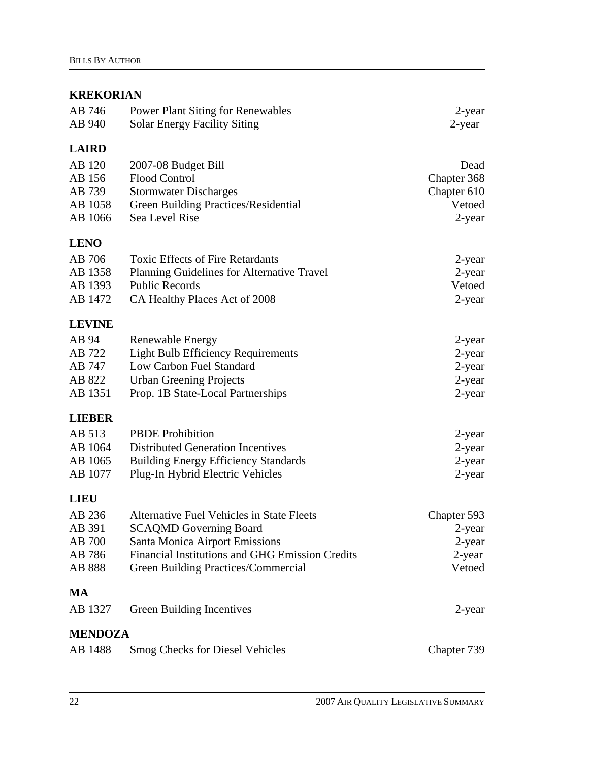**KREKORIAN**

| | | |
|---|---|---|
| AB 746 | Power Plant Siting for Renewables | 2-year |
| AB 940 | Solar Energy Facility Siting | 2-year |

**LAIRD**

| | | |
|---|---|---|
| AB 120 | 2007-08 Budget Bill | Dead |
| AB 156 | Flood Control | Chapter 368 |
| AB 739 | Stormwater Discharges | Chapter 610 |
| AB 1058 | Green Building Practices/Residential | Vetoed |
| AB 1066 | Sea Level Rise | 2-year |

**LENO**

| | | |
|---|---|---|
| AB 706 | Toxic Effects of Fire Retardants | 2-year |
| AB 1358 | Planning Guidelines for Alternative Travel | 2-year |
| AB 1393 | Public Records | Vetoed |
| AB 1472 | CA Healthy Places Act of 2008 | 2-year |

**LEVINE**

| | | |
|---|---|---|
| AB 94 | Renewable Energy | 2-year |
| AB 722 | Light Bulb Efficiency Requirements | 2-year |
| AB 747 | Low Carbon Fuel Standard | 2-year |
| AB 822 | Urban Greening Projects | 2-year |
| AB 1351 | Prop. 1B State-Local Partnerships | 2-year |

**LIEBER**

| | | |
|---|---|---|
| AB 513 | PBDE Prohibition | 2-year |
| AB 1064 | Distributed Generation Incentives | 2-year |
| AB 1065 | Building Energy Efficiency Standards | 2-year |
| AB 1077 | Plug-In Hybrid Electric Vehicles | 2-year |

**LIEU**

| | | |
|---|---|---|
| AB 236 | Alternative Fuel Vehicles in State Fleets | Chapter 593 |
| AB 391 | SCAQMD Governing Board | 2-year |
| AB 700 | Santa Monica Airport Emissions | 2-year |
| AB 786 | Financial Institutions and GHG Emission Credits | 2-year |
| AB 888 | Green Building Practices/Commercial | Vetoed |

**MA**

| | | |
|---|---|---|
| AB 1327 | Green Building Incentives | 2-year |

**MENDOZA**

| | | |
|---|---|---|
| AB 1488 | Smog Checks for Diesel Vehicles | Chapter 739 |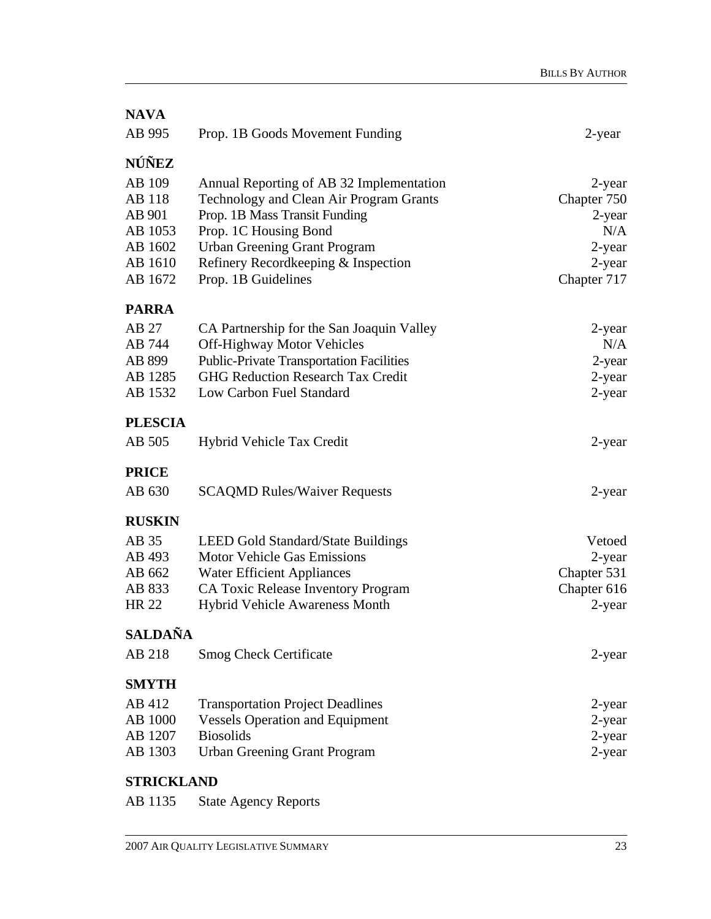## NAVA

| | | |
|---|---|---|
| AB 995 | Prop. 1B Goods Movement Funding | 2-year |

## NÚÑEZ

| | | |
|---|---|---|
| AB 109 | Annual Reporting of AB 32 Implementation | 2-year |
| AB 118 | Technology and Clean Air Program Grants | Chapter 750 |
| AB 901 | Prop. 1B Mass Transit Funding | 2-year |
| AB 1053 | Prop. 1C Housing Bond | N/A |
| AB 1602 | Urban Greening Grant Program | 2-year |
| AB 1610 | Refinery Recordkeeping & Inspection | 2-year |
| AB 1672 | Prop. 1B Guidelines | Chapter 717 |

## PARRA

| | | |
|---|---|---|
| AB 27 | CA Partnership for the San Joaquin Valley | 2-year |
| AB 744 | Off-Highway Motor Vehicles | N/A |
| AB 899 | Public-Private Transportation Facilities | 2-year |
| AB 1285 | GHG Reduction Research Tax Credit | 2-year |
| AB 1532 | Low Carbon Fuel Standard | 2-year |

## PLESCIA

| | | |
|---|---|---|
| AB 505 | Hybrid Vehicle Tax Credit | 2-year |

## PRICE

| | | |
|---|---|---|
| AB 630 | SCAQMD Rules/Waiver Requests | 2-year |

## RUSKIN

| | | |
|---|---|---|
| AB 35 | LEED Gold Standard/State Buildings | Vetoed |
| AB 493 | Motor Vehicle Gas Emissions | 2-year |
| AB 662 | Water Efficient Appliances | Chapter 531 |
| AB 833 | CA Toxic Release Inventory Program | Chapter 616 |
| HR 22 | Hybrid Vehicle Awareness Month | 2-year |

## SALDAÑA

| | | |
|---|---|---|
| AB 218 | Smog Check Certificate | 2-year |

## SMYTH

| | | |
|---|---|---|
| AB 412 | Transportation Project Deadlines | 2-year |
| AB 1000 | Vessels Operation and Equipment | 2-year |
| AB 1207 | Biosolids | 2-year |
| AB 1303 | Urban Greening Grant Program | 2-year |

## STRICKLAND

| | | |
|---|---|---|
| AB 1135 | State Agency Reports | |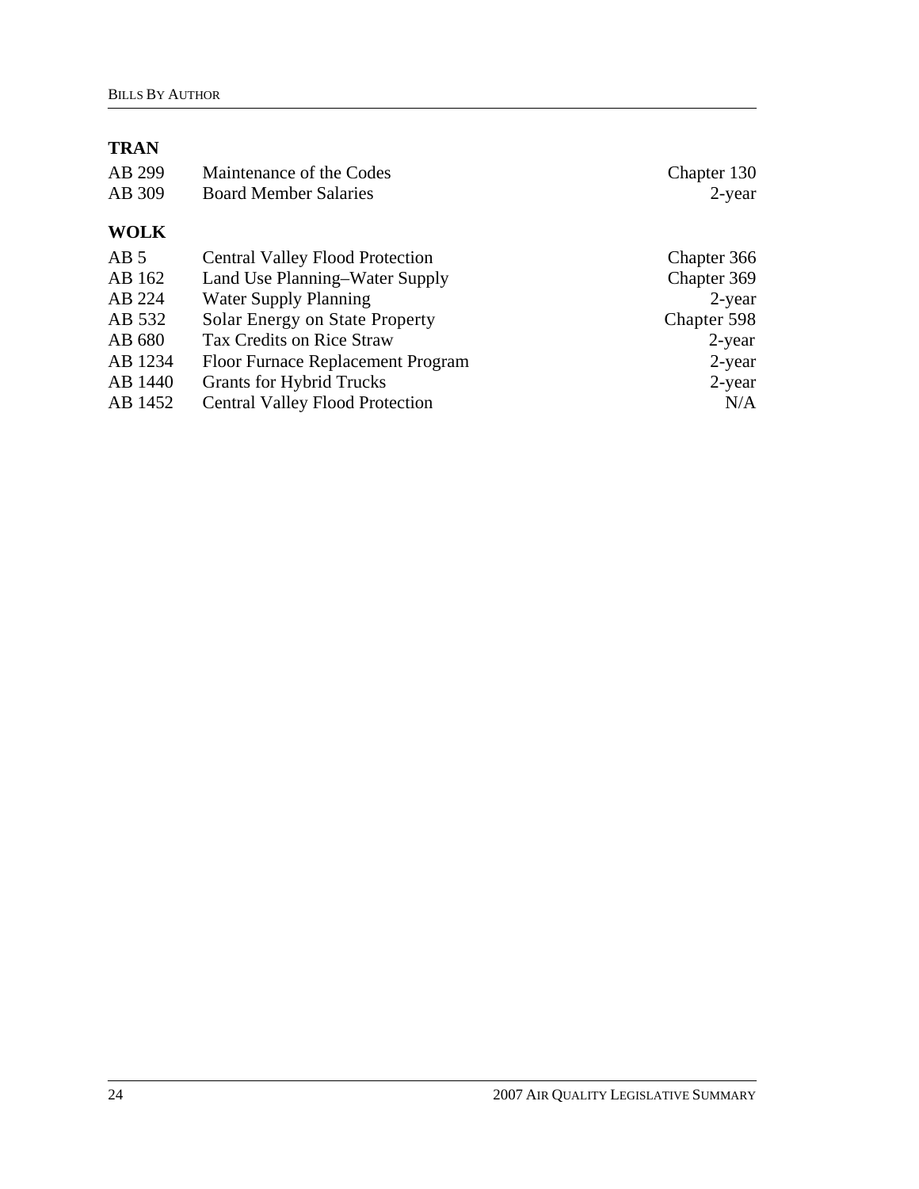## TRAN

| | | |
|---|---|---|
| AB 299 | Maintenance of the Codes | Chapter 130 |
| AB 309 | Board Member Salaries | 2-year |

## WOLK

| | | |
|---|---|---|
| AB 5 | Central Valley Flood Protection | Chapter 366 |
| AB 162 | Land Use Planning–Water Supply | Chapter 369 |
| AB 224 | Water Supply Planning | 2-year |
| AB 532 | Solar Energy on State Property | Chapter 598 |
| AB 680 | Tax Credits on Rice Straw | 2-year |
| AB 1234 | Floor Furnace Replacement Program | 2-year |
| AB 1440 | Grants for Hybrid Trucks | 2-year |
| AB 1452 | Central Valley Flood Protection | N/A |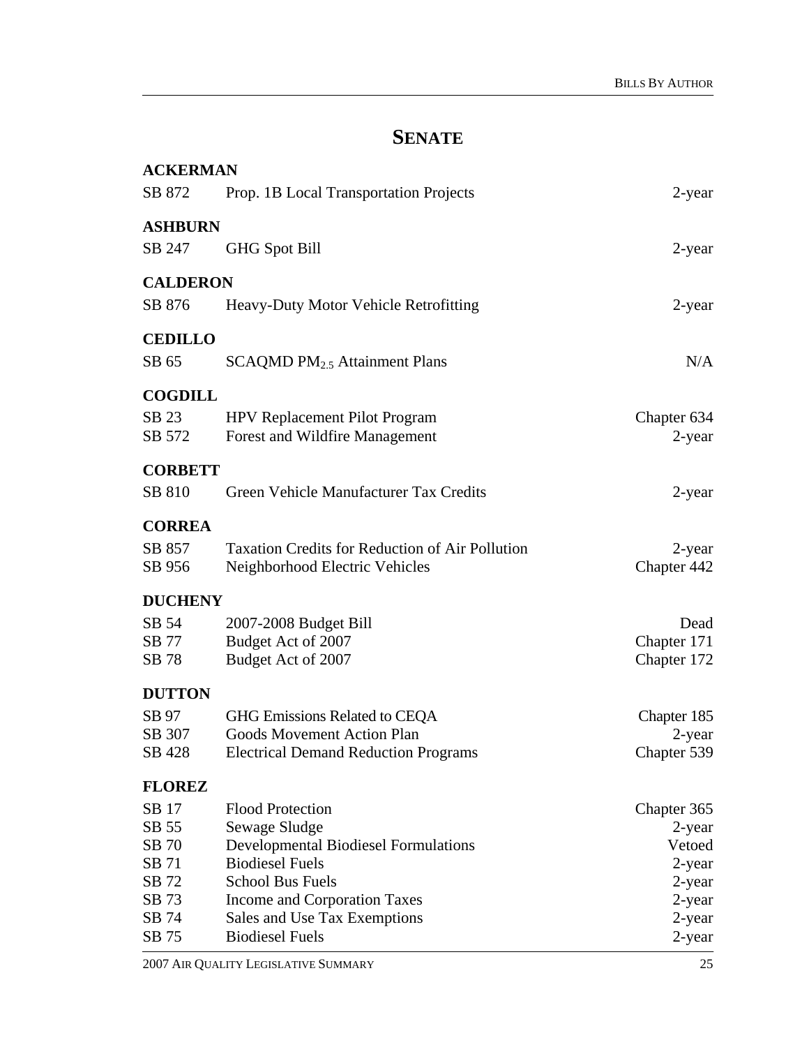# SENATE

**ACKERMAN**

| | | |
|---|---|---|
| SB 872 | Prop. 1B Local Transportation Projects | 2-year |

**ASHBURN**

| | | |
|---|---|---|
| SB 247 | GHG Spot Bill | 2-year |

**CALDERON**

| | | |
|---|---|---|
| SB 876 | Heavy-Duty Motor Vehicle Retrofitting | 2-year |

**CEDILLO**

| | | |
|---|---|---|
| SB 65 | SCAQMD $PM_{2.5}$ Attainment Plans | N/A |

**COGDILL**

| | | |
|---|---|---|
| SB 23 | HPV Replacement Pilot Program | Chapter 634 |
| SB 572 | Forest and Wildfire Management | 2-year |

**CORBETT**

| | | |
|---|---|---|
| SB 810 | Green Vehicle Manufacturer Tax Credits | 2-year |

**CORREA**

| | | |
|---|---|---|
| SB 857 | Taxation Credits for Reduction of Air Pollution | 2-year |
| SB 956 | Neighborhood Electric Vehicles | Chapter 442 |

**DUCHENY**

| | | |
|---|---|---|
| SB 54 | 2007-2008 Budget Bill | Dead |
| SB 77 | Budget Act of 2007 | Chapter 171 |
| SB 78 | Budget Act of 2007 | Chapter 172 |

**DUTTON**

| | | |
|---|---|---|
| SB 97 | GHG Emissions Related to CEQA | Chapter 185 |
| SB 307 | Goods Movement Action Plan | 2-year |
| SB 428 | Electrical Demand Reduction Programs | Chapter 539 |

**FLOREZ**

| | | |
|---|---|---|
| SB 17 | Flood Protection | Chapter 365 |
| SB 55 | Sewage Sludge | 2-year |
| SB 70 | Developmental Biodiesel Formulations | Vetoed |
| SB 71 | Biodiesel Fuels | 2-year |
| SB 72 | School Bus Fuels | 2-year |
| SB 73 | Income and Corporation Taxes | 2-year |
| SB 74 | Sales and Use Tax Exemptions | 2-year |
| SB 75 | Biodiesel Fuels | 2-year |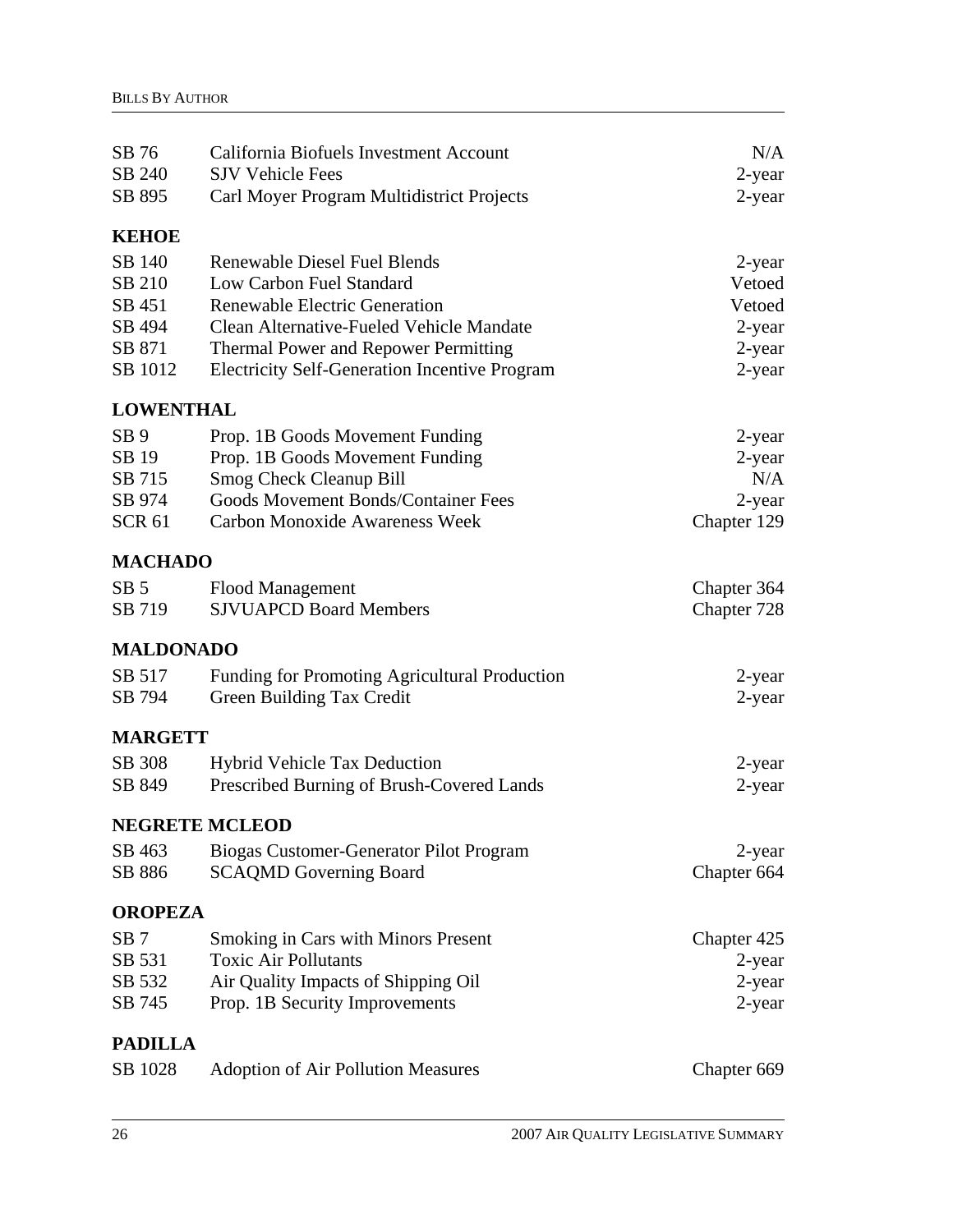| | | |
|---|---|---|
| SB 76 | California Biofuels Investment Account | N/A |
| SB 240 | SJV Vehicle Fees | 2-year |
| SB 895 | Carl Moyer Program Multidistrict Projects | 2-year |

**KEHOE**

| | | |
|---|---|---|
| SB 140 | Renewable Diesel Fuel Blends | 2-year |
| SB 210 | Low Carbon Fuel Standard | Vetoed |
| SB 451 | Renewable Electric Generation | Vetoed |
| SB 494 | Clean Alternative-Fueled Vehicle Mandate | 2-year |
| SB 871 | Thermal Power and Repower Permitting | 2-year |
| SB 1012 | Electricity Self-Generation Incentive Program | 2-year |

**LOWENTHAL**

| | | |
|---|---|---|
| SB 9 | Prop. 1B Goods Movement Funding | 2-year |
| SB 19 | Prop. 1B Goods Movement Funding | 2-year |
| SB 715 | Smog Check Cleanup Bill | N/A |
| SB 974 | Goods Movement Bonds/Container Fees | 2-year |
| SCR 61 | Carbon Monoxide Awareness Week | Chapter 129 |

**MACHADO**

| | | |
|---|---|---|
| SB 5 | Flood Management | Chapter 364 |
| SB 719 | SJVUAPCD Board Members | Chapter 728 |

**MALDONADO**

| | | |
|---|---|---|
| SB 517 | Funding for Promoting Agricultural Production | 2-year |
| SB 794 | Green Building Tax Credit | 2-year |

**MARGETT**

| | | |
|---|---|---|
| SB 308 | Hybrid Vehicle Tax Deduction | 2-year |
| SB 849 | Prescribed Burning of Brush-Covered Lands | 2-year |

**NEGRETE MCLEOD**

| | | |
|---|---|---|
| SB 463 | Biogas Customer-Generator Pilot Program | 2-year |
| SB 886 | SCAQMD Governing Board | Chapter 664 |

**OROPEZA**

| | | |
|---|---|---|
| SB 7 | Smoking in Cars with Minors Present | Chapter 425 |
| SB 531 | Toxic Air Pollutants | 2-year |
| SB 532 | Air Quality Impacts of Shipping Oil | 2-year |
| SB 745 | Prop. 1B Security Improvements | 2-year |

**PADILLA**

| | | |
|---|---|---|
| SB 1028 | Adoption of Air Pollution Measures | Chapter 669 |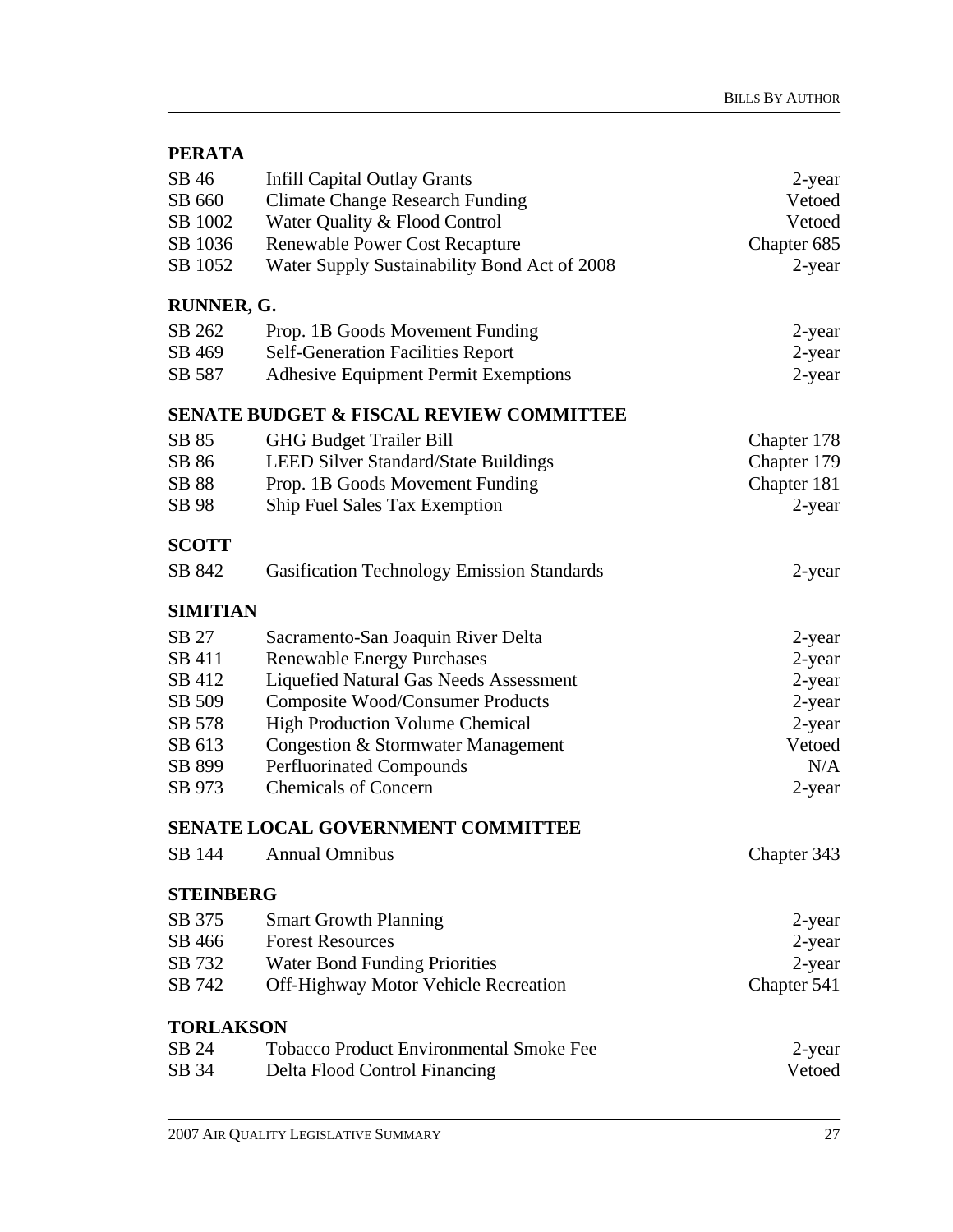**PERATA**

| | | |
|---|---|---|
| SB 46 | Infill Capital Outlay Grants | 2-year |
| SB 660 | Climate Change Research Funding | Vetoed |
| SB 1002 | Water Quality & Flood Control | Vetoed |
| SB 1036 | Renewable Power Cost Recapture | Chapter 685 |
| SB 1052 | Water Supply Sustainability Bond Act of 2008 | 2-year |

**RUNNER, G.**

| | | |
|---|---|---|
| SB 262 | Prop. 1B Goods Movement Funding | 2-year |
| SB 469 | Self-Generation Facilities Report | 2-year |
| SB 587 | Adhesive Equipment Permit Exemptions | 2-year |

**SENATE BUDGET & FISCAL REVIEW COMMITTEE**

| | | |
|---|---|---|
| SB 85 | GHG Budget Trailer Bill | Chapter 178 |
| SB 86 | LEED Silver Standard/State Buildings | Chapter 179 |
| SB 88 | Prop. 1B Goods Movement Funding | Chapter 181 |
| SB 98 | Ship Fuel Sales Tax Exemption | 2-year |

**SCOTT**

| | | |
|---|---|---|
| SB 842 | Gasification Technology Emission Standards | 2-year |

**SIMITIAN**

| | | |
|---|---|---|
| SB 27 | Sacramento-San Joaquin River Delta | 2-year |
| SB 411 | Renewable Energy Purchases | 2-year |
| SB 412 | Liquefied Natural Gas Needs Assessment | 2-year |
| SB 509 | Composite Wood/Consumer Products | 2-year |
| SB 578 | High Production Volume Chemical | 2-year |
| SB 613 | Congestion & Stormwater Management | Vetoed |
| SB 899 | Perfluorinated Compounds | N/A |
| SB 973 | Chemicals of Concern | 2-year |

**SENATE LOCAL GOVERNMENT COMMITTEE**

| | | |
|---|---|---|
| SB 144 | Annual Omnibus | Chapter 343 |

**STEINBERG**

| | | |
|---|---|---|
| SB 375 | Smart Growth Planning | 2-year |
| SB 466 | Forest Resources | 2-year |
| SB 732 | Water Bond Funding Priorities | 2-year |
| SB 742 | Off-Highway Motor Vehicle Recreation | Chapter 541 |

**TORLAKSON**

| | | |
|---|---|---|
| SB 24 | Tobacco Product Environmental Smoke Fee | 2-year |
| SB 34 | Delta Flood Control Financing | Vetoed |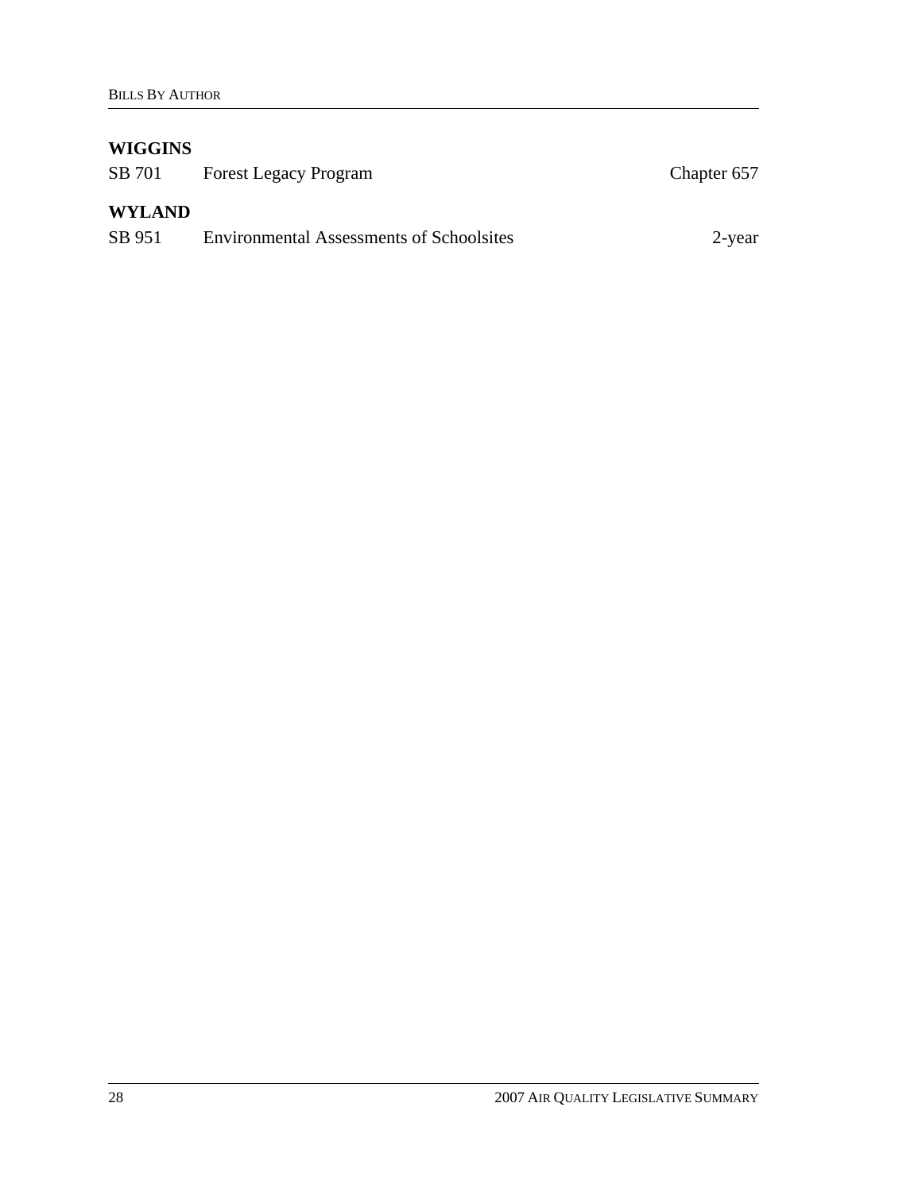**WIGGINS**

| | | |
|---|---|---|
| SB 701 | Forest Legacy Program | Chapter 657 |

**WYLAND**

| | | |
|---|---|---|
| SB 951 | Environmental Assessments of Schoolsites | 2-year |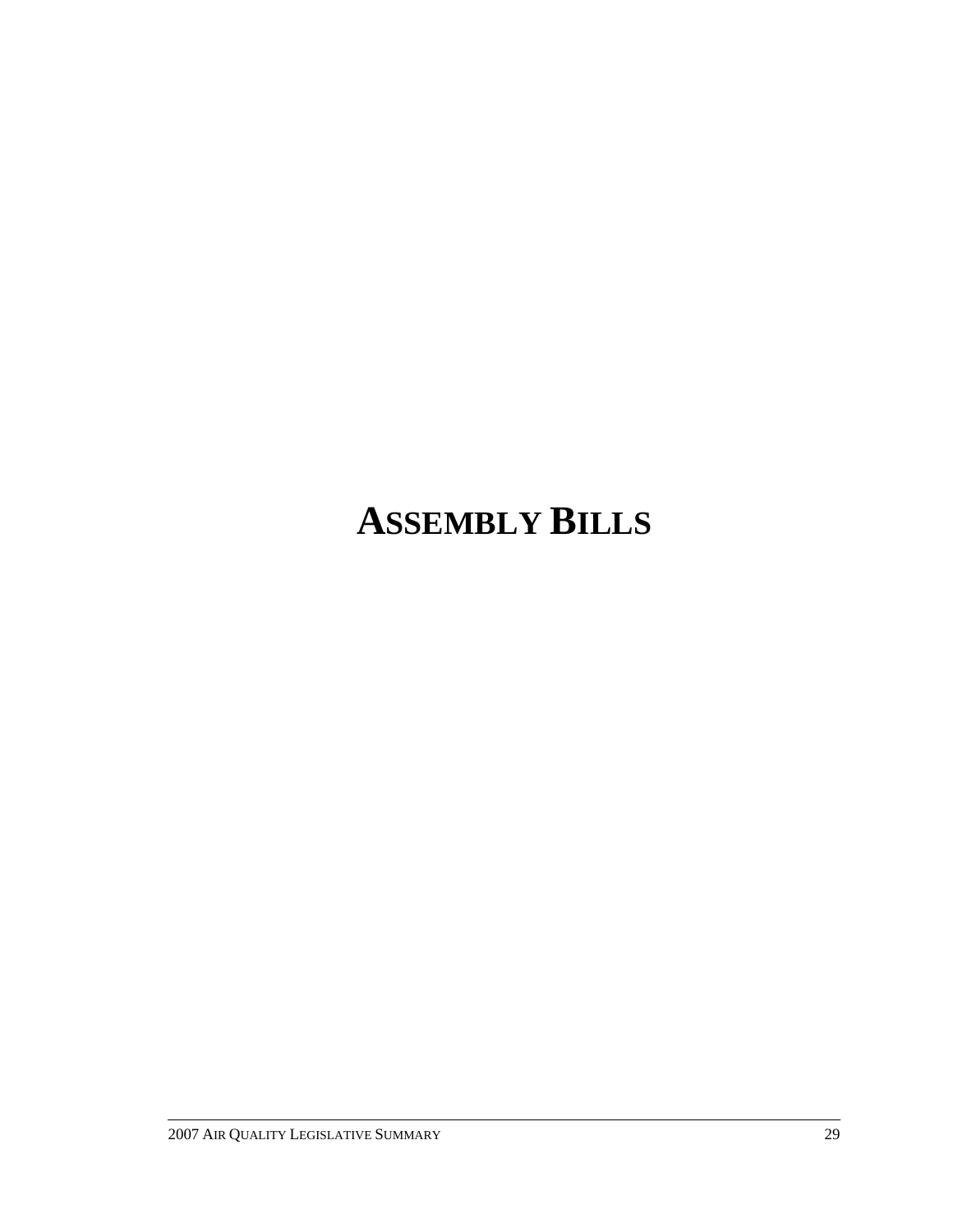# ASSEMBLY BILLS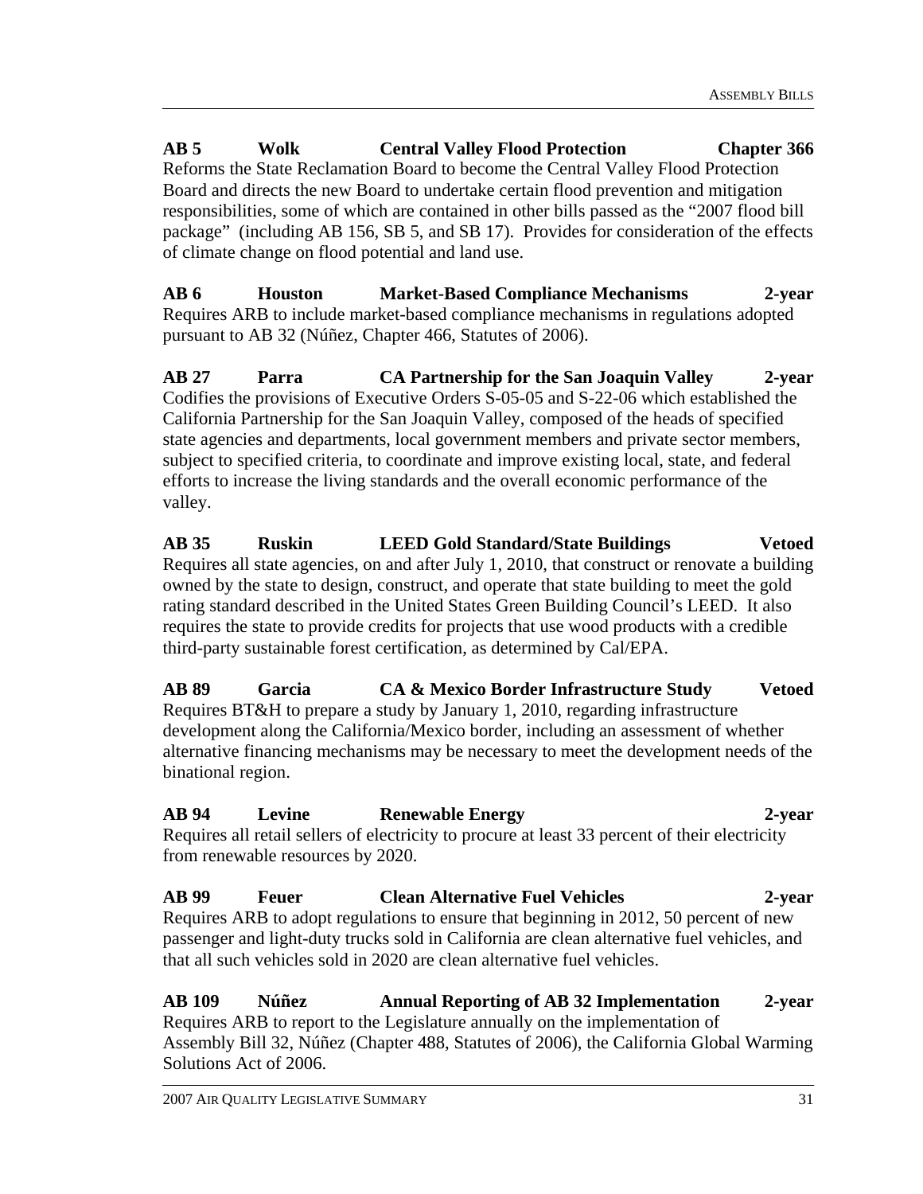**AB 5 Wolk Central Valley Flood Protection Chapter 366**
Reforms the State Reclamation Board to become the Central Valley Flood Protection Board and directs the new Board to undertake certain flood prevention and mitigation responsibilities, some of which are contained in other bills passed as the "2007 flood bill package" (including AB 156, SB 5, and SB 17). Provides for consideration of the effects of climate change on flood potential and land use.

**AB 6 Houston Market-Based Compliance Mechanisms 2-year**
Requires ARB to include market-based compliance mechanisms in regulations adopted pursuant to AB 32 (Núñez, Chapter 466, Statutes of 2006).

**AB 27 Parra CA Partnership for the San Joaquin Valley 2-year**
Codifies the provisions of Executive Orders S-05-05 and S-22-06 which established the California Partnership for the San Joaquin Valley, composed of the heads of specified state agencies and departments, local government members and private sector members, subject to specified criteria, to coordinate and improve existing local, state, and federal efforts to increase the living standards and the overall economic performance of the valley.

**AB 35 Ruskin LEED Gold Standard/State Buildings Vetoed**
Requires all state agencies, on and after July 1, 2010, that construct or renovate a building owned by the state to design, construct, and operate that state building to meet the gold rating standard described in the United States Green Building Council's LEED. It also requires the state to provide credits for projects that use wood products with a credible third-party sustainable forest certification, as determined by Cal/EPA.

**AB 89 Garcia CA & Mexico Border Infrastructure Study Vetoed**
Requires BT&H to prepare a study by January 1, 2010, regarding infrastructure development along the California/Mexico border, including an assessment of whether alternative financing mechanisms may be necessary to meet the development needs of the binational region.

**AB 94 Levine Renewable Energy 2-year**
Requires all retail sellers of electricity to procure at least 33 percent of their electricity from renewable resources by 2020.

**AB 99 Feuer Clean Alternative Fuel Vehicles 2-year**
Requires ARB to adopt regulations to ensure that beginning in 2012, 50 percent of new passenger and light-duty trucks sold in California are clean alternative fuel vehicles, and that all such vehicles sold in 2020 are clean alternative fuel vehicles.

**AB 109 Núñez Annual Reporting of AB 32 Implementation 2-year**
Requires ARB to report to the Legislature annually on the implementation of Assembly Bill 32, Núñez (Chapter 488, Statutes of 2006), the California Global Warming Solutions Act of 2006.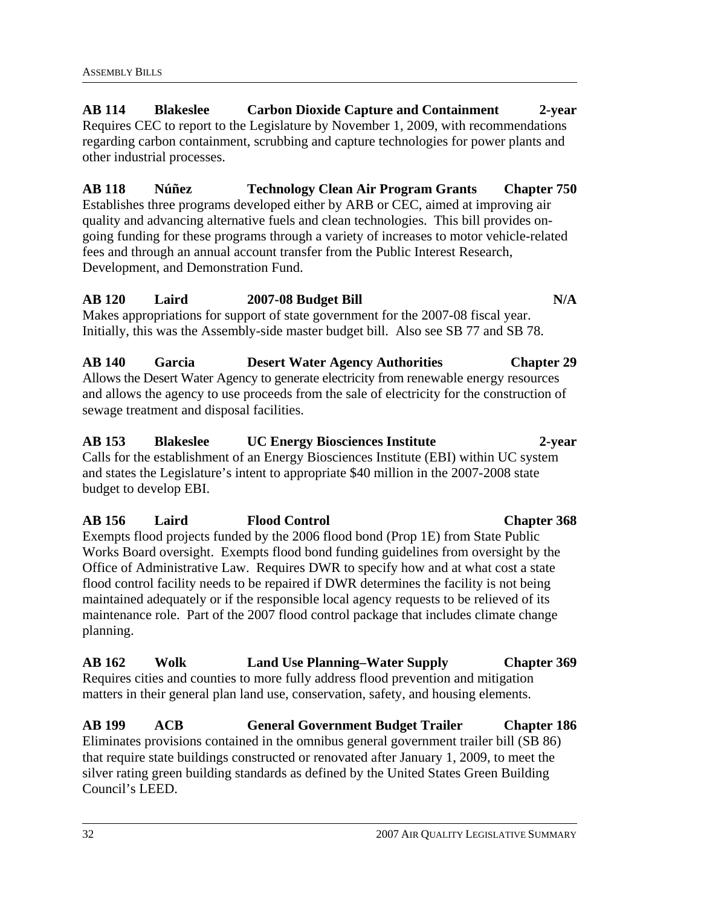**AB 114 Blakeslee Carbon Dioxide Capture and Containment 2-year**

Requires CEC to report to the Legislature by November 1, 2009, with recommendations regarding carbon containment, scrubbing and capture technologies for power plants and other industrial processes.

**AB 118 Núñez Technology Clean Air Program Grants Chapter 750**

Establishes three programs developed either by ARB or CEC, aimed at improving air quality and advancing alternative fuels and clean technologies. This bill provides on-going funding for these programs through a variety of increases to motor vehicle-related fees and through an annual account transfer from the Public Interest Research, Development, and Demonstration Fund.

**AB 120 Laird 2007-08 Budget Bill N/A**

Makes appropriations for support of state government for the 2007-08 fiscal year. Initially, this was the Assembly-side master budget bill. Also see SB 77 and SB 78.

**AB 140 Garcia Desert Water Agency Authorities Chapter 29**

Allows the Desert Water Agency to generate electricity from renewable energy resources and allows the agency to use proceeds from the sale of electricity for the construction of sewage treatment and disposal facilities.

**AB 153 Blakeslee UC Energy Biosciences Institute 2-year**

Calls for the establishment of an Energy Biosciences Institute (EBI) within UC system and states the Legislature's intent to appropriate $40 million in the 2007-2008 state budget to develop EBI.

**AB 156 Laird Flood Control Chapter 368**

Exempts flood projects funded by the 2006 flood bond (Prop 1E) from State Public Works Board oversight. Exempts flood bond funding guidelines from oversight by the Office of Administrative Law. Requires DWR to specify how and at what cost a state flood control facility needs to be repaired if DWR determines the facility is not being maintained adequately or if the responsible local agency requests to be relieved of its maintenance role. Part of the 2007 flood control package that includes climate change planning.

**AB 162 Wolk Land Use Planning–Water Supply Chapter 369**

Requires cities and counties to more fully address flood prevention and mitigation matters in their general plan land use, conservation, safety, and housing elements.

**AB 199 ACB General Government Budget Trailer Chapter 186**

Eliminates provisions contained in the omnibus general government trailer bill (SB 86) that require state buildings constructed or renovated after January 1, 2009, to meet the silver rating green building standards as defined by the United States Green Building Council's LEED.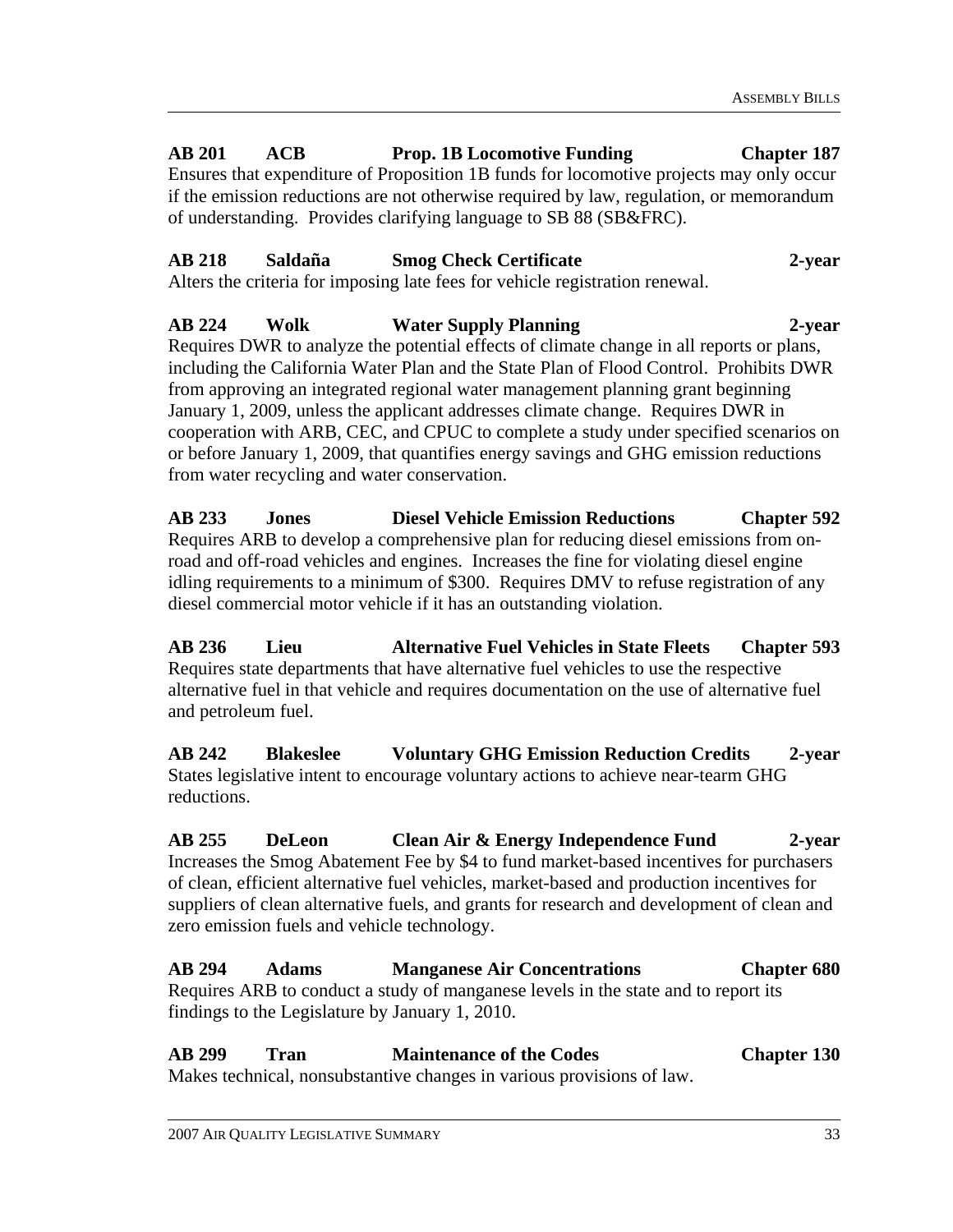**AB 201 ACB Prop. 1B Locomotive Funding Chapter 187**

Ensures that expenditure of Proposition 1B funds for locomotive projects may only occur if the emission reductions are not otherwise required by law, regulation, or memorandum of understanding. Provides clarifying language to SB 88 (SB&FRC).

**AB 218 Saldaña Smog Check Certificate 2-year**

Alters the criteria for imposing late fees for vehicle registration renewal.

**AB 224 Wolk Water Supply Planning 2-year**

Requires DWR to analyze the potential effects of climate change in all reports or plans, including the California Water Plan and the State Plan of Flood Control. Prohibits DWR from approving an integrated regional water management planning grant beginning January 1, 2009, unless the applicant addresses climate change. Requires DWR in cooperation with ARB, CEC, and CPUC to complete a study under specified scenarios on or before January 1, 2009, that quantifies energy savings and GHG emission reductions from water recycling and water conservation.

**AB 233 Jones Diesel Vehicle Emission Reductions Chapter 592**

Requires ARB to develop a comprehensive plan for reducing diesel emissions from on-road and off-road vehicles and engines. Increases the fine for violating diesel engine idling requirements to a minimum of $300. Requires DMV to refuse registration of any diesel commercial motor vehicle if it has an outstanding violation.

**AB 236 Lieu Alternative Fuel Vehicles in State Fleets Chapter 593**

Requires state departments that have alternative fuel vehicles to use the respective alternative fuel in that vehicle and requires documentation on the use of alternative fuel and petroleum fuel.

**AB 242 Blakeslee Voluntary GHG Emission Reduction Credits 2-year**

States legislative intent to encourage voluntary actions to achieve near-tearm GHG reductions.

**AB 255 DeLeon Clean Air & Energy Independence Fund 2-year**

Increases the Smog Abatement Fee by $4 to fund market-based incentives for purchasers of clean, efficient alternative fuel vehicles, market-based and production incentives for suppliers of clean alternative fuels, and grants for research and development of clean and zero emission fuels and vehicle technology.

**AB 294 Adams Manganese Air Concentrations Chapter 680**

Requires ARB to conduct a study of manganese levels in the state and to report its findings to the Legislature by January 1, 2010.

**AB 299 Tran Maintenance of the Codes Chapter 130**

Makes technical, nonsubstantive changes in various provisions of law.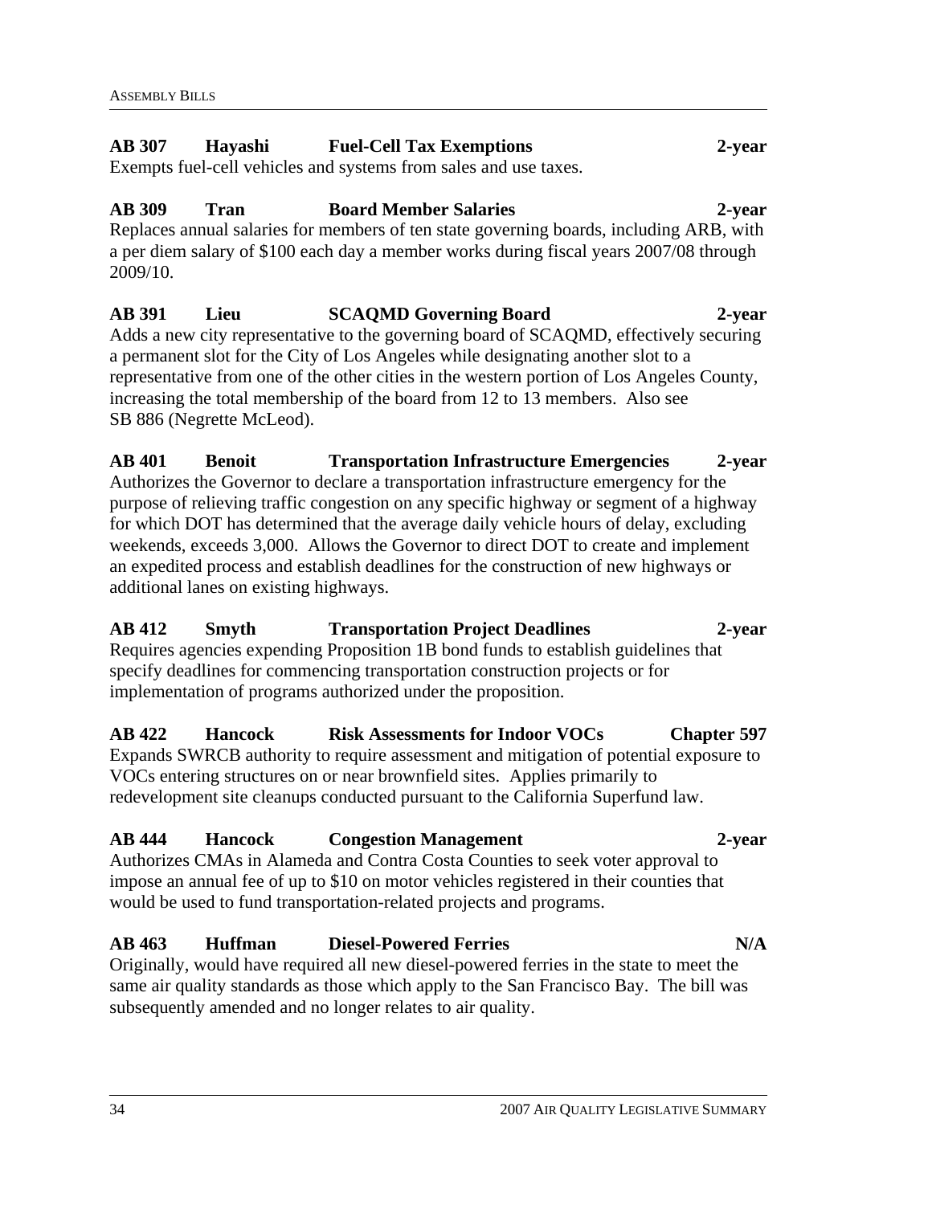**AB 307 Hayashi Fuel-Cell Tax Exemptions 2-year**

Exempts fuel-cell vehicles and systems from sales and use taxes.

**AB 309 Tran Board Member Salaries 2-year**

Replaces annual salaries for members of ten state governing boards, including ARB, with a per diem salary of $100 each day a member works during fiscal years 2007/08 through 2009/10.

**AB 391 Lieu SCAQMD Governing Board 2-year**

Adds a new city representative to the governing board of SCAQMD, effectively securing a permanent slot for the City of Los Angeles while designating another slot to a representative from one of the other cities in the western portion of Los Angeles County, increasing the total membership of the board from 12 to 13 members. Also see SB 886 (Negrette McLeod).

**AB 401 Benoit Transportation Infrastructure Emergencies 2-year**

Authorizes the Governor to declare a transportation infrastructure emergency for the purpose of relieving traffic congestion on any specific highway or segment of a highway for which DOT has determined that the average daily vehicle hours of delay, excluding weekends, exceeds 3,000. Allows the Governor to direct DOT to create and implement an expedited process and establish deadlines for the construction of new highways or additional lanes on existing highways.

**AB 412 Smyth Transportation Project Deadlines 2-year**

Requires agencies expending Proposition 1B bond funds to establish guidelines that specify deadlines for commencing transportation construction projects or for implementation of programs authorized under the proposition.

**AB 422 Hancock Risk Assessments for Indoor VOCs Chapter 597**

Expands SWRCB authority to require assessment and mitigation of potential exposure to VOCs entering structures on or near brownfield sites. Applies primarily to redevelopment site cleanups conducted pursuant to the California Superfund law.

**AB 444 Hancock Congestion Management 2-year**

Authorizes CMAs in Alameda and Contra Costa Counties to seek voter approval to impose an annual fee of up to $10 on motor vehicles registered in their counties that would be used to fund transportation-related projects and programs.

**AB 463 Huffman Diesel-Powered Ferries N/A**

Originally, would have required all new diesel-powered ferries in the state to meet the same air quality standards as those which apply to the San Francisco Bay. The bill was subsequently amended and no longer relates to air quality.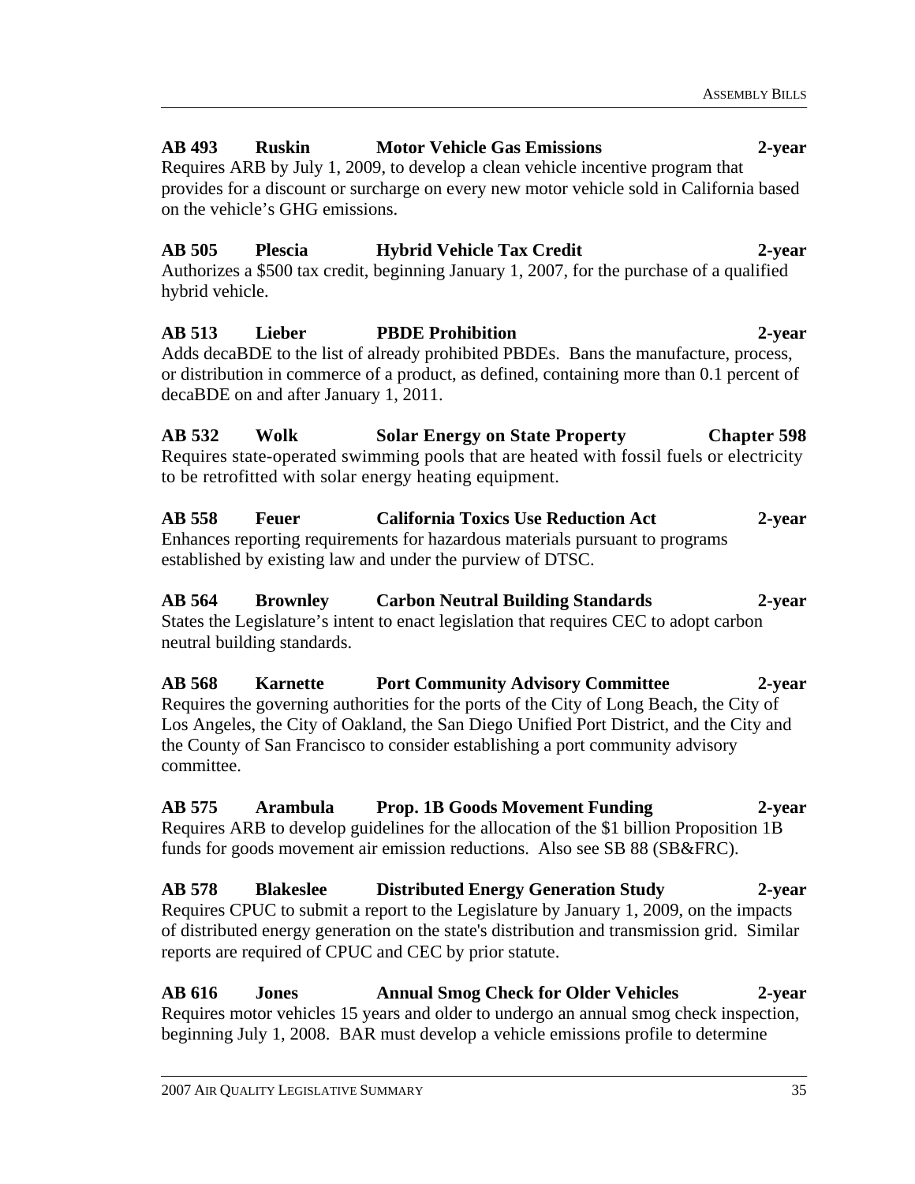**AB 493 Ruskin Motor Vehicle Gas Emissions 2-year**
Requires ARB by July 1, 2009, to develop a clean vehicle incentive program that provides for a discount or surcharge on every new motor vehicle sold in California based on the vehicle's GHG emissions.

**AB 505 Plescia Hybrid Vehicle Tax Credit 2-year**
Authorizes a $500 tax credit, beginning January 1, 2007, for the purchase of a qualified hybrid vehicle.

**AB 513 Lieber PBDE Prohibition 2-year**
Adds decaBDE to the list of already prohibited PBDEs. Bans the manufacture, process, or distribution in commerce of a product, as defined, containing more than 0.1 percent of decaBDE on and after January 1, 2011.

**AB 532 Wolk Solar Energy on State Property Chapter 598**
Requires state-operated swimming pools that are heated with fossil fuels or electricity to be retrofitted with solar energy heating equipment.

**AB 558 Feuer California Toxics Use Reduction Act 2-year**
Enhances reporting requirements for hazardous materials pursuant to programs established by existing law and under the purview of DTSC.

**AB 564 Brownley Carbon Neutral Building Standards 2-year**
States the Legislature's intent to enact legislation that requires CEC to adopt carbon neutral building standards.

**AB 568 Karnette Port Community Advisory Committee 2-year**
Requires the governing authorities for the ports of the City of Long Beach, the City of Los Angeles, the City of Oakland, the San Diego Unified Port District, and the City and the County of San Francisco to consider establishing a port community advisory committee.

**AB 575 Arambula Prop. 1B Goods Movement Funding 2-year**
Requires ARB to develop guidelines for the allocation of the $1 billion Proposition 1B funds for goods movement air emission reductions. Also see SB 88 (SB&FRC).

**AB 578 Blakeslee Distributed Energy Generation Study 2-year**
Requires CPUC to submit a report to the Legislature by January 1, 2009, on the impacts of distributed energy generation on the state's distribution and transmission grid. Similar reports are required of CPUC and CEC by prior statute.

**AB 616 Jones Annual Smog Check for Older Vehicles 2-year**
Requires motor vehicles 15 years and older to undergo an annual smog check inspection, beginning July 1, 2008. BAR must develop a vehicle emissions profile to determine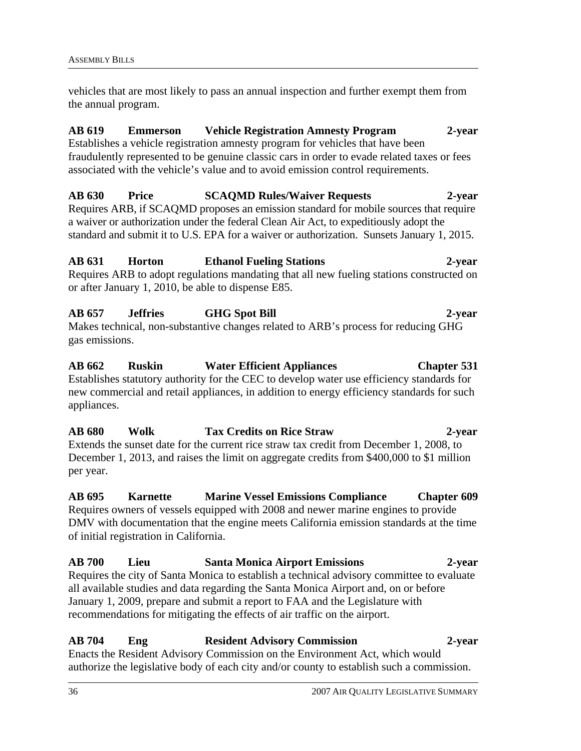vehicles that are most likely to pass an annual inspection and further exempt them from the annual program.

**AB 619 Emmerson Vehicle Registration Amnesty Program 2-year**
Establishes a vehicle registration amnesty program for vehicles that have been fraudulently represented to be genuine classic cars in order to evade related taxes or fees associated with the vehicle's value and to avoid emission control requirements.

**AB 630 Price SCAQMD Rules/Waiver Requests 2-year**
Requires ARB, if SCAQMD proposes an emission standard for mobile sources that require a waiver or authorization under the federal Clean Air Act, to expeditiously adopt the standard and submit it to U.S. EPA for a waiver or authorization. Sunsets January 1, 2015.

**AB 631 Horton Ethanol Fueling Stations 2-year**
Requires ARB to adopt regulations mandating that all new fueling stations constructed on or after January 1, 2010, be able to dispense E85.

**AB 657 Jeffries GHG Spot Bill 2-year**
Makes technical, non-substantive changes related to ARB's process for reducing GHG gas emissions.

**AB 662 Ruskin Water Efficient Appliances Chapter 531**
Establishes statutory authority for the CEC to develop water use efficiency standards for new commercial and retail appliances, in addition to energy efficiency standards for such appliances.

**AB 680 Wolk Tax Credits on Rice Straw 2-year**
Extends the sunset date for the current rice straw tax credit from December 1, 2008, to December 1, 2013, and raises the limit on aggregate credits from $400,000 to $1 million per year.

**AB 695 Karnette Marine Vessel Emissions Compliance Chapter 609**
Requires owners of vessels equipped with 2008 and newer marine engines to provide DMV with documentation that the engine meets California emission standards at the time of initial registration in California.

**AB 700 Lieu Santa Monica Airport Emissions 2-year**
Requires the city of Santa Monica to establish a technical advisory committee to evaluate all available studies and data regarding the Santa Monica Airport and, on or before January 1, 2009, prepare and submit a report to FAA and the Legislature with recommendations for mitigating the effects of air traffic on the airport.

**AB 704 Eng Resident Advisory Commission 2-year**
Enacts the Resident Advisory Commission on the Environment Act, which would authorize the legislative body of each city and/or county to establish such a commission.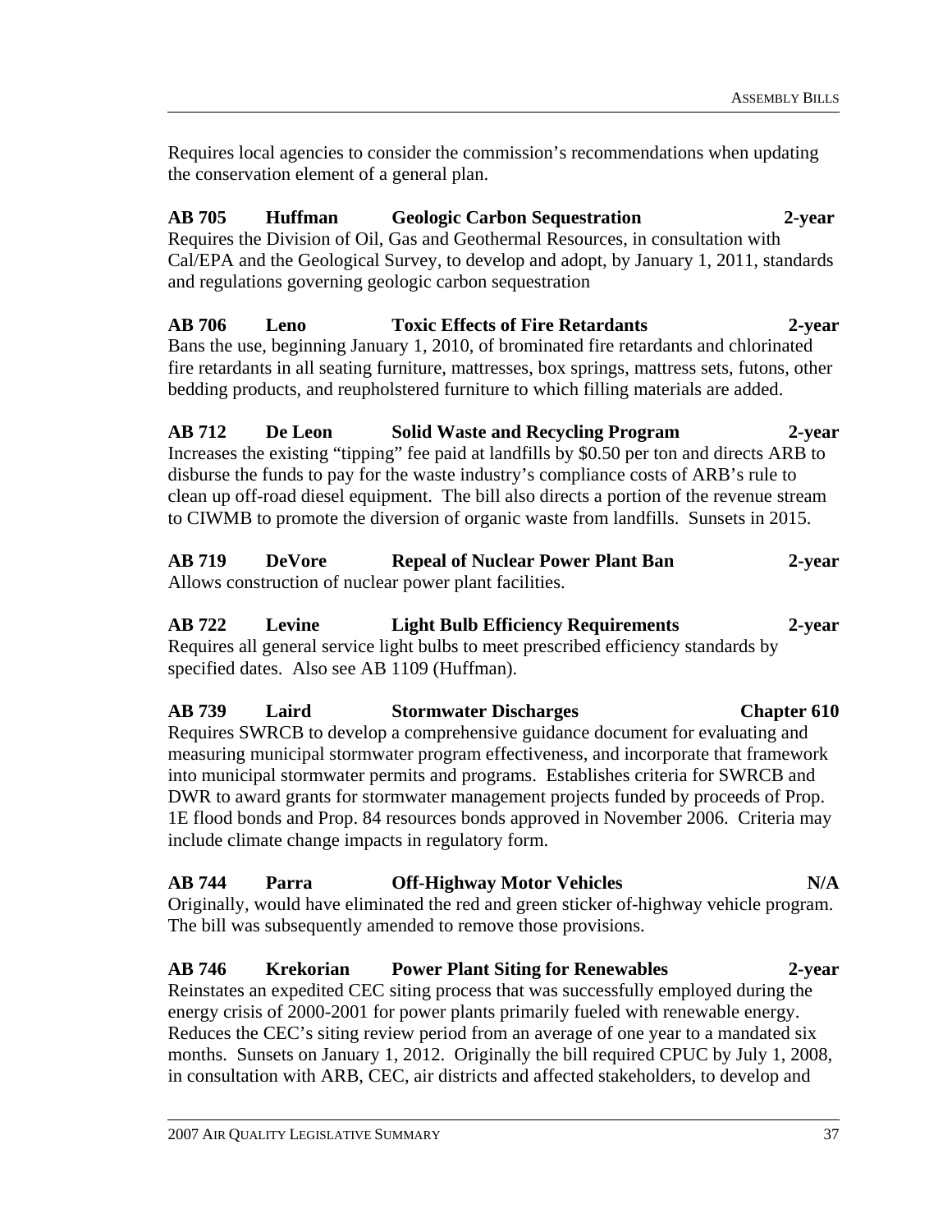Requires local agencies to consider the commission's recommendations when updating the conservation element of a general plan.

**AB 705 Huffman Geologic Carbon Sequestration 2-year**

Requires the Division of Oil, Gas and Geothermal Resources, in consultation with Cal/EPA and the Geological Survey, to develop and adopt, by January 1, 2011, standards and regulations governing geologic carbon sequestration

**AB 706 Leno Toxic Effects of Fire Retardants 2-year**

Bans the use, beginning January 1, 2010, of brominated fire retardants and chlorinated fire retardants in all seating furniture, mattresses, box springs, mattress sets, futons, other bedding products, and reupholstered furniture to which filling materials are added.

**AB 712 De Leon Solid Waste and Recycling Program 2-year**

Increases the existing "tipping" fee paid at landfills by $0.50 per ton and directs ARB to disburse the funds to pay for the waste industry's compliance costs of ARB's rule to clean up off-road diesel equipment. The bill also directs a portion of the revenue stream to CIWMB to promote the diversion of organic waste from landfills. Sunsets in 2015.

**AB 719 DeVore Repeal of Nuclear Power Plant Ban 2-year**

Allows construction of nuclear power plant facilities.

**AB 722 Levine Light Bulb Efficiency Requirements 2-year**

Requires all general service light bulbs to meet prescribed efficiency standards by specified dates. Also see AB 1109 (Huffman).

**AB 739 Laird Stormwater Discharges Chapter 610**

Requires SWRCB to develop a comprehensive guidance document for evaluating and measuring municipal stormwater program effectiveness, and incorporate that framework into municipal stormwater permits and programs. Establishes criteria for SWRCB and DWR to award grants for stormwater management projects funded by proceeds of Prop. 1E flood bonds and Prop. 84 resources bonds approved in November 2006. Criteria may include climate change impacts in regulatory form.

**AB 744 Parra Off-Highway Motor Vehicles N/A**

Originally, would have eliminated the red and green sticker of-highway vehicle program. The bill was subsequently amended to remove those provisions.

**AB 746 Krekorian Power Plant Siting for Renewables 2-year**

Reinstates an expedited CEC siting process that was successfully employed during the energy crisis of 2000-2001 for power plants primarily fueled with renewable energy. Reduces the CEC's siting review period from an average of one year to a mandated six months. Sunsets on January 1, 2012. Originally the bill required CPUC by July 1, 2008, in consultation with ARB, CEC, air districts and affected stakeholders, to develop and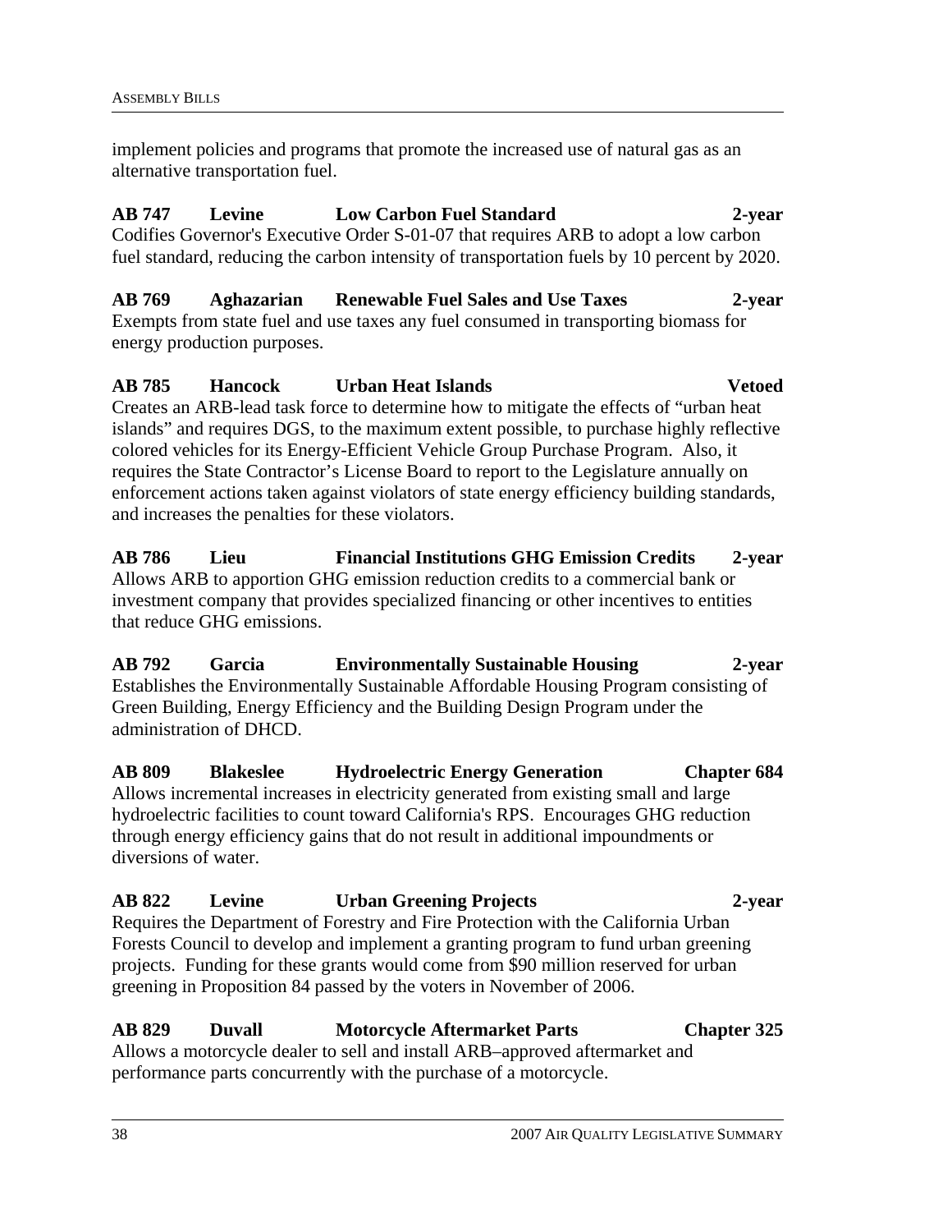implement policies and programs that promote the increased use of natural gas as an alternative transportation fuel.

**AB 747 Levine Low Carbon Fuel Standard 2-year**
Codifies Governor's Executive Order S-01-07 that requires ARB to adopt a low carbon fuel standard, reducing the carbon intensity of transportation fuels by 10 percent by 2020.

**AB 769 Aghazarian Renewable Fuel Sales and Use Taxes 2-year**
Exempts from state fuel and use taxes any fuel consumed in transporting biomass for energy production purposes.

**AB 785 Hancock Urban Heat Islands Vetoed**
Creates an ARB-lead task force to determine how to mitigate the effects of "urban heat islands" and requires DGS, to the maximum extent possible, to purchase highly reflective colored vehicles for its Energy-Efficient Vehicle Group Purchase Program. Also, it requires the State Contractor's License Board to report to the Legislature annually on enforcement actions taken against violators of state energy efficiency building standards, and increases the penalties for these violators.

**AB 786 Lieu Financial Institutions GHG Emission Credits 2-year**
Allows ARB to apportion GHG emission reduction credits to a commercial bank or investment company that provides specialized financing or other incentives to entities that reduce GHG emissions.

**AB 792 Garcia Environmentally Sustainable Housing 2-year**
Establishes the Environmentally Sustainable Affordable Housing Program consisting of Green Building, Energy Efficiency and the Building Design Program under the administration of DHCD.

**AB 809 Blakeslee Hydroelectric Energy Generation Chapter 684**
Allows incremental increases in electricity generated from existing small and large hydroelectric facilities to count toward California's RPS. Encourages GHG reduction through energy efficiency gains that do not result in additional impoundments or diversions of water.

**AB 822 Levine Urban Greening Projects 2-year**
Requires the Department of Forestry and Fire Protection with the California Urban Forests Council to develop and implement a granting program to fund urban greening projects. Funding for these grants would come from $90 million reserved for urban greening in Proposition 84 passed by the voters in November of 2006.

**AB 829 Duvall Motorcycle Aftermarket Parts Chapter 325**
Allows a motorcycle dealer to sell and install ARB–approved aftermarket and performance parts concurrently with the purchase of a motorcycle.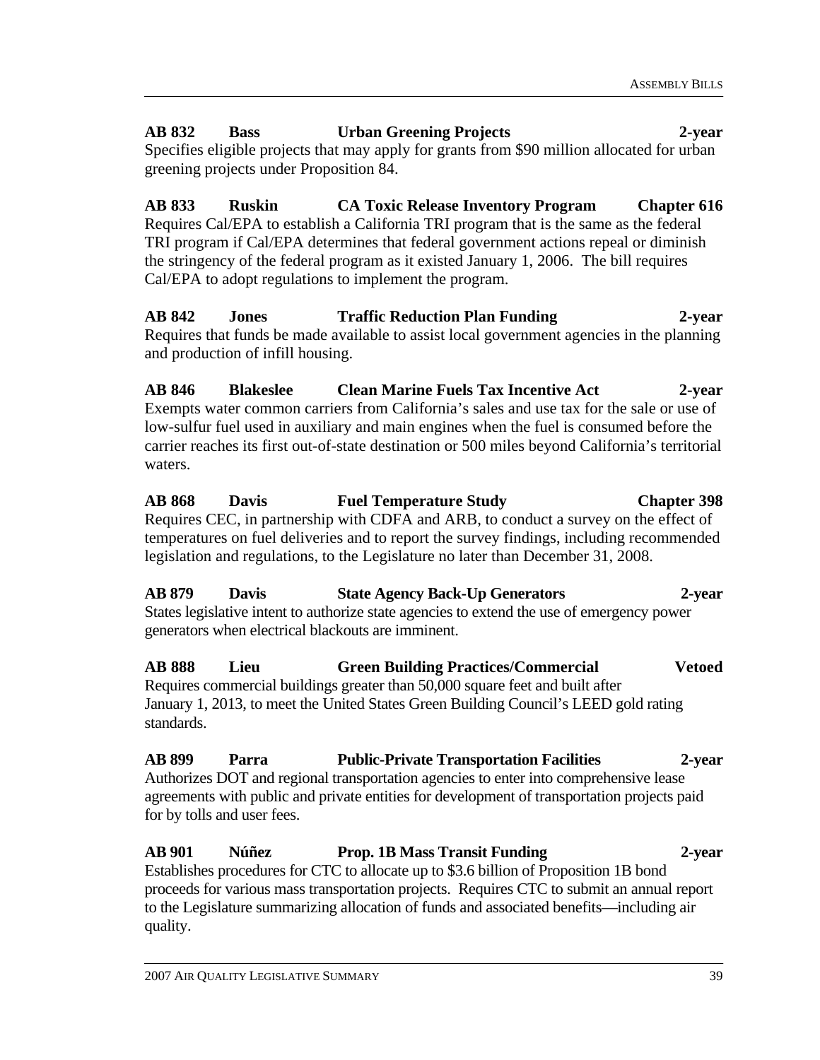**AB 832 Bass Urban Greening Projects 2-year**
Specifies eligible projects that may apply for grants from $90 million allocated for urban greening projects under Proposition 84.

**AB 833 Ruskin CA Toxic Release Inventory Program Chapter 616**
Requires Cal/EPA to establish a California TRI program that is the same as the federal TRI program if Cal/EPA determines that federal government actions repeal or diminish the stringency of the federal program as it existed January 1, 2006. The bill requires Cal/EPA to adopt regulations to implement the program.

**AB 842 Jones Traffic Reduction Plan Funding 2-year**
Requires that funds be made available to assist local government agencies in the planning and production of infill housing.

**AB 846 Blakeslee Clean Marine Fuels Tax Incentive Act 2-year**
Exempts water common carriers from California's sales and use tax for the sale or use of low-sulfur fuel used in auxiliary and main engines when the fuel is consumed before the carrier reaches its first out-of-state destination or 500 miles beyond California's territorial waters.

**AB 868 Davis Fuel Temperature Study Chapter 398**
Requires CEC, in partnership with CDFA and ARB, to conduct a survey on the effect of temperatures on fuel deliveries and to report the survey findings, including recommended legislation and regulations, to the Legislature no later than December 31, 2008.

**AB 879 Davis State Agency Back-Up Generators 2-year**
States legislative intent to authorize state agencies to extend the use of emergency power generators when electrical blackouts are imminent.

**AB 888 Lieu Green Building Practices/Commercial Vetoed**
Requires commercial buildings greater than 50,000 square feet and built after January 1, 2013, to meet the United States Green Building Council's LEED gold rating standards.

**AB 899 Parra Public-Private Transportation Facilities 2-year**
Authorizes DOT and regional transportation agencies to enter into comprehensive lease agreements with public and private entities for development of transportation projects paid for by tolls and user fees.

**AB 901 Núñez Prop. 1B Mass Transit Funding 2-year**
Establishes procedures for CTC to allocate up to $3.6 billion of Proposition 1B bond proceeds for various mass transportation projects. Requires CTC to submit an annual report to the Legislature summarizing allocation of funds and associated benefits—including air quality.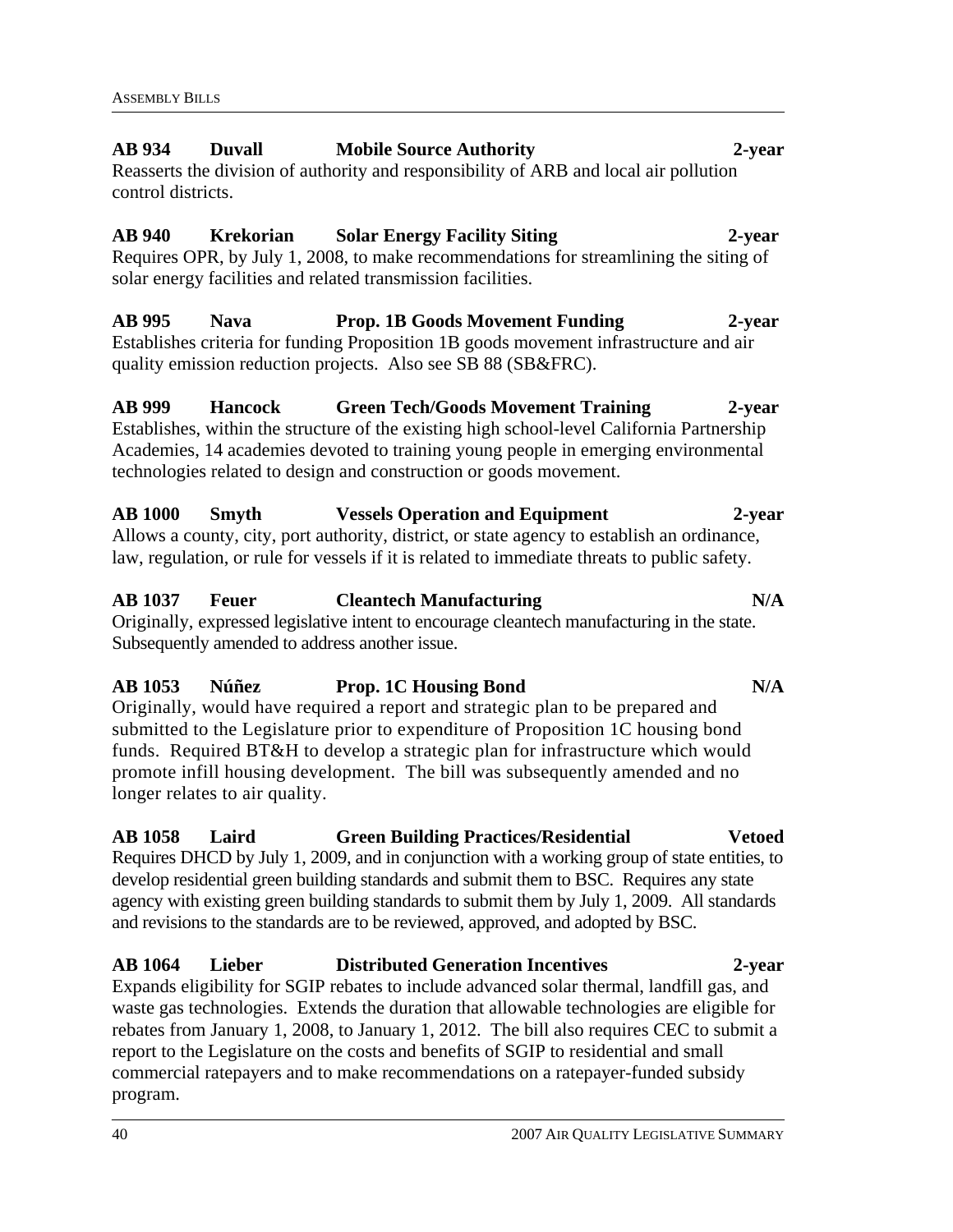**AB 934 Duvall Mobile Source Authority 2-year**
Reasserts the division of authority and responsibility of ARB and local air pollution control districts.

**AB 940 Krekorian Solar Energy Facility Siting 2-year**
Requires OPR, by July 1, 2008, to make recommendations for streamlining the siting of solar energy facilities and related transmission facilities.

**AB 995 Nava Prop. 1B Goods Movement Funding 2-year**
Establishes criteria for funding Proposition 1B goods movement infrastructure and air quality emission reduction projects. Also see SB 88 (SB&FRC).

**AB 999 Hancock Green Tech/Goods Movement Training 2-year**
Establishes, within the structure of the existing high school-level California Partnership Academies, 14 academies devoted to training young people in emerging environmental technologies related to design and construction or goods movement.

**AB 1000 Smyth Vessels Operation and Equipment 2-year**
Allows a county, city, port authority, district, or state agency to establish an ordinance, law, regulation, or rule for vessels if it is related to immediate threats to public safety.

**AB 1037 Feuer Cleantech Manufacturing N/A**
Originally, expressed legislative intent to encourage cleantech manufacturing in the state. Subsequently amended to address another issue.

**AB 1053 Núñez Prop. 1C Housing Bond N/A**
Originally, would have required a report and strategic plan to be prepared and submitted to the Legislature prior to expenditure of Proposition 1C housing bond funds. Required BT&H to develop a strategic plan for infrastructure which would promote infill housing development. The bill was subsequently amended and no longer relates to air quality.

**AB 1058 Laird Green Building Practices/Residential Vetoed**
Requires DHCD by July 1, 2009, and in conjunction with a working group of state entities, to develop residential green building standards and submit them to BSC. Requires any state agency with existing green building standards to submit them by July 1, 2009. All standards and revisions to the standards are to be reviewed, approved, and adopted by BSC.

**AB 1064 Lieber Distributed Generation Incentives 2-year**
Expands eligibility for SGIP rebates to include advanced solar thermal, landfill gas, and waste gas technologies. Extends the duration that allowable technologies are eligible for rebates from January 1, 2008, to January 1, 2012. The bill also requires CEC to submit a report to the Legislature on the costs and benefits of SGIP to residential and small commercial ratepayers and to make recommendations on a ratepayer-funded subsidy program.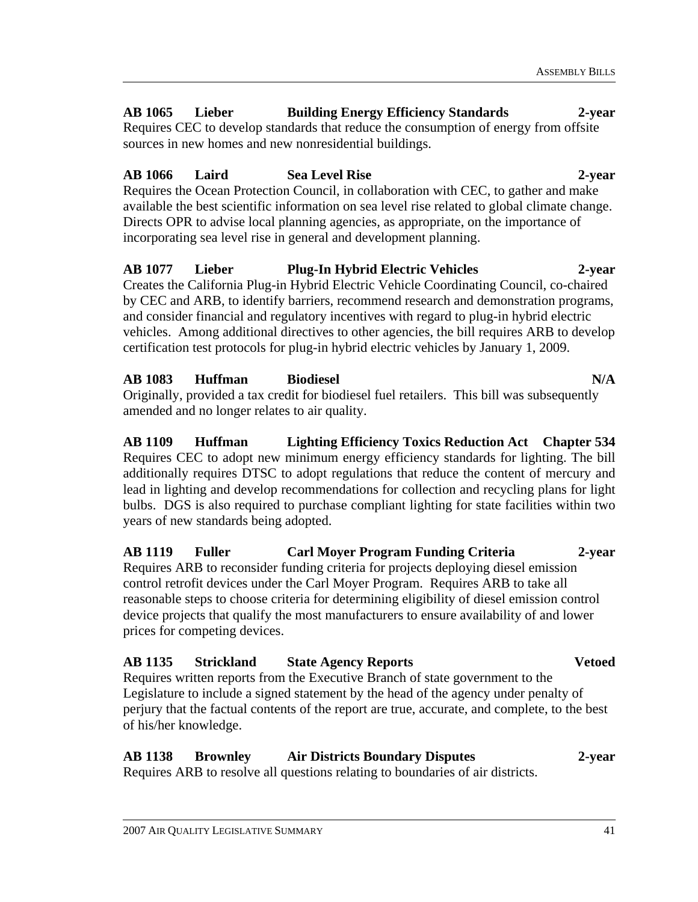**AB 1065 Lieber Building Energy Efficiency Standards 2-year**
Requires CEC to develop standards that reduce the consumption of energy from offsite sources in new homes and new nonresidential buildings.

**AB 1066 Laird Sea Level Rise 2-year**
Requires the Ocean Protection Council, in collaboration with CEC, to gather and make available the best scientific information on sea level rise related to global climate change. Directs OPR to advise local planning agencies, as appropriate, on the importance of incorporating sea level rise in general and development planning.

**AB 1077 Lieber Plug-In Hybrid Electric Vehicles 2-year**
Creates the California Plug-in Hybrid Electric Vehicle Coordinating Council, co-chaired by CEC and ARB, to identify barriers, recommend research and demonstration programs, and consider financial and regulatory incentives with regard to plug-in hybrid electric vehicles. Among additional directives to other agencies, the bill requires ARB to develop certification test protocols for plug-in hybrid electric vehicles by January 1, 2009.

**AB 1083 Huffman Biodiesel N/A**
Originally, provided a tax credit for biodiesel fuel retailers. This bill was subsequently amended and no longer relates to air quality.

**AB 1109 Huffman Lighting Efficiency Toxics Reduction Act Chapter 534**
Requires CEC to adopt new minimum energy efficiency standards for lighting. The bill additionally requires DTSC to adopt regulations that reduce the content of mercury and lead in lighting and develop recommendations for collection and recycling plans for light bulbs. DGS is also required to purchase compliant lighting for state facilities within two years of new standards being adopted.

**AB 1119 Fuller Carl Moyer Program Funding Criteria 2-year**
Requires ARB to reconsider funding criteria for projects deploying diesel emission control retrofit devices under the Carl Moyer Program. Requires ARB to take all reasonable steps to choose criteria for determining eligibility of diesel emission control device projects that qualify the most manufacturers to ensure availability of and lower prices for competing devices.

**AB 1135 Strickland State Agency Reports Vetoed**
Requires written reports from the Executive Branch of state government to the Legislature to include a signed statement by the head of the agency under penalty of perjury that the factual contents of the report are true, accurate, and complete, to the best of his/her knowledge.

**AB 1138 Brownley Air Districts Boundary Disputes 2-year**
Requires ARB to resolve all questions relating to boundaries of air districts.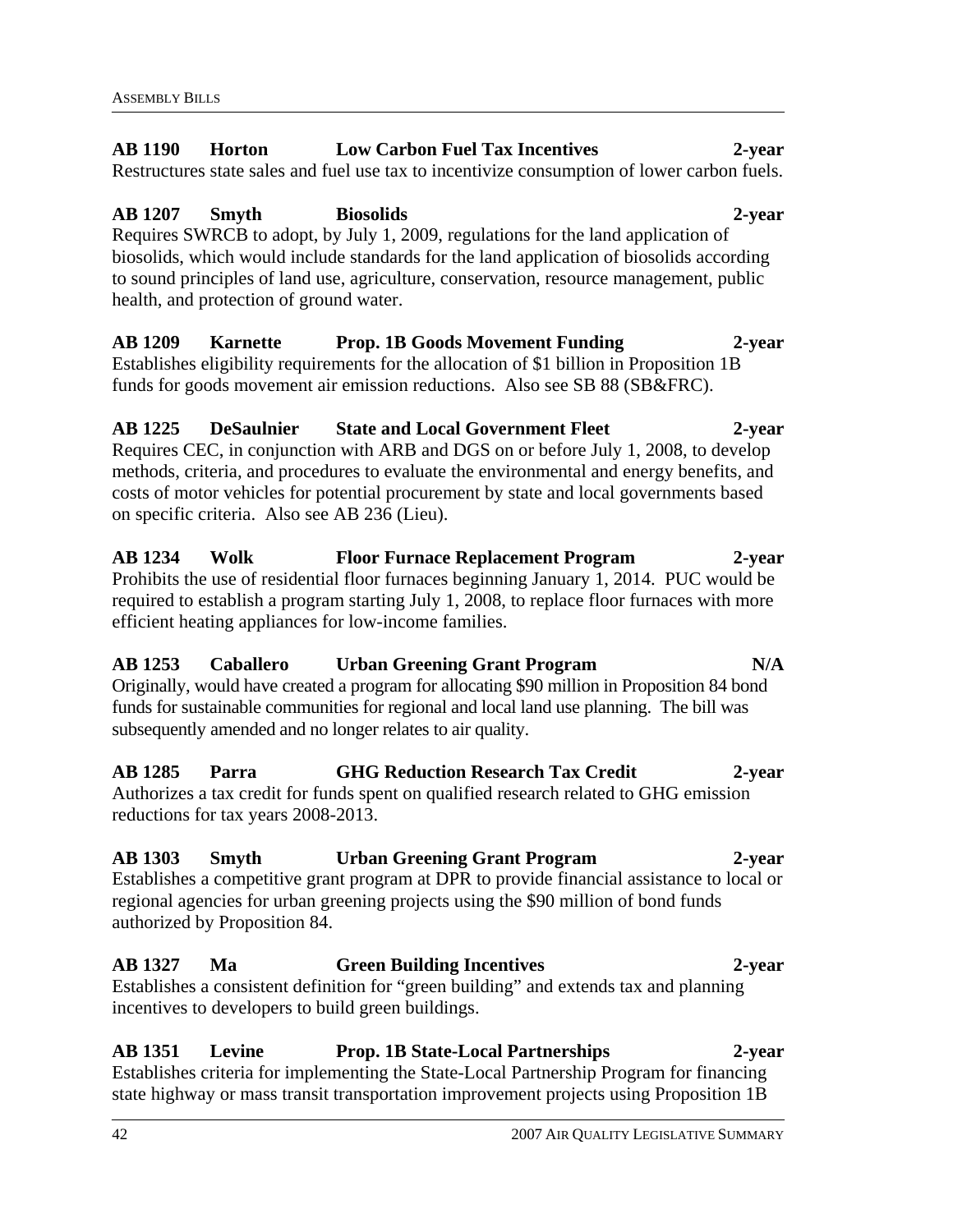**AB 1190 Horton Low Carbon Fuel Tax Incentives 2-year**
Restructures state sales and fuel use tax to incentivize consumption of lower carbon fuels.

**AB 1207 Smyth Biosolids 2-year**
Requires SWRCB to adopt, by July 1, 2009, regulations for the land application of biosolids, which would include standards for the land application of biosolids according to sound principles of land use, agriculture, conservation, resource management, public health, and protection of ground water.

**AB 1209 Karnette Prop. 1B Goods Movement Funding 2-year**
Establishes eligibility requirements for the allocation of $1 billion in Proposition 1B funds for goods movement air emission reductions. Also see SB 88 (SB&FRC).

**AB 1225 DeSaulnier State and Local Government Fleet 2-year**
Requires CEC, in conjunction with ARB and DGS on or before July 1, 2008, to develop methods, criteria, and procedures to evaluate the environmental and energy benefits, and costs of motor vehicles for potential procurement by state and local governments based on specific criteria. Also see AB 236 (Lieu).

**AB 1234 Wolk Floor Furnace Replacement Program 2-year**
Prohibits the use of residential floor furnaces beginning January 1, 2014. PUC would be required to establish a program starting July 1, 2008, to replace floor furnaces with more efficient heating appliances for low-income families.

**AB 1253 Caballero Urban Greening Grant Program N/A**
Originally, would have created a program for allocating $90 million in Proposition 84 bond funds for sustainable communities for regional and local land use planning. The bill was subsequently amended and no longer relates to air quality.

**AB 1285 Parra GHG Reduction Research Tax Credit 2-year**
Authorizes a tax credit for funds spent on qualified research related to GHG emission reductions for tax years 2008-2013.

**AB 1303 Smyth Urban Greening Grant Program 2-year**
Establishes a competitive grant program at DPR to provide financial assistance to local or regional agencies for urban greening projects using the $90 million of bond funds authorized by Proposition 84.

**AB 1327 Ma Green Building Incentives 2-year**
Establishes a consistent definition for "green building" and extends tax and planning incentives to developers to build green buildings.

**AB 1351 Levine Prop. 1B State-Local Partnerships 2-year**
Establishes criteria for implementing the State-Local Partnership Program for financing state highway or mass transit transportation improvement projects using Proposition 1B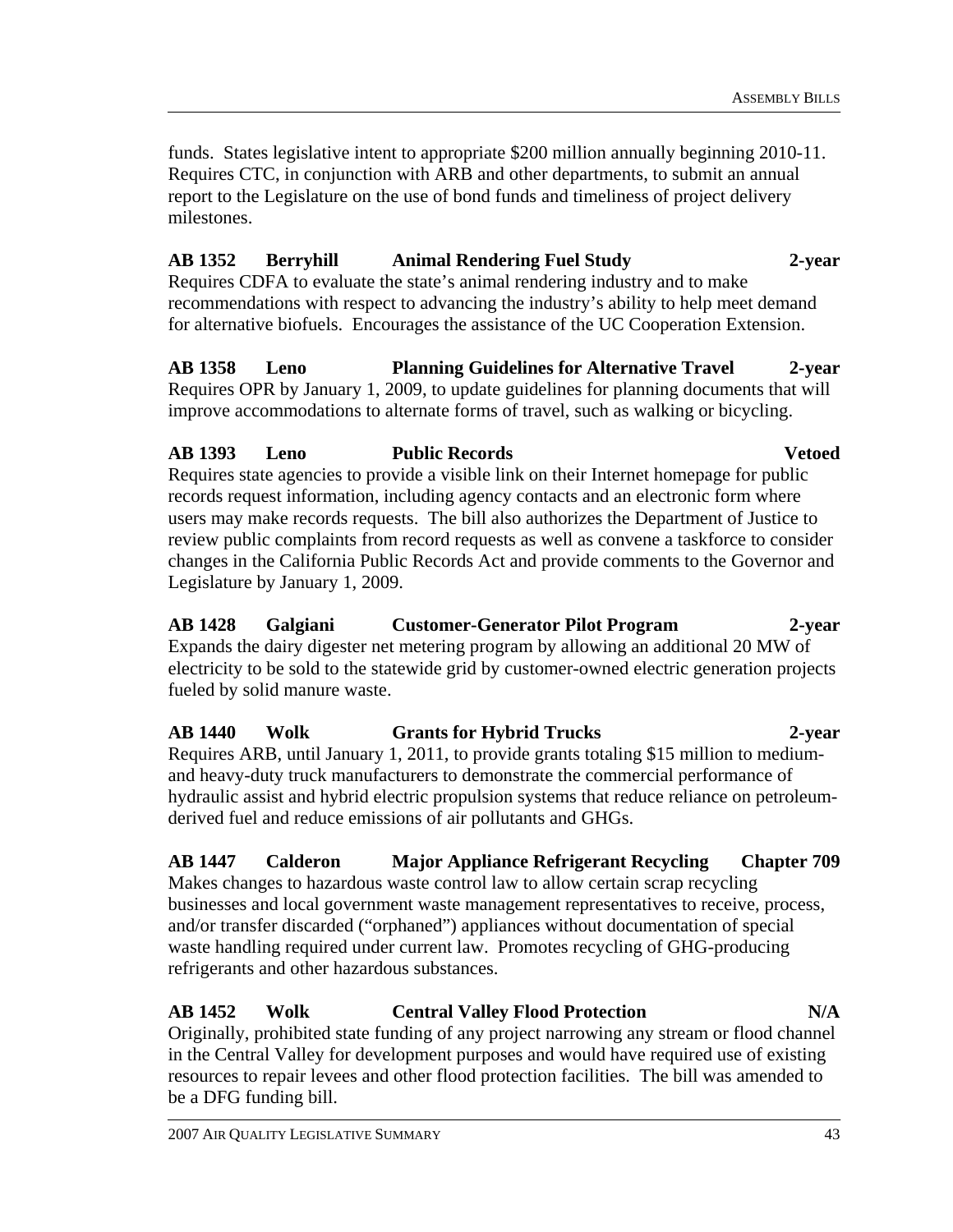funds. States legislative intent to appropriate $200 million annually beginning 2010-11. Requires CTC, in conjunction with ARB and other departments, to submit an annual report to the Legislature on the use of bond funds and timeliness of project delivery milestones.

**AB 1352 Berryhill Animal Rendering Fuel Study 2-year**

Requires CDFA to evaluate the state's animal rendering industry and to make recommendations with respect to advancing the industry's ability to help meet demand for alternative biofuels. Encourages the assistance of the UC Cooperation Extension.

**AB 1358 Leno Planning Guidelines for Alternative Travel 2-year**

Requires OPR by January 1, 2009, to update guidelines for planning documents that will improve accommodations to alternate forms of travel, such as walking or bicycling.

**AB 1393 Leno Public Records Vetoed**

Requires state agencies to provide a visible link on their Internet homepage for public records request information, including agency contacts and an electronic form where users may make records requests. The bill also authorizes the Department of Justice to review public complaints from record requests as well as convene a taskforce to consider changes in the California Public Records Act and provide comments to the Governor and Legislature by January 1, 2009.

**AB 1428 Galgiani Customer-Generator Pilot Program 2-year**

Expands the dairy digester net metering program by allowing an additional 20 MW of electricity to be sold to the statewide grid by customer-owned electric generation projects fueled by solid manure waste.

**AB 1440 Wolk Grants for Hybrid Trucks 2-year**

Requires ARB, until January 1, 2011, to provide grants totaling $15 million to medium- and heavy-duty truck manufacturers to demonstrate the commercial performance of hydraulic assist and hybrid electric propulsion systems that reduce reliance on petroleum-derived fuel and reduce emissions of air pollutants and GHGs.

**AB 1447 Calderon Major Appliance Refrigerant Recycling Chapter 709**

Makes changes to hazardous waste control law to allow certain scrap recycling businesses and local government waste management representatives to receive, process, and/or transfer discarded ("orphaned") appliances without documentation of special waste handling required under current law. Promotes recycling of GHG-producing refrigerants and other hazardous substances.

**AB 1452 Wolk Central Valley Flood Protection N/A**

Originally, prohibited state funding of any project narrowing any stream or flood channel in the Central Valley for development purposes and would have required use of existing resources to repair levees and other flood protection facilities. The bill was amended to be a DFG funding bill.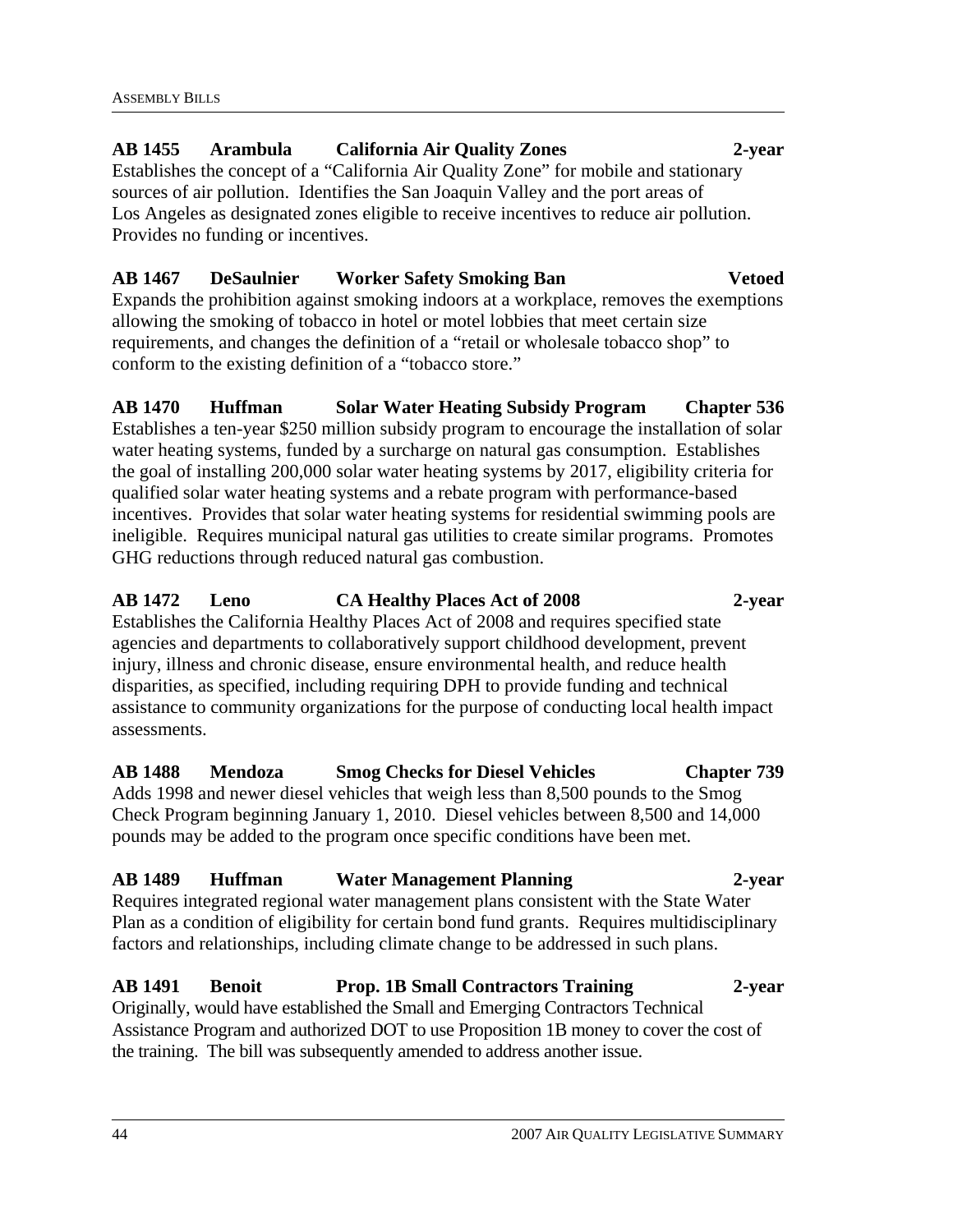**AB 1455 Arambula California Air Quality Zones 2-year**

Establishes the concept of a "California Air Quality Zone" for mobile and stationary sources of air pollution. Identifies the San Joaquin Valley and the port areas of Los Angeles as designated zones eligible to receive incentives to reduce air pollution. Provides no funding or incentives.

**AB 1467 DeSaulnier Worker Safety Smoking Ban Vetoed**

Expands the prohibition against smoking indoors at a workplace, removes the exemptions allowing the smoking of tobacco in hotel or motel lobbies that meet certain size requirements, and changes the definition of a "retail or wholesale tobacco shop" to conform to the existing definition of a "tobacco store."

**AB 1470 Huffman Solar Water Heating Subsidy Program Chapter 536**

Establishes a ten-year $250 million subsidy program to encourage the installation of solar water heating systems, funded by a surcharge on natural gas consumption. Establishes the goal of installing 200,000 solar water heating systems by 2017, eligibility criteria for qualified solar water heating systems and a rebate program with performance-based incentives. Provides that solar water heating systems for residential swimming pools are ineligible. Requires municipal natural gas utilities to create similar programs. Promotes GHG reductions through reduced natural gas combustion.

**AB 1472 Leno CA Healthy Places Act of 2008 2-year**

Establishes the California Healthy Places Act of 2008 and requires specified state agencies and departments to collaboratively support childhood development, prevent injury, illness and chronic disease, ensure environmental health, and reduce health disparities, as specified, including requiring DPH to provide funding and technical assistance to community organizations for the purpose of conducting local health impact assessments.

**AB 1488 Mendoza Smog Checks for Diesel Vehicles Chapter 739**

Adds 1998 and newer diesel vehicles that weigh less than 8,500 pounds to the Smog Check Program beginning January 1, 2010. Diesel vehicles between 8,500 and 14,000 pounds may be added to the program once specific conditions have been met.

**AB 1489 Huffman Water Management Planning 2-year**

Requires integrated regional water management plans consistent with the State Water Plan as a condition of eligibility for certain bond fund grants. Requires multidisciplinary factors and relationships, including climate change to be addressed in such plans.

**AB 1491 Benoit Prop. 1B Small Contractors Training 2-year**

Originally, would have established the Small and Emerging Contractors Technical Assistance Program and authorized DOT to use Proposition 1B money to cover the cost of the training. The bill was subsequently amended to address another issue.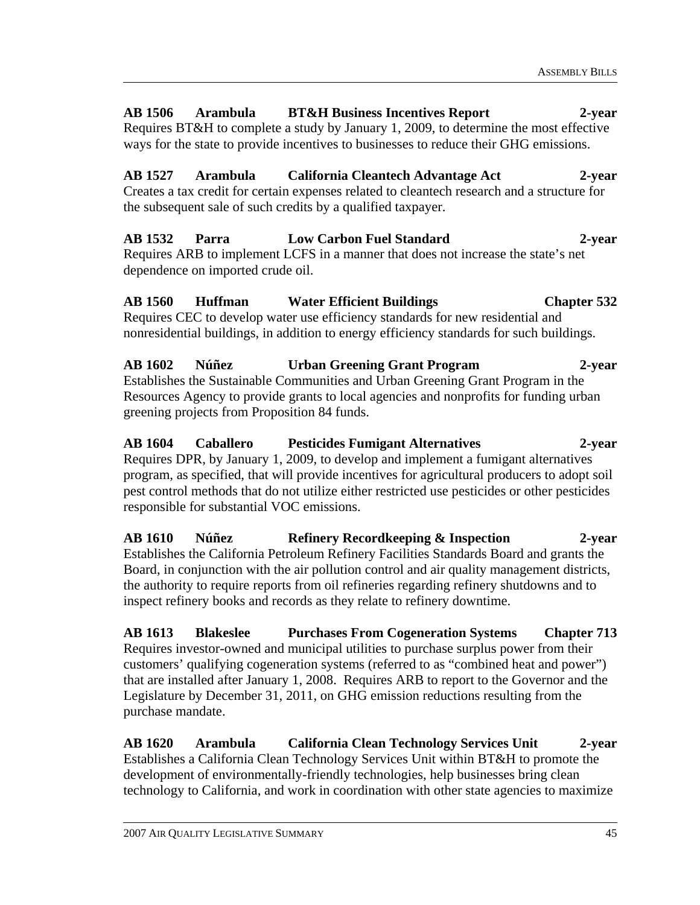**AB 1506 Arambula BT&H Business Incentives Report 2-year**
Requires BT&H to complete a study by January 1, 2009, to determine the most effective ways for the state to provide incentives to businesses to reduce their GHG emissions.

**AB 1527 Arambula California Cleantech Advantage Act 2-year**
Creates a tax credit for certain expenses related to cleantech research and a structure for the subsequent sale of such credits by a qualified taxpayer.

**AB 1532 Parra Low Carbon Fuel Standard 2-year**
Requires ARB to implement LCFS in a manner that does not increase the state's net dependence on imported crude oil.

**AB 1560 Huffman Water Efficient Buildings Chapter 532**
Requires CEC to develop water use efficiency standards for new residential and nonresidential buildings, in addition to energy efficiency standards for such buildings.

**AB 1602 Núñez Urban Greening Grant Program 2-year**
Establishes the Sustainable Communities and Urban Greening Grant Program in the Resources Agency to provide grants to local agencies and nonprofits for funding urban greening projects from Proposition 84 funds.

**AB 1604 Caballero Pesticides Fumigant Alternatives 2-year**
Requires DPR, by January 1, 2009, to develop and implement a fumigant alternatives program, as specified, that will provide incentives for agricultural producers to adopt soil pest control methods that do not utilize either restricted use pesticides or other pesticides responsible for substantial VOC emissions.

**AB 1610 Núñez Refinery Recordkeeping & Inspection 2-year**
Establishes the California Petroleum Refinery Facilities Standards Board and grants the Board, in conjunction with the air pollution control and air quality management districts, the authority to require reports from oil refineries regarding refinery shutdowns and to inspect refinery books and records as they relate to refinery downtime.

**AB 1613 Blakeslee Purchases From Cogeneration Systems Chapter 713**
Requires investor-owned and municipal utilities to purchase surplus power from their customers' qualifying cogeneration systems (referred to as "combined heat and power") that are installed after January 1, 2008. Requires ARB to report to the Governor and the Legislature by December 31, 2011, on GHG emission reductions resulting from the purchase mandate.

**AB 1620 Arambula California Clean Technology Services Unit 2-year**
Establishes a California Clean Technology Services Unit within BT&H to promote the development of environmentally-friendly technologies, help businesses bring clean technology to California, and work in coordination with other state agencies to maximize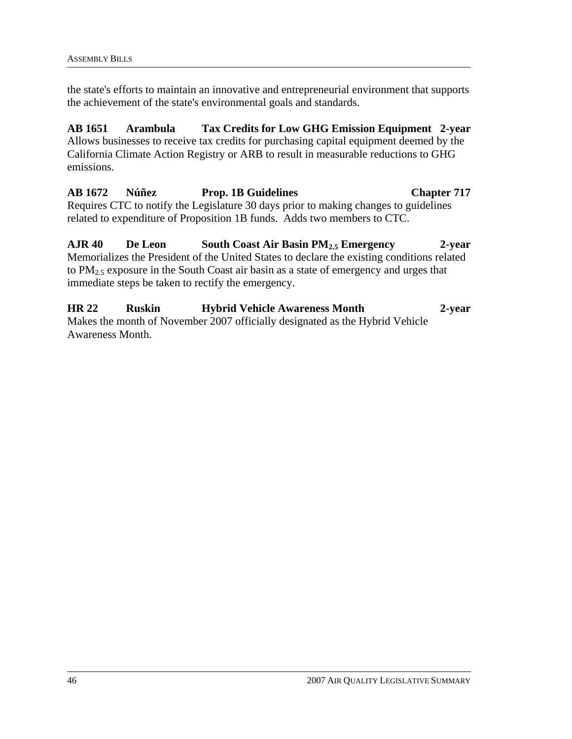the state's efforts to maintain an innovative and entrepreneurial environment that supports the achievement of the state's environmental goals and standards.

**AB 1651 Arambula Tax Credits for Low GHG Emission Equipment 2-year**
Allows businesses to receive tax credits for purchasing capital equipment deemed by the California Climate Action Registry or ARB to result in measurable reductions to GHG emissions.

**AB 1672 Núñez Prop. 1B Guidelines Chapter 717**
Requires CTC to notify the Legislature 30 days prior to making changes to guidelines related to expenditure of Proposition 1B funds. Adds two members to CTC.

**AJR 40 De Leon South Coast Air Basin $PM_{2.5}$ Emergency 2-year**
Memorializes the President of the United States to declare the existing conditions related to $PM_{2.5}$ exposure in the South Coast air basin as a state of emergency and urges that immediate steps be taken to rectify the emergency.

**HR 22 Ruskin Hybrid Vehicle Awareness Month 2-year**
Makes the month of November 2007 officially designated as the Hybrid Vehicle Awareness Month.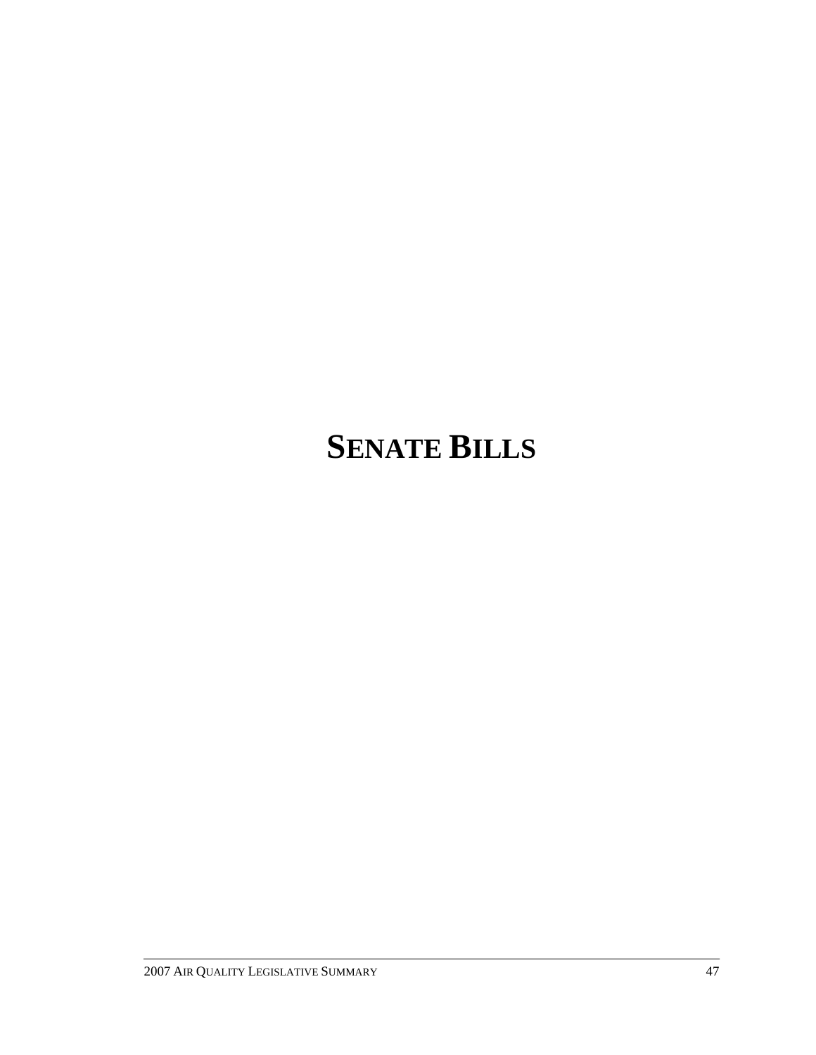# SENATE BILLS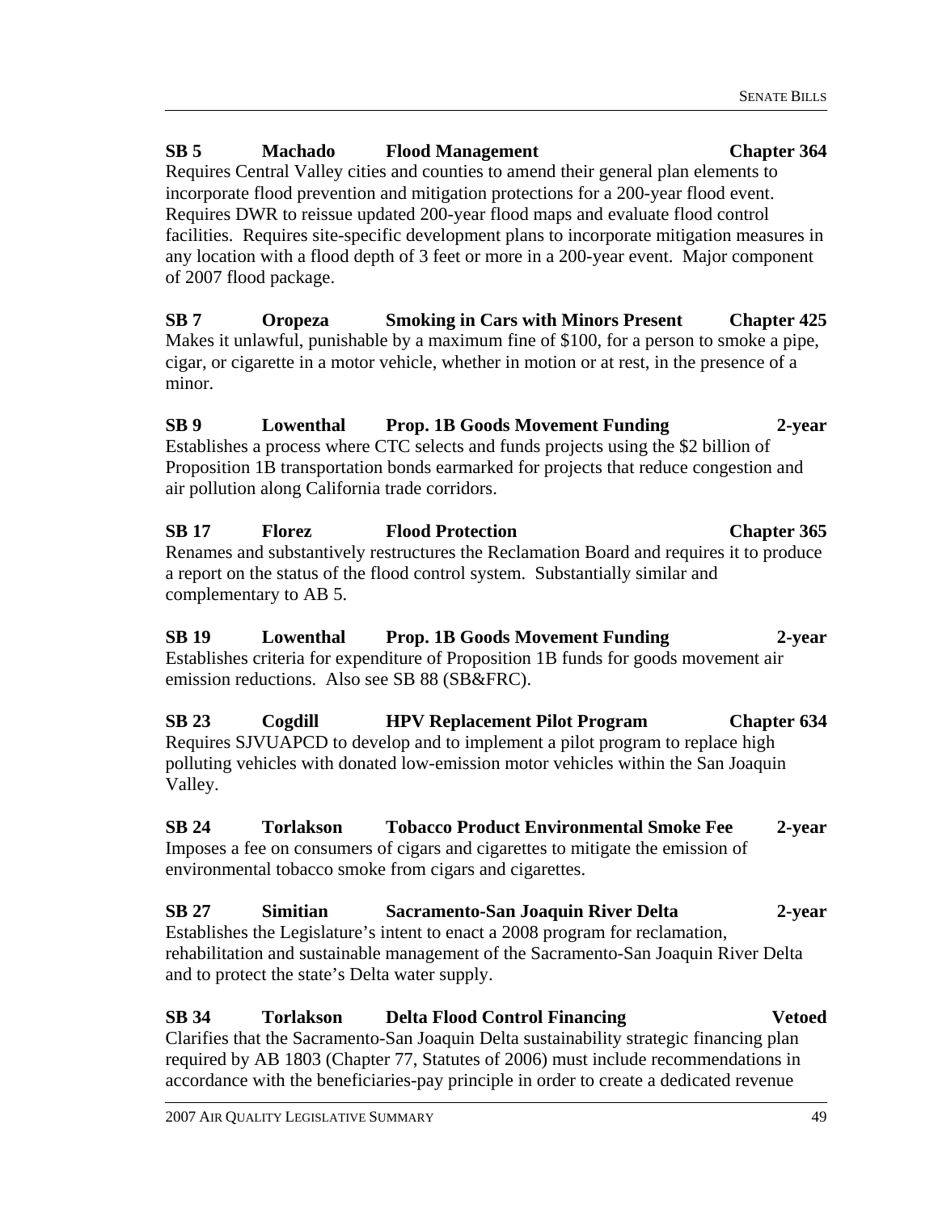**SB 5 Machado Flood Management Chapter 364**

Requires Central Valley cities and counties to amend their general plan elements to incorporate flood prevention and mitigation protections for a 200-year flood event. Requires DWR to reissue updated 200-year flood maps and evaluate flood control facilities. Requires site-specific development plans to incorporate mitigation measures in any location with a flood depth of 3 feet or more in a 200-year event. Major component of 2007 flood package.

**SB 7 Oropeza Smoking in Cars with Minors Present Chapter 425**

Makes it unlawful, punishable by a maximum fine of $100, for a person to smoke a pipe, cigar, or cigarette in a motor vehicle, whether in motion or at rest, in the presence of a minor.

**SB 9 Lowenthal Prop. 1B Goods Movement Funding 2-year**

Establishes a process where CTC selects and funds projects using the $2 billion of Proposition 1B transportation bonds earmarked for projects that reduce congestion and air pollution along California trade corridors.

**SB 17 Florez Flood Protection Chapter 365**

Renames and substantively restructures the Reclamation Board and requires it to produce a report on the status of the flood control system. Substantially similar and complementary to AB 5.

**SB 19 Lowenthal Prop. 1B Goods Movement Funding 2-year**

Establishes criteria for expenditure of Proposition 1B funds for goods movement air emission reductions. Also see SB 88 (SB&FRC).

**SB 23 Cogdill HPV Replacement Pilot Program Chapter 634**

Requires SJVUAPCD to develop and to implement a pilot program to replace high polluting vehicles with donated low-emission motor vehicles within the San Joaquin Valley.

**SB 24 Torlakson Tobacco Product Environmental Smoke Fee 2-year**

Imposes a fee on consumers of cigars and cigarettes to mitigate the emission of environmental tobacco smoke from cigars and cigarettes.

**SB 27 Simitian Sacramento-San Joaquin River Delta 2-year**

Establishes the Legislature's intent to enact a 2008 program for reclamation, rehabilitation and sustainable management of the Sacramento-San Joaquin River Delta and to protect the state's Delta water supply.

**SB 34 Torlakson Delta Flood Control Financing Vetoed**

Clarifies that the Sacramento-San Joaquin Delta sustainability strategic financing plan required by AB 1803 (Chapter 77, Statutes of 2006) must include recommendations in accordance with the beneficiaries-pay principle in order to create a dedicated revenue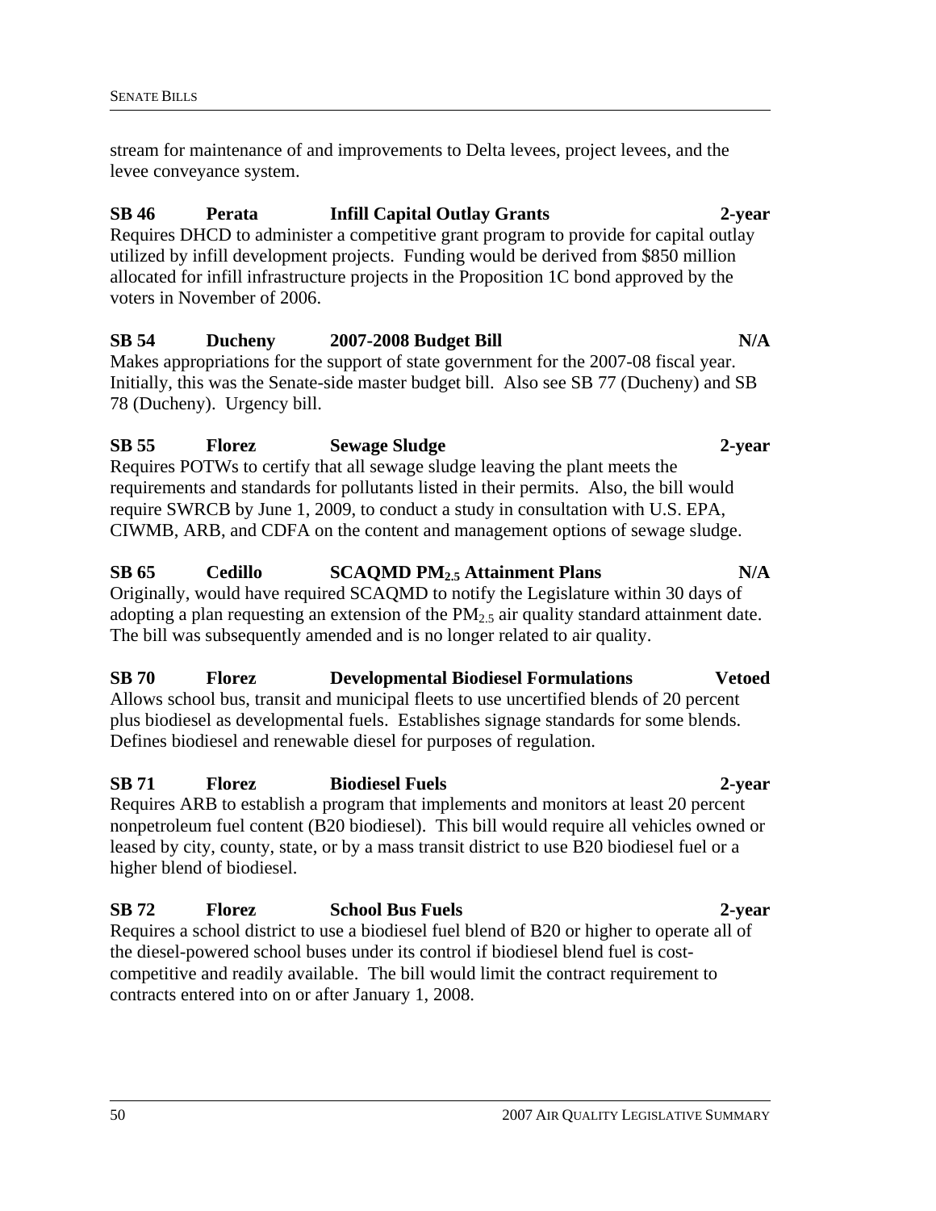stream for maintenance of and improvements to Delta levees, project levees, and the levee conveyance system.

**SB 46 Perata Infill Capital Outlay Grants 2-year**

Requires DHCD to administer a competitive grant program to provide for capital outlay utilized by infill development projects. Funding would be derived from $850 million allocated for infill infrastructure projects in the Proposition 1C bond approved by the voters in November of 2006.

**SB 54 Ducheny 2007-2008 Budget Bill N/A**

Makes appropriations for the support of state government for the 2007-08 fiscal year. Initially, this was the Senate-side master budget bill. Also see SB 77 (Ducheny) and SB 78 (Ducheny). Urgency bill.

**SB 55 Florez Sewage Sludge 2-year**

Requires POTWs to certify that all sewage sludge leaving the plant meets the requirements and standards for pollutants listed in their permits. Also, the bill would require SWRCB by June 1, 2009, to conduct a study in consultation with U.S. EPA, CIWMB, ARB, and CDFA on the content and management options of sewage sludge.

**SB 65 Cedillo SCAQMD $PM_{2.5}$ Attainment Plans N/A**

Originally, would have required SCAQMD to notify the Legislature within 30 days of adopting a plan requesting an extension of the $PM_{2.5}$ air quality standard attainment date. The bill was subsequently amended and is no longer related to air quality.

**SB 70 Florez Developmental Biodiesel Formulations Vetoed**

Allows school bus, transit and municipal fleets to use uncertified blends of 20 percent plus biodiesel as developmental fuels. Establishes signage standards for some blends. Defines biodiesel and renewable diesel for purposes of regulation.

**SB 71 Florez Biodiesel Fuels 2-year**

Requires ARB to establish a program that implements and monitors at least 20 percent nonpetroleum fuel content (B20 biodiesel). This bill would require all vehicles owned or leased by city, county, state, or by a mass transit district to use B20 biodiesel fuel or a higher blend of biodiesel.

**SB 72 Florez School Bus Fuels 2-year**

Requires a school district to use a biodiesel fuel blend of B20 or higher to operate all of the diesel-powered school buses under its control if biodiesel blend fuel is cost-competitive and readily available. The bill would limit the contract requirement to contracts entered into on or after January 1, 2008.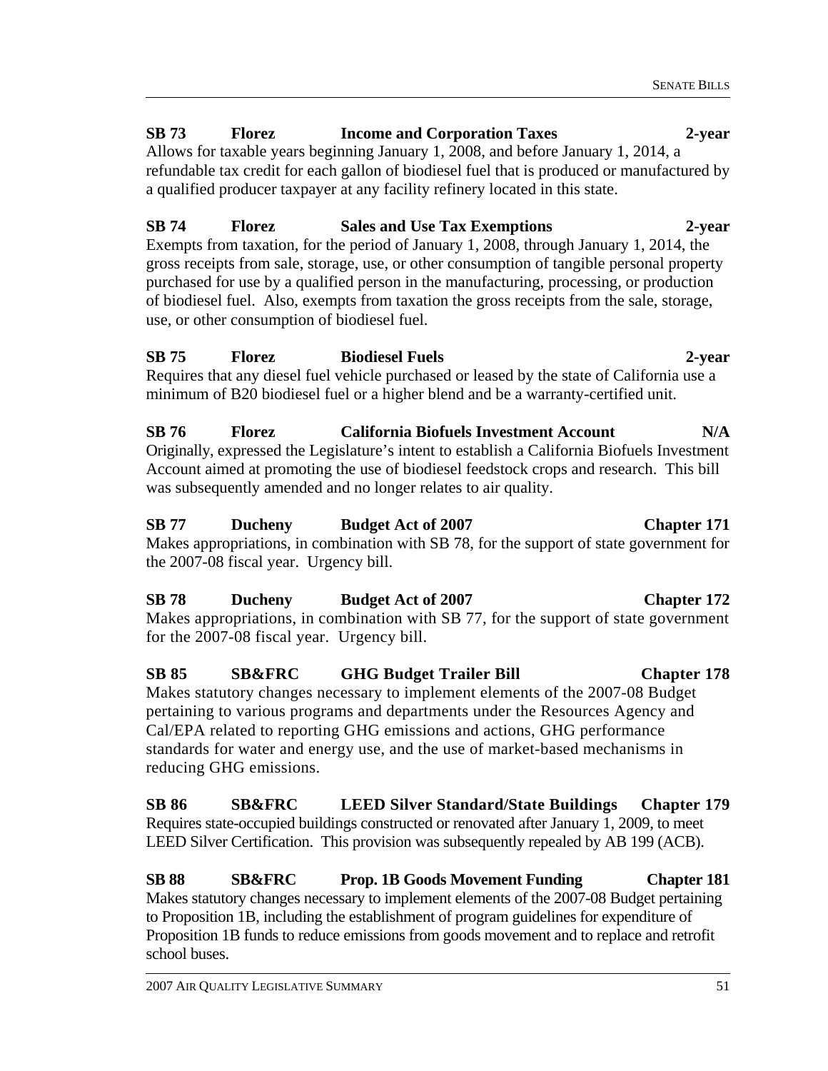**SB 73 Florez Income and Corporation Taxes 2-year**

Allows for taxable years beginning January 1, 2008, and before January 1, 2014, a refundable tax credit for each gallon of biodiesel fuel that is produced or manufactured by a qualified producer taxpayer at any facility refinery located in this state.

**SB 74 Florez Sales and Use Tax Exemptions 2-year**

Exempts from taxation, for the period of January 1, 2008, through January 1, 2014, the gross receipts from sale, storage, use, or other consumption of tangible personal property purchased for use by a qualified person in the manufacturing, processing, or production of biodiesel fuel. Also, exempts from taxation the gross receipts from the sale, storage, use, or other consumption of biodiesel fuel.

**SB 75 Florez Biodiesel Fuels 2-year**

Requires that any diesel fuel vehicle purchased or leased by the state of California use a minimum of B20 biodiesel fuel or a higher blend and be a warranty-certified unit.

**SB 76 Florez California Biofuels Investment Account N/A**

Originally, expressed the Legislature's intent to establish a California Biofuels Investment Account aimed at promoting the use of biodiesel feedstock crops and research. This bill was subsequently amended and no longer relates to air quality.

**SB 77 Ducheny Budget Act of 2007 Chapter 171**

Makes appropriations, in combination with SB 78, for the support of state government for the 2007-08 fiscal year. Urgency bill.

**SB 78 Ducheny Budget Act of 2007 Chapter 172**

Makes appropriations, in combination with SB 77, for the support of state government for the 2007-08 fiscal year. Urgency bill.

**SB 85 SB&FRC GHG Budget Trailer Bill Chapter 178**

Makes statutory changes necessary to implement elements of the 2007-08 Budget pertaining to various programs and departments under the Resources Agency and Cal/EPA related to reporting GHG emissions and actions, GHG performance standards for water and energy use, and the use of market-based mechanisms in reducing GHG emissions.

**SB 86 SB&FRC LEED Silver Standard/State Buildings Chapter 179**

Requires state-occupied buildings constructed or renovated after January 1, 2009, to meet LEED Silver Certification. This provision was subsequently repealed by AB 199 (ACB).

**SB 88 SB&FRC Prop. 1B Goods Movement Funding Chapter 181**

Makes statutory changes necessary to implement elements of the 2007-08 Budget pertaining to Proposition 1B, including the establishment of program guidelines for expenditure of Proposition 1B funds to reduce emissions from goods movement and to replace and retrofit school buses.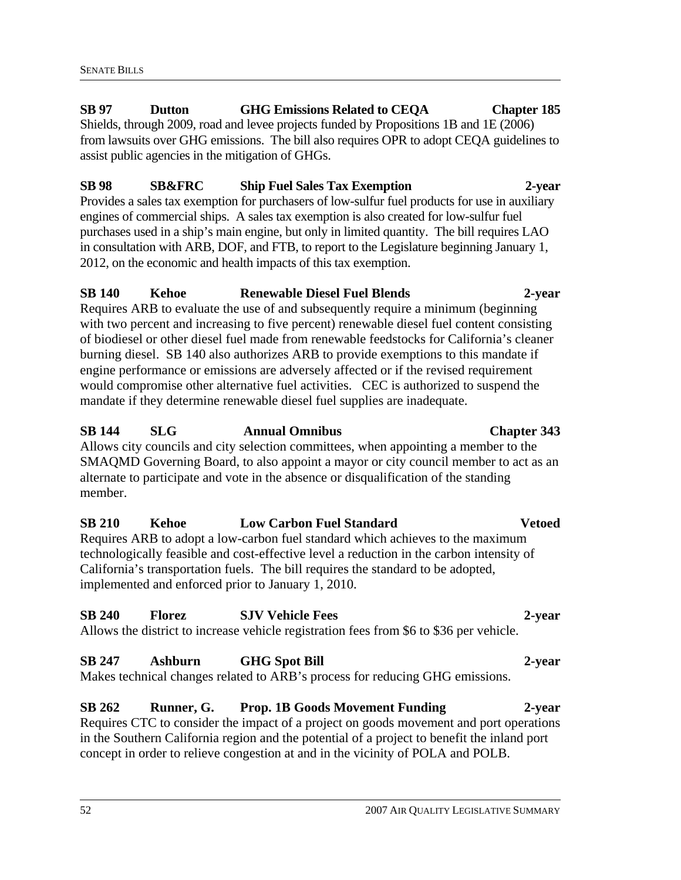**SB 97 Dutton GHG Emissions Related to CEQA Chapter 185**

Shields, through 2009, road and levee projects funded by Propositions 1B and 1E (2006) from lawsuits over GHG emissions. The bill also requires OPR to adopt CEQA guidelines to assist public agencies in the mitigation of GHGs.

**SB 98 SB&FRC Ship Fuel Sales Tax Exemption 2-year**

Provides a sales tax exemption for purchasers of low-sulfur fuel products for use in auxiliary engines of commercial ships. A sales tax exemption is also created for low-sulfur fuel purchases used in a ship's main engine, but only in limited quantity. The bill requires LAO in consultation with ARB, DOF, and FTB, to report to the Legislature beginning January 1, 2012, on the economic and health impacts of this tax exemption.

**SB 140 Kehoe Renewable Diesel Fuel Blends 2-year**

Requires ARB to evaluate the use of and subsequently require a minimum (beginning with two percent and increasing to five percent) renewable diesel fuel content consisting of biodiesel or other diesel fuel made from renewable feedstocks for California's cleaner burning diesel. SB 140 also authorizes ARB to provide exemptions to this mandate if engine performance or emissions are adversely affected or if the revised requirement would compromise other alternative fuel activities. CEC is authorized to suspend the mandate if they determine renewable diesel fuel supplies are inadequate.

**SB 144 SLG Annual Omnibus Chapter 343**

Allows city councils and city selection committees, when appointing a member to the SMAQMD Governing Board, to also appoint a mayor or city council member to act as an alternate to participate and vote in the absence or disqualification of the standing member.

**SB 210 Kehoe Low Carbon Fuel Standard Vetoed**

Requires ARB to adopt a low-carbon fuel standard which achieves to the maximum technologically feasible and cost-effective level a reduction in the carbon intensity of California's transportation fuels. The bill requires the standard to be adopted, implemented and enforced prior to January 1, 2010.

**SB 240 Florez SJV Vehicle Fees 2-year**

Allows the district to increase vehicle registration fees from $6 to $36 per vehicle.

**SB 247 Ashburn GHG Spot Bill 2-year**

Makes technical changes related to ARB's process for reducing GHG emissions.

**SB 262 Runner, G. Prop. 1B Goods Movement Funding 2-year**

Requires CTC to consider the impact of a project on goods movement and port operations in the Southern California region and the potential of a project to benefit the inland port concept in order to relieve congestion at and in the vicinity of POLA and POLB.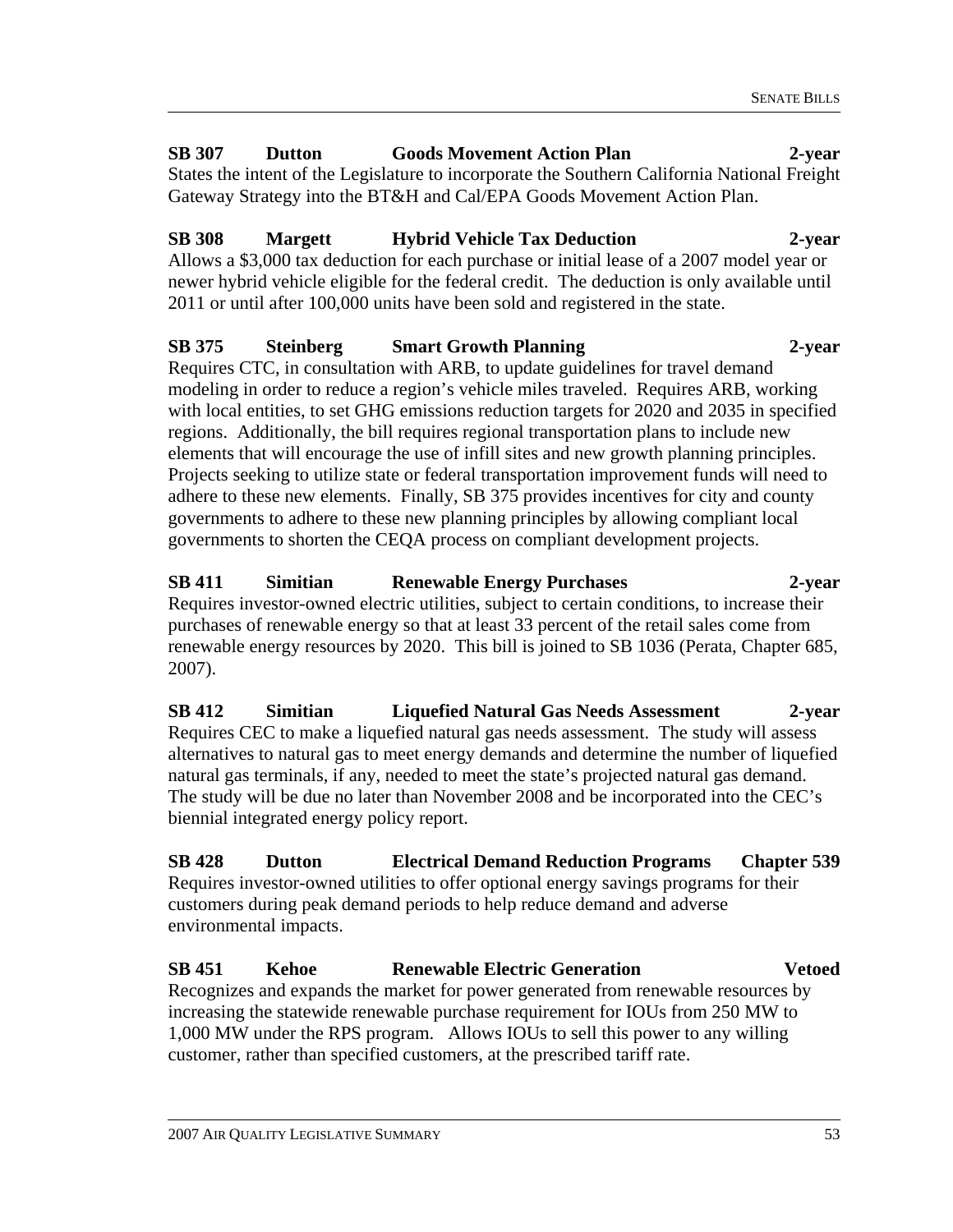**SB 307 Dutton Goods Movement Action Plan 2-year**

States the intent of the Legislature to incorporate the Southern California National Freight Gateway Strategy into the BT&H and Cal/EPA Goods Movement Action Plan.

**SB 308 Margett Hybrid Vehicle Tax Deduction 2-year**

Allows a $3,000 tax deduction for each purchase or initial lease of a 2007 model year or newer hybrid vehicle eligible for the federal credit. The deduction is only available until 2011 or until after 100,000 units have been sold and registered in the state.

**SB 375 Steinberg Smart Growth Planning 2-year**

Requires CTC, in consultation with ARB, to update guidelines for travel demand modeling in order to reduce a region's vehicle miles traveled. Requires ARB, working with local entities, to set GHG emissions reduction targets for 2020 and 2035 in specified regions. Additionally, the bill requires regional transportation plans to include new elements that will encourage the use of infill sites and new growth planning principles. Projects seeking to utilize state or federal transportation improvement funds will need to adhere to these new elements. Finally, SB 375 provides incentives for city and county governments to adhere to these new planning principles by allowing compliant local governments to shorten the CEQA process on compliant development projects.

**SB 411 Simitian Renewable Energy Purchases 2-year**

Requires investor-owned electric utilities, subject to certain conditions, to increase their purchases of renewable energy so that at least 33 percent of the retail sales come from renewable energy resources by 2020. This bill is joined to SB 1036 (Perata, Chapter 685, 2007).

**SB 412 Simitian Liquefied Natural Gas Needs Assessment 2-year**

Requires CEC to make a liquefied natural gas needs assessment. The study will assess alternatives to natural gas to meet energy demands and determine the number of liquefied natural gas terminals, if any, needed to meet the state's projected natural gas demand. The study will be due no later than November 2008 and be incorporated into the CEC's biennial integrated energy policy report.

**SB 428 Dutton Electrical Demand Reduction Programs Chapter 539**

Requires investor-owned utilities to offer optional energy savings programs for their customers during peak demand periods to help reduce demand and adverse environmental impacts.

**SB 451 Kehoe Renewable Electric Generation Vetoed**

Recognizes and expands the market for power generated from renewable resources by increasing the statewide renewable purchase requirement for IOUs from 250 MW to 1,000 MW under the RPS program. Allows IOUs to sell this power to any willing customer, rather than specified customers, at the prescribed tariff rate.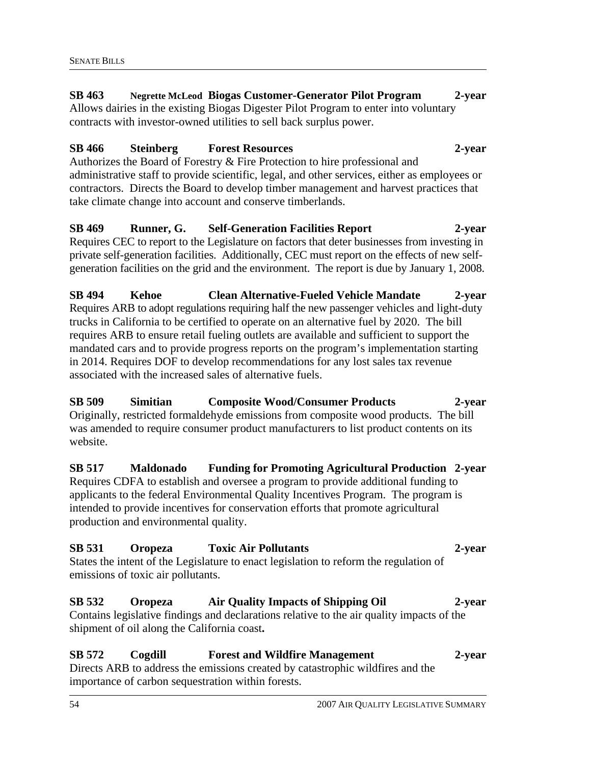**SB 463 Negrette McLeod Biogas Customer-Generator Pilot Program 2-year**
Allows dairies in the existing Biogas Digester Pilot Program to enter into voluntary contracts with investor-owned utilities to sell back surplus power.

**SB 466 Steinberg Forest Resources 2-year**
Authorizes the Board of Forestry & Fire Protection to hire professional and administrative staff to provide scientific, legal, and other services, either as employees or contractors. Directs the Board to develop timber management and harvest practices that take climate change into account and conserve timberlands.

**SB 469 Runner, G. Self-Generation Facilities Report 2-year**
Requires CEC to report to the Legislature on factors that deter businesses from investing in private self-generation facilities. Additionally, CEC must report on the effects of new self-generation facilities on the grid and the environment. The report is due by January 1, 2008.

**SB 494 Kehoe Clean Alternative-Fueled Vehicle Mandate 2-year**
Requires ARB to adopt regulations requiring half the new passenger vehicles and light-duty trucks in California to be certified to operate on an alternative fuel by 2020. The bill requires ARB to ensure retail fueling outlets are available and sufficient to support the mandated cars and to provide progress reports on the program's implementation starting in 2014. Requires DOF to develop recommendations for any lost sales tax revenue associated with the increased sales of alternative fuels.

**SB 509 Simitian Composite Wood/Consumer Products 2-year**
Originally, restricted formaldehyde emissions from composite wood products. The bill was amended to require consumer product manufacturers to list product contents on its website.

**SB 517 Maldonado Funding for Promoting Agricultural Production 2-year**
Requires CDFA to establish and oversee a program to provide additional funding to applicants to the federal Environmental Quality Incentives Program. The program is intended to provide incentives for conservation efforts that promote agricultural production and environmental quality.

**SB 531 Oropeza Toxic Air Pollutants 2-year**
States the intent of the Legislature to enact legislation to reform the regulation of emissions of toxic air pollutants.

**SB 532 Oropeza Air Quality Impacts of Shipping Oil 2-year**
Contains legislative findings and declarations relative to the air quality impacts of the shipment of oil along the California coast**.**

**SB 572 Cogdill Forest and Wildfire Management 2-year**
Directs ARB to address the emissions created by catastrophic wildfires and the importance of carbon sequestration within forests.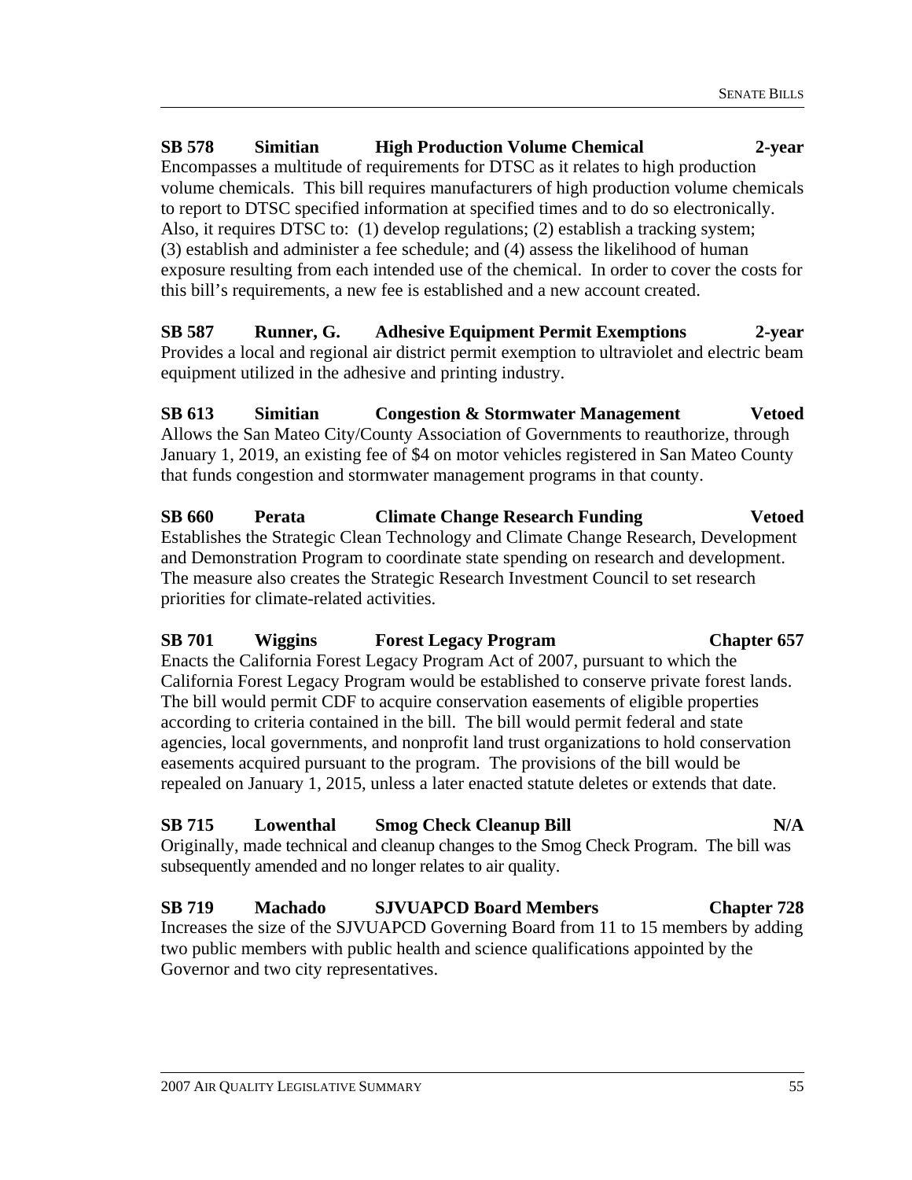**SB 578 Simitian High Production Volume Chemical 2-year**

Encompasses a multitude of requirements for DTSC as it relates to high production volume chemicals. This bill requires manufacturers of high production volume chemicals to report to DTSC specified information at specified times and to do so electronically. Also, it requires DTSC to: (1) develop regulations; (2) establish a tracking system; (3) establish and administer a fee schedule; and (4) assess the likelihood of human exposure resulting from each intended use of the chemical. In order to cover the costs for this bill's requirements, a new fee is established and a new account created.

**SB 587 Runner, G. Adhesive Equipment Permit Exemptions 2-year**

Provides a local and regional air district permit exemption to ultraviolet and electric beam equipment utilized in the adhesive and printing industry.

**SB 613 Simitian Congestion & Stormwater Management Vetoed**

Allows the San Mateo City/County Association of Governments to reauthorize, through January 1, 2019, an existing fee of $4 on motor vehicles registered in San Mateo County that funds congestion and stormwater management programs in that county.

**SB 660 Perata Climate Change Research Funding Vetoed**

Establishes the Strategic Clean Technology and Climate Change Research, Development and Demonstration Program to coordinate state spending on research and development. The measure also creates the Strategic Research Investment Council to set research priorities for climate-related activities.

**SB 701 Wiggins Forest Legacy Program Chapter 657**

Enacts the California Forest Legacy Program Act of 2007, pursuant to which the California Forest Legacy Program would be established to conserve private forest lands. The bill would permit CDF to acquire conservation easements of eligible properties according to criteria contained in the bill. The bill would permit federal and state agencies, local governments, and nonprofit land trust organizations to hold conservation easements acquired pursuant to the program. The provisions of the bill would be repealed on January 1, 2015, unless a later enacted statute deletes or extends that date.

**SB 715 Lowenthal Smog Check Cleanup Bill N/A**

Originally, made technical and cleanup changes to the Smog Check Program. The bill was subsequently amended and no longer relates to air quality.

**SB 719 Machado SJVUAPCD Board Members Chapter 728**

Increases the size of the SJVUAPCD Governing Board from 11 to 15 members by adding two public members with public health and science qualifications appointed by the Governor and two city representatives.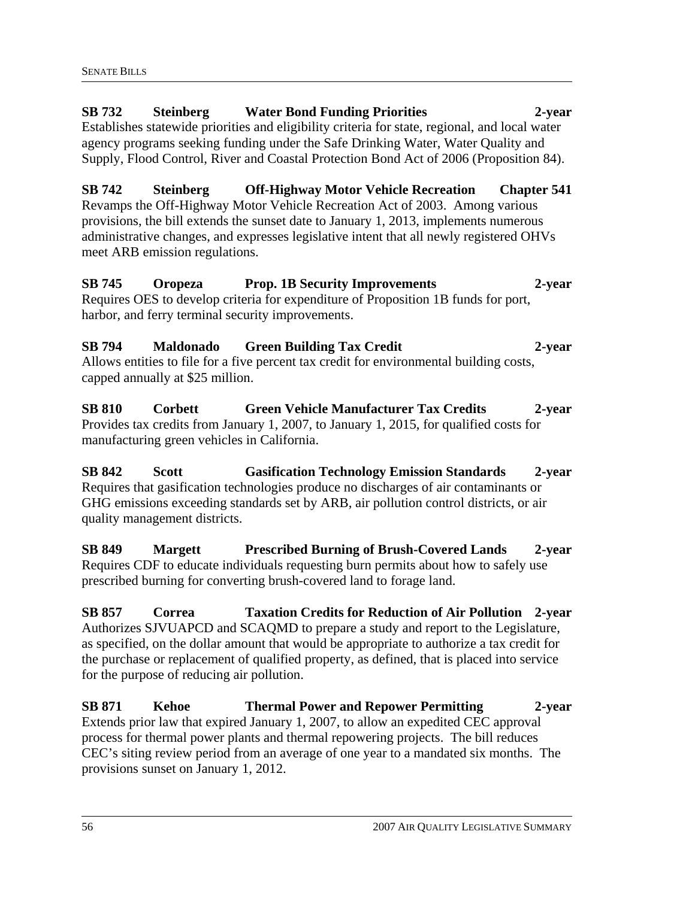**SB 732 Steinberg Water Bond Funding Priorities 2-year**

Establishes statewide priorities and eligibility criteria for state, regional, and local water agency programs seeking funding under the Safe Drinking Water, Water Quality and Supply, Flood Control, River and Coastal Protection Bond Act of 2006 (Proposition 84).

**SB 742 Steinberg Off-Highway Motor Vehicle Recreation Chapter 541**

Revamps the Off-Highway Motor Vehicle Recreation Act of 2003. Among various provisions, the bill extends the sunset date to January 1, 2013, implements numerous administrative changes, and expresses legislative intent that all newly registered OHVs meet ARB emission regulations.

**SB 745 Oropeza Prop. 1B Security Improvements 2-year**

Requires OES to develop criteria for expenditure of Proposition 1B funds for port, harbor, and ferry terminal security improvements.

**SB 794 Maldonado Green Building Tax Credit 2-year**

Allows entities to file for a five percent tax credit for environmental building costs, capped annually at $25 million.

**SB 810 Corbett Green Vehicle Manufacturer Tax Credits 2-year**

Provides tax credits from January 1, 2007, to January 1, 2015, for qualified costs for manufacturing green vehicles in California.

**SB 842 Scott Gasification Technology Emission Standards 2-year**

Requires that gasification technologies produce no discharges of air contaminants or GHG emissions exceeding standards set by ARB, air pollution control districts, or air quality management districts.

**SB 849 Margett Prescribed Burning of Brush-Covered Lands 2-year**

Requires CDF to educate individuals requesting burn permits about how to safely use prescribed burning for converting brush-covered land to forage land.

**SB 857 Correa Taxation Credits for Reduction of Air Pollution 2-year**

Authorizes SJVUAPCD and SCAQMD to prepare a study and report to the Legislature, as specified, on the dollar amount that would be appropriate to authorize a tax credit for the purchase or replacement of qualified property, as defined, that is placed into service for the purpose of reducing air pollution.

**SB 871 Kehoe Thermal Power and Repower Permitting 2-year**

Extends prior law that expired January 1, 2007, to allow an expedited CEC approval process for thermal power plants and thermal repowering projects. The bill reduces CEC's siting review period from an average of one year to a mandated six months. The provisions sunset on January 1, 2012.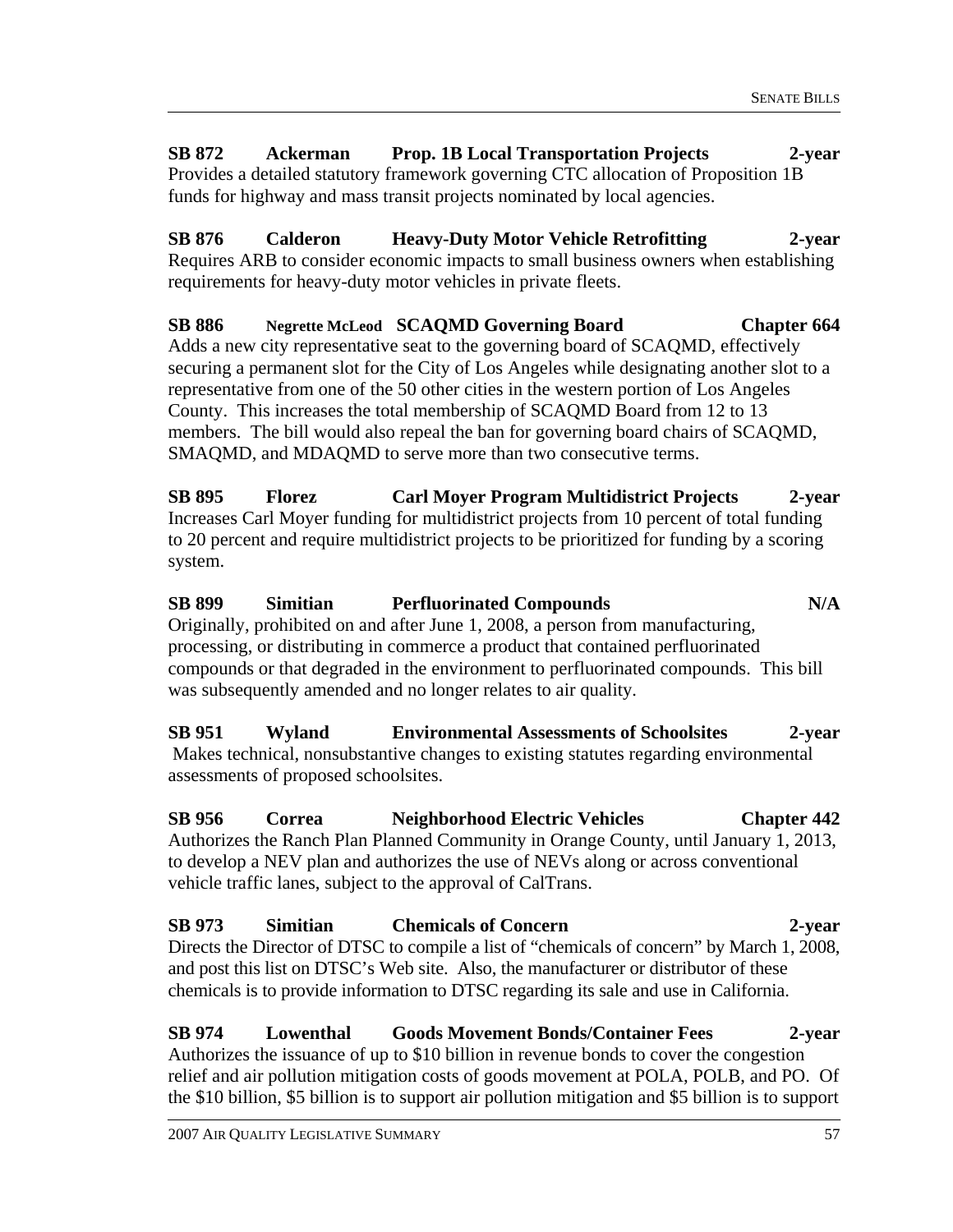**SB 872 Ackerman Prop. 1B Local Transportation Projects 2-year**
Provides a detailed statutory framework governing CTC allocation of Proposition 1B funds for highway and mass transit projects nominated by local agencies.

**SB 876 Calderon Heavy-Duty Motor Vehicle Retrofitting 2-year**
Requires ARB to consider economic impacts to small business owners when establishing requirements for heavy-duty motor vehicles in private fleets.

**SB 886 Negrette McLeod SCAQMD Governing Board Chapter 664**
Adds a new city representative seat to the governing board of SCAQMD, effectively securing a permanent slot for the City of Los Angeles while designating another slot to a representative from one of the 50 other cities in the western portion of Los Angeles County. This increases the total membership of SCAQMD Board from 12 to 13 members. The bill would also repeal the ban for governing board chairs of SCAQMD, SMAQMD, and MDAQMD to serve more than two consecutive terms.

**SB 895 Florez Carl Moyer Program Multidistrict Projects 2-year**
Increases Carl Moyer funding for multidistrict projects from 10 percent of total funding to 20 percent and require multidistrict projects to be prioritized for funding by a scoring system.

**SB 899 Simitian Perfluorinated Compounds N/A**
Originally, prohibited on and after June 1, 2008, a person from manufacturing, processing, or distributing in commerce a product that contained perfluorinated compounds or that degraded in the environment to perfluorinated compounds. This bill was subsequently amended and no longer relates to air quality.

**SB 951 Wyland Environmental Assessments of Schoolsites 2-year**
Makes technical, nonsubstantive changes to existing statutes regarding environmental assessments of proposed schoolsites.

**SB 956 Correa Neighborhood Electric Vehicles Chapter 442**
Authorizes the Ranch Plan Planned Community in Orange County, until January 1, 2013, to develop a NEV plan and authorizes the use of NEVs along or across conventional vehicle traffic lanes, subject to the approval of CalTrans.

**SB 973 Simitian Chemicals of Concern 2-year**
Directs the Director of DTSC to compile a list of "chemicals of concern" by March 1, 2008, and post this list on DTSC's Web site. Also, the manufacturer or distributor of these chemicals is to provide information to DTSC regarding its sale and use in California.

**SB 974 Lowenthal Goods Movement Bonds/Container Fees 2-year**
Authorizes the issuance of up to $10 billion in revenue bonds to cover the congestion relief and air pollution mitigation costs of goods movement at POLA, POLB, and PO. Of the $10 billion, $5 billion is to support air pollution mitigation and $5 billion is to support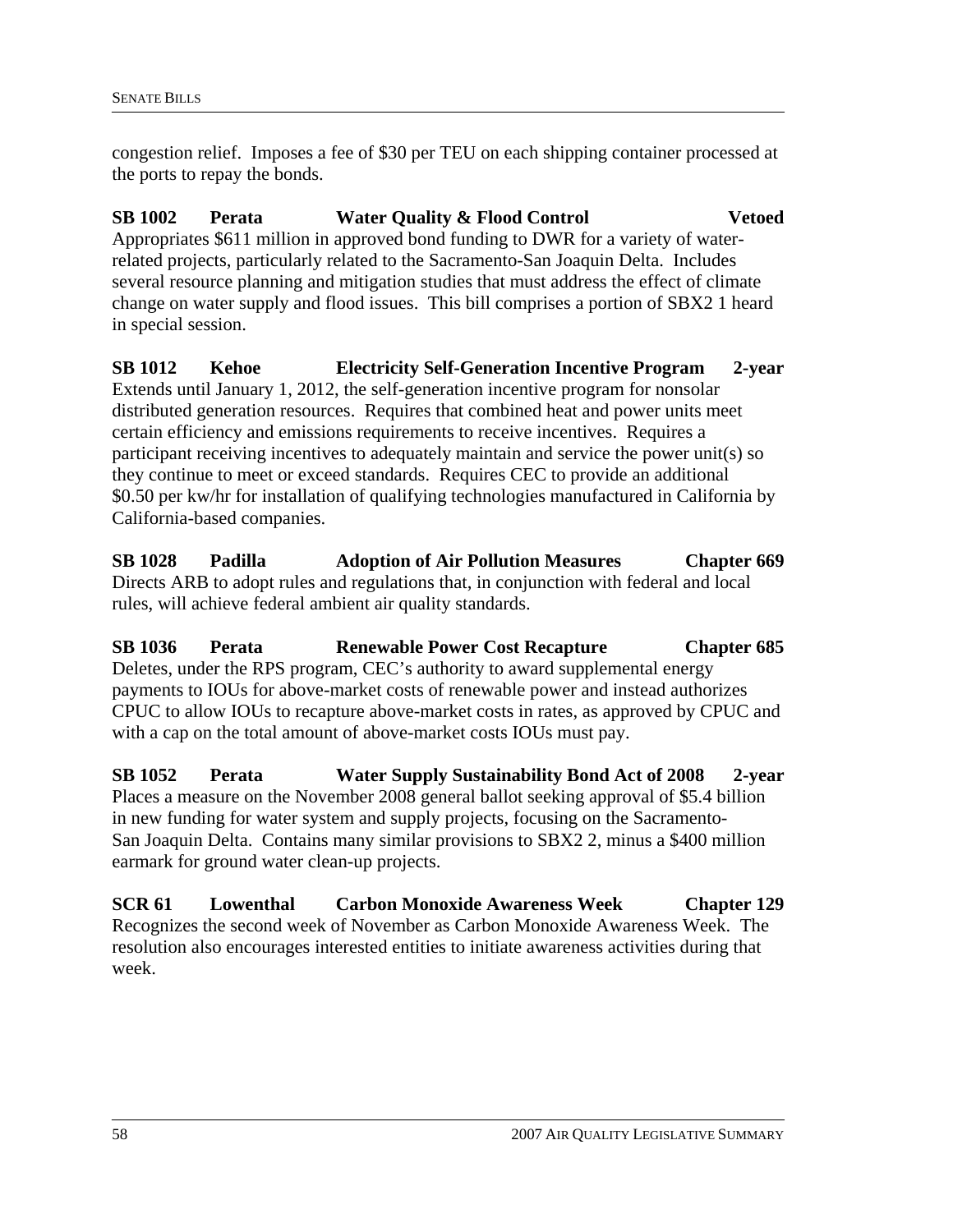congestion relief. Imposes a fee of $30 per TEU on each shipping container processed at the ports to repay the bonds.

**SB 1002 Perata Water Quality & Flood Control Vetoed**
Appropriates $611 million in approved bond funding to DWR for a variety of water-related projects, particularly related to the Sacramento-San Joaquin Delta. Includes several resource planning and mitigation studies that must address the effect of climate change on water supply and flood issues. This bill comprises a portion of SBX2 1 heard in special session.

**SB 1012 Kehoe Electricity Self-Generation Incentive Program 2-year**
Extends until January 1, 2012, the self-generation incentive program for nonsolar distributed generation resources. Requires that combined heat and power units meet certain efficiency and emissions requirements to receive incentives. Requires a participant receiving incentives to adequately maintain and service the power unit(s) so they continue to meet or exceed standards. Requires CEC to provide an additional $0.50 per kw/hr for installation of qualifying technologies manufactured in California by California-based companies.

**SB 1028 Padilla Adoption of Air Pollution Measures Chapter 669**
Directs ARB to adopt rules and regulations that, in conjunction with federal and local rules, will achieve federal ambient air quality standards.

**SB 1036 Perata Renewable Power Cost Recapture Chapter 685**
Deletes, under the RPS program, CEC's authority to award supplemental energy payments to IOUs for above-market costs of renewable power and instead authorizes CPUC to allow IOUs to recapture above-market costs in rates, as approved by CPUC and with a cap on the total amount of above-market costs IOUs must pay.

**SB 1052 Perata Water Supply Sustainability Bond Act of 2008 2-year**
Places a measure on the November 2008 general ballot seeking approval of $5.4 billion in new funding for water system and supply projects, focusing on the Sacramento-San Joaquin Delta. Contains many similar provisions to SBX2 2, minus a $400 million earmark for ground water clean-up projects.

**SCR 61 Lowenthal Carbon Monoxide Awareness Week Chapter 129**
Recognizes the second week of November as Carbon Monoxide Awareness Week. The resolution also encourages interested entities to initiate awareness activities during that week.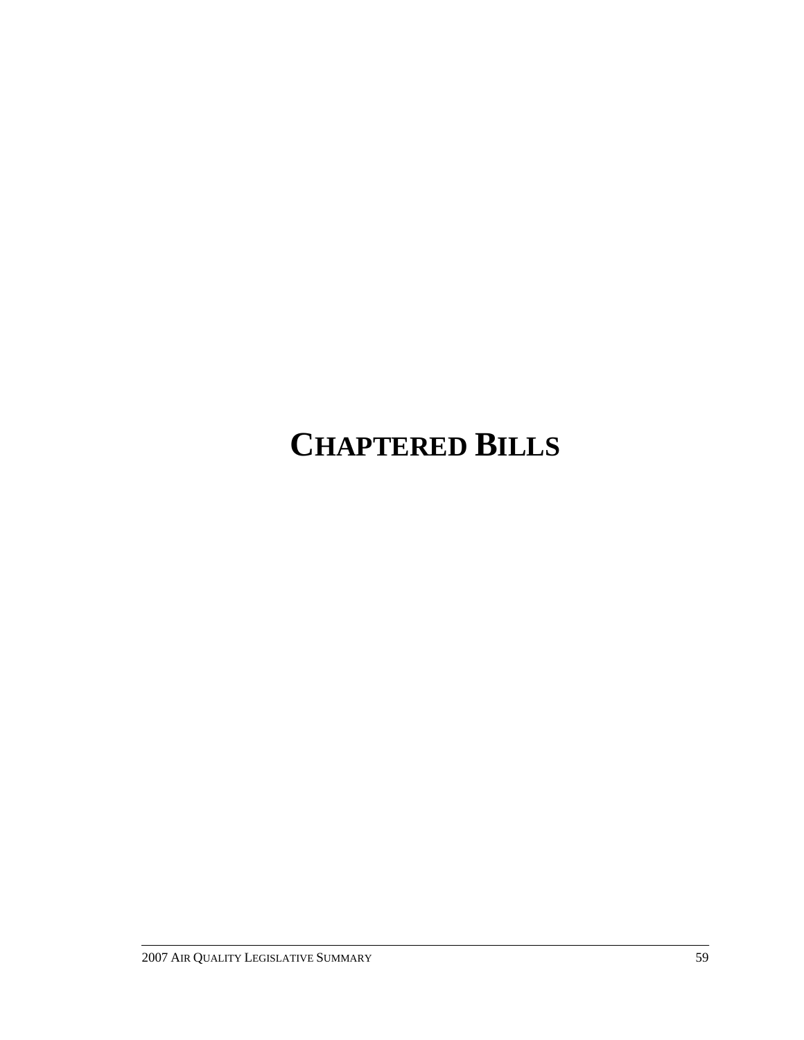# CHAPTERED BILLS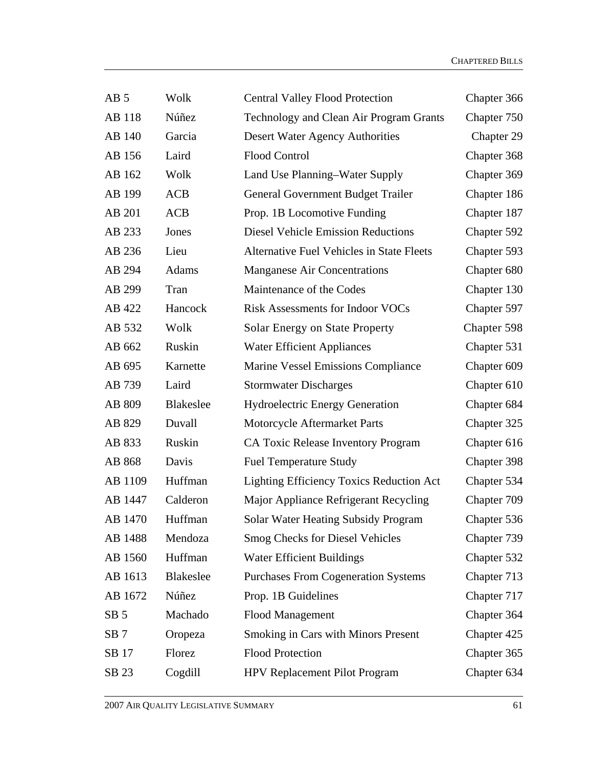| | | | |
|---|---|---|---|
| AB 5 | Wolk | Central Valley Flood Protection | Chapter 366 |
| AB 118 | Núñez | Technology and Clean Air Program Grants | Chapter 750 |
| AB 140 | Garcia | Desert Water Agency Authorities | Chapter 29 |
| AB 156 | Laird | Flood Control | Chapter 368 |
| AB 162 | Wolk | Land Use Planning–Water Supply | Chapter 369 |
| AB 199 | ACB | General Government Budget Trailer | Chapter 186 |
| AB 201 | ACB | Prop. 1B Locomotive Funding | Chapter 187 |
| AB 233 | Jones | Diesel Vehicle Emission Reductions | Chapter 592 |
| AB 236 | Lieu | Alternative Fuel Vehicles in State Fleets | Chapter 593 |
| AB 294 | Adams | Manganese Air Concentrations | Chapter 680 |
| AB 299 | Tran | Maintenance of the Codes | Chapter 130 |
| AB 422 | Hancock | Risk Assessments for Indoor VOCs | Chapter 597 |
| AB 532 | Wolk | Solar Energy on State Property | Chapter 598 |
| AB 662 | Ruskin | Water Efficient Appliances | Chapter 531 |
| AB 695 | Karnette | Marine Vessel Emissions Compliance | Chapter 609 |
| AB 739 | Laird | Stormwater Discharges | Chapter 610 |
| AB 809 | Blakeslee | Hydroelectric Energy Generation | Chapter 684 |
| AB 829 | Duvall | Motorcycle Aftermarket Parts | Chapter 325 |
| AB 833 | Ruskin | CA Toxic Release Inventory Program | Chapter 616 |
| AB 868 | Davis | Fuel Temperature Study | Chapter 398 |
| AB 1109 | Huffman | Lighting Efficiency Toxics Reduction Act | Chapter 534 |
| AB 1447 | Calderon | Major Appliance Refrigerant Recycling | Chapter 709 |
| AB 1470 | Huffman | Solar Water Heating Subsidy Program | Chapter 536 |
| AB 1488 | Mendoza | Smog Checks for Diesel Vehicles | Chapter 739 |
| AB 1560 | Huffman | Water Efficient Buildings | Chapter 532 |
| AB 1613 | Blakeslee | Purchases From Cogeneration Systems | Chapter 713 |
| AB 1672 | Núñez | Prop. 1B Guidelines | Chapter 717 |
| SB 5 | Machado | Flood Management | Chapter 364 |
| SB 7 | Oropeza | Smoking in Cars with Minors Present | Chapter 425 |
| SB 17 | Florez | Flood Protection | Chapter 365 |
| SB 23 | Cogdill | HPV Replacement Pilot Program | Chapter 634 |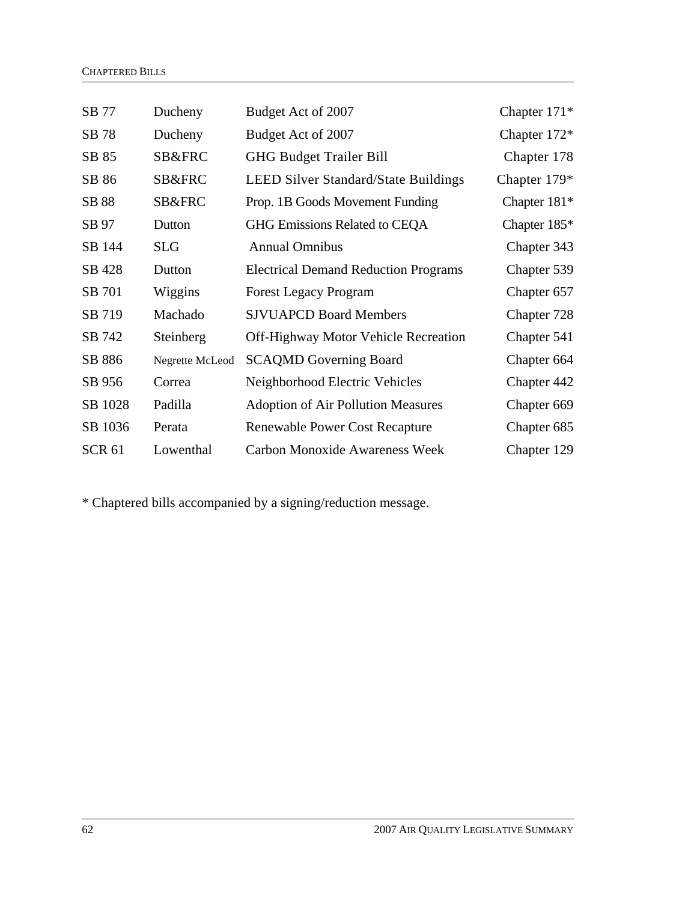| | | | |
|---|---|---|---|
| SB 77 | Ducheny | Budget Act of 2007 | Chapter 171* |
| SB 78 | Ducheny | Budget Act of 2007 | Chapter 172* |
| SB 85 | SB&FRC | GHG Budget Trailer Bill | Chapter 178 |
| SB 86 | SB&FRC | LEED Silver Standard/State Buildings | Chapter 179* |
| SB 88 | SB&FRC | Prop. 1B Goods Movement Funding | Chapter 181* |
| SB 97 | Dutton | GHG Emissions Related to CEQA | Chapter 185* |
| SB 144 | SLG | Annual Omnibus | Chapter 343 |
| SB 428 | Dutton | Electrical Demand Reduction Programs | Chapter 539 |
| SB 701 | Wiggins | Forest Legacy Program | Chapter 657 |
| SB 719 | Machado | SJVUAPCD Board Members | Chapter 728 |
| SB 742 | Steinberg | Off-Highway Motor Vehicle Recreation | Chapter 541 |
| SB 886 | Negrette McLeod | SCAQMD Governing Board | Chapter 664 |
| SB 956 | Correa | Neighborhood Electric Vehicles | Chapter 442 |
| SB 1028 | Padilla | Adoption of Air Pollution Measures | Chapter 669 |
| SB 1036 | Perata | Renewable Power Cost Recapture | Chapter 685 |
| SCR 61 | Lowenthal | Carbon Monoxide Awareness Week | Chapter 129 |

* Chaptered bills accompanied by a signing/reduction message.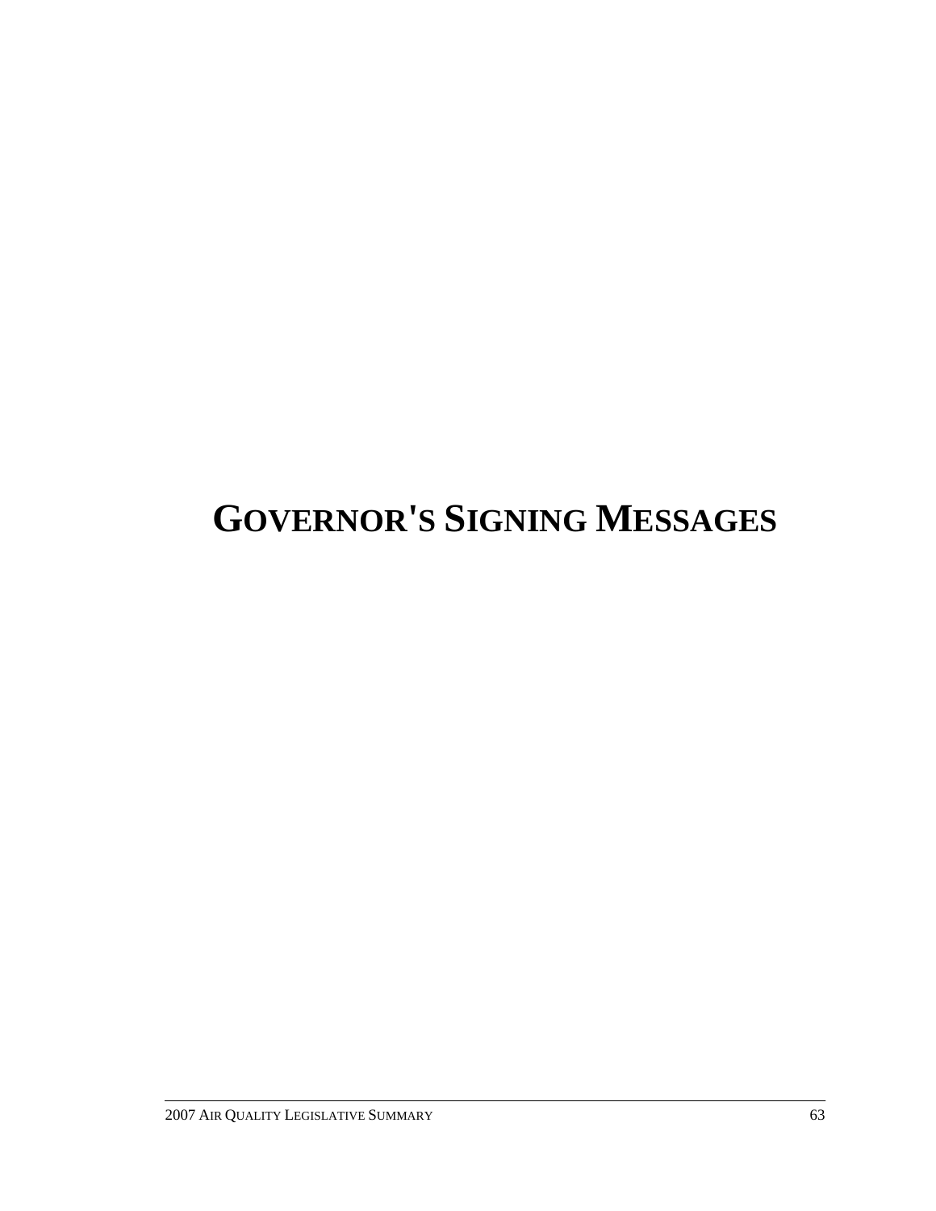# GOVERNOR'S SIGNING MESSAGES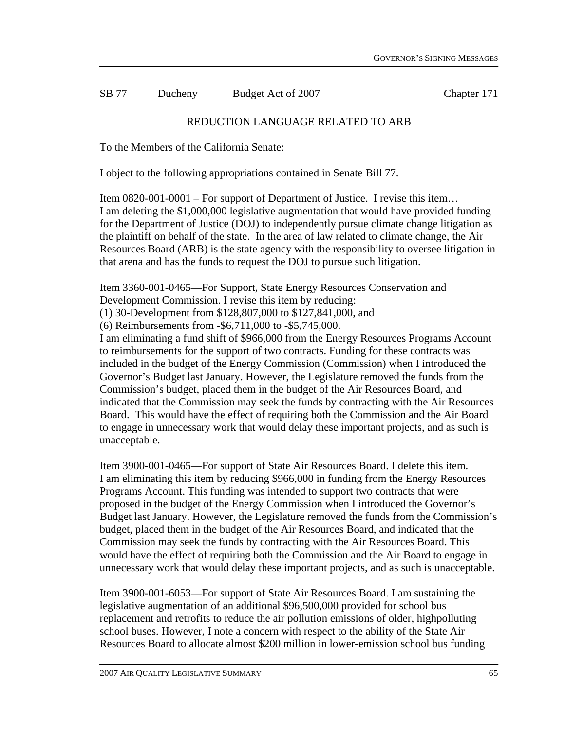SB 77 Ducheny Budget Act of 2007 Chapter 171

REDUCTION LANGUAGE RELATED TO ARB

To the Members of the California Senate:

I object to the following appropriations contained in Senate Bill 77.

Item 0820-001-0001 – For support of Department of Justice. I revise this item…
I am deleting the $1,000,000 legislative augmentation that would have provided funding for the Department of Justice (DOJ) to independently pursue climate change litigation as the plaintiff on behalf of the state. In the area of law related to climate change, the Air Resources Board (ARB) is the state agency with the responsibility to oversee litigation in that arena and has the funds to request the DOJ to pursue such litigation.

Item 3360-001-0465—For Support, State Energy Resources Conservation and Development Commission. I revise this item by reducing:
(1) 30-Development from $128,807,000 to $127,841,000, and
(6) Reimbursements from -$6,711,000 to -$5,745,000.
I am eliminating a fund shift of $966,000 from the Energy Resources Programs Account to reimbursements for the support of two contracts. Funding for these contracts was included in the budget of the Energy Commission (Commission) when I introduced the Governor's Budget last January. However, the Legislature removed the funds from the Commission's budget, placed them in the budget of the Air Resources Board, and indicated that the Commission may seek the funds by contracting with the Air Resources Board. This would have the effect of requiring both the Commission and the Air Board to engage in unnecessary work that would delay these important projects, and as such is unacceptable.

Item 3900-001-0465—For support of State Air Resources Board. I delete this item.
I am eliminating this item by reducing $966,000 in funding from the Energy Resources Programs Account. This funding was intended to support two contracts that were proposed in the budget of the Energy Commission when I introduced the Governor's Budget last January. However, the Legislature removed the funds from the Commission's budget, placed them in the budget of the Air Resources Board, and indicated that the Commission may seek the funds by contracting with the Air Resources Board. This would have the effect of requiring both the Commission and the Air Board to engage in unnecessary work that would delay these important projects, and as such is unacceptable.

Item 3900-001-6053—For support of State Air Resources Board. I am sustaining the legislative augmentation of an additional $96,500,000 provided for school bus replacement and retrofits to reduce the air pollution emissions of older, highpolluting school buses. However, I note a concern with respect to the ability of the State Air Resources Board to allocate almost $200 million in lower-emission school bus funding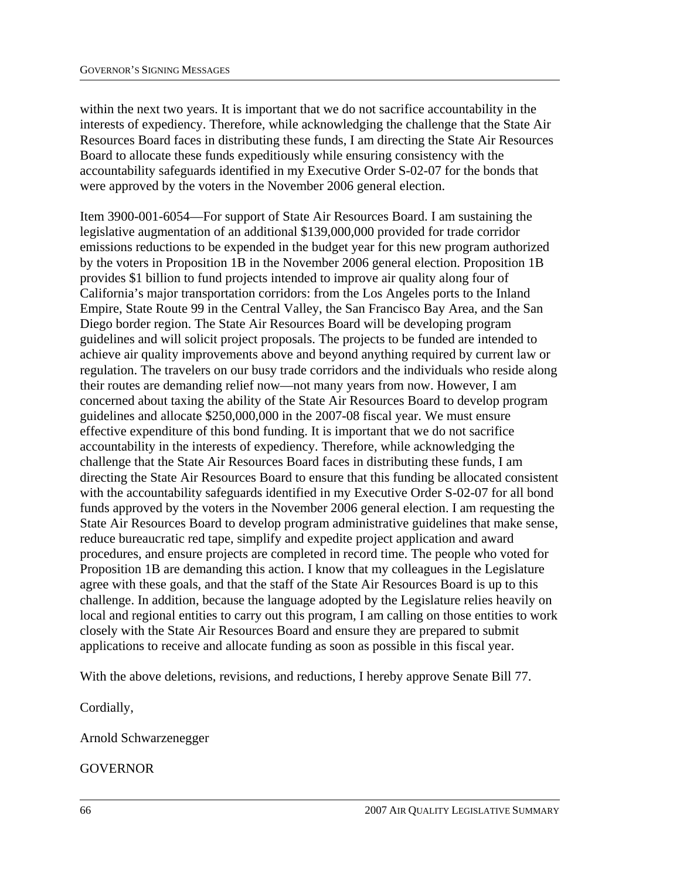within the next two years. It is important that we do not sacrifice accountability in the interests of expediency. Therefore, while acknowledging the challenge that the State Air Resources Board faces in distributing these funds, I am directing the State Air Resources Board to allocate these funds expeditiously while ensuring consistency with the accountability safeguards identified in my Executive Order S-02-07 for the bonds that were approved by the voters in the November 2006 general election.

Item 3900-001-6054—For support of State Air Resources Board. I am sustaining the legislative augmentation of an additional $139,000,000 provided for trade corridor emissions reductions to be expended in the budget year for this new program authorized by the voters in Proposition 1B in the November 2006 general election. Proposition 1B provides $1 billion to fund projects intended to improve air quality along four of California's major transportation corridors: from the Los Angeles ports to the Inland Empire, State Route 99 in the Central Valley, the San Francisco Bay Area, and the San Diego border region. The State Air Resources Board will be developing program guidelines and will solicit project proposals. The projects to be funded are intended to achieve air quality improvements above and beyond anything required by current law or regulation. The travelers on our busy trade corridors and the individuals who reside along their routes are demanding relief now—not many years from now. However, I am concerned about taxing the ability of the State Air Resources Board to develop program guidelines and allocate $250,000,000 in the 2007-08 fiscal year. We must ensure effective expenditure of this bond funding. It is important that we do not sacrifice accountability in the interests of expediency. Therefore, while acknowledging the challenge that the State Air Resources Board faces in distributing these funds, I am directing the State Air Resources Board to ensure that this funding be allocated consistent with the accountability safeguards identified in my Executive Order S-02-07 for all bond funds approved by the voters in the November 2006 general election. I am requesting the State Air Resources Board to develop program administrative guidelines that make sense, reduce bureaucratic red tape, simplify and expedite project application and award procedures, and ensure projects are completed in record time. The people who voted for Proposition 1B are demanding this action. I know that my colleagues in the Legislature agree with these goals, and that the staff of the State Air Resources Board is up to this challenge. In addition, because the language adopted by the Legislature relies heavily on local and regional entities to carry out this program, I am calling on those entities to work closely with the State Air Resources Board and ensure they are prepared to submit applications to receive and allocate funding as soon as possible in this fiscal year.

With the above deletions, revisions, and reductions, I hereby approve Senate Bill 77.

Cordially,

Arnold Schwarzenegger

GOVERNOR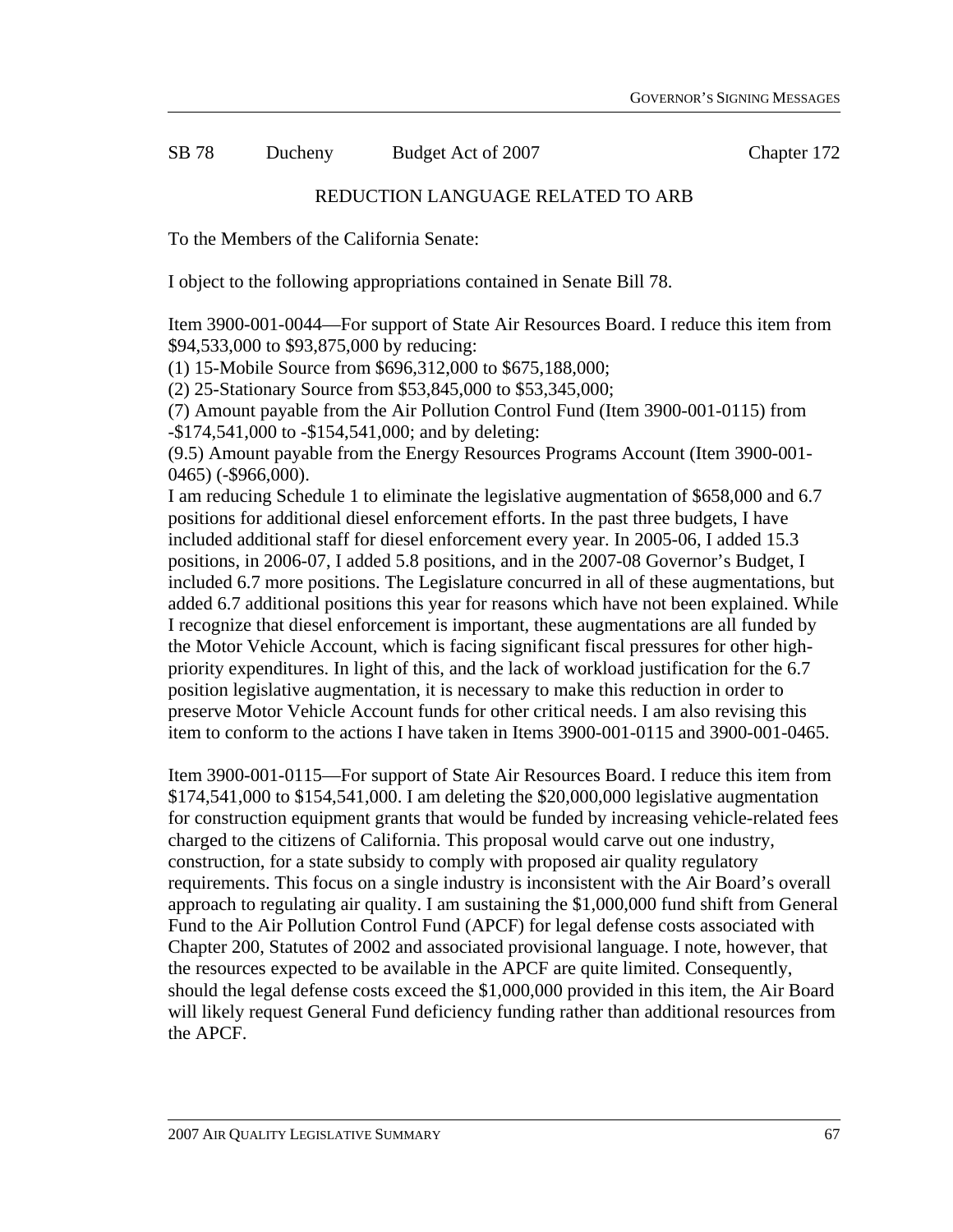SB 78 Ducheny Budget Act of 2007 Chapter 172

## REDUCTION LANGUAGE RELATED TO ARB

To the Members of the California Senate:

I object to the following appropriations contained in Senate Bill 78.

Item 3900-001-0044—For support of State Air Resources Board. I reduce this item from $94,533,000 to $93,875,000 by reducing:
(1) 15-Mobile Source from $696,312,000 to $675,188,000;
(2) 25-Stationary Source from $53,845,000 to $53,345,000;
(7) Amount payable from the Air Pollution Control Fund (Item 3900-001-0115) from -$174,541,000 to -$154,541,000; and by deleting:
(9.5) Amount payable from the Energy Resources Programs Account (Item 3900-001-0465) (-$966,000).
I am reducing Schedule 1 to eliminate the legislative augmentation of $658,000 and 6.7 positions for additional diesel enforcement efforts. In the past three budgets, I have included additional staff for diesel enforcement every year. In 2005-06, I added 15.3 positions, in 2006-07, I added 5.8 positions, and in the 2007-08 Governor's Budget, I included 6.7 more positions. The Legislature concurred in all of these augmentations, but added 6.7 additional positions this year for reasons which have not been explained. While I recognize that diesel enforcement is important, these augmentations are all funded by the Motor Vehicle Account, which is facing significant fiscal pressures for other high-priority expenditures. In light of this, and the lack of workload justification for the 6.7 position legislative augmentation, it is necessary to make this reduction in order to preserve Motor Vehicle Account funds for other critical needs. I am also revising this item to conform to the actions I have taken in Items 3900-001-0115 and 3900-001-0465.

Item 3900-001-0115—For support of State Air Resources Board. I reduce this item from $174,541,000 to $154,541,000. I am deleting the $20,000,000 legislative augmentation for construction equipment grants that would be funded by increasing vehicle-related fees charged to the citizens of California. This proposal would carve out one industry, construction, for a state subsidy to comply with proposed air quality regulatory requirements. This focus on a single industry is inconsistent with the Air Board's overall approach to regulating air quality. I am sustaining the $1,000,000 fund shift from General Fund to the Air Pollution Control Fund (APCF) for legal defense costs associated with Chapter 200, Statutes of 2002 and associated provisional language. I note, however, that the resources expected to be available in the APCF are quite limited. Consequently, should the legal defense costs exceed the $1,000,000 provided in this item, the Air Board will likely request General Fund deficiency funding rather than additional resources from the APCF.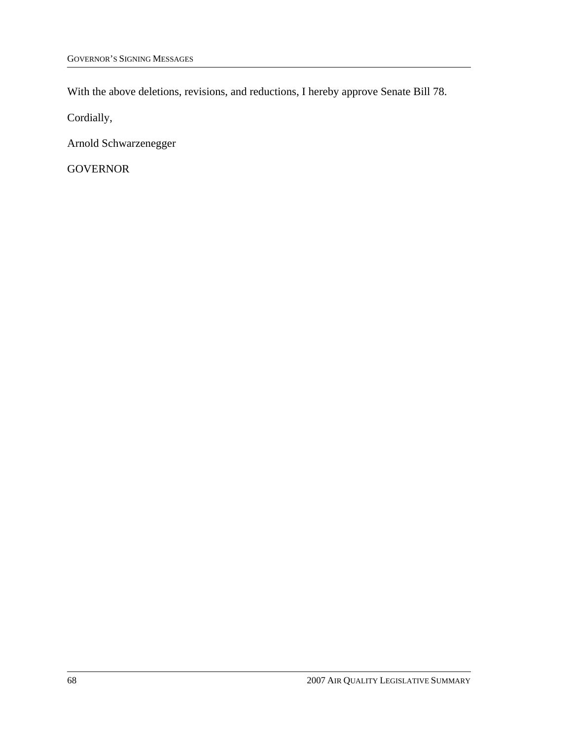With the above deletions, revisions, and reductions, I hereby approve Senate Bill 78.

Cordially,

Arnold Schwarzenegger

GOVERNOR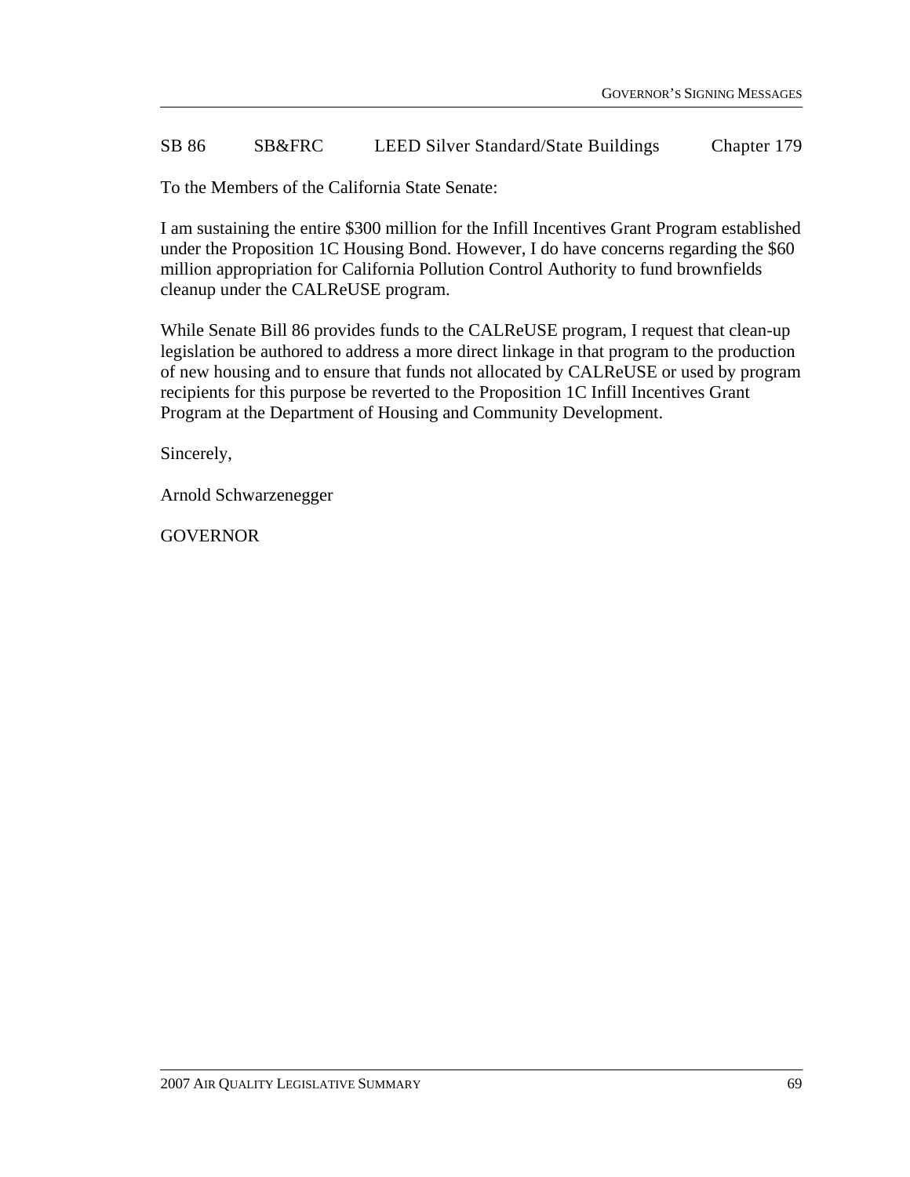SB 86 SB&FRC LEED Silver Standard/State Buildings Chapter 179

To the Members of the California State Senate:

I am sustaining the entire $300 million for the Infill Incentives Grant Program established under the Proposition 1C Housing Bond. However, I do have concerns regarding the $60 million appropriation for California Pollution Control Authority to fund brownfields cleanup under the CALReUSE program.

While Senate Bill 86 provides funds to the CALReUSE program, I request that clean-up legislation be authored to address a more direct linkage in that program to the production of new housing and to ensure that funds not allocated by CALReUSE or used by program recipients for this purpose be reverted to the Proposition 1C Infill Incentives Grant Program at the Department of Housing and Community Development.

Sincerely,

Arnold Schwarzenegger

GOVERNOR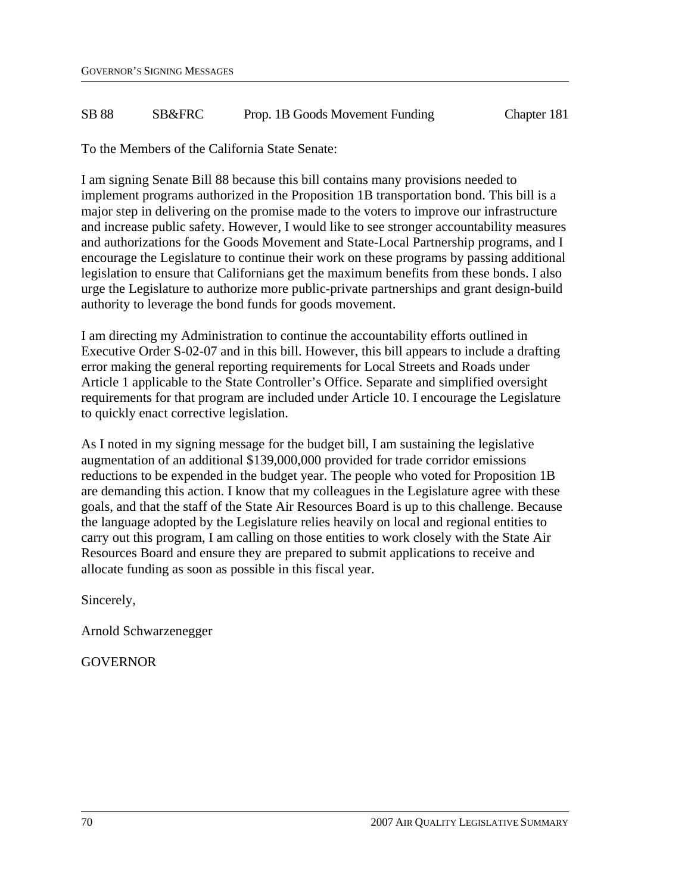| SB 88 | SB&FRC | Prop. 1B Goods Movement Funding | Chapter 181 |
|---|---|---|---|

To the Members of the California State Senate:

I am signing Senate Bill 88 because this bill contains many provisions needed to implement programs authorized in the Proposition 1B transportation bond. This bill is a major step in delivering on the promise made to the voters to improve our infrastructure and increase public safety. However, I would like to see stronger accountability measures and authorizations for the Goods Movement and State-Local Partnership programs, and I encourage the Legislature to continue their work on these programs by passing additional legislation to ensure that Californians get the maximum benefits from these bonds. I also urge the Legislature to authorize more public-private partnerships and grant design-build authority to leverage the bond funds for goods movement.

I am directing my Administration to continue the accountability efforts outlined in Executive Order S-02-07 and in this bill. However, this bill appears to include a drafting error making the general reporting requirements for Local Streets and Roads under Article 1 applicable to the State Controller's Office. Separate and simplified oversight requirements for that program are included under Article 10. I encourage the Legislature to quickly enact corrective legislation.

As I noted in my signing message for the budget bill, I am sustaining the legislative augmentation of an additional $139,000,000 provided for trade corridor emissions reductions to be expended in the budget year. The people who voted for Proposition 1B are demanding this action. I know that my colleagues in the Legislature agree with these goals, and that the staff of the State Air Resources Board is up to this challenge. Because the language adopted by the Legislature relies heavily on local and regional entities to carry out this program, I am calling on those entities to work closely with the State Air Resources Board and ensure they are prepared to submit applications to receive and allocate funding as soon as possible in this fiscal year.

Sincerely,

Arnold Schwarzenegger

GOVERNOR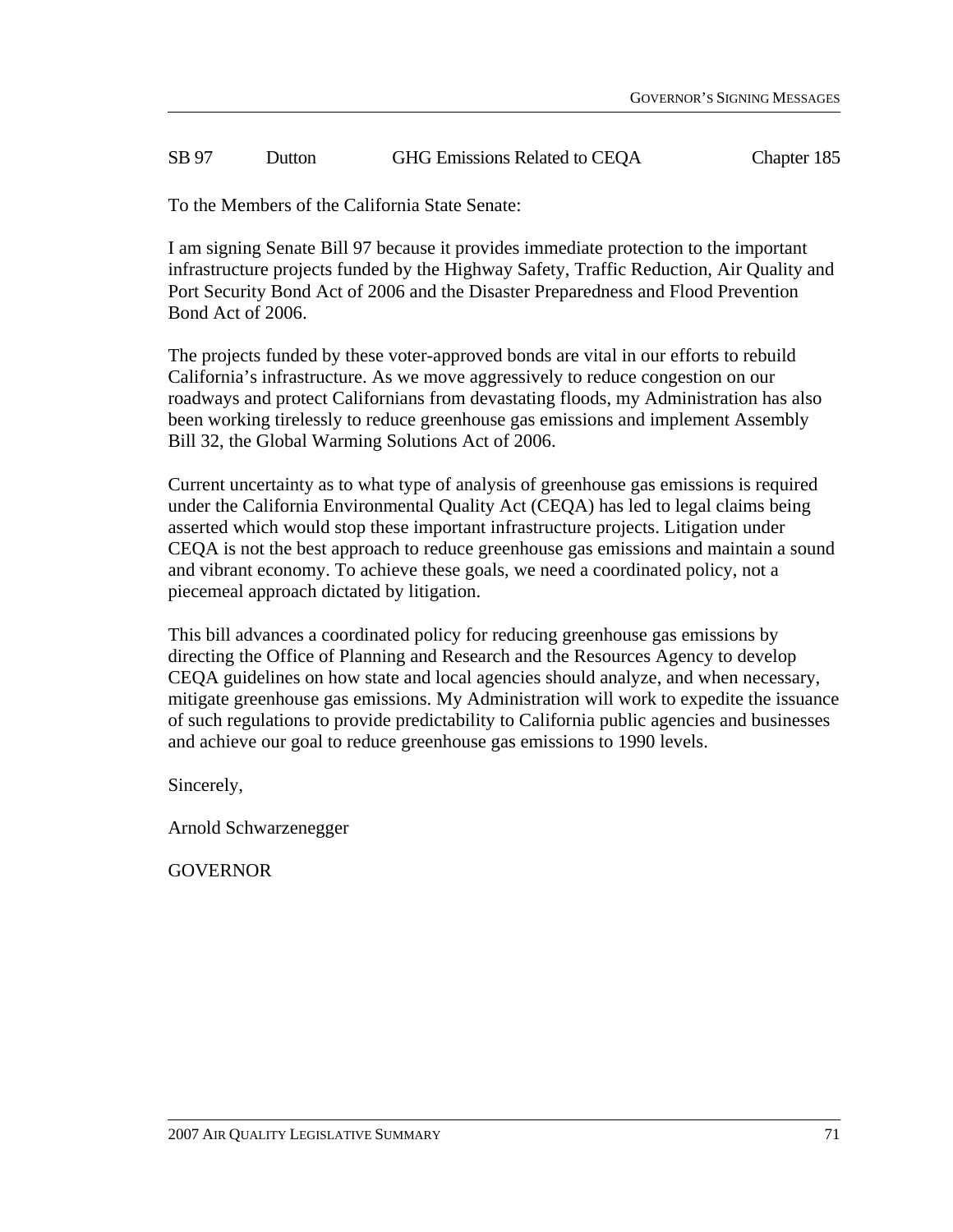SB 97 Dutton GHG Emissions Related to CEQA Chapter 185

To the Members of the California State Senate:

I am signing Senate Bill 97 because it provides immediate protection to the important infrastructure projects funded by the Highway Safety, Traffic Reduction, Air Quality and Port Security Bond Act of 2006 and the Disaster Preparedness and Flood Prevention Bond Act of 2006.

The projects funded by these voter-approved bonds are vital in our efforts to rebuild California's infrastructure. As we move aggressively to reduce congestion on our roadways and protect Californians from devastating floods, my Administration has also been working tirelessly to reduce greenhouse gas emissions and implement Assembly Bill 32, the Global Warming Solutions Act of 2006.

Current uncertainty as to what type of analysis of greenhouse gas emissions is required under the California Environmental Quality Act (CEQA) has led to legal claims being asserted which would stop these important infrastructure projects. Litigation under CEQA is not the best approach to reduce greenhouse gas emissions and maintain a sound and vibrant economy. To achieve these goals, we need a coordinated policy, not a piecemeal approach dictated by litigation.

This bill advances a coordinated policy for reducing greenhouse gas emissions by directing the Office of Planning and Research and the Resources Agency to develop CEQA guidelines on how state and local agencies should analyze, and when necessary, mitigate greenhouse gas emissions. My Administration will work to expedite the issuance of such regulations to provide predictability to California public agencies and businesses and achieve our goal to reduce greenhouse gas emissions to 1990 levels.

Sincerely,

Arnold Schwarzenegger

GOVERNOR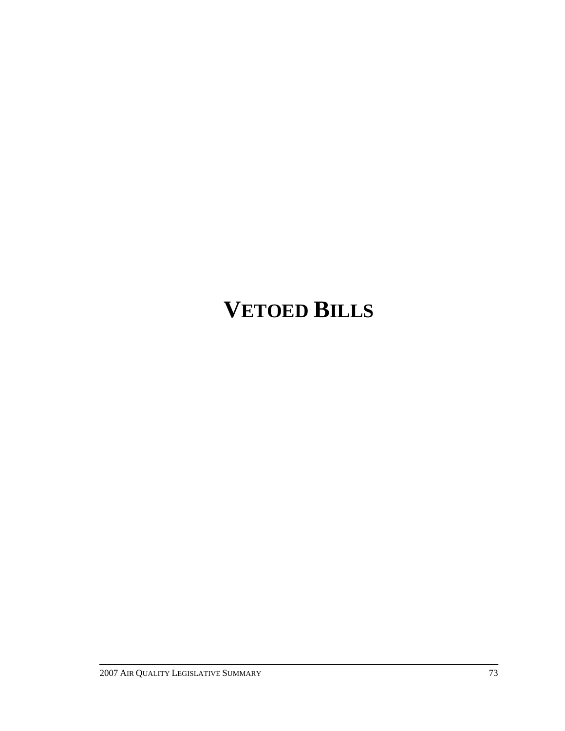# VETOED BILLS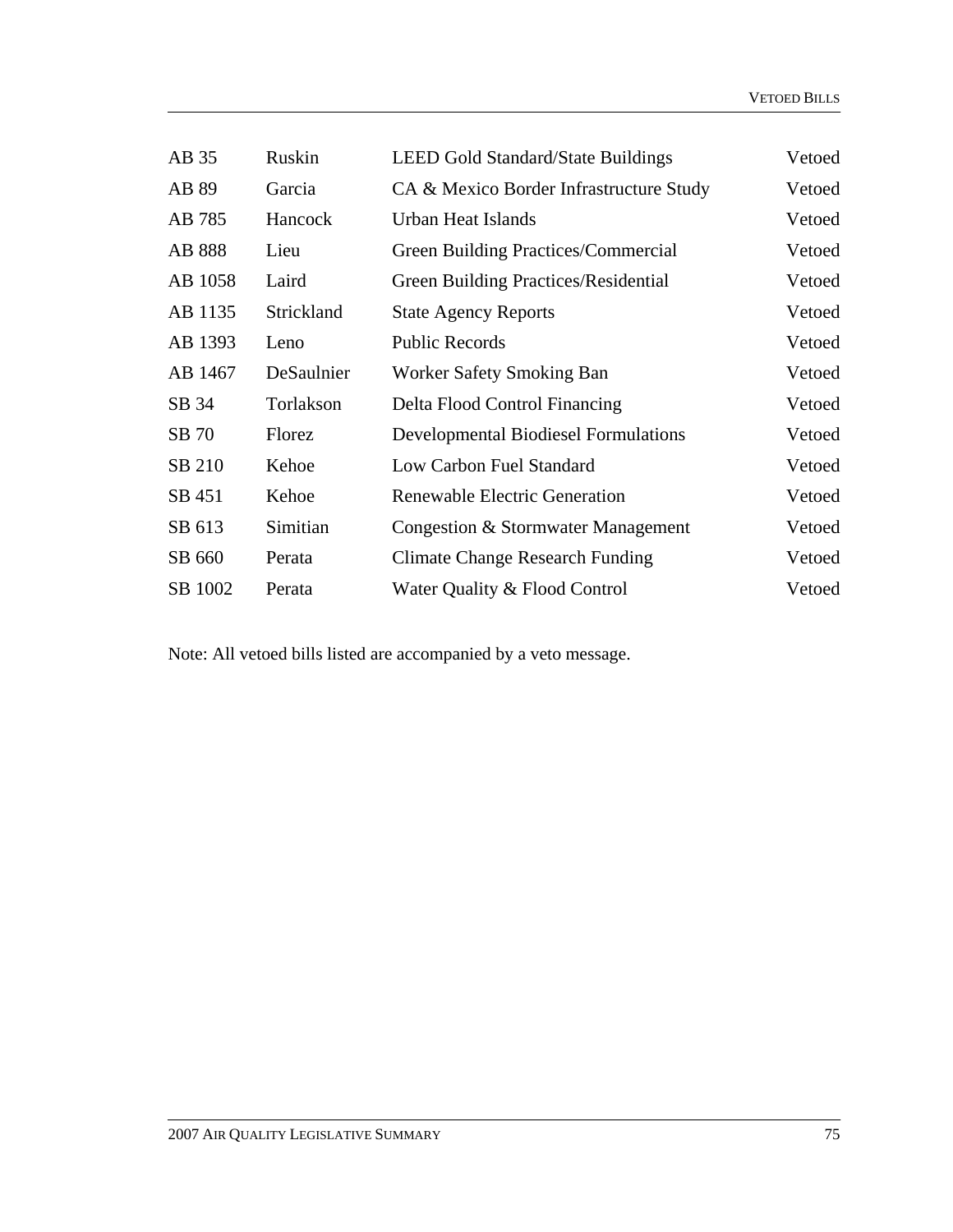| | | | |
|---|---|---|---|
| AB 35 | Ruskin | LEED Gold Standard/State Buildings | Vetoed |
| AB 89 | Garcia | CA & Mexico Border Infrastructure Study | Vetoed |
| AB 785 | Hancock | Urban Heat Islands | Vetoed |
| AB 888 | Lieu | Green Building Practices/Commercial | Vetoed |
| AB 1058 | Laird | Green Building Practices/Residential | Vetoed |
| AB 1135 | Strickland | State Agency Reports | Vetoed |
| AB 1393 | Leno | Public Records | Vetoed |
| AB 1467 | DeSaulnier | Worker Safety Smoking Ban | Vetoed |
| SB 34 | Torlakson | Delta Flood Control Financing | Vetoed |
| SB 70 | Florez | Developmental Biodiesel Formulations | Vetoed |
| SB 210 | Kehoe | Low Carbon Fuel Standard | Vetoed |
| SB 451 | Kehoe | Renewable Electric Generation | Vetoed |
| SB 613 | Simitian | Congestion & Stormwater Management | Vetoed |
| SB 660 | Perata | Climate Change Research Funding | Vetoed |
| SB 1002 | Perata | Water Quality & Flood Control | Vetoed |

Note: All vetoed bills listed are accompanied by a veto message.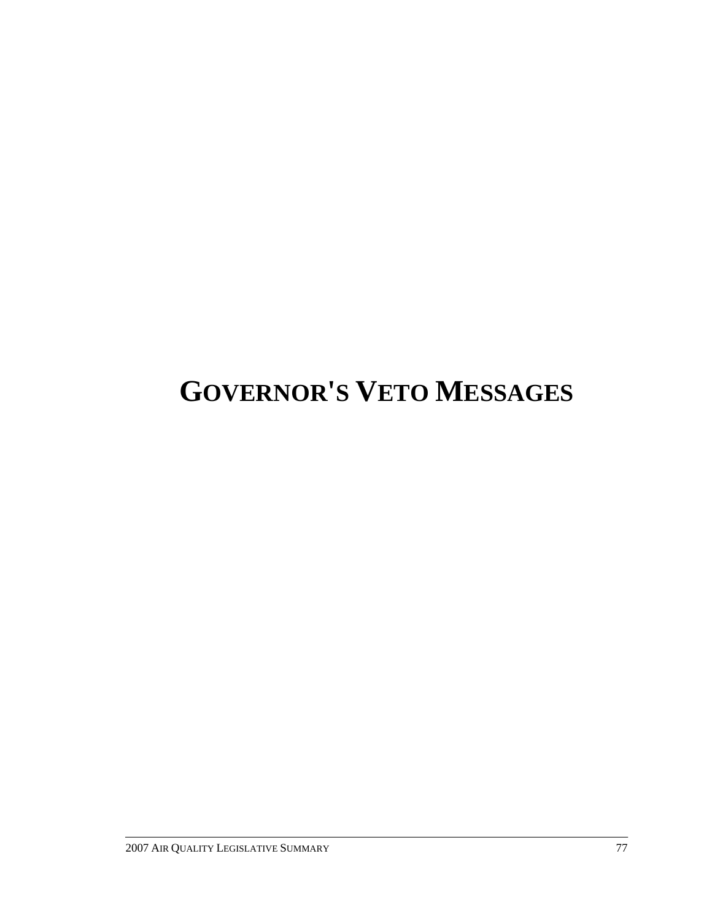# GOVERNOR'S VETO MESSAGES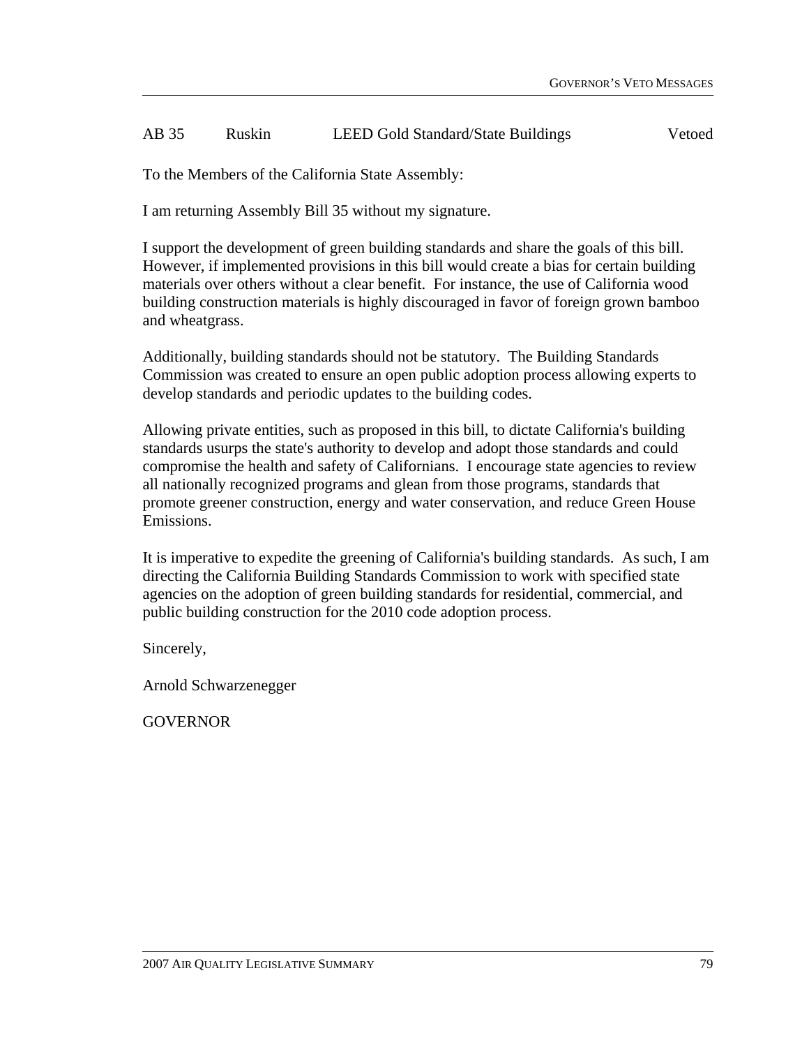AB 35 Ruskin LEED Gold Standard/State Buildings Vetoed

To the Members of the California State Assembly:

I am returning Assembly Bill 35 without my signature.

I support the development of green building standards and share the goals of this bill. However, if implemented provisions in this bill would create a bias for certain building materials over others without a clear benefit. For instance, the use of California wood building construction materials is highly discouraged in favor of foreign grown bamboo and wheatgrass.

Additionally, building standards should not be statutory. The Building Standards Commission was created to ensure an open public adoption process allowing experts to develop standards and periodic updates to the building codes.

Allowing private entities, such as proposed in this bill, to dictate California's building standards usurps the state's authority to develop and adopt those standards and could compromise the health and safety of Californians. I encourage state agencies to review all nationally recognized programs and glean from those programs, standards that promote greener construction, energy and water conservation, and reduce Green House Emissions.

It is imperative to expedite the greening of California's building standards. As such, I am directing the California Building Standards Commission to work with specified state agencies on the adoption of green building standards for residential, commercial, and public building construction for the 2010 code adoption process.

Sincerely,

Arnold Schwarzenegger

GOVERNOR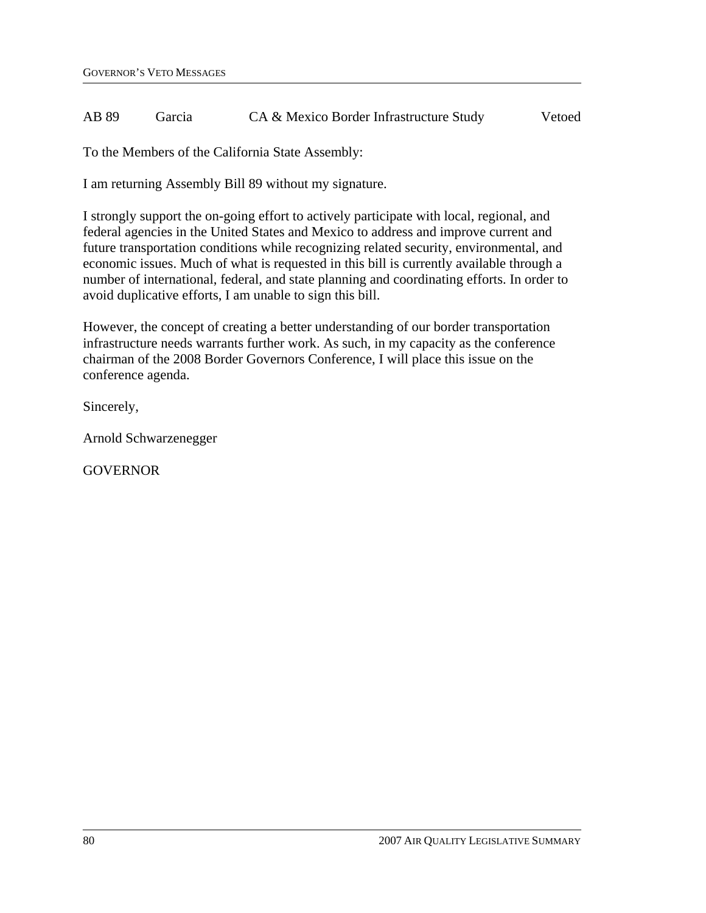| AB 89 | Garcia | CA & Mexico Border Infrastructure Study | Vetoed |
|---|---|---|---|

To the Members of the California State Assembly:

I am returning Assembly Bill 89 without my signature.

I strongly support the on-going effort to actively participate with local, regional, and federal agencies in the United States and Mexico to address and improve current and future transportation conditions while recognizing related security, environmental, and economic issues. Much of what is requested in this bill is currently available through a number of international, federal, and state planning and coordinating efforts. In order to avoid duplicative efforts, I am unable to sign this bill.

However, the concept of creating a better understanding of our border transportation infrastructure needs warrants further work. As such, in my capacity as the conference chairman of the 2008 Border Governors Conference, I will place this issue on the conference agenda.

Sincerely,

Arnold Schwarzenegger

GOVERNOR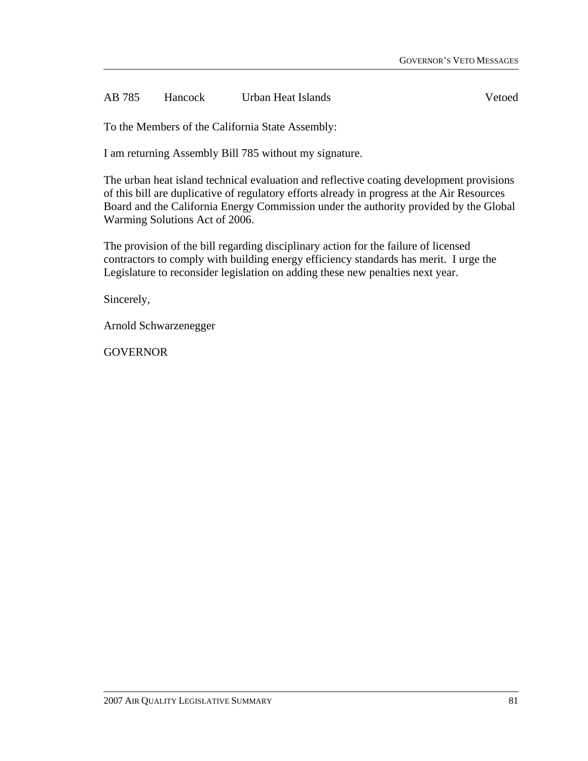AB 785 Hancock Urban Heat Islands Vetoed

To the Members of the California State Assembly:

I am returning Assembly Bill 785 without my signature.

The urban heat island technical evaluation and reflective coating development provisions of this bill are duplicative of regulatory efforts already in progress at the Air Resources Board and the California Energy Commission under the authority provided by the Global Warming Solutions Act of 2006.

The provision of the bill regarding disciplinary action for the failure of licensed contractors to comply with building energy efficiency standards has merit. I urge the Legislature to reconsider legislation on adding these new penalties next year.

Sincerely,

Arnold Schwarzenegger

GOVERNOR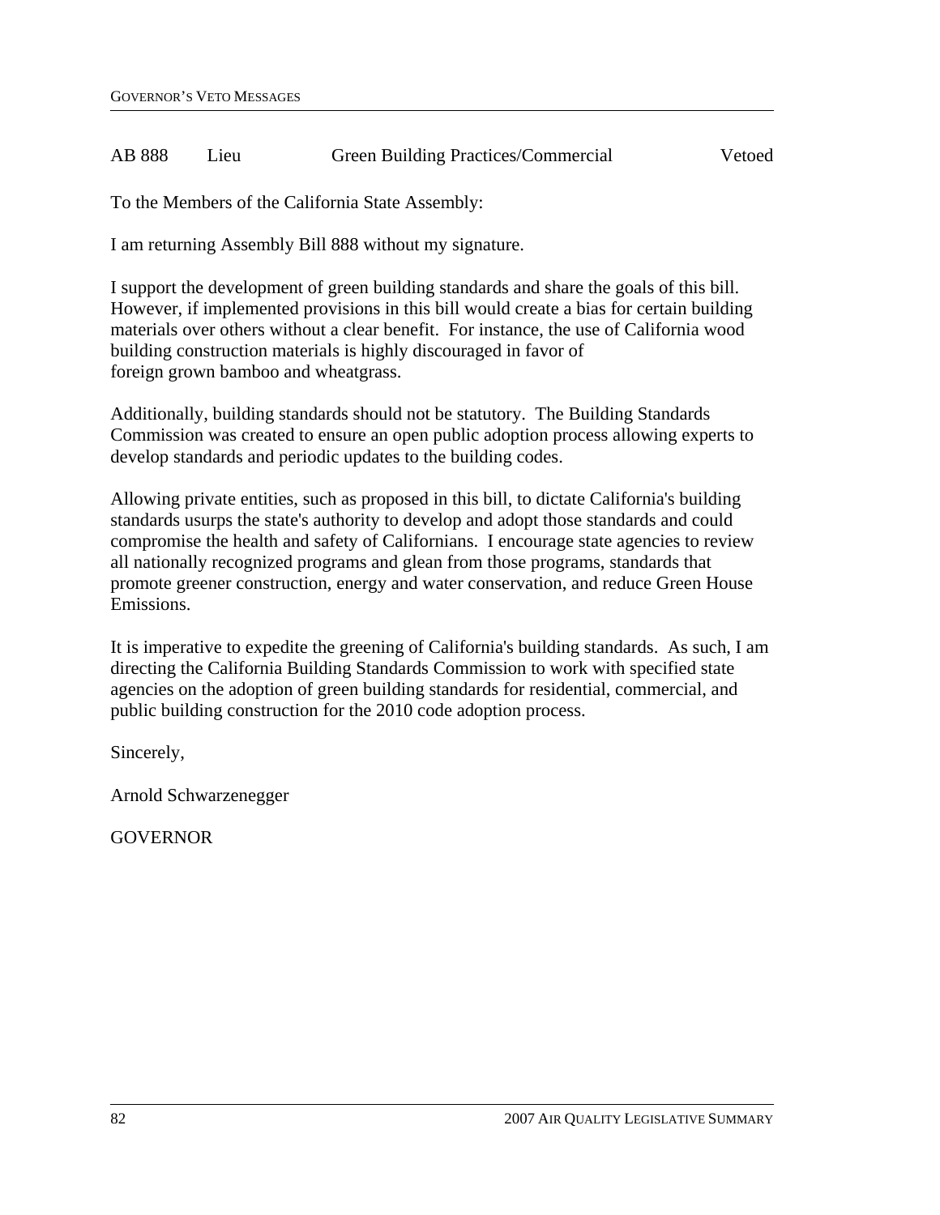AB 888 Lieu Green Building Practices/Commercial Vetoed

To the Members of the California State Assembly:

I am returning Assembly Bill 888 without my signature.

I support the development of green building standards and share the goals of this bill. However, if implemented provisions in this bill would create a bias for certain building materials over others without a clear benefit. For instance, the use of California wood building construction materials is highly discouraged in favor of foreign grown bamboo and wheatgrass.

Additionally, building standards should not be statutory. The Building Standards Commission was created to ensure an open public adoption process allowing experts to develop standards and periodic updates to the building codes.

Allowing private entities, such as proposed in this bill, to dictate California's building standards usurps the state's authority to develop and adopt those standards and could compromise the health and safety of Californians. I encourage state agencies to review all nationally recognized programs and glean from those programs, standards that promote greener construction, energy and water conservation, and reduce Green House Emissions.

It is imperative to expedite the greening of California's building standards. As such, I am directing the California Building Standards Commission to work with specified state agencies on the adoption of green building standards for residential, commercial, and public building construction for the 2010 code adoption process.

Sincerely,

Arnold Schwarzenegger

GOVERNOR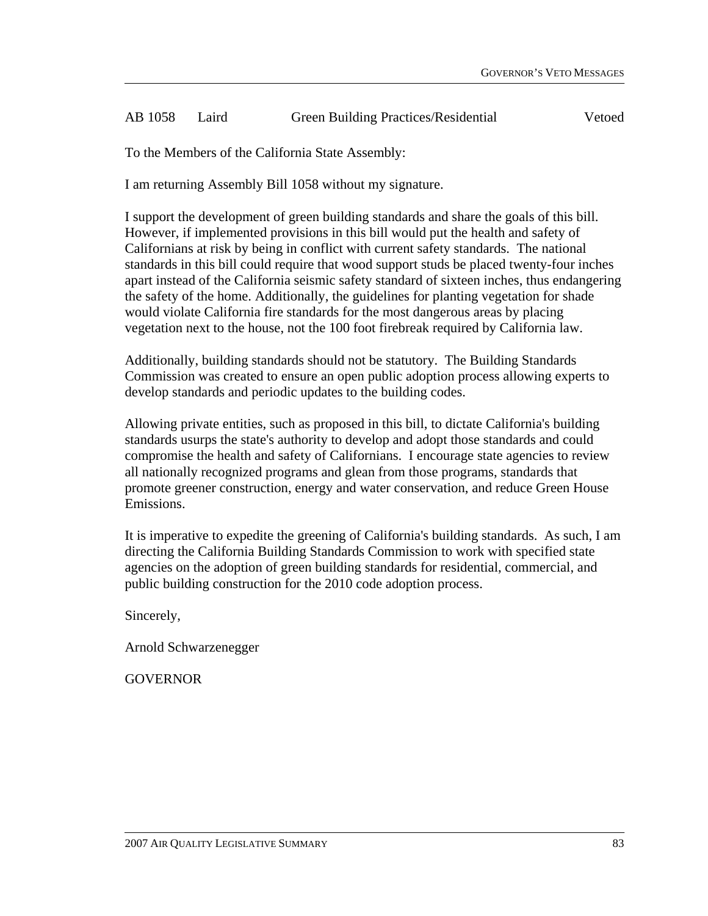AB 1058 Laird Green Building Practices/Residential Vetoed

To the Members of the California State Assembly:

I am returning Assembly Bill 1058 without my signature.

I support the development of green building standards and share the goals of this bill. However, if implemented provisions in this bill would put the health and safety of Californians at risk by being in conflict with current safety standards. The national standards in this bill could require that wood support studs be placed twenty-four inches apart instead of the California seismic safety standard of sixteen inches, thus endangering the safety of the home. Additionally, the guidelines for planting vegetation for shade would violate California fire standards for the most dangerous areas by placing vegetation next to the house, not the 100 foot firebreak required by California law.

Additionally, building standards should not be statutory. The Building Standards Commission was created to ensure an open public adoption process allowing experts to develop standards and periodic updates to the building codes.

Allowing private entities, such as proposed in this bill, to dictate California's building standards usurps the state's authority to develop and adopt those standards and could compromise the health and safety of Californians. I encourage state agencies to review all nationally recognized programs and glean from those programs, standards that promote greener construction, energy and water conservation, and reduce Green House Emissions.

It is imperative to expedite the greening of California's building standards. As such, I am directing the California Building Standards Commission to work with specified state agencies on the adoption of green building standards for residential, commercial, and public building construction for the 2010 code adoption process.

Sincerely,

Arnold Schwarzenegger

GOVERNOR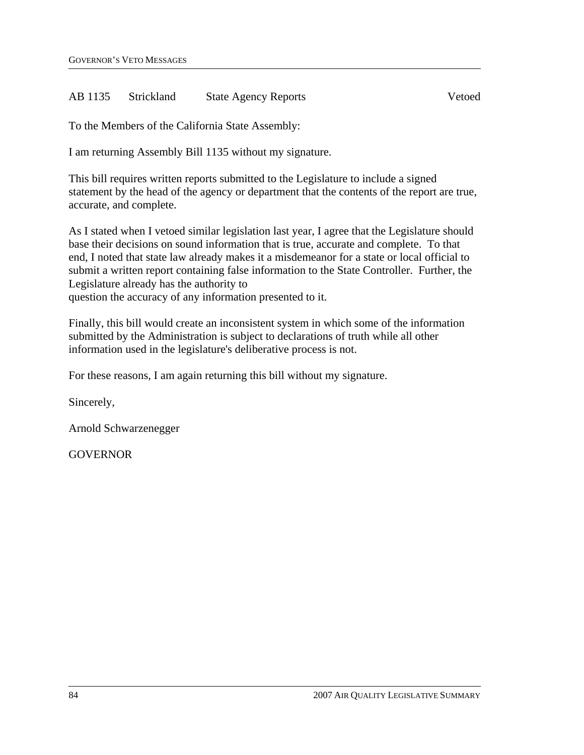AB 1135 Strickland State Agency Reports Vetoed

To the Members of the California State Assembly:

I am returning Assembly Bill 1135 without my signature.

This bill requires written reports submitted to the Legislature to include a signed statement by the head of the agency or department that the contents of the report are true, accurate, and complete.

As I stated when I vetoed similar legislation last year, I agree that the Legislature should base their decisions on sound information that is true, accurate and complete. To that end, I noted that state law already makes it a misdemeanor for a state or local official to submit a written report containing false information to the State Controller. Further, the Legislature already has the authority to question the accuracy of any information presented to it.

Finally, this bill would create an inconsistent system in which some of the information submitted by the Administration is subject to declarations of truth while all other information used in the legislature's deliberative process is not.

For these reasons, I am again returning this bill without my signature.

Sincerely,

Arnold Schwarzenegger

GOVERNOR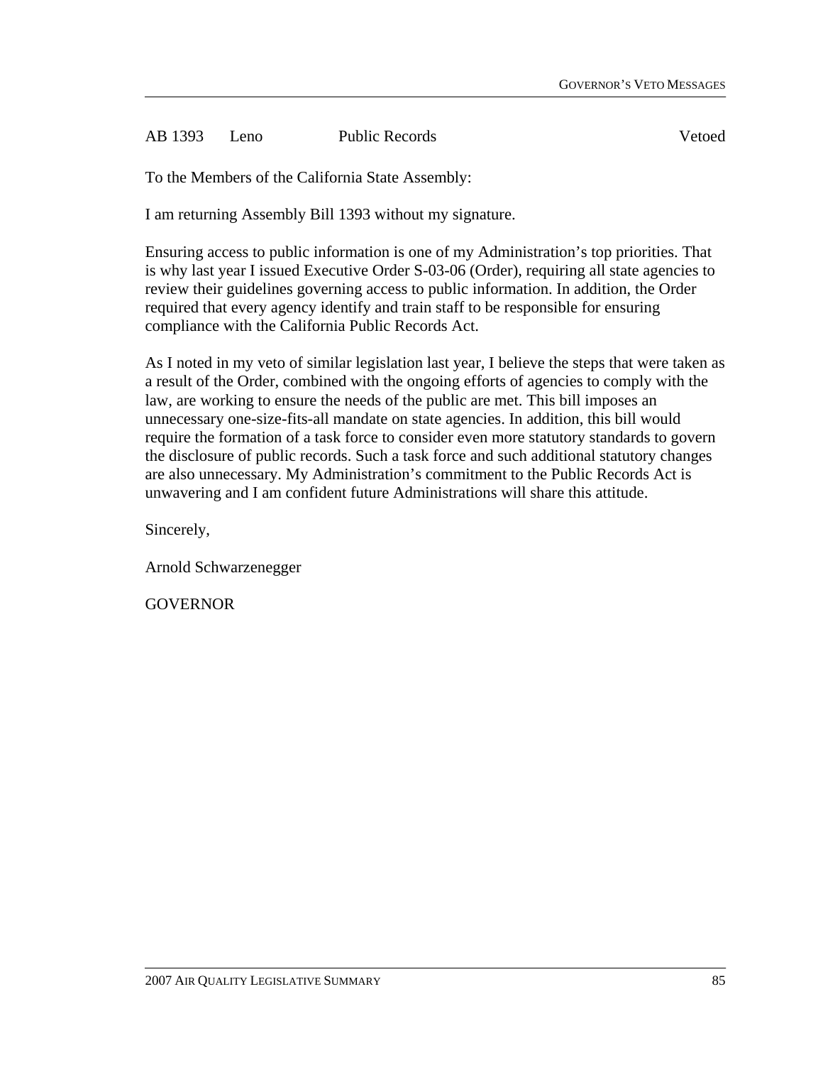AB 1393 Leno Public Records Vetoed

To the Members of the California State Assembly:

I am returning Assembly Bill 1393 without my signature.

Ensuring access to public information is one of my Administration's top priorities. That is why last year I issued Executive Order S-03-06 (Order), requiring all state agencies to review their guidelines governing access to public information. In addition, the Order required that every agency identify and train staff to be responsible for ensuring compliance with the California Public Records Act.

As I noted in my veto of similar legislation last year, I believe the steps that were taken as a result of the Order, combined with the ongoing efforts of agencies to comply with the law, are working to ensure the needs of the public are met. This bill imposes an unnecessary one-size-fits-all mandate on state agencies. In addition, this bill would require the formation of a task force to consider even more statutory standards to govern the disclosure of public records. Such a task force and such additional statutory changes are also unnecessary. My Administration's commitment to the Public Records Act is unwavering and I am confident future Administrations will share this attitude.

Sincerely,

Arnold Schwarzenegger

GOVERNOR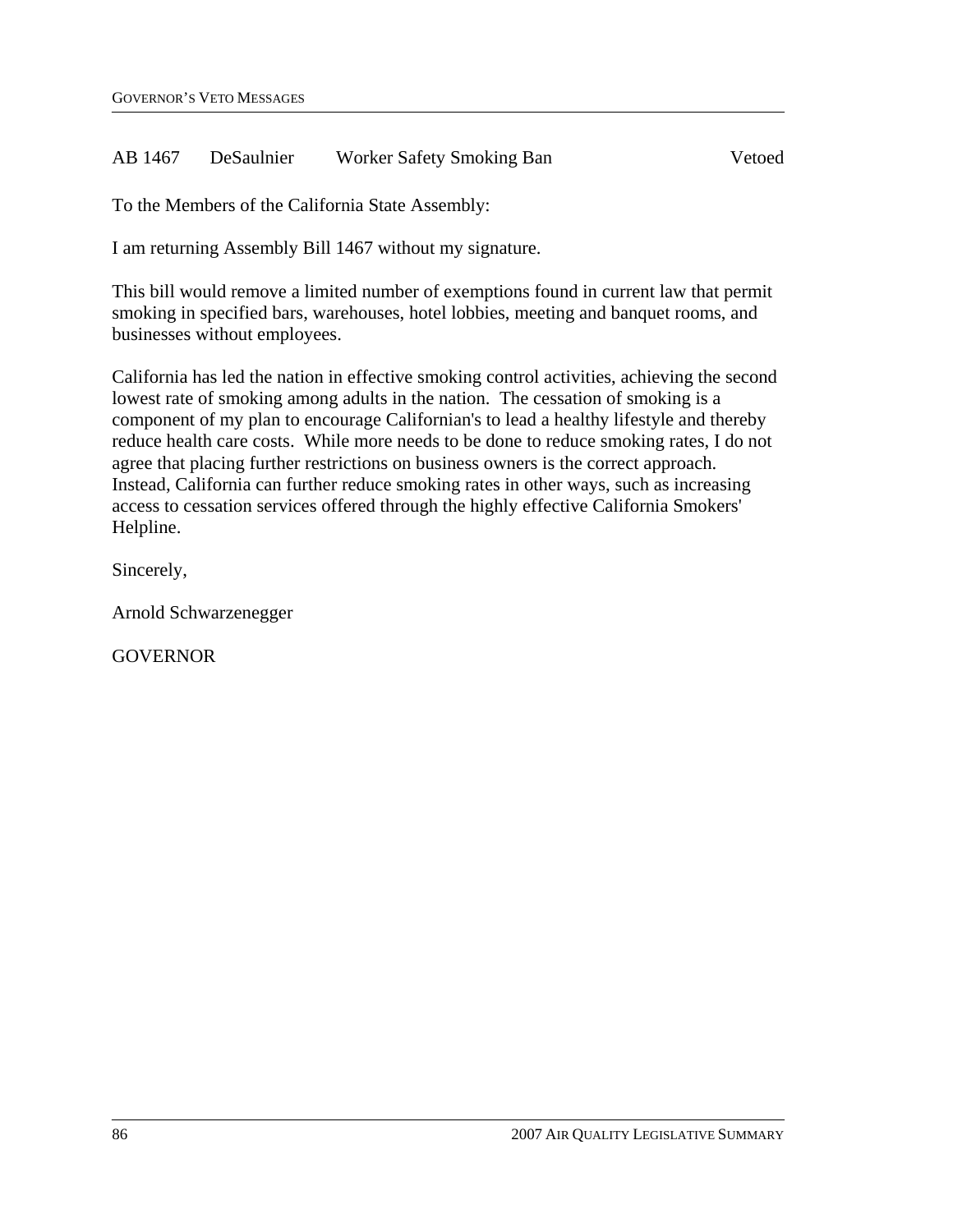AB 1467 DeSaulnier Worker Safety Smoking Ban Vetoed

To the Members of the California State Assembly:

I am returning Assembly Bill 1467 without my signature.

This bill would remove a limited number of exemptions found in current law that permit smoking in specified bars, warehouses, hotel lobbies, meeting and banquet rooms, and businesses without employees.

California has led the nation in effective smoking control activities, achieving the second lowest rate of smoking among adults in the nation. The cessation of smoking is a component of my plan to encourage Californian's to lead a healthy lifestyle and thereby reduce health care costs. While more needs to be done to reduce smoking rates, I do not agree that placing further restrictions on business owners is the correct approach. Instead, California can further reduce smoking rates in other ways, such as increasing access to cessation services offered through the highly effective California Smokers' Helpline.

Sincerely,

Arnold Schwarzenegger

GOVERNOR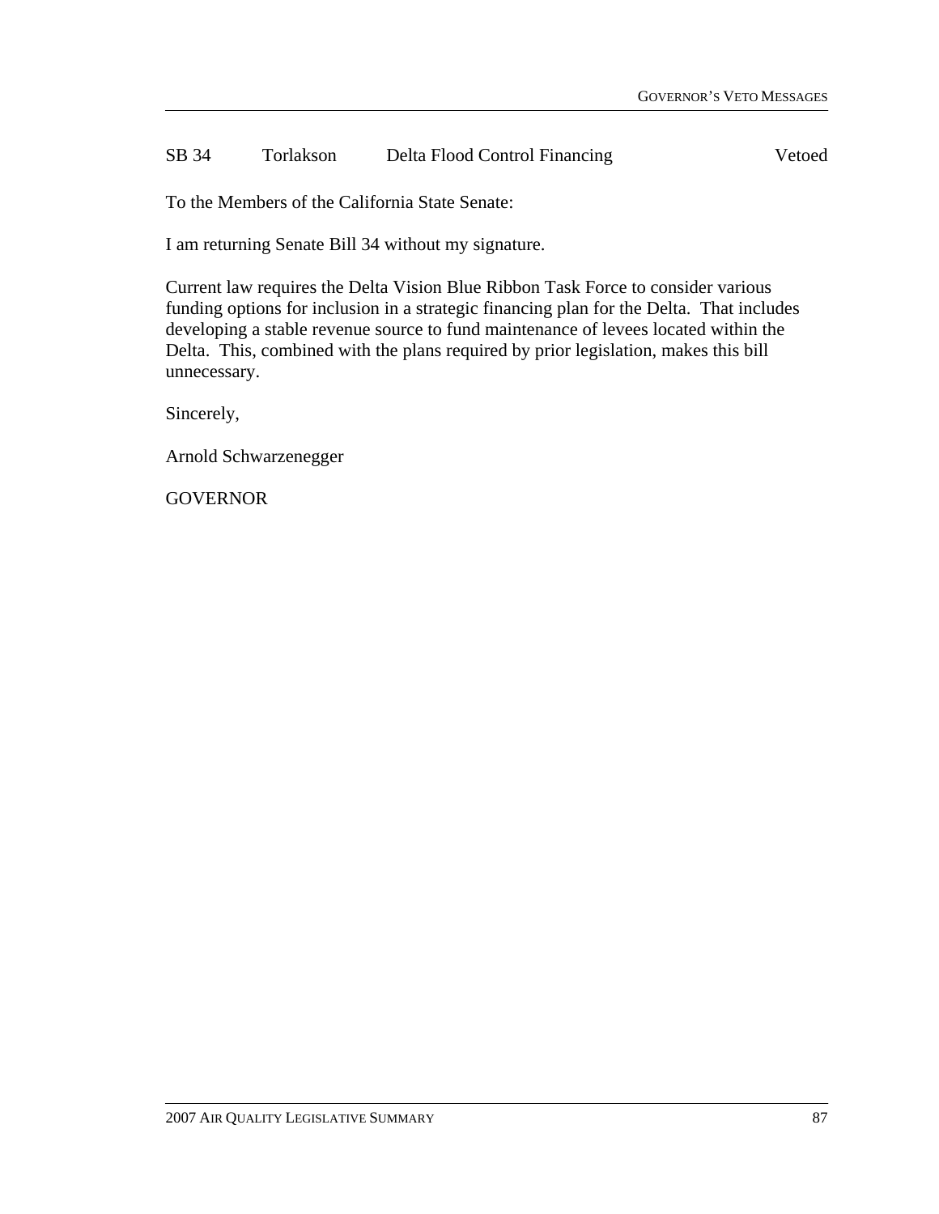SB 34 Torlakson Delta Flood Control Financing Vetoed

To the Members of the California State Senate:

I am returning Senate Bill 34 without my signature.

Current law requires the Delta Vision Blue Ribbon Task Force to consider various funding options for inclusion in a strategic financing plan for the Delta. That includes developing a stable revenue source to fund maintenance of levees located within the Delta. This, combined with the plans required by prior legislation, makes this bill unnecessary.

Sincerely,

Arnold Schwarzenegger

GOVERNOR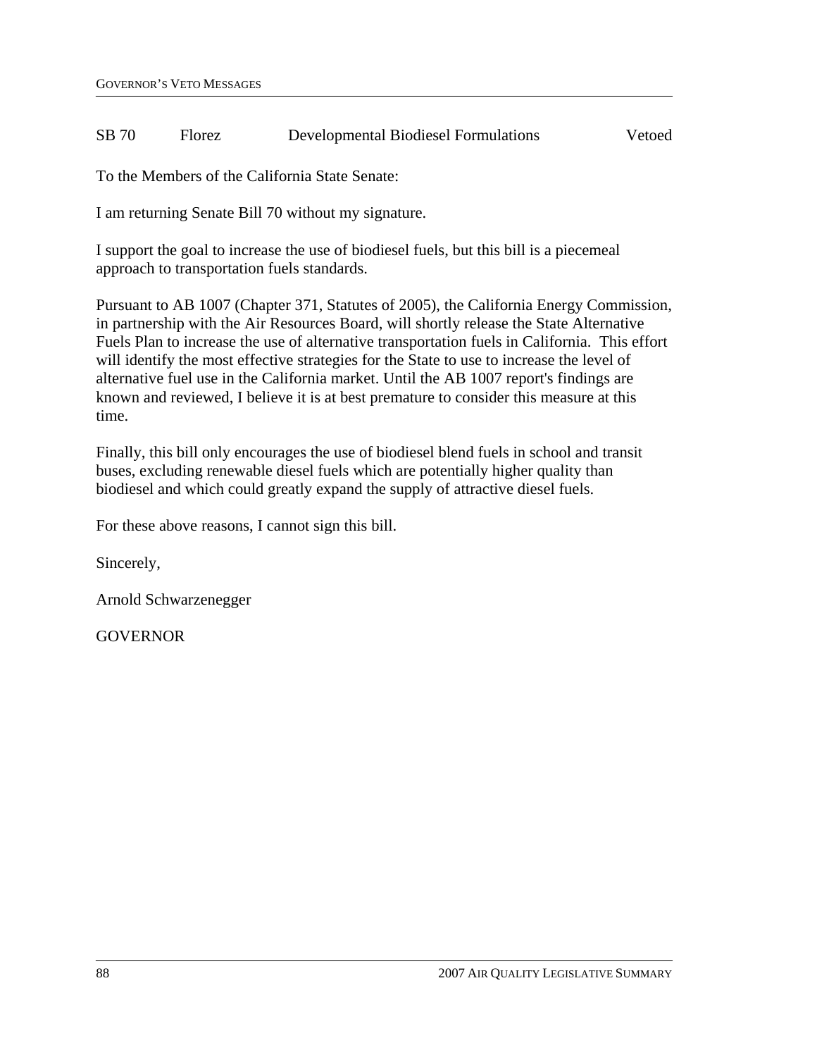| SB 70 | Florez | Developmental Biodiesel Formulations | Vetoed |
|---|---|---|---|

To the Members of the California State Senate:

I am returning Senate Bill 70 without my signature.

I support the goal to increase the use of biodiesel fuels, but this bill is a piecemeal approach to transportation fuels standards.

Pursuant to AB 1007 (Chapter 371, Statutes of 2005), the California Energy Commission, in partnership with the Air Resources Board, will shortly release the State Alternative Fuels Plan to increase the use of alternative transportation fuels in California. This effort will identify the most effective strategies for the State to use to increase the level of alternative fuel use in the California market. Until the AB 1007 report's findings are known and reviewed, I believe it is at best premature to consider this measure at this time.

Finally, this bill only encourages the use of biodiesel blend fuels in school and transit buses, excluding renewable diesel fuels which are potentially higher quality than biodiesel and which could greatly expand the supply of attractive diesel fuels.

For these above reasons, I cannot sign this bill.

Sincerely,

Arnold Schwarzenegger

GOVERNOR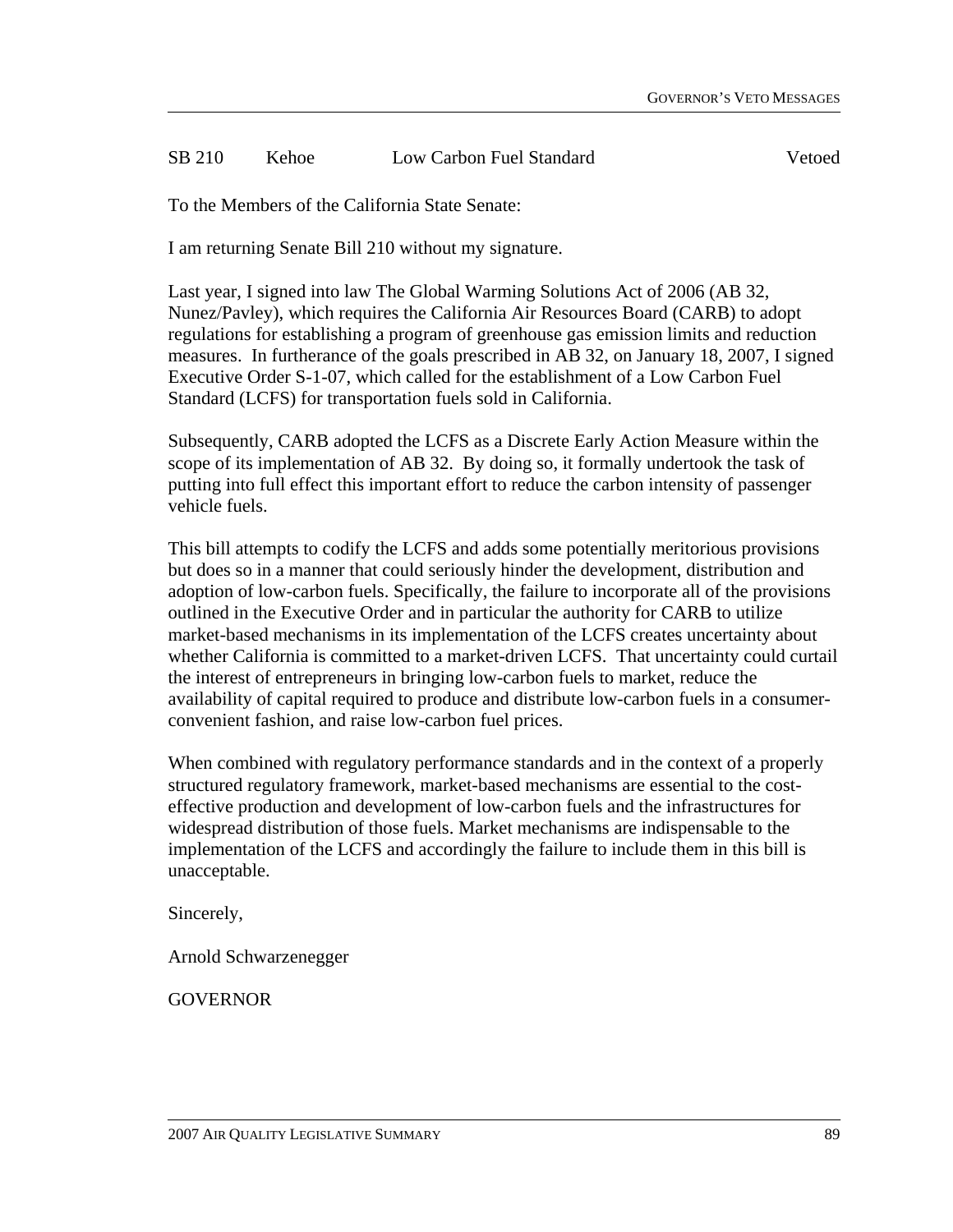SB 210 Kehoe Low Carbon Fuel Standard Vetoed

To the Members of the California State Senate:

I am returning Senate Bill 210 without my signature.

Last year, I signed into law The Global Warming Solutions Act of 2006 (AB 32, Nunez/Pavley), which requires the California Air Resources Board (CARB) to adopt regulations for establishing a program of greenhouse gas emission limits and reduction measures. In furtherance of the goals prescribed in AB 32, on January 18, 2007, I signed Executive Order S-1-07, which called for the establishment of a Low Carbon Fuel Standard (LCFS) for transportation fuels sold in California.

Subsequently, CARB adopted the LCFS as a Discrete Early Action Measure within the scope of its implementation of AB 32. By doing so, it formally undertook the task of putting into full effect this important effort to reduce the carbon intensity of passenger vehicle fuels.

This bill attempts to codify the LCFS and adds some potentially meritorious provisions but does so in a manner that could seriously hinder the development, distribution and adoption of low-carbon fuels. Specifically, the failure to incorporate all of the provisions outlined in the Executive Order and in particular the authority for CARB to utilize market-based mechanisms in its implementation of the LCFS creates uncertainty about whether California is committed to a market-driven LCFS. That uncertainty could curtail the interest of entrepreneurs in bringing low-carbon fuels to market, reduce the availability of capital required to produce and distribute low-carbon fuels in a consumer-convenient fashion, and raise low-carbon fuel prices.

When combined with regulatory performance standards and in the context of a properly structured regulatory framework, market-based mechanisms are essential to the cost-effective production and development of low-carbon fuels and the infrastructures for widespread distribution of those fuels. Market mechanisms are indispensable to the implementation of the LCFS and accordingly the failure to include them in this bill is unacceptable.

Sincerely,

Arnold Schwarzenegger

GOVERNOR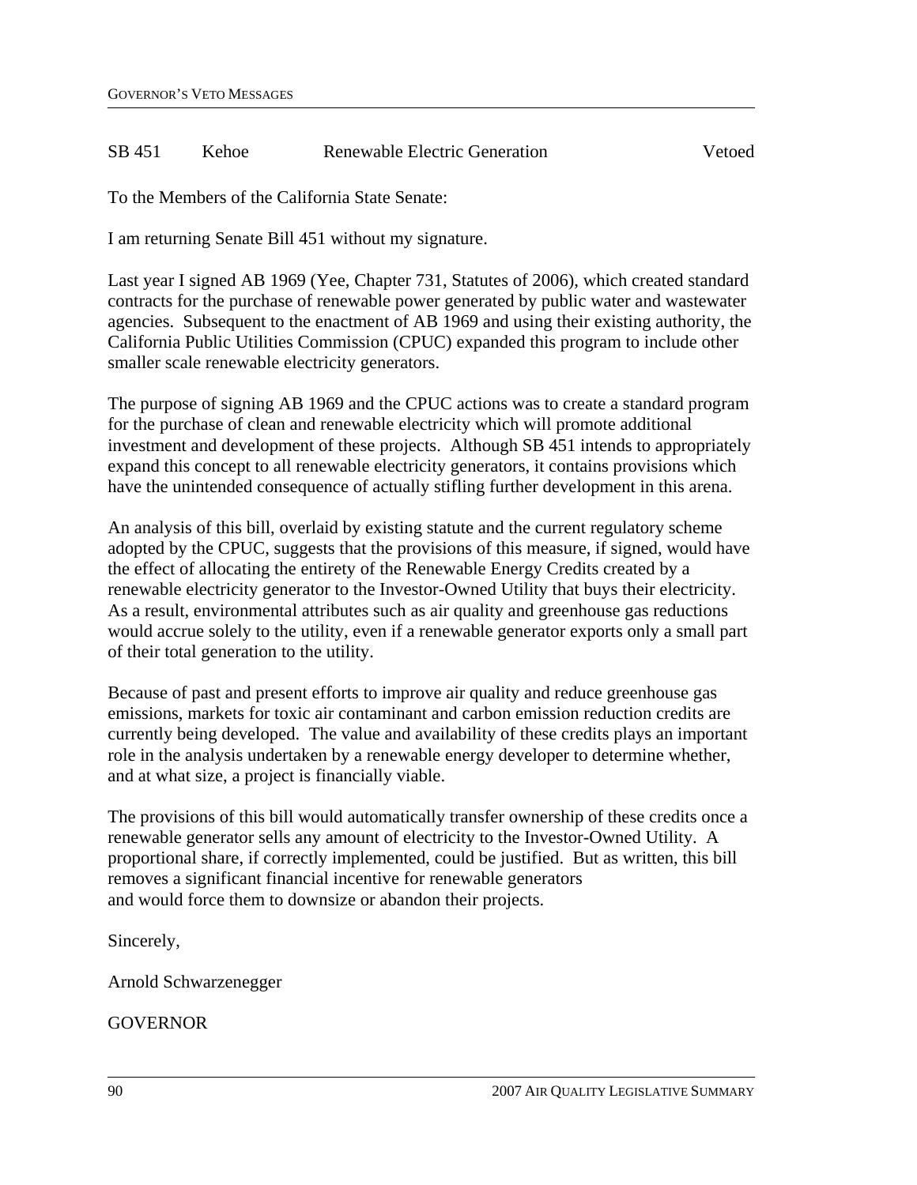SB 451 Kehoe Renewable Electric Generation Vetoed

To the Members of the California State Senate:

I am returning Senate Bill 451 without my signature.

Last year I signed AB 1969 (Yee, Chapter 731, Statutes of 2006), which created standard contracts for the purchase of renewable power generated by public water and wastewater agencies. Subsequent to the enactment of AB 1969 and using their existing authority, the California Public Utilities Commission (CPUC) expanded this program to include other smaller scale renewable electricity generators.

The purpose of signing AB 1969 and the CPUC actions was to create a standard program for the purchase of clean and renewable electricity which will promote additional investment and development of these projects. Although SB 451 intends to appropriately expand this concept to all renewable electricity generators, it contains provisions which have the unintended consequence of actually stifling further development in this arena.

An analysis of this bill, overlaid by existing statute and the current regulatory scheme adopted by the CPUC, suggests that the provisions of this measure, if signed, would have the effect of allocating the entirety of the Renewable Energy Credits created by a renewable electricity generator to the Investor-Owned Utility that buys their electricity. As a result, environmental attributes such as air quality and greenhouse gas reductions would accrue solely to the utility, even if a renewable generator exports only a small part of their total generation to the utility.

Because of past and present efforts to improve air quality and reduce greenhouse gas emissions, markets for toxic air contaminant and carbon emission reduction credits are currently being developed. The value and availability of these credits plays an important role in the analysis undertaken by a renewable energy developer to determine whether, and at what size, a project is financially viable.

The provisions of this bill would automatically transfer ownership of these credits once a renewable generator sells any amount of electricity to the Investor-Owned Utility. A proportional share, if correctly implemented, could be justified. But as written, this bill removes a significant financial incentive for renewable generators and would force them to downsize or abandon their projects.

Sincerely,

Arnold Schwarzenegger

GOVERNOR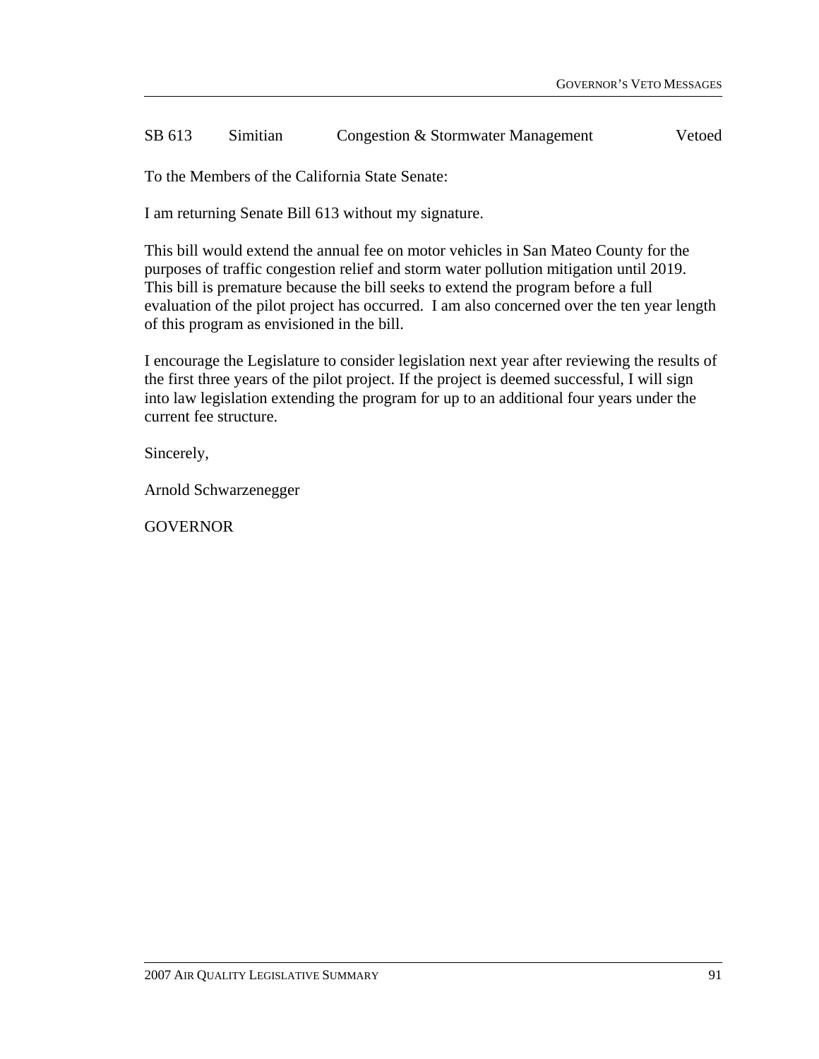| SB 613 | Simitian | Congestion & Stormwater Management | Vetoed |
|---|---|---|---|

To the Members of the California State Senate:

I am returning Senate Bill 613 without my signature.

This bill would extend the annual fee on motor vehicles in San Mateo County for the purposes of traffic congestion relief and storm water pollution mitigation until 2019. This bill is premature because the bill seeks to extend the program before a full evaluation of the pilot project has occurred. I am also concerned over the ten year length of this program as envisioned in the bill.

I encourage the Legislature to consider legislation next year after reviewing the results of the first three years of the pilot project. If the project is deemed successful, I will sign into law legislation extending the program for up to an additional four years under the current fee structure.

Sincerely,

Arnold Schwarzenegger

GOVERNOR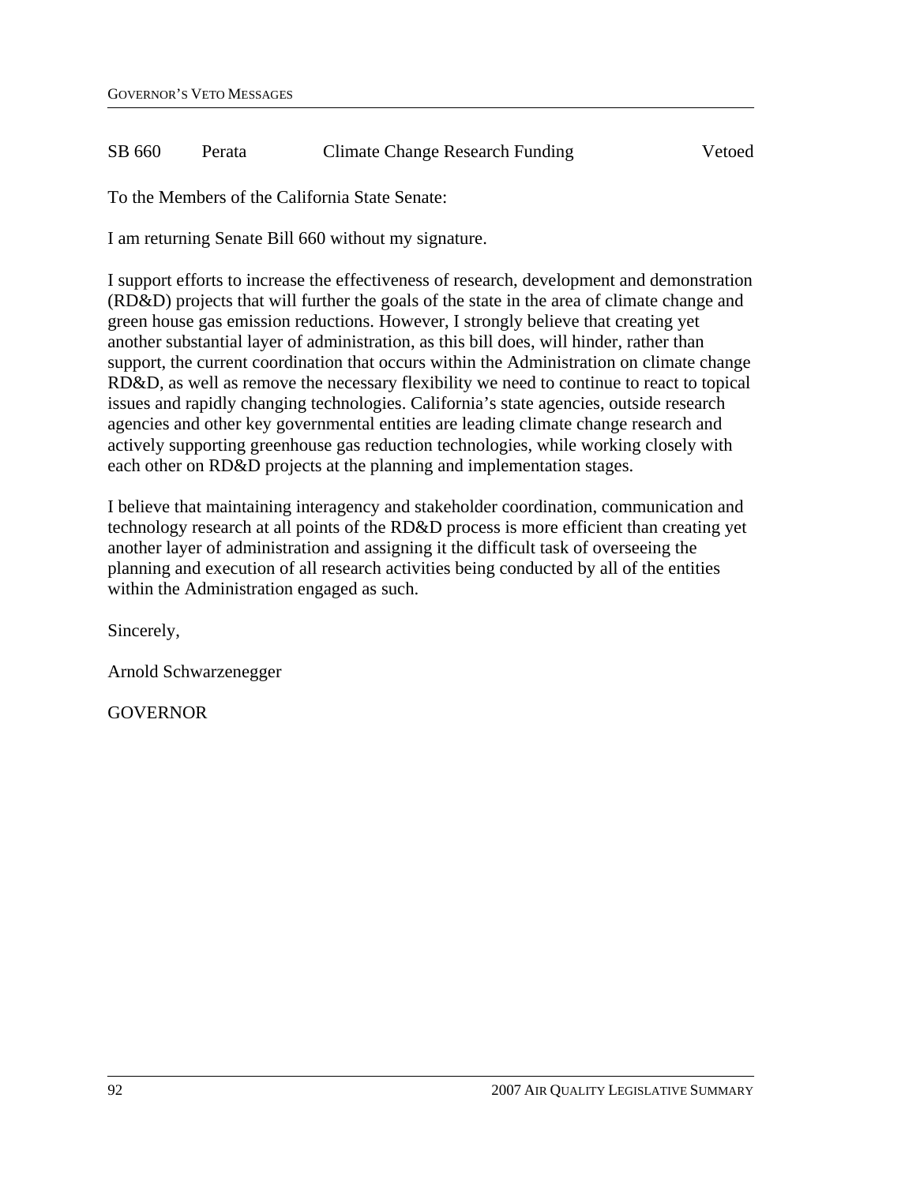| SB 660 | Perata | Climate Change Research Funding | Vetoed |
|---|---|---|---|

To the Members of the California State Senate:

I am returning Senate Bill 660 without my signature.

I support efforts to increase the effectiveness of research, development and demonstration (RD&D) projects that will further the goals of the state in the area of climate change and green house gas emission reductions. However, I strongly believe that creating yet another substantial layer of administration, as this bill does, will hinder, rather than support, the current coordination that occurs within the Administration on climate change RD&D, as well as remove the necessary flexibility we need to continue to react to topical issues and rapidly changing technologies. California's state agencies, outside research agencies and other key governmental entities are leading climate change research and actively supporting greenhouse gas reduction technologies, while working closely with each other on RD&D projects at the planning and implementation stages.

I believe that maintaining interagency and stakeholder coordination, communication and technology research at all points of the RD&D process is more efficient than creating yet another layer of administration and assigning it the difficult task of overseeing the planning and execution of all research activities being conducted by all of the entities within the Administration engaged as such.

Sincerely,

Arnold Schwarzenegger

GOVERNOR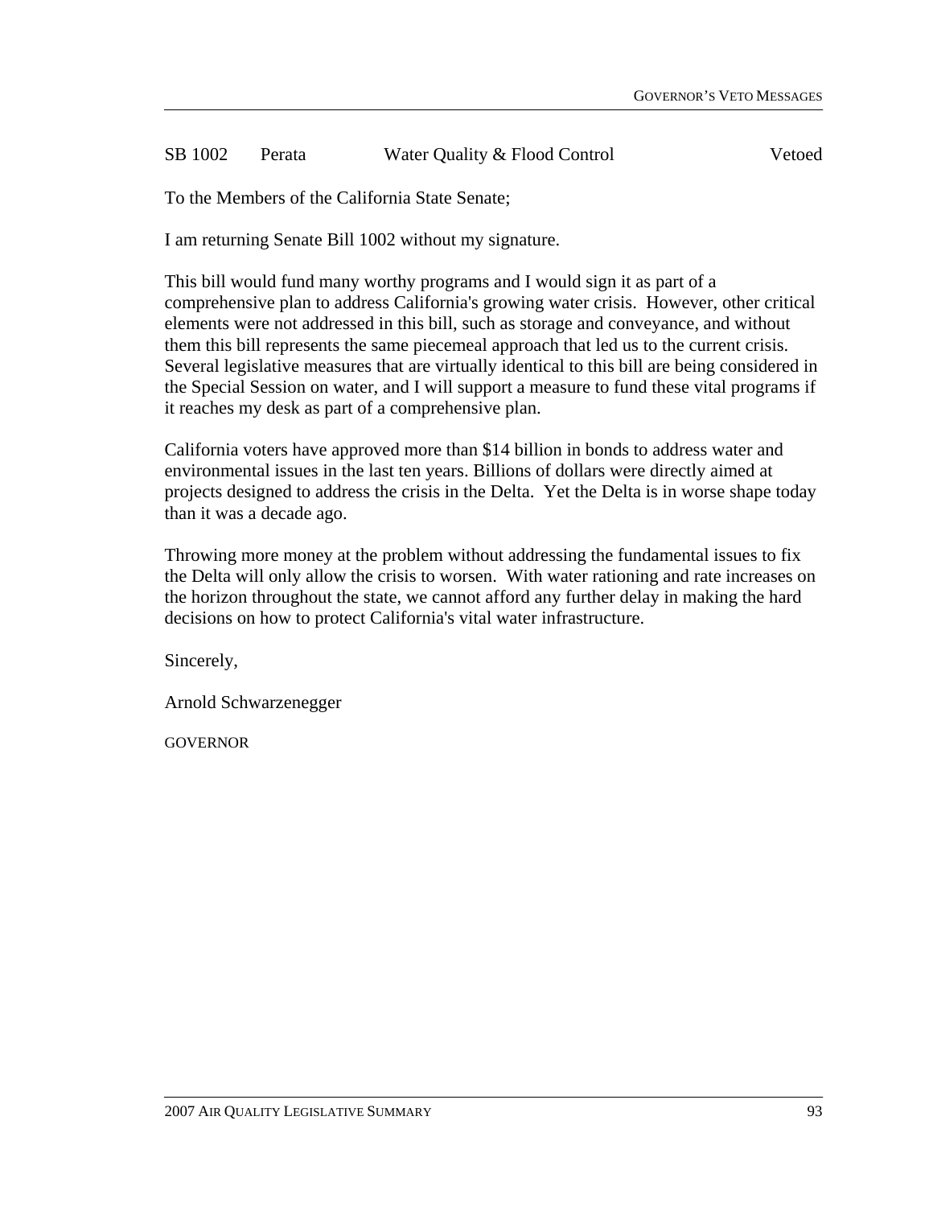SB 1002 Perata Water Quality & Flood Control Vetoed

To the Members of the California State Senate;

I am returning Senate Bill 1002 without my signature.

This bill would fund many worthy programs and I would sign it as part of a comprehensive plan to address California's growing water crisis. However, other critical elements were not addressed in this bill, such as storage and conveyance, and without them this bill represents the same piecemeal approach that led us to the current crisis. Several legislative measures that are virtually identical to this bill are being considered in the Special Session on water, and I will support a measure to fund these vital programs if it reaches my desk as part of a comprehensive plan.

California voters have approved more than $14 billion in bonds to address water and environmental issues in the last ten years. Billions of dollars were directly aimed at projects designed to address the crisis in the Delta. Yet the Delta is in worse shape today than it was a decade ago.

Throwing more money at the problem without addressing the fundamental issues to fix the Delta will only allow the crisis to worsen. With water rationing and rate increases on the horizon throughout the state, we cannot afford any further delay in making the hard decisions on how to protect California's vital water infrastructure.

Sincerely,

Arnold Schwarzenegger

GOVERNOR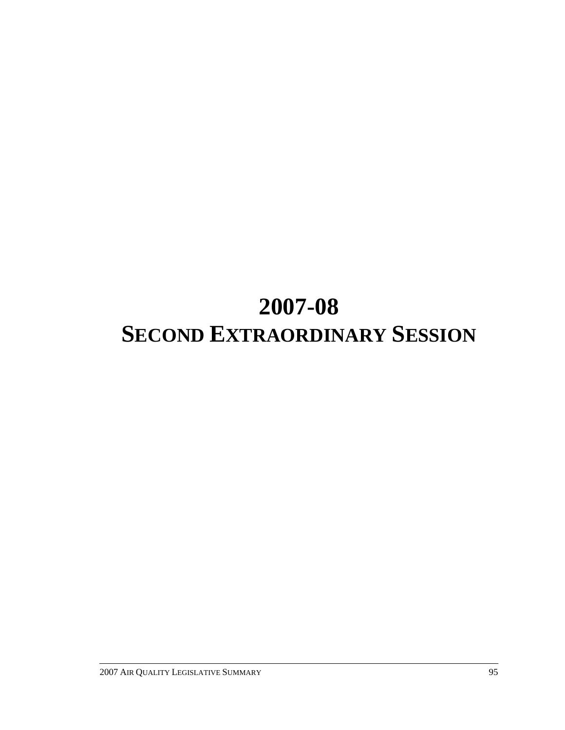# 2007-08
# SECOND EXTRAORDINARY SESSION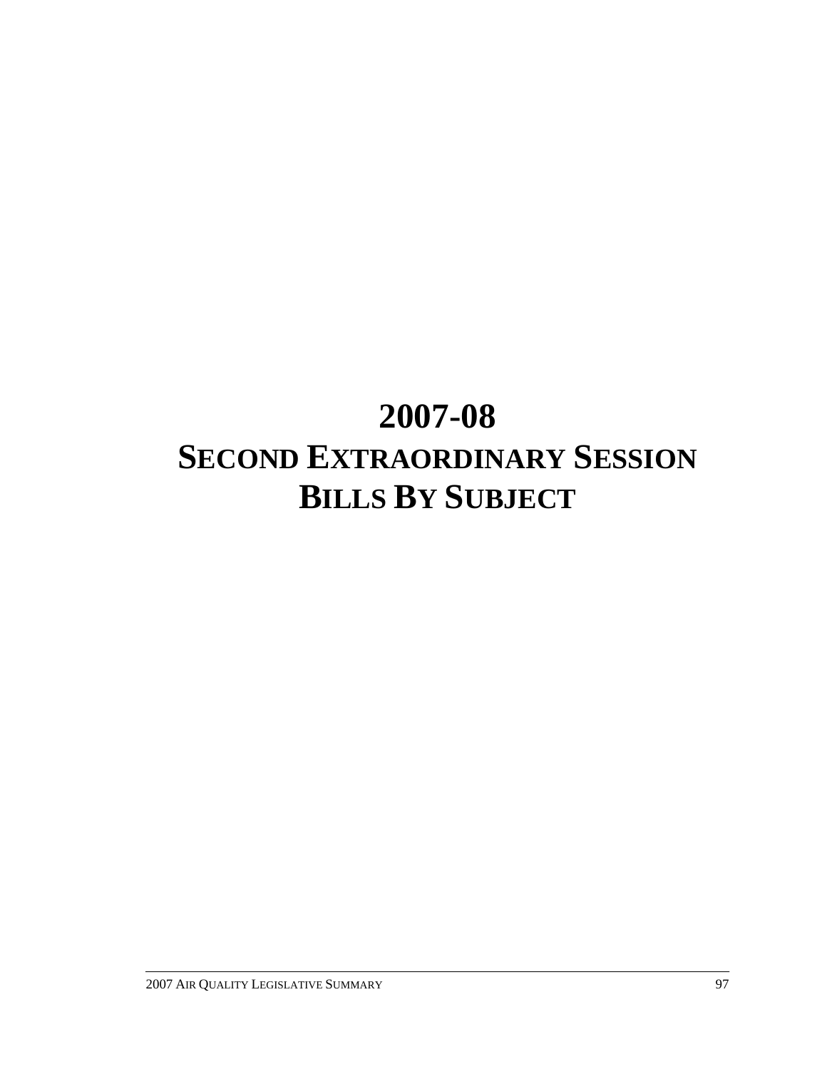# 2007-08
# SECOND EXTRAORDINARY SESSION
# BILLS BY SUBJECT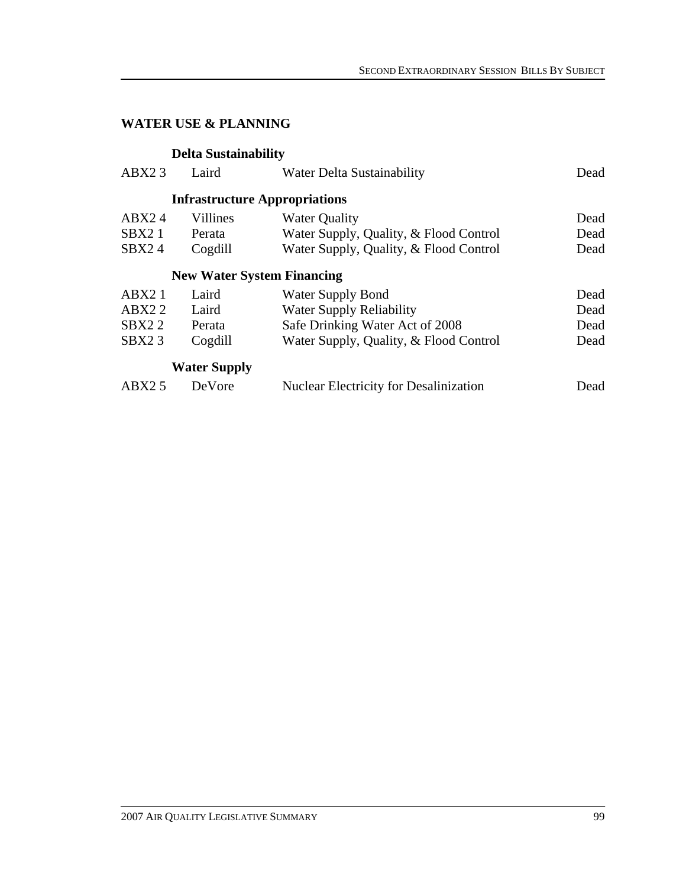## WATER USE & PLANNING

### Delta Sustainability

| | | | |
|---|---|---|---|
| ABX2 3 | Laird | Water Delta Sustainability | Dead |

### Infrastructure Appropriations

| | | | |
|---|---|---|---|
| ABX2 4 | Villines | Water Quality | Dead |
| SBX2 1 | Perata | Water Supply, Quality, & Flood Control | Dead |
| SBX2 4 | Cogdill | Water Supply, Quality, & Flood Control | Dead |

### New Water System Financing

| | | | |
|---|---|---|---|
| ABX2 1 | Laird | Water Supply Bond | Dead |
| ABX2 2 | Laird | Water Supply Reliability | Dead |
| SBX2 2 | Perata | Safe Drinking Water Act of 2008 | Dead |
| SBX2 3 | Cogdill | Water Supply, Quality, & Flood Control | Dead |

### Water Supply

| | | | |
|---|---|---|---|
| ABX2 5 | DeVore | Nuclear Electricity for Desalinization | Dead |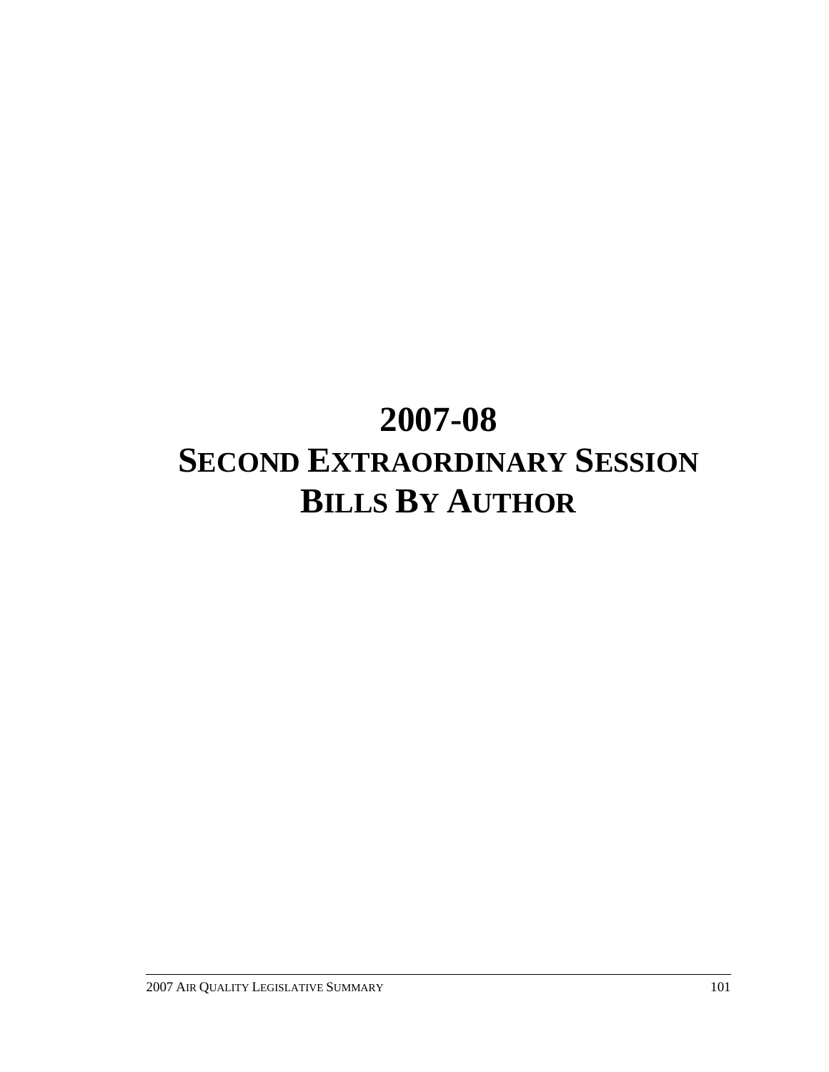# 2007-08

# SECOND EXTRAORDINARY SESSION

# BILLS BY AUTHOR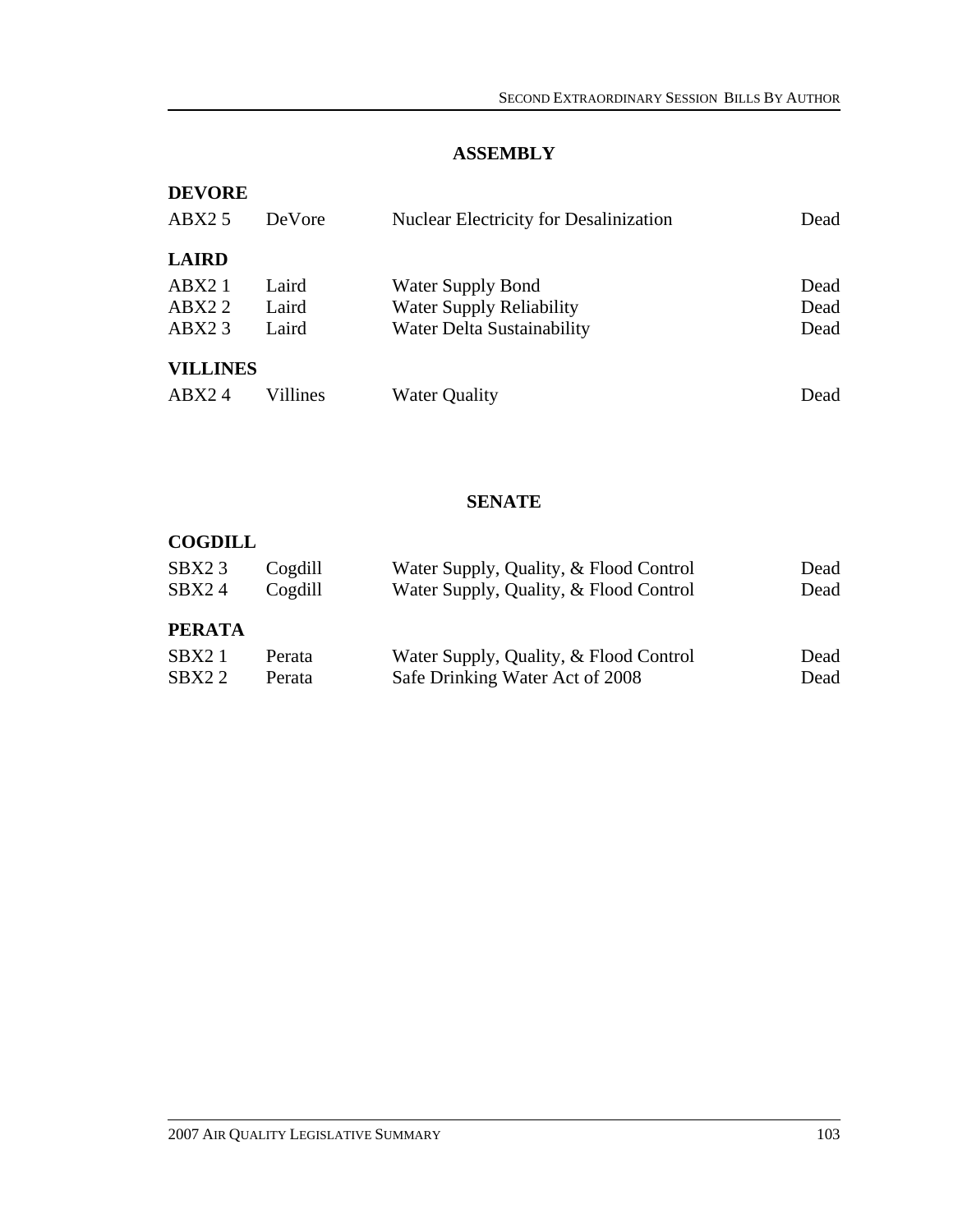## ASSEMBLY

### DEVORE

| | | | |
|---|---|---|---|
| ABX2 5 | DeVore | Nuclear Electricity for Desalinization | Dead |

### LAIRD

| | | | |
|---|---|---|---|
| ABX2 1 | Laird | Water Supply Bond | Dead |
| ABX2 2 | Laird | Water Supply Reliability | Dead |
| ABX2 3 | Laird | Water Delta Sustainability | Dead |

### VILLINES

| | | | |
|---|---|---|---|
| ABX2 4 | Villines | Water Quality | Dead |

## SENATE

### COGDILL

| | | | |
|---|---|---|---|
| SBX2 3 | Cogdill | Water Supply, Quality, & Flood Control | Dead |
| SBX2 4 | Cogdill | Water Supply, Quality, & Flood Control | Dead |

### PERATA

| | | | |
|---|---|---|---|
| SBX2 1 | Perata | Water Supply, Quality, & Flood Control | Dead |
| SBX2 2 | Perata | Safe Drinking Water Act of 2008 | Dead |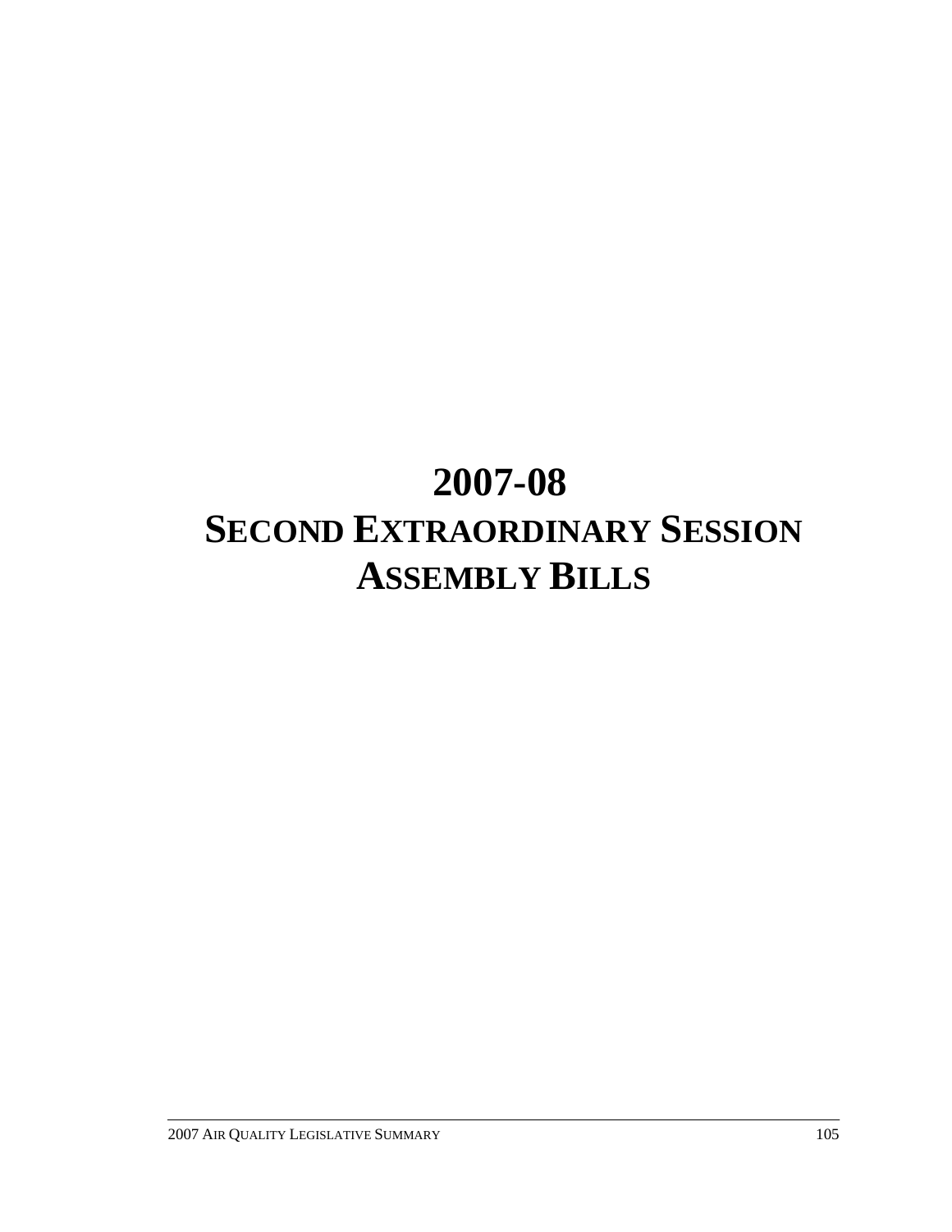# 2007-08

# SECOND EXTRAORDINARY SESSION

# ASSEMBLY BILLS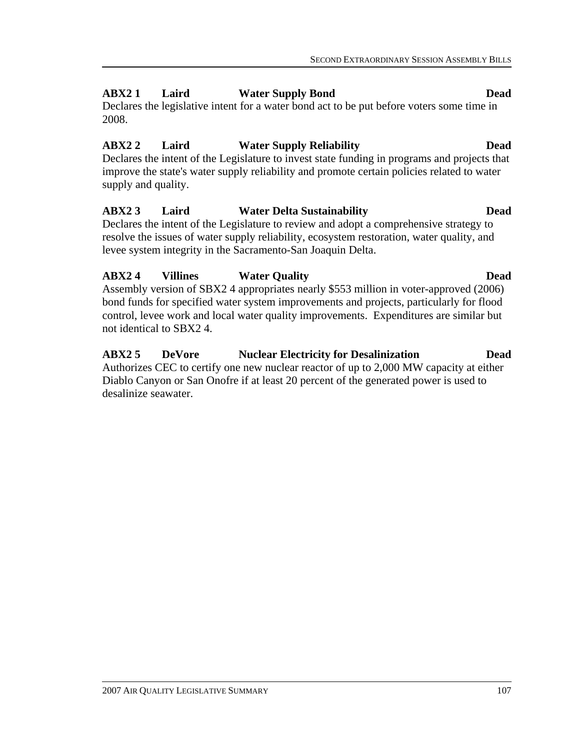**ABX2 1 Laird Water Supply Bond Dead**

Declares the legislative intent for a water bond act to be put before voters some time in 2008.

**ABX2 2 Laird Water Supply Reliability Dead**

Declares the intent of the Legislature to invest state funding in programs and projects that improve the state's water supply reliability and promote certain policies related to water supply and quality.

**ABX2 3 Laird Water Delta Sustainability Dead**

Declares the intent of the Legislature to review and adopt a comprehensive strategy to resolve the issues of water supply reliability, ecosystem restoration, water quality, and levee system integrity in the Sacramento-San Joaquin Delta.

**ABX2 4 Villines Water Quality Dead**

Assembly version of SBX2 4 appropriates nearly $553 million in voter-approved (2006) bond funds for specified water system improvements and projects, particularly for flood control, levee work and local water quality improvements. Expenditures are similar but not identical to SBX2 4.

**ABX2 5 DeVore Nuclear Electricity for Desalinization Dead**

Authorizes CEC to certify one new nuclear reactor of up to 2,000 MW capacity at either Diablo Canyon or San Onofre if at least 20 percent of the generated power is used to desalinize seawater.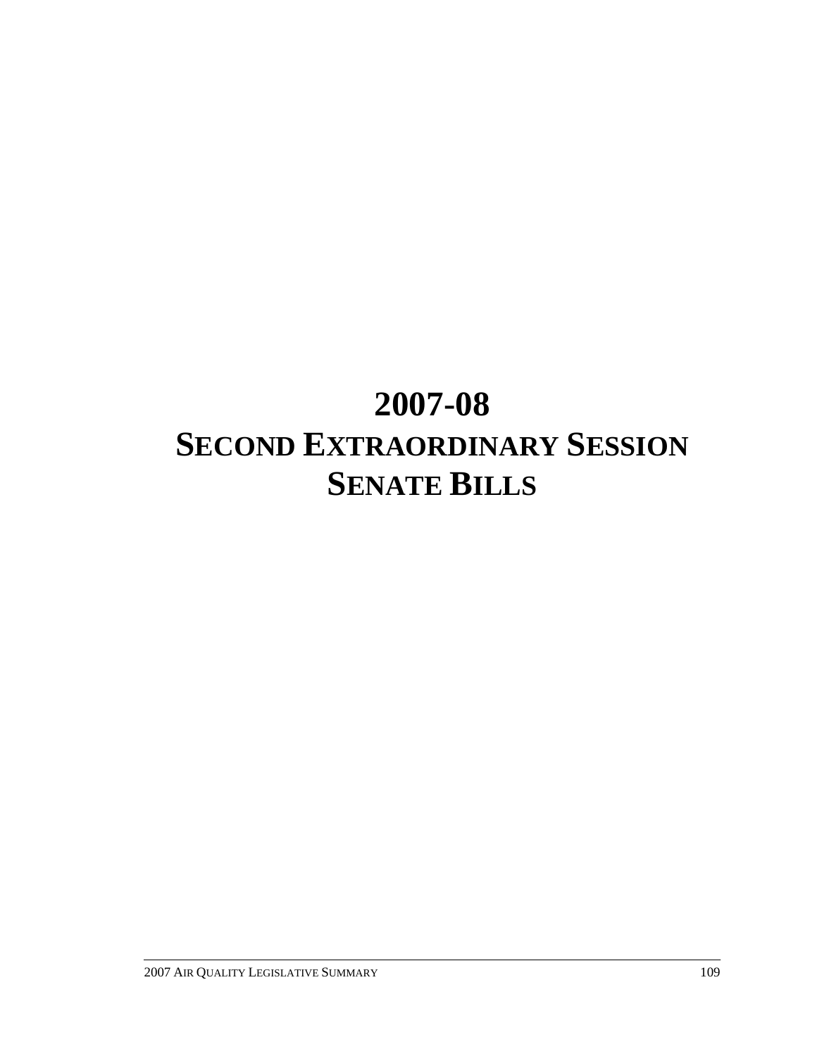# 2007-08
# SECOND EXTRAORDINARY SESSION
# SENATE BILLS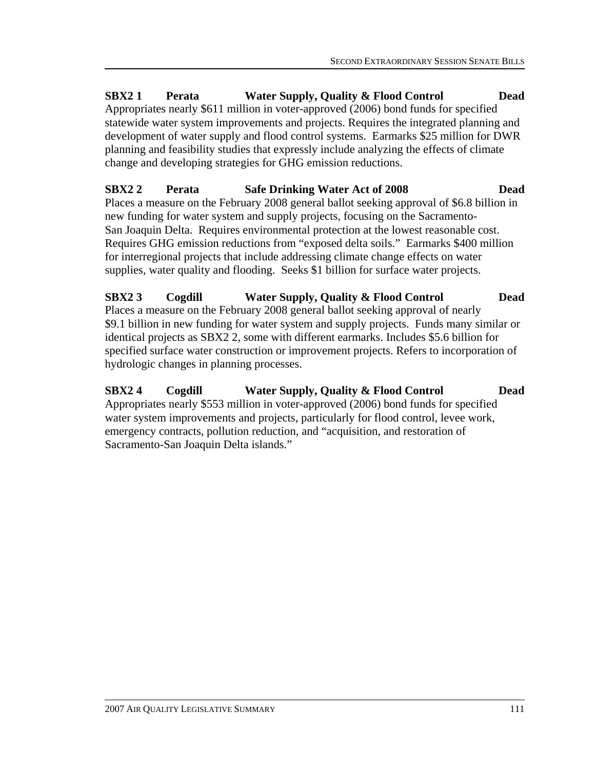**SBX2 1 Perata Water Supply, Quality & Flood Control Dead**

Appropriates nearly $611 million in voter-approved (2006) bond funds for specified statewide water system improvements and projects. Requires the integrated planning and development of water supply and flood control systems. Earmarks $25 million for DWR planning and feasibility studies that expressly include analyzing the effects of climate change and developing strategies for GHG emission reductions.

**SBX2 2 Perata Safe Drinking Water Act of 2008 Dead**

Places a measure on the February 2008 general ballot seeking approval of $6.8 billion in new funding for water system and supply projects, focusing on the Sacramento-San Joaquin Delta. Requires environmental protection at the lowest reasonable cost. Requires GHG emission reductions from "exposed delta soils." Earmarks $400 million for interregional projects that include addressing climate change effects on water supplies, water quality and flooding. Seeks $1 billion for surface water projects.

**SBX2 3 Cogdill Water Supply, Quality & Flood Control Dead**

Places a measure on the February 2008 general ballot seeking approval of nearly $9.1 billion in new funding for water system and supply projects. Funds many similar or identical projects as SBX2 2, some with different earmarks. Includes $5.6 billion for specified surface water construction or improvement projects. Refers to incorporation of hydrologic changes in planning processes.

**SBX2 4 Cogdill Water Supply, Quality & Flood Control Dead**

Appropriates nearly $553 million in voter-approved (2006) bond funds for specified water system improvements and projects, particularly for flood control, levee work, emergency contracts, pollution reduction, and "acquisition, and restoration of Sacramento-San Joaquin Delta islands."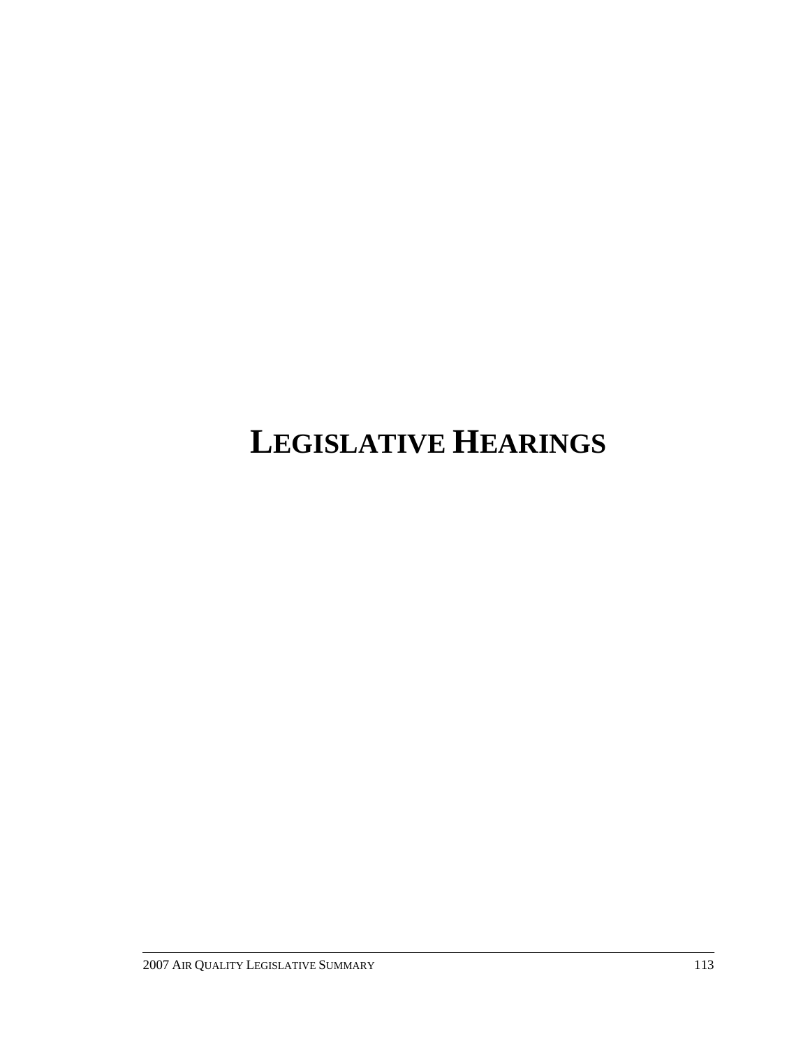# LEGISLATIVE HEARINGS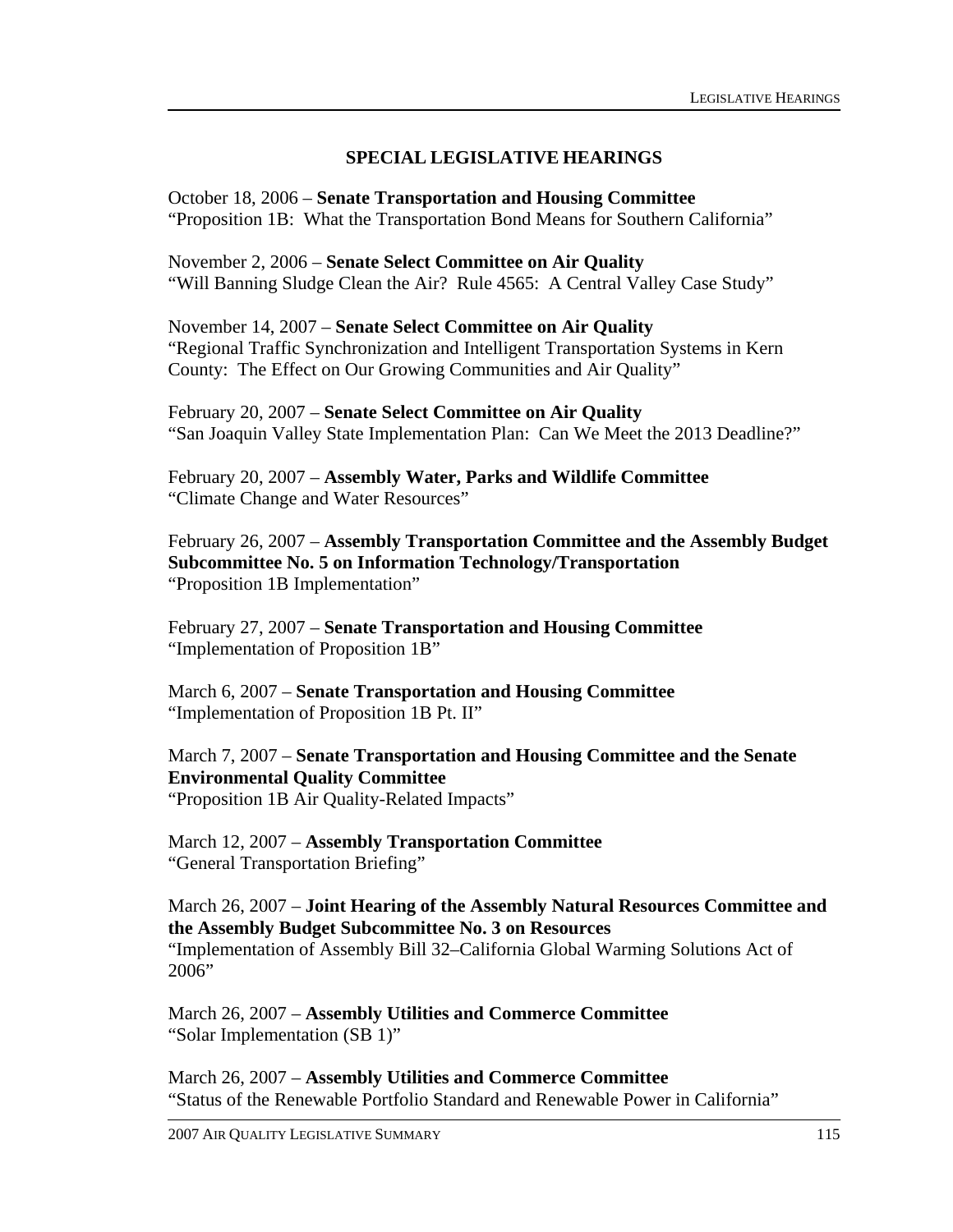## SPECIAL LEGISLATIVE HEARINGS

October 18, 2006 – **Senate Transportation and Housing Committee**
"Proposition 1B: What the Transportation Bond Means for Southern California"

November 2, 2006 – **Senate Select Committee on Air Quality**
"Will Banning Sludge Clean the Air? Rule 4565: A Central Valley Case Study"

November 14, 2007 – **Senate Select Committee on Air Quality**
"Regional Traffic Synchronization and Intelligent Transportation Systems in Kern County: The Effect on Our Growing Communities and Air Quality"

February 20, 2007 – **Senate Select Committee on Air Quality**
"San Joaquin Valley State Implementation Plan: Can We Meet the 2013 Deadline?"

February 20, 2007 – **Assembly Water, Parks and Wildlife Committee**
"Climate Change and Water Resources"

February 26, 2007 – **Assembly Transportation Committee and the Assembly Budget Subcommittee No. 5 on Information Technology/Transportation**
"Proposition 1B Implementation"

February 27, 2007 – **Senate Transportation and Housing Committee**
"Implementation of Proposition 1B"

March 6, 2007 – **Senate Transportation and Housing Committee**
"Implementation of Proposition 1B Pt. II"

March 7, 2007 – **Senate Transportation and Housing Committee and the Senate Environmental Quality Committee**
"Proposition 1B Air Quality-Related Impacts"

March 12, 2007 – **Assembly Transportation Committee**
"General Transportation Briefing"

March 26, 2007 – **Joint Hearing of the Assembly Natural Resources Committee and the Assembly Budget Subcommittee No. 3 on Resources**
"Implementation of Assembly Bill 32–California Global Warming Solutions Act of 2006"

March 26, 2007 – **Assembly Utilities and Commerce Committee**
"Solar Implementation (SB 1)"

March 26, 2007 – **Assembly Utilities and Commerce Committee**
"Status of the Renewable Portfolio Standard and Renewable Power in California"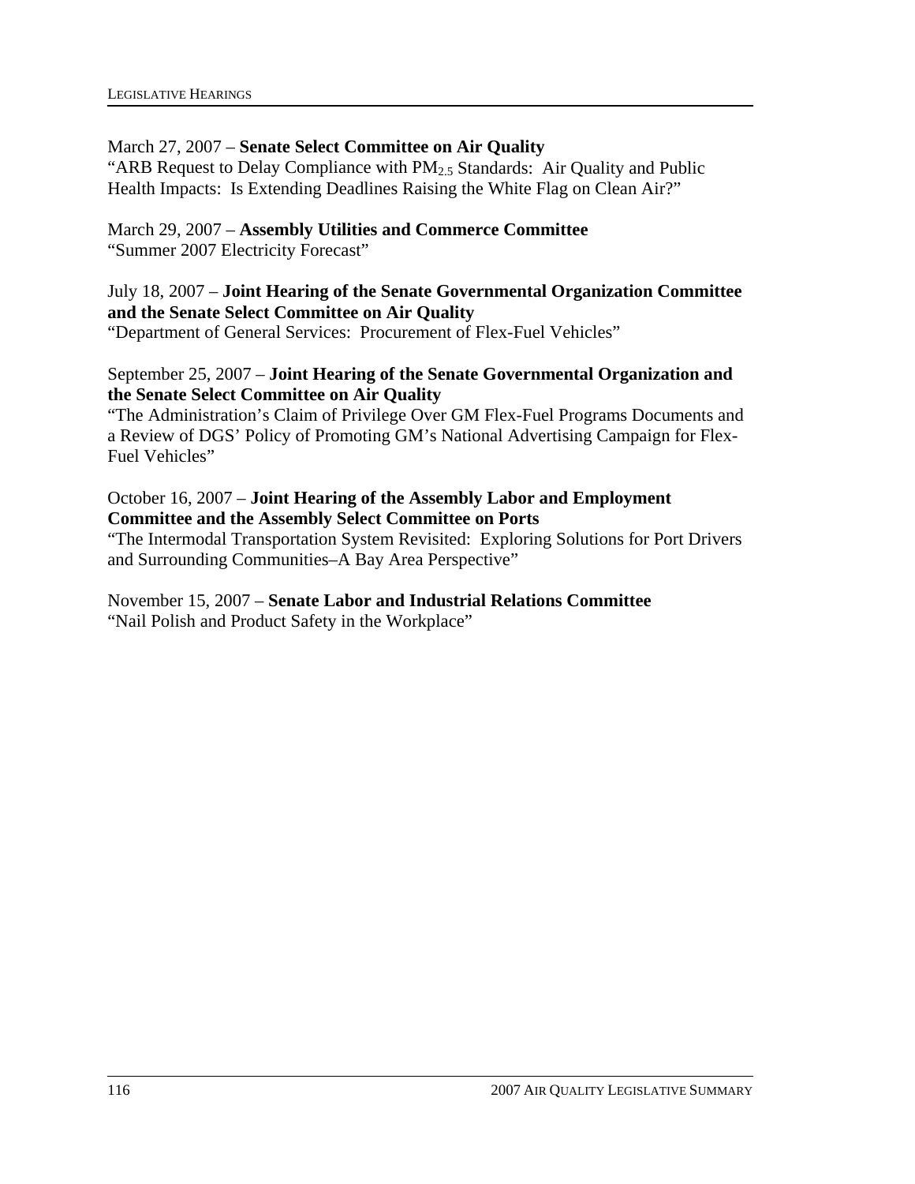March 27, 2007 – **Senate Select Committee on Air Quality**
"ARB Request to Delay Compliance with $PM_{2.5}$ Standards: Air Quality and Public Health Impacts: Is Extending Deadlines Raising the White Flag on Clean Air?"

March 29, 2007 – **Assembly Utilities and Commerce Committee**
"Summer 2007 Electricity Forecast"

July 18, 2007 – **Joint Hearing of the Senate Governmental Organization Committee and the Senate Select Committee on Air Quality**
"Department of General Services: Procurement of Flex-Fuel Vehicles"

September 25, 2007 – **Joint Hearing of the Senate Governmental Organization and the Senate Select Committee on Air Quality**
"The Administration's Claim of Privilege Over GM Flex-Fuel Programs Documents and a Review of DGS' Policy of Promoting GM's National Advertising Campaign for Flex-Fuel Vehicles"

October 16, 2007 – **Joint Hearing of the Assembly Labor and Employment Committee and the Assembly Select Committee on Ports**
"The Intermodal Transportation System Revisited: Exploring Solutions for Port Drivers and Surrounding Communities–A Bay Area Perspective"

November 15, 2007 – **Senate Labor and Industrial Relations Committee**
"Nail Polish and Product Safety in the Workplace"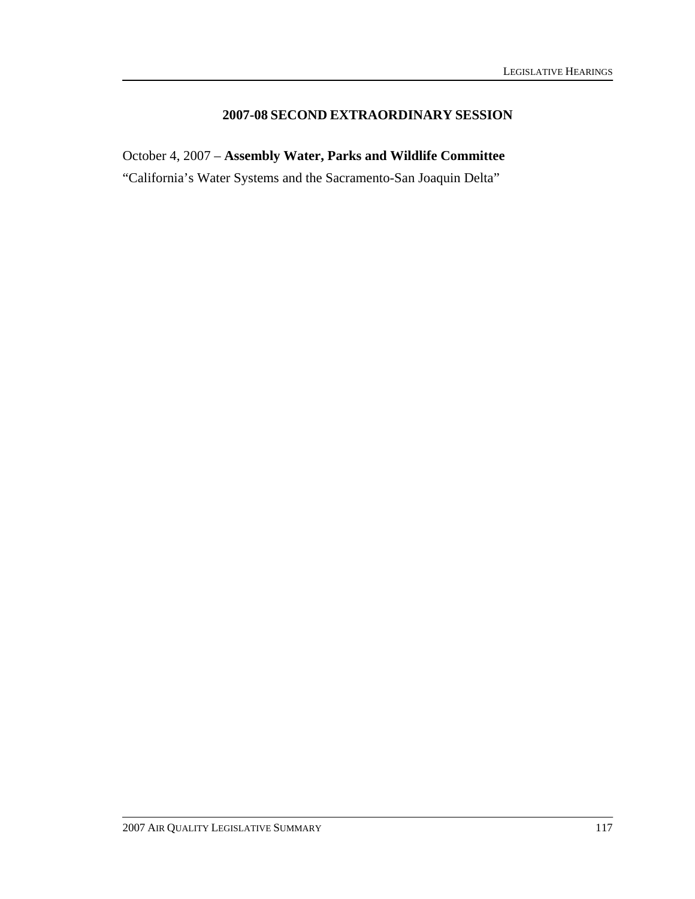## 2007-08 SECOND EXTRAORDINARY SESSION

October 4, 2007 – **Assembly Water, Parks and Wildlife Committee**

"California's Water Systems and the Sacramento-San Joaquin Delta"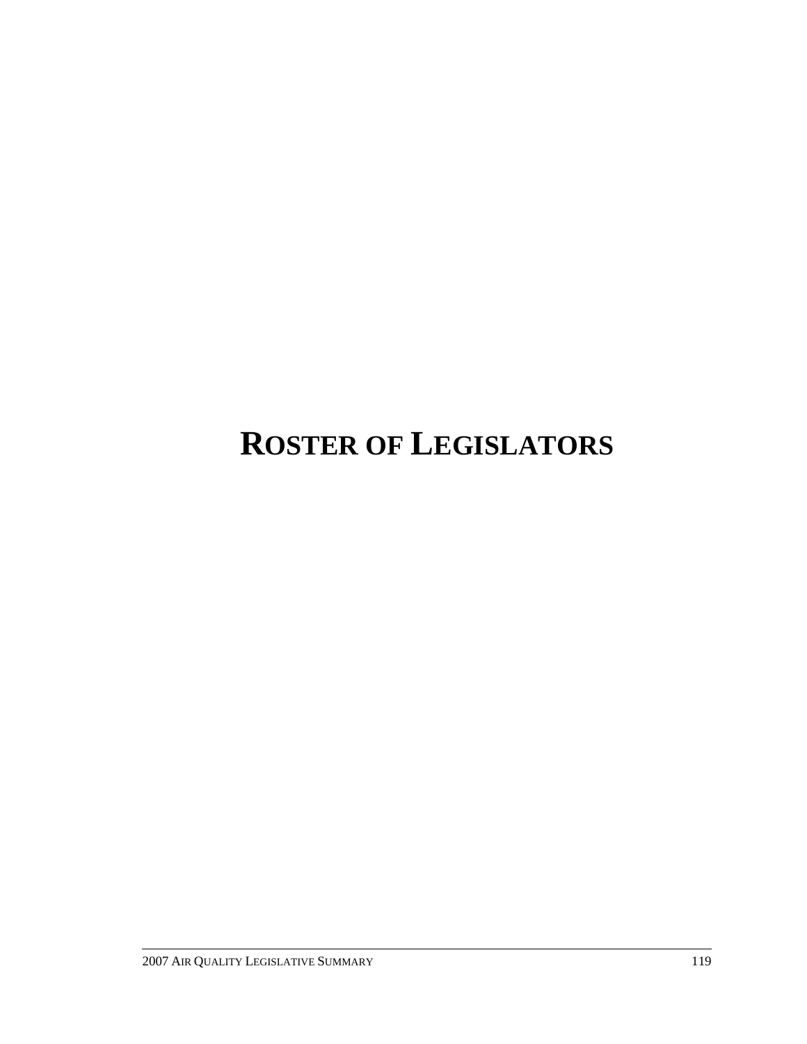# ROSTER OF LEGISLATORS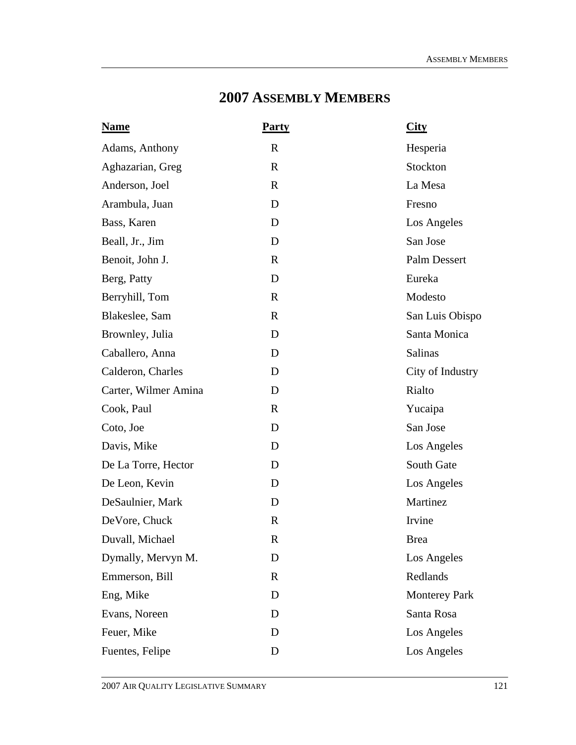# 2007 ASSEMBLY MEMBERS

| Name | Party | City |
|---|---|---|
| Adams, Anthony | R | Hesperia |
| Aghazarian, Greg | R | Stockton |
| Anderson, Joel | R | La Mesa |
| Arambula, Juan | D | Fresno |
| Bass, Karen | D | Los Angeles |
| Beall, Jr., Jim | D | San Jose |
| Benoit, John J. | R | Palm Dessert |
| Berg, Patty | D | Eureka |
| Berryhill, Tom | R | Modesto |
| Blakeslee, Sam | R | San Luis Obispo |
| Brownley, Julia | D | Santa Monica |
| Caballero, Anna | D | Salinas |
| Calderon, Charles | D | City of Industry |
| Carter, Wilmer Amina | D | Rialto |
| Cook, Paul | R | Yucaipa |
| Coto, Joe | D | San Jose |
| Davis, Mike | D | Los Angeles |
| De La Torre, Hector | D | South Gate |
| De Leon, Kevin | D | Los Angeles |
| DeSaulnier, Mark | D | Martinez |
| DeVore, Chuck | R | Irvine |
| Duvall, Michael | R | Brea |
| Dymally, Mervyn M. | D | Los Angeles |
| Emmerson, Bill | R | Redlands |
| Eng, Mike | D | Monterey Park |
| Evans, Noreen | D | Santa Rosa |
| Feuer, Mike | D | Los Angeles |
| Fuentes, Felipe | D | Los Angeles |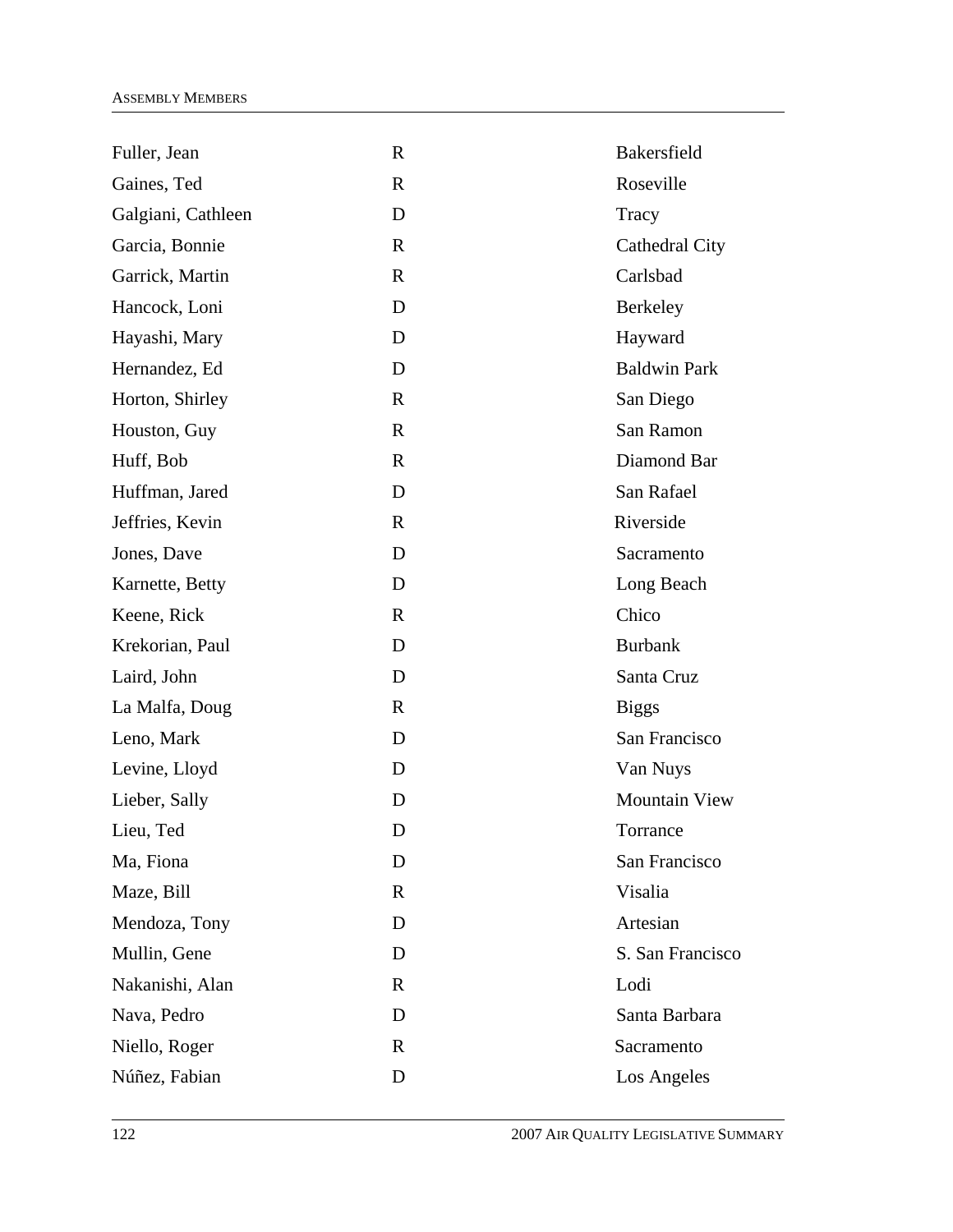| | | |
|---|---|---|
| Fuller, Jean | R | Bakersfield |
| Gaines, Ted | R | Roseville |
| Galgiani, Cathleen | D | Tracy |
| Garcia, Bonnie | R | Cathedral City |
| Garrick, Martin | R | Carlsbad |
| Hancock, Loni | D | Berkeley |
| Hayashi, Mary | D | Hayward |
| Hernandez, Ed | D | Baldwin Park |
| Horton, Shirley | R | San Diego |
| Houston, Guy | R | San Ramon |
| Huff, Bob | R | Diamond Bar |
| Huffman, Jared | D | San Rafael |
| Jeffries, Kevin | R | Riverside |
| Jones, Dave | D | Sacramento |
| Karnette, Betty | D | Long Beach |
| Keene, Rick | R | Chico |
| Krekorian, Paul | D | Burbank |
| Laird, John | D | Santa Cruz |
| La Malfa, Doug | R | Biggs |
| Leno, Mark | D | San Francisco |
| Levine, Lloyd | D | Van Nuys |
| Lieber, Sally | D | Mountain View |
| Lieu, Ted | D | Torrance |
| Ma, Fiona | D | San Francisco |
| Maze, Bill | R | Visalia |
| Mendoza, Tony | D | Artesian |
| Mullin, Gene | D | S. San Francisco |
| Nakanishi, Alan | R | Lodi |
| Nava, Pedro | D | Santa Barbara |
| Niello, Roger | R | Sacramento |
| Núñez, Fabian | D | Los Angeles |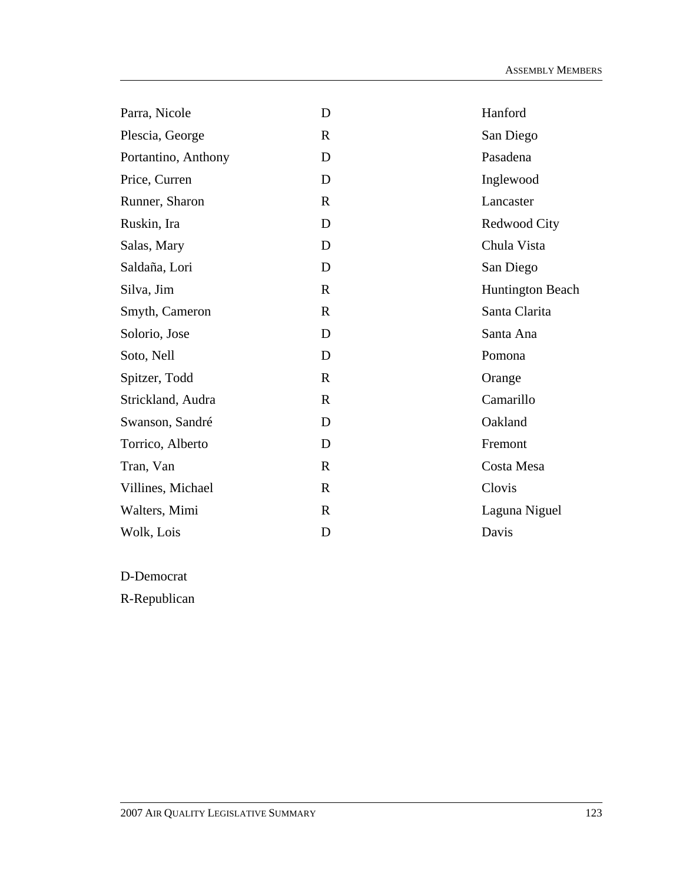| | | |
|---|---|---|
| Parra, Nicole | D | Hanford |
| Plescia, George | R | San Diego |
| Portantino, Anthony | D | Pasadena |
| Price, Curren | D | Inglewood |
| Runner, Sharon | R | Lancaster |
| Ruskin, Ira | D | Redwood City |
| Salas, Mary | D | Chula Vista |
| Saldaña, Lori | D | San Diego |
| Silva, Jim | R | Huntington Beach |
| Smyth, Cameron | R | Santa Clarita |
| Solorio, Jose | D | Santa Ana |
| Soto, Nell | D | Pomona |
| Spitzer, Todd | R | Orange |
| Strickland, Audra | R | Camarillo |
| Swanson, Sandré | D | Oakland |
| Torrico, Alberto | D | Fremont |
| Tran, Van | R | Costa Mesa |
| Villines, Michael | R | Clovis |
| Walters, Mimi | R | Laguna Niguel |
| Wolk, Lois | D | Davis |

D-Democrat

R-Republican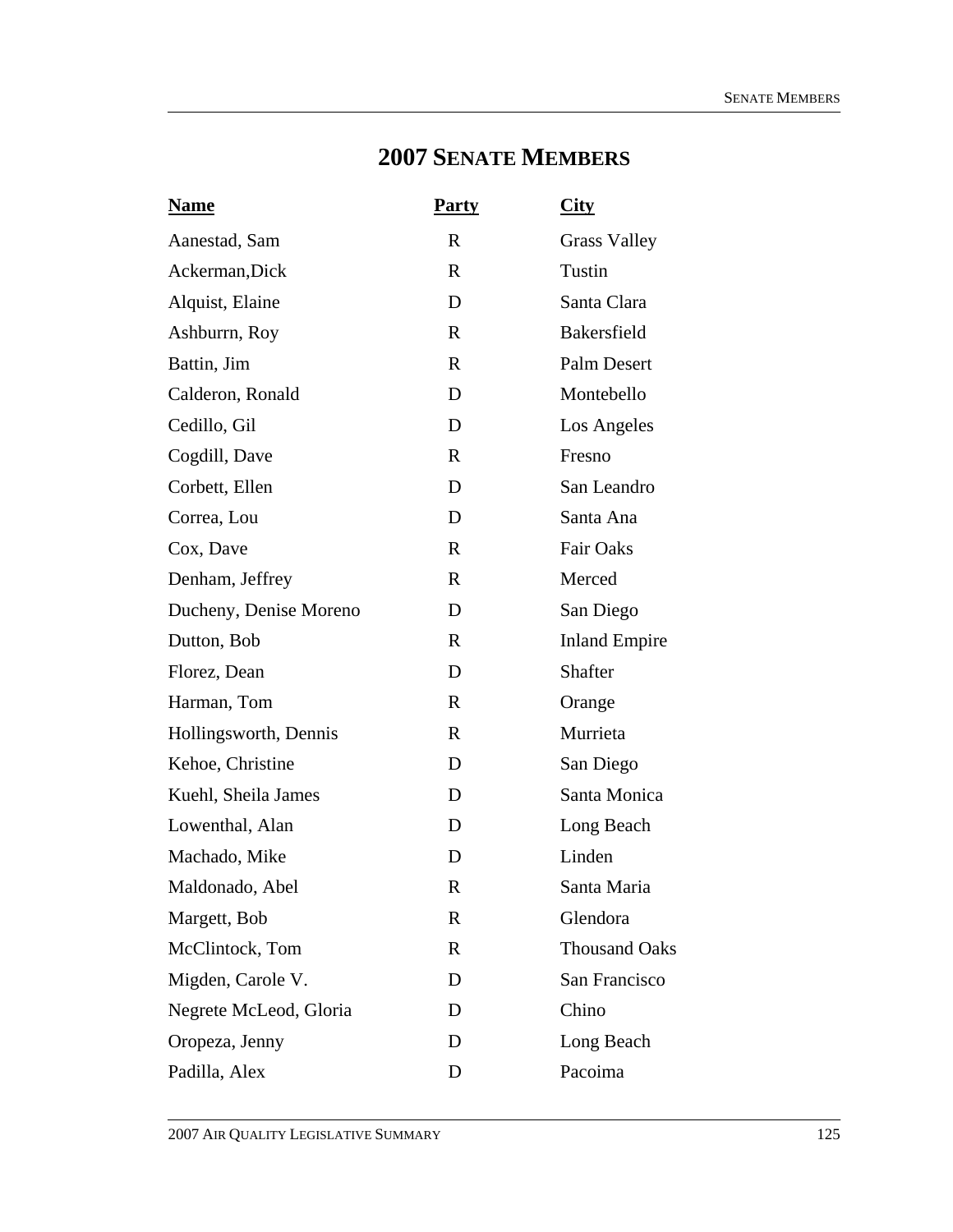# 2007 SENATE MEMBERS

| Name | Party | City |
|---|---|---|
| Aanestad, Sam | R | Grass Valley |
| Ackerman,Dick | R | Tustin |
| Alquist, Elaine | D | Santa Clara |
| Ashburrn, Roy | R | Bakersfield |
| Battin, Jim | R | Palm Desert |
| Calderon, Ronald | D | Montebello |
| Cedillo, Gil | D | Los Angeles |
| Cogdill, Dave | R | Fresno |
| Corbett, Ellen | D | San Leandro |
| Correa, Lou | D | Santa Ana |
| Cox, Dave | R | Fair Oaks |
| Denham, Jeffrey | R | Merced |
| Ducheny, Denise Moreno | D | San Diego |
| Dutton, Bob | R | Inland Empire |
| Florez, Dean | D | Shafter |
| Harman, Tom | R | Orange |
| Hollingsworth, Dennis | R | Murrieta |
| Kehoe, Christine | D | San Diego |
| Kuehl, Sheila James | D | Santa Monica |
| Lowenthal, Alan | D | Long Beach |
| Machado, Mike | D | Linden |
| Maldonado, Abel | R | Santa Maria |
| Margett, Bob | R | Glendora |
| McClintock, Tom | R | Thousand Oaks |
| Migden, Carole V. | D | San Francisco |
| Negrete McLeod, Gloria | D | Chino |
| Oropeza, Jenny | D | Long Beach |
| Padilla, Alex | D | Pacoima |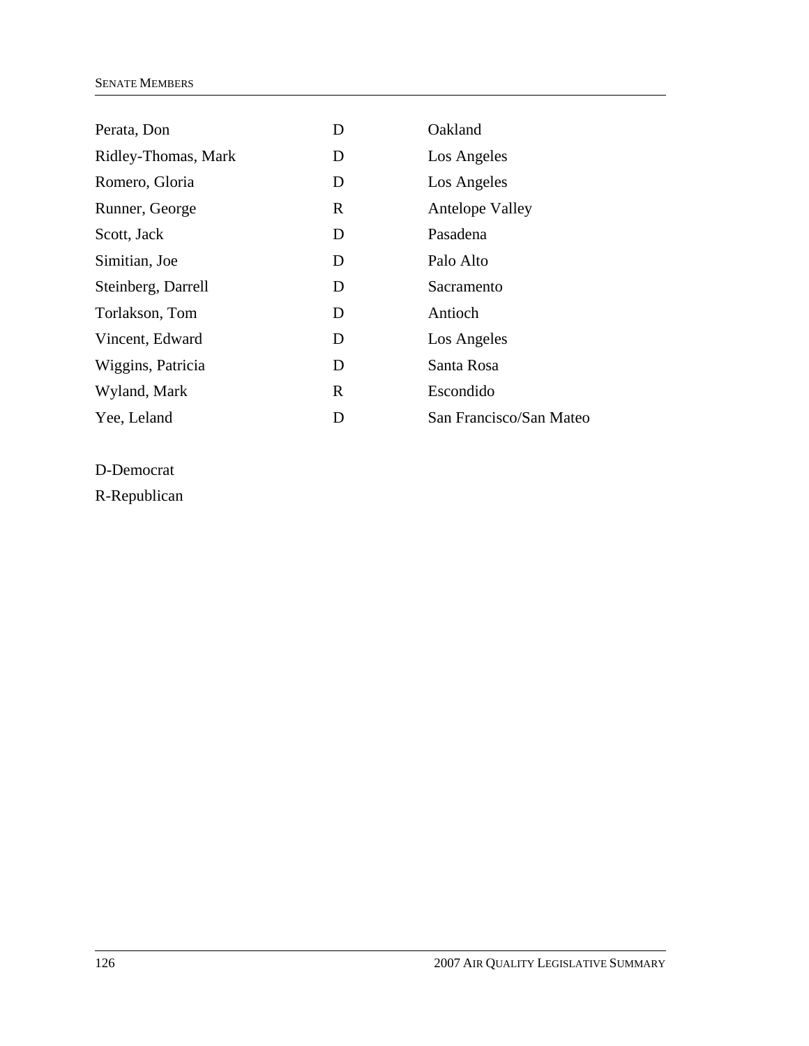| | | |
|---|---|---|
| Perata, Don | D | Oakland |
| Ridley-Thomas, Mark | D | Los Angeles |
| Romero, Gloria | D | Los Angeles |
| Runner, George | R | Antelope Valley |
| Scott, Jack | D | Pasadena |
| Simitian, Joe | D | Palo Alto |
| Steinberg, Darrell | D | Sacramento |
| Torlakson, Tom | D | Antioch |
| Vincent, Edward | D | Los Angeles |
| Wiggins, Patricia | D | Santa Rosa |
| Wyland, Mark | R | Escondido |
| Yee, Leland | D | San Francisco/San Mateo |

D-Democrat

R-Republican